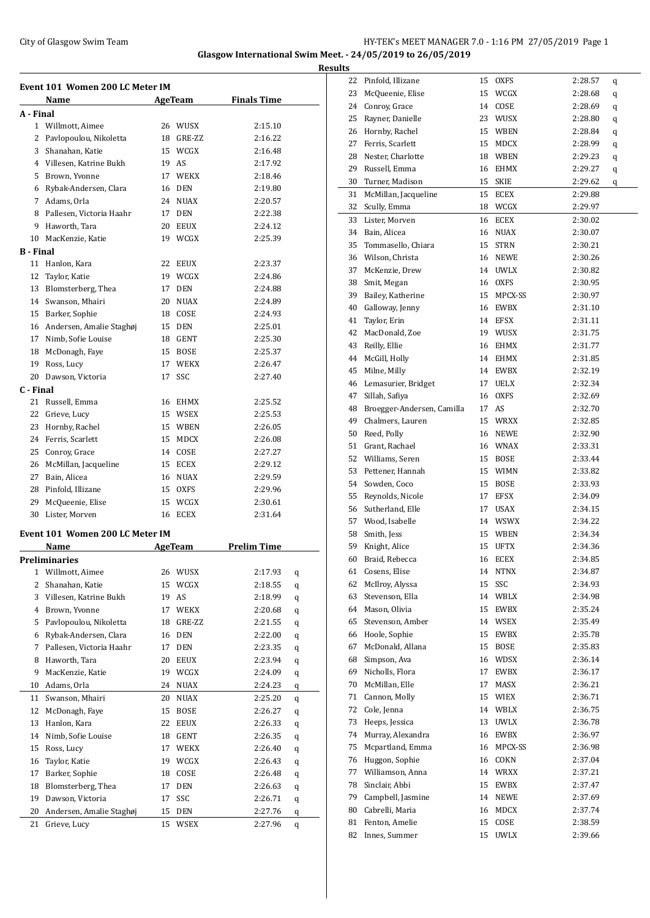**Glasgow International Swim Meet. - 24/05/2019 to 26/05/2019**

**Results**

## Event 101 Women 200 LC Meter IM

| | Name | Age | Team | Finals Time |
|---|---|---|---|---|
| **A - Final** | | | | |
| 1 | Willmott, Aimee | 26 | WUSX | 2:15.10 |
| 2 | Pavlopoulou, Nikoletta | 18 | GRE-ZZ | 2:16.22 |
| 3 | Shanahan, Katie | 15 | WCGX | 2:16.48 |
| 4 | Villesen, Katrine Bukh | 19 | AS | 2:17.92 |
| 5 | Brown, Yvonne | 17 | WEKX | 2:18.46 |
| 6 | Rybak-Andersen, Clara | 16 | DEN | 2:19.80 |
| 7 | Adams, Orla | 24 | NUAX | 2:20.57 |
| 8 | Pallesen, Victoria Haahr | 17 | DEN | 2:22.38 |
| 9 | Haworth, Tara | 20 | EEUX | 2:24.12 |
| 10 | MacKenzie, Katie | 19 | WCGX | 2:25.39 |
| **B - Final** | | | | |
| 11 | Hanlon, Kara | 22 | EEUX | 2:23.37 |
| 12 | Taylor, Katie | 19 | WCGX | 2:24.86 |
| 13 | Blomsterberg, Thea | 17 | DEN | 2:24.88 |
| 14 | Swanson, Mhairi | 20 | NUAX | 2:24.89 |
| 15 | Barker, Sophie | 18 | COSE | 2:24.93 |
| 16 | Andersen, Amalie Staghøj | 15 | DEN | 2:25.01 |
| 17 | Nimb, Sofie Louise | 18 | GENT | 2:25.30 |
| 18 | McDonagh, Faye | 15 | BOSE | 2:25.37 |
| 19 | Ross, Lucy | 17 | WEKX | 2:26.47 |
| 20 | Dawson, Victoria | 17 | SSC | 2:27.40 |
| **C - Final** | | | | |
| 21 | Russell, Emma | 16 | EHMX | 2:25.52 |
| 22 | Grieve, Lucy | 15 | WSEX | 2:25.53 |
| 23 | Hornby, Rachel | 15 | WBEN | 2:26.05 |
| 24 | Ferris, Scarlett | 15 | MDCX | 2:26.08 |
| 25 | Conroy, Grace | 14 | COSE | 2:27.27 |
| 26 | McMillan, Jacqueline | 15 | ECEX | 2:29.12 |
| 27 | Bain, Alicea | 16 | NUAX | 2:29.59 |
| 28 | Pinfold, Illizane | 15 | OXFS | 2:29.96 |
| 29 | McQueenie, Elise | 15 | WCGX | 2:30.61 |
| 30 | Lister, Morven | 16 | ECEX | 2:31.64 |

## Event 101 Women 200 LC Meter IM

| | Name | Age | Team | Prelim Time | |
|---|---|---|---|---|---|
| **Preliminaries** | | | | | |
| 1 | Willmott, Aimee | 26 | WUSX | 2:17.93 | q |
| 2 | Shanahan, Katie | 15 | WCGX | 2:18.55 | q |
| 3 | Villesen, Katrine Bukh | 19 | AS | 2:18.99 | q |
| 4 | Brown, Yvonne | 17 | WEKX | 2:20.68 | q |
| 5 | Pavlopoulou, Nikoletta | 18 | GRE-ZZ | 2:21.55 | q |
| 6 | Rybak-Andersen, Clara | 16 | DEN | 2:22.00 | q |
| 7 | Pallesen, Victoria Haahr | 17 | DEN | 2:23.35 | q |
| 8 | Haworth, Tara | 20 | EEUX | 2:23.94 | q |
| 9 | MacKenzie, Katie | 19 | WCGX | 2:24.09 | q |
| 10 | Adams, Orla | 24 | NUAX | 2:24.23 | q |
| 11 | Swanson, Mhairi | 20 | NUAX | 2:25.20 | q |
| 12 | McDonagh, Faye | 15 | BOSE | 2:26.27 | q |
| 13 | Hanlon, Kara | 22 | EEUX | 2:26.33 | q |
| 14 | Nimb, Sofie Louise | 18 | GENT | 2:26.35 | q |
| 15 | Ross, Lucy | 17 | WEKX | 2:26.40 | q |
| 16 | Taylor, Katie | 19 | WCGX | 2:26.43 | q |
| 17 | Barker, Sophie | 18 | COSE | 2:26.48 | q |
| 18 | Blomsterberg, Thea | 17 | DEN | 2:26.63 | q |
| 19 | Dawson, Victoria | 17 | SSC | 2:26.71 | q |
| 20 | Andersen, Amalie Staghøj | 15 | DEN | 2:27.76 | q |
| 21 | Grieve, Lucy | 15 | WSEX | 2:27.96 | q |
| 22 | Pinfold, Illizane | 15 | OXFS | 2:28.57 | q |
| 23 | McQueenie, Elise | 15 | WCGX | 2:28.68 | q |
| 24 | Conroy, Grace | 14 | COSE | 2:28.69 | q |
| 25 | Rayner, Danielle | 23 | WUSX | 2:28.80 | q |
| 26 | Hornby, Rachel | 15 | WBEN | 2:28.84 | q |
| 27 | Ferris, Scarlett | 15 | MDCX | 2:28.99 | q |
| 28 | Nester, Charlotte | 18 | WBEN | 2:29.23 | q |
| 29 | Russell, Emma | 16 | EHMX | 2:29.27 | q |
| 30 | Turner, Madison | 15 | SKIE | 2:29.62 | q |
| 31 | McMillan, Jacqueline | 15 | ECEX | 2:29.88 | |
| 32 | Scully, Emma | 18 | WCGX | 2:29.97 | |
| 33 | Lister, Morven | 16 | ECEX | 2:30.02 | |
| 34 | Bain, Alicea | 16 | NUAX | 2:30.07 | |
| 35 | Tommasello, Chiara | 15 | STRN | 2:30.21 | |
| 36 | Wilson, Christa | 16 | NEWE | 2:30.26 | |
| 37 | McKenzie, Drew | 14 | UWLX | 2:30.82 | |
| 38 | Smit, Megan | 16 | OXFS | 2:30.95 | |
| 39 | Bailey, Katherine | 15 | MPCX-SS | 2:30.97 | |
| 40 | Galloway, Jenny | 16 | EWBX | 2:31.10 | |
| 41 | Taylor, Erin | 14 | EFSX | 2:31.11 | |
| 42 | MacDonald, Zoe | 19 | WUSX | 2:31.75 | |
| 43 | Reilly, Ellie | 16 | EHMX | 2:31.77 | |
| 44 | McGill, Holly | 14 | EHMX | 2:31.85 | |
| 45 | Milne, Milly | 14 | EWBX | 2:32.19 | |
| 46 | Lemasurier, Bridget | 17 | UELX | 2:32.34 | |
| 47 | Sillah, Safiya | 16 | OXFS | 2:32.69 | |
| 48 | Broegger-Andersen, Camilla | 17 | AS | 2:32.70 | |
| 49 | Chalmers, Lauren | 15 | WRXX | 2:32.85 | |
| 50 | Reed, Polly | 16 | NEWE | 2:32.90 | |
| 51 | Grant, Rachael | 16 | WNAX | 2:33.31 | |
| 52 | Williams, Seren | 15 | BOSE | 2:33.44 | |
| 53 | Pettener, Hannah | 15 | WIMN | 2:33.82 | |
| 54 | Sowden, Coco | 15 | BOSE | 2:33.93 | |
| 55 | Reynolds, Nicole | 17 | EFSX | 2:34.09 | |
| 56 | Sutherland, Elle | 17 | USAX | 2:34.15 | |
| 57 | Wood, Isabelle | 14 | WSWX | 2:34.22 | |
| 58 | Smith, Jess | 15 | WBEN | 2:34.34 | |
| 59 | Knight, Alice | 15 | UFTX | 2:34.36 | |
| 60 | Braid, Rebecca | 16 | ECEX | 2:34.85 | |
| 61 | Cosens, Elise | 14 | NTNX | 2:34.87 | |
| 62 | McIlroy, Alyssa | 15 | SSC | 2:34.93 | |
| 63 | Stevenson, Ella | 14 | WBLX | 2:34.98 | |
| 64 | Mason, Olivia | 15 | EWBX | 2:35.24 | |
| 65 | Stevenson, Amber | 14 | WSEX | 2:35.49 | |
| 66 | Hoole, Sophie | 15 | EWBX | 2:35.78 | |
| 67 | McDonald, Allana | 15 | BOSE | 2:35.83 | |
| 68 | Simpson, Ava | 16 | WDSX | 2:36.14 | |
| 69 | Nicholls, Flora | 17 | EWBX | 2:36.17 | |
| 70 | McMillan, Elle | 17 | MASX | 2:36.21 | |
| 71 | Cannon, Molly | 15 | WIEX | 2:36.71 | |
| 72 | Cole, Jenna | 14 | WBLX | 2:36.75 | |
| 73 | Heeps, Jessica | 13 | UWLX | 2:36.78 | |
| 74 | Murray, Alexandra | 16 | EWBX | 2:36.97 | |
| 75 | Mcpartland, Emma | 16 | MPCX-SS | 2:36.98 | |
| 76 | Huggon, Sophie | 16 | COKN | 2:37.04 | |
| 77 | Williamson, Anna | 14 | WRXX | 2:37.21 | |
| 78 | Sinclair, Abbi | 15 | EWBX | 2:37.47 | |
| 79 | Campbell, Jasmine | 14 | NEWE | 2:37.69 | |
| 80 | Cabrelli, Maria | 16 | MDCX | 2:37.74 | |
| 81 | Fenton, Amelie | 15 | COSE | 2:38.59 | |
| 82 | Innes, Summer | 15 | UWLX | 2:39.66 | |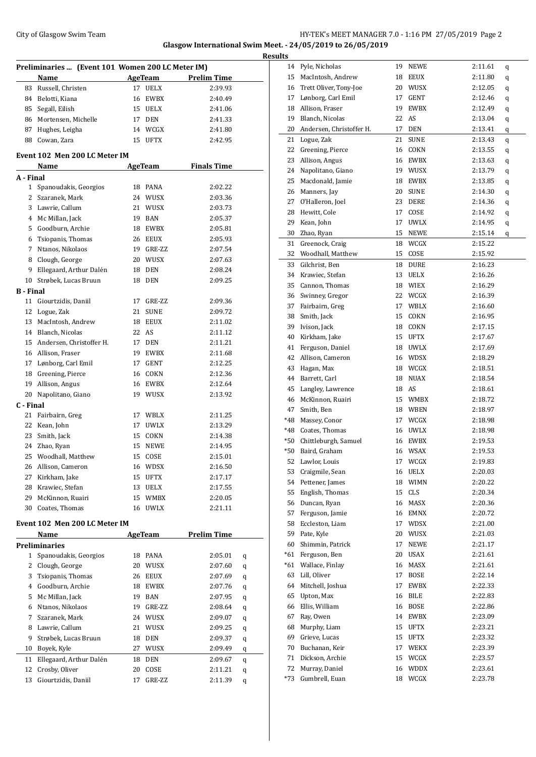**Glasgow International Swim Meet. - 24/05/2019 to 26/05/2019**

**Results**

## Preliminaries ... (Event 101 Women 200 LC Meter IM)

| | Name | Age | Team | Prelim Time |
|---|---|---|---|---|
| 83 | Russell, Christen | 17 | UELX | 2:39.93 |
| 84 | Belotti, Kiana | 16 | EWBX | 2:40.49 |
| 85 | Segall, Eilish | 15 | UELX | 2:41.06 |
| 86 | Mortensen, Michelle | 17 | DEN | 2:41.33 |
| 87 | Hughes, Leigha | 14 | WCGX | 2:41.80 |
| 88 | Cowan, Zara | 15 | UFTX | 2:42.95 |

## Event 102 Men 200 LC Meter IM

| | Name | Age | Team | Finals Time |
|---|---|---|---|---|
| **A - Final** | | | | |
| 1 | Spanoudakis, Georgios | 18 | PANA | 2:02.22 |
| 2 | Szaranek, Mark | 24 | WUSX | 2:03.36 |
| 3 | Lawrie, Callum | 21 | WUSX | 2:03.73 |
| 4 | Mc Millan, Jack | 19 | BAN | 2:05.37 |
| 5 | Goodburn, Archie | 18 | EWBX | 2:05.81 |
| 6 | Tsiopanis, Thomas | 26 | EEUX | 2:05.93 |
| 7 | Ntanos, Nikolaos | 19 | GRE-ZZ | 2:07.54 |
| 8 | Clough, George | 20 | WUSX | 2:07.63 |
| 9 | Ellegaard, Arthur Dalén | 18 | DEN | 2:08.24 |
| 10 | Strøbek, Lucas Bruun | 18 | DEN | 2:09.25 |
| **B - Final** | | | | |
| 11 | Giourtzidis, Daniil | 17 | GRE-ZZ | 2:09.36 |
| 12 | Logue, Zak | 21 | SUNE | 2:09.72 |
| 13 | MacIntosh, Andrew | 18 | EEUX | 2:11.02 |
| 14 | Blanch, Nicolas | 22 | AS | 2:11.12 |
| 15 | Andersen, Christoffer H. | 17 | DEN | 2:11.21 |
| 16 | Allison, Fraser | 19 | EWBX | 2:11.68 |
| 17 | Lønborg, Carl Emil | 17 | GENT | 2:12.25 |
| 18 | Greening, Pierce | 16 | COKN | 2:12.36 |
| 19 | Allison, Angus | 16 | EWBX | 2:12.64 |
| 20 | Napolitano, Giano | 19 | WUSX | 2:13.92 |
| **C - Final** | | | | |
| 21 | Fairbairn, Greg | 17 | WBLX | 2:11.25 |
| 22 | Kean, John | 17 | UWLX | 2:13.29 |
| 23 | Smith, Jack | 15 | COKN | 2:14.38 |
| 24 | Zhao, Ryan | 15 | NEWE | 2:14.95 |
| 25 | Woodhall, Matthew | 15 | COSE | 2:15.01 |
| 26 | Allison, Cameron | 16 | WDSX | 2:16.50 |
| 27 | Kirkham, Jake | 15 | UFTX | 2:17.17 |
| 28 | Krawiec, Stefan | 13 | UELX | 2:17.55 |
| 29 | McKinnon, Ruairi | 15 | WMBX | 2:20.05 |
| 30 | Coates, Thomas | 16 | UWLX | 2:21.11 |

## Event 102 Men 200 LC Meter IM

| | Name | Age | Team | Prelim Time | |
|---|---|---|---|---|---|
| **Preliminaries** | | | | | |
| 1 | Spanoudakis, Georgios | 18 | PANA | 2:05.01 | q |
| 2 | Clough, George | 20 | WUSX | 2:07.60 | q |
| 3 | Tsiopanis, Thomas | 26 | EEUX | 2:07.69 | q |
| 4 | Goodburn, Archie | 18 | EWBX | 2:07.76 | q |
| 5 | Mc Millan, Jack | 19 | BAN | 2:07.95 | q |
| 6 | Ntanos, Nikolaos | 19 | GRE-ZZ | 2:08.64 | q |
| 7 | Szaranek, Mark | 24 | WUSX | 2:09.07 | q |
| 8 | Lawrie, Callum | 21 | WUSX | 2:09.25 | q |
| 9 | Strøbek, Lucas Bruun | 18 | DEN | 2:09.37 | q |
| 10 | Boyek, Kyle | 27 | WUSX | 2:09.49 | q |
| 11 | Ellegaard, Arthur Dalén | 18 | DEN | 2:09.67 | q |
| 12 | Crosby, Oliver | 20 | COSE | 2:11.21 | q |
| 13 | Giourtzidis, Daniil | 17 | GRE-ZZ | 2:11.39 | q |
| 14 | Pyle, Nicholas | 19 | NEWE | 2:11.61 | q |
| 15 | MacIntosh, Andrew | 18 | EEUX | 2:11.80 | q |
| 16 | Trett Oliver, Tony-Joe | 20 | WUSX | 2:12.05 | q |
| 17 | Lønborg, Carl Emil | 17 | GENT | 2:12.46 | q |
| 18 | Allison, Fraser | 19 | EWBX | 2:12.49 | q |
| 19 | Blanch, Nicolas | 22 | AS | 2:13.04 | q |
| 20 | Andersen, Christoffer H. | 17 | DEN | 2:13.41 | q |
| 21 | Logue, Zak | 21 | SUNE | 2:13.43 | q |
| 22 | Greening, Pierce | 16 | COKN | 2:13.55 | q |
| 23 | Allison, Angus | 16 | EWBX | 2:13.63 | q |
| 24 | Napolitano, Giano | 19 | WUSX | 2:13.79 | q |
| 25 | Macdonald, Jamie | 18 | EWBX | 2:13.85 | q |
| 26 | Manners, Jay | 20 | SUNE | 2:14.30 | q |
| 27 | O'Halleron, Joel | 23 | DERE | 2:14.36 | q |
| 28 | Hewitt, Cole | 17 | COSE | 2:14.92 | q |
| 29 | Kean, John | 17 | UWLX | 2:14.95 | q |
| 30 | Zhao, Ryan | 15 | NEWE | 2:15.14 | q |
| 31 | Greenock, Craig | 18 | WCGX | 2:15.22 | |
| 32 | Woodhall, Matthew | 15 | COSE | 2:15.92 | |
| 33 | Gilchrist, Ben | 18 | DURE | 2:16.23 | |
| 34 | Krawiec, Stefan | 13 | UELX | 2:16.26 | |
| 35 | Cannon, Thomas | 18 | WIEX | 2:16.29 | |
| 36 | Swinney, Gregor | 22 | WCGX | 2:16.39 | |
| 37 | Fairbairn, Greg | 17 | WBLX | 2:16.60 | |
| 38 | Smith, Jack | 15 | COKN | 2:16.95 | |
| 39 | Ivison, Jack | 18 | COKN | 2:17.15 | |
| 40 | Kirkham, Jake | 15 | UFTX | 2:17.67 | |
| 41 | Ferguson, Daniel | 18 | UWLX | 2:17.69 | |
| 42 | Allison, Cameron | 16 | WDSX | 2:18.29 | |
| 43 | Hagan, Max | 18 | WCGX | 2:18.51 | |
| 44 | Barrett, Carl | 18 | NUAX | 2:18.54 | |
| 45 | Langley, Lawrence | 18 | AS | 2:18.61 | |
| 46 | McKinnon, Ruairi | 15 | WMBX | 2:18.72 | |
| 47 | Smith, Ben | 18 | WBEN | 2:18.97 | |
| *48 | Massey, Conor | 17 | WCGX | 2:18.98 | |
| *48 | Coates, Thomas | 16 | UWLX | 2:18.98 | |
| *50 | Chittleburgh, Samuel | 16 | EWBX | 2:19.53 | |
| *50 | Baird, Graham | 16 | WSAX | 2:19.53 | |
| 52 | Lawlor, Louis | 17 | WCGX | 2:19.83 | |
| 53 | Craigmile, Sean | 16 | UELX | 2:20.03 | |
| 54 | Pettener, James | 18 | WIMN | 2:20.22 | |
| 55 | English, Thomas | 15 | CLS | 2:20.34 | |
| 56 | Duncan, Ryan | 16 | MASX | 2:20.36 | |
| 57 | Ferguson, Jamie | 16 | EMNX | 2:20.72 | |
| 58 | Eccleston, Liam | 17 | WDSX | 2:21.00 | |
| 59 | Pate, Kyle | 20 | WUSX | 2:21.03 | |
| 60 | Shimmin, Patrick | 17 | NEWE | 2:21.17 | |
| *61 | Ferguson, Ben | 20 | USAX | 2:21.61 | |
| *61 | Wallace, Finlay | 16 | MASX | 2:21.61 | |
| 63 | Lill, Oliver | 17 | BOSE | 2:22.14 | |
| 64 | Mitchell, Joshua | 17 | EWBX | 2:22.33 | |
| 65 | Upton, Max | 16 | BILE | 2:22.83 | |
| 66 | Ellis, William | 16 | BOSE | 2:22.86 | |
| 67 | Ray, Owen | 14 | EWBX | 2:23.09 | |
| 68 | Murphy, Liam | 15 | UFTX | 2:23.21 | |
| 69 | Grieve, Lucas | 15 | UFTX | 2:23.32 | |
| 70 | Buchanan, Keir | 17 | WEKX | 2:23.39 | |
| 71 | Dickson, Archie | 15 | WCGX | 2:23.57 | |
| 72 | Murray, Daniel | 16 | WDDX | 2:23.61 | |
| *73 | Gumbrell, Euan | 18 | WCGX | 2:23.78 | |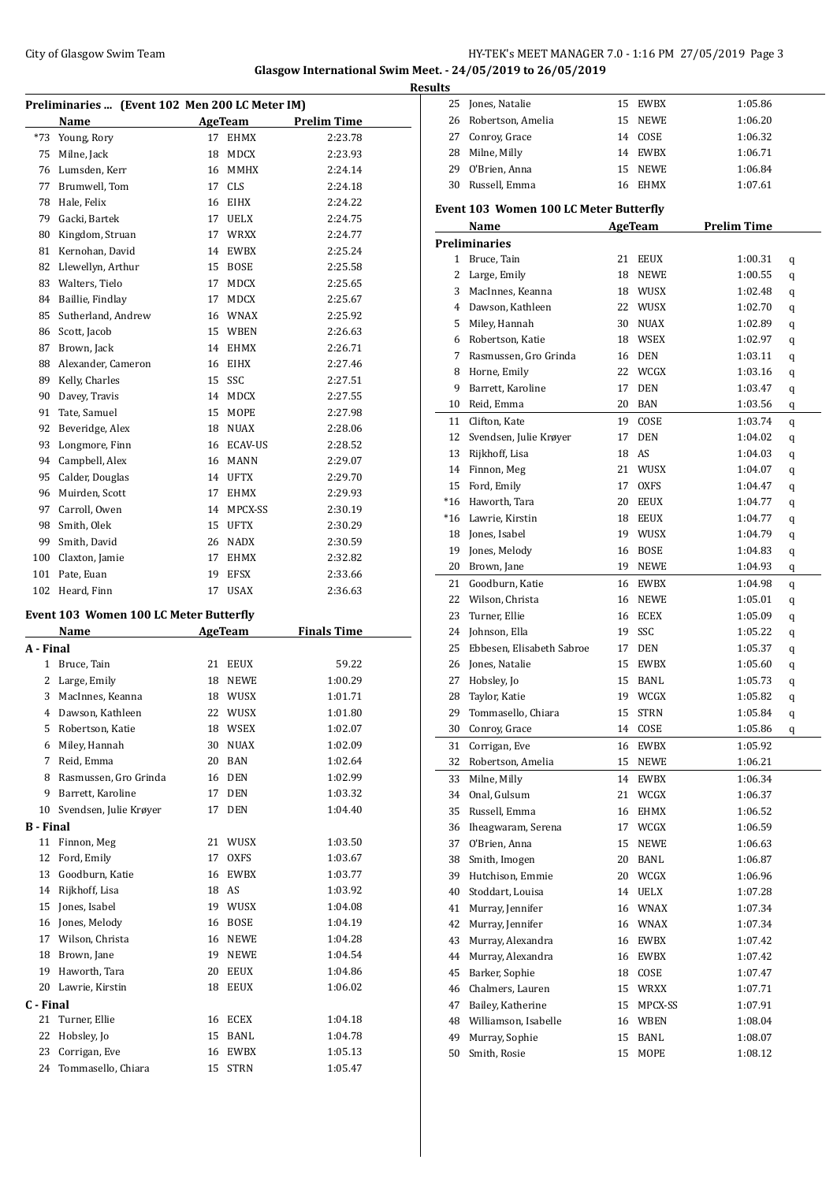**Glasgow International Swim Meet. - 24/05/2019 to 26/05/2019**

**Results**

## Preliminaries ... (Event 102 Men 200 LC Meter IM)

| | Name | Age | Team | Prelim Time |
|---|---|---|---|---|
| *73 | Young, Rory | 17 | EHMX | 2:23.78 |
| 75 | Milne, Jack | 18 | MDCX | 2:23.93 |
| 76 | Lumsden, Kerr | 16 | MMHX | 2:24.14 |
| 77 | Brumwell, Tom | 17 | CLS | 2:24.18 |
| 78 | Hale, Felix | 16 | EIHX | 2:24.22 |
| 79 | Gacki, Bartek | 17 | UELX | 2:24.75 |
| 80 | Kingdom, Struan | 17 | WRXX | 2:24.77 |
| 81 | Kernohan, David | 14 | EWBX | 2:25.24 |
| 82 | Llewellyn, Arthur | 15 | BOSE | 2:25.58 |
| 83 | Walters, Tielo | 17 | MDCX | 2:25.65 |
| 84 | Baillie, Findlay | 17 | MDCX | 2:25.67 |
| 85 | Sutherland, Andrew | 16 | WNAX | 2:25.92 |
| 86 | Scott, Jacob | 15 | WBEN | 2:26.63 |
| 87 | Brown, Jack | 14 | EHMX | 2:26.71 |
| 88 | Alexander, Cameron | 16 | EIHX | 2:27.46 |
| 89 | Kelly, Charles | 15 | SSC | 2:27.51 |
| 90 | Davey, Travis | 14 | MDCX | 2:27.55 |
| 91 | Tate, Samuel | 15 | MOPE | 2:27.98 |
| 92 | Beveridge, Alex | 18 | NUAX | 2:28.06 |
| 93 | Longmore, Finn | 16 | ECAV-US | 2:28.52 |
| 94 | Campbell, Alex | 16 | MANN | 2:29.07 |
| 95 | Calder, Douglas | 14 | UFTX | 2:29.70 |
| 96 | Muirden, Scott | 17 | EHMX | 2:29.93 |
| 97 | Carroll, Owen | 14 | MPCX-SS | 2:30.19 |
| 98 | Smith, Olek | 15 | UFTX | 2:30.29 |
| 99 | Smith, David | 26 | NADX | 2:30.59 |
| 100 | Claxton, Jamie | 17 | EHMX | 2:32.82 |
| 101 | Pate, Euan | 19 | EFSX | 2:33.66 |
| 102 | Heard, Finn | 17 | USAX | 2:36.63 |

## Event 103 Women 100 LC Meter Butterfly

| | Name | Age | Team | Finals Time |
|---|---|---|---|---|
| **A - Final** | | | | |
| 1 | Bruce, Tain | 21 | EEUX | 59.22 |
| 2 | Large, Emily | 18 | NEWE | 1:00.29 |
| 3 | MacInnes, Keanna | 18 | WUSX | 1:01.71 |
| 4 | Dawson, Kathleen | 22 | WUSX | 1:01.80 |
| 5 | Robertson, Katie | 18 | WSEX | 1:02.07 |
| 6 | Miley, Hannah | 30 | NUAX | 1:02.09 |
| 7 | Reid, Emma | 20 | BAN | 1:02.64 |
| 8 | Rasmussen, Gro Grinda | 16 | DEN | 1:02.99 |
| 9 | Barrett, Karoline | 17 | DEN | 1:03.32 |
| 10 | Svendsen, Julie Krøyer | 17 | DEN | 1:04.40 |
| **B - Final** | | | | |
| 11 | Finnon, Meg | 21 | WUSX | 1:03.50 |
| 12 | Ford, Emily | 17 | OXFS | 1:03.67 |
| 13 | Goodburn, Katie | 16 | EWBX | 1:03.77 |
| 14 | Rijkhoff, Lisa | 18 | AS | 1:03.92 |
| 15 | Jones, Isabel | 19 | WUSX | 1:04.08 |
| 16 | Jones, Melody | 16 | BOSE | 1:04.19 |
| 17 | Wilson, Christa | 16 | NEWE | 1:04.28 |
| 18 | Brown, Jane | 19 | NEWE | 1:04.54 |
| 19 | Haworth, Tara | 20 | EEUX | 1:04.86 |
| 20 | Lawrie, Kirstin | 18 | EEUX | 1:06.02 |
| **C - Final** | | | | |
| 21 | Turner, Ellie | 16 | ECEX | 1:04.18 |
| 22 | Hobsley, Jo | 15 | BANL | 1:04.78 |
| 23 | Corrigan, Eve | 16 | EWBX | 1:05.13 |
| 24 | Tommasello, Chiara | 15 | STRN | 1:05.47 |
| 25 | Jones, Natalie | 15 | EWBX | 1:05.86 |
| 26 | Robertson, Amelia | 15 | NEWE | 1:06.20 |
| 27 | Conroy, Grace | 14 | COSE | 1:06.32 |
| 28 | Milne, Milly | 14 | EWBX | 1:06.71 |
| 29 | O'Brien, Anna | 15 | NEWE | 1:06.84 |
| 30 | Russell, Emma | 16 | EHMX | 1:07.61 |

## Event 103 Women 100 LC Meter Butterfly

| | Name | Age | Team | Prelim Time | |
|---|---|---|---|---|---|
| **Preliminaries** | | | | | |
| 1 | Bruce, Tain | 21 | EEUX | 1:00.31 | q |
| 2 | Large, Emily | 18 | NEWE | 1:00.55 | q |
| 3 | MacInnes, Keanna | 18 | WUSX | 1:02.48 | q |
| 4 | Dawson, Kathleen | 22 | WUSX | 1:02.70 | q |
| 5 | Miley, Hannah | 30 | NUAX | 1:02.89 | q |
| 6 | Robertson, Katie | 18 | WSEX | 1:02.97 | q |
| 7 | Rasmussen, Gro Grinda | 16 | DEN | 1:03.11 | q |
| 8 | Horne, Emily | 22 | WCGX | 1:03.16 | q |
| 9 | Barrett, Karoline | 17 | DEN | 1:03.47 | q |
| 10 | Reid, Emma | 20 | BAN | 1:03.56 | q |
| 11 | Clifton, Kate | 19 | COSE | 1:03.74 | q |
| 12 | Svendsen, Julie Krøyer | 17 | DEN | 1:04.02 | q |
| 13 | Rijkhoff, Lisa | 18 | AS | 1:04.03 | q |
| 14 | Finnon, Meg | 21 | WUSX | 1:04.07 | q |
| 15 | Ford, Emily | 17 | OXFS | 1:04.47 | q |
| *16 | Haworth, Tara | 20 | EEUX | 1:04.77 | q |
| *16 | Lawrie, Kirstin | 18 | EEUX | 1:04.77 | q |
| 18 | Jones, Isabel | 19 | WUSX | 1:04.79 | q |
| 19 | Jones, Melody | 16 | BOSE | 1:04.83 | q |
| 20 | Brown, Jane | 19 | NEWE | 1:04.93 | q |
| 21 | Goodburn, Katie | 16 | EWBX | 1:04.98 | q |
| 22 | Wilson, Christa | 16 | NEWE | 1:05.01 | q |
| 23 | Turner, Ellie | 16 | ECEX | 1:05.09 | q |
| 24 | Johnson, Ella | 19 | SSC | 1:05.22 | q |
| 25 | Ebbesen, Elisabeth Sabroe | 17 | DEN | 1:05.37 | q |
| 26 | Jones, Natalie | 15 | EWBX | 1:05.60 | q |
| 27 | Hobsley, Jo | 15 | BANL | 1:05.73 | q |
| 28 | Taylor, Katie | 19 | WCGX | 1:05.82 | q |
| 29 | Tommasello, Chiara | 15 | STRN | 1:05.84 | q |
| 30 | Conroy, Grace | 14 | COSE | 1:05.86 | q |
| 31 | Corrigan, Eve | 16 | EWBX | 1:05.92 | |
| 32 | Robertson, Amelia | 15 | NEWE | 1:06.21 | |
| 33 | Milne, Milly | 14 | EWBX | 1:06.34 | |
| 34 | Onal, Gulsum | 21 | WCGX | 1:06.37 | |
| 35 | Russell, Emma | 16 | EHMX | 1:06.52 | |
| 36 | Iheagwaram, Serena | 17 | WCGX | 1:06.59 | |
| 37 | O'Brien, Anna | 15 | NEWE | 1:06.63 | |
| 38 | Smith, Imogen | 20 | BANL | 1:06.87 | |
| 39 | Hutchison, Emmie | 20 | WCGX | 1:06.96 | |
| 40 | Stoddart, Louisa | 14 | UELX | 1:07.28 | |
| 41 | Murray, Jennifer | 16 | WNAX | 1:07.34 | |
| 42 | Murray, Jennifer | 16 | WNAX | 1:07.34 | |
| 43 | Murray, Alexandra | 16 | EWBX | 1:07.42 | |
| 44 | Murray, Alexandra | 16 | EWBX | 1:07.42 | |
| 45 | Barker, Sophie | 18 | COSE | 1:07.47 | |
| 46 | Chalmers, Lauren | 15 | WRXX | 1:07.71 | |
| 47 | Bailey, Katherine | 15 | MPCX-SS | 1:07.91 | |
| 48 | Williamson, Isabelle | 16 | WBEN | 1:08.04 | |
| 49 | Murray, Sophie | 15 | BANL | 1:08.07 | |
| 50 | Smith, Rosie | 15 | MOPE | 1:08.12 | |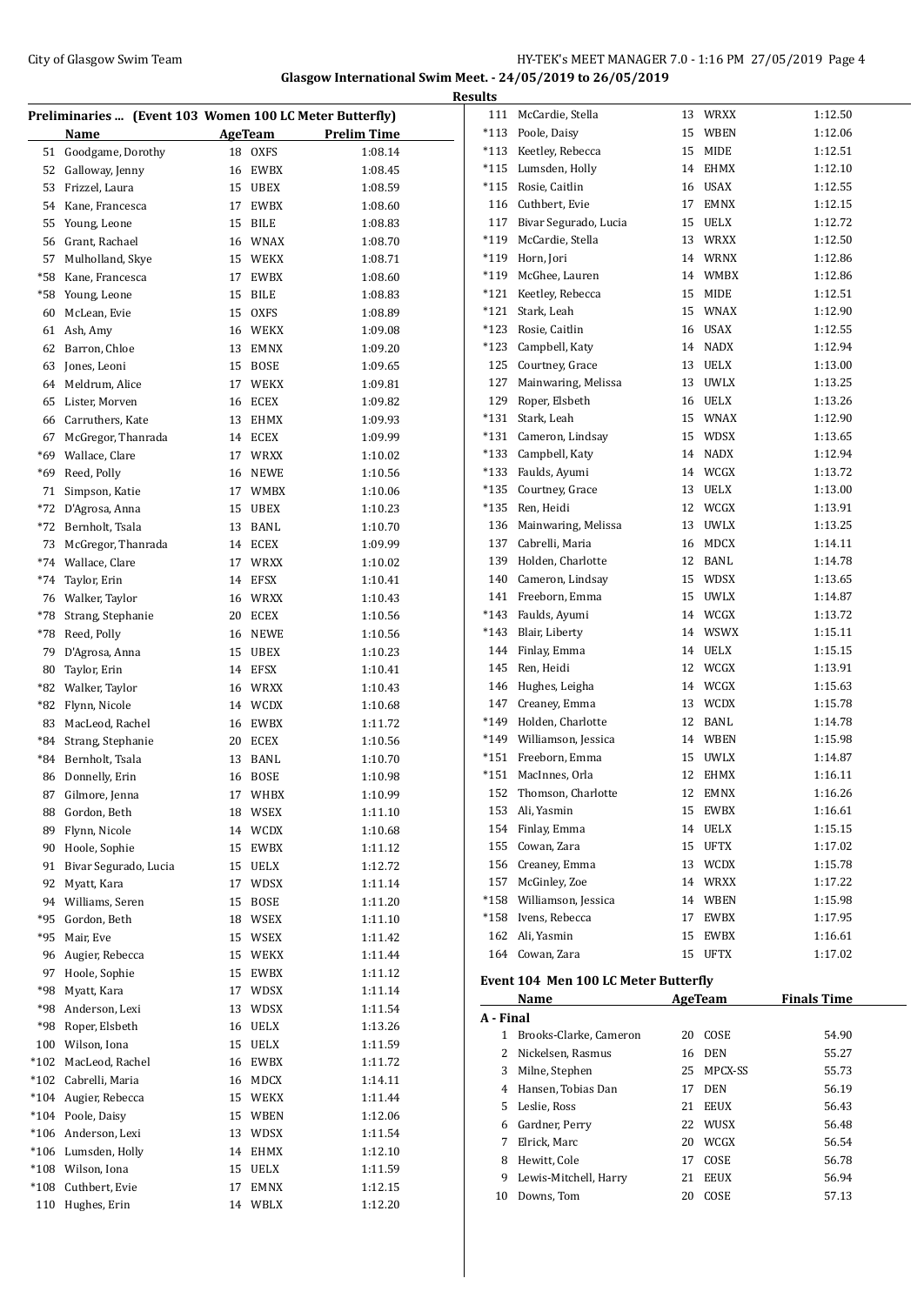**Glasgow International Swim Meet. - 24/05/2019 to 26/05/2019**

**Results**

**Preliminaries ... (Event 103 Women 100 LC Meter Butterfly)**

| | Name | Age | Team | Prelim Time |
|---|---|---|---|---|
| 51 | Goodgame, Dorothy | 18 | OXFS | 1:08.14 |
| 52 | Galloway, Jenny | 16 | EWBX | 1:08.45 |
| 53 | Frizzel, Laura | 15 | UBEX | 1:08.59 |
| 54 | Kane, Francesca | 17 | EWBX | 1:08.60 |
| 55 | Young, Leone | 15 | BILE | 1:08.83 |
| 56 | Grant, Rachael | 16 | WNAX | 1:08.70 |
| 57 | Mulholland, Skye | 15 | WEKX | 1:08.71 |
| *58 | Kane, Francesca | 17 | EWBX | 1:08.60 |
| *58 | Young, Leone | 15 | BILE | 1:08.83 |
| 60 | McLean, Evie | 15 | OXFS | 1:08.89 |
| 61 | Ash, Amy | 16 | WEKX | 1:09.08 |
| 62 | Barron, Chloe | 13 | EMNX | 1:09.20 |
| 63 | Jones, Leoni | 15 | BOSE | 1:09.65 |
| 64 | Meldrum, Alice | 17 | WEKX | 1:09.81 |
| 65 | Lister, Morven | 16 | ECEX | 1:09.82 |
| 66 | Carruthers, Kate | 13 | EHMX | 1:09.93 |
| 67 | McGregor, Thanrada | 14 | ECEX | 1:09.99 |
| *69 | Wallace, Clare | 17 | WRXX | 1:10.02 |
| *69 | Reed, Polly | 16 | NEWE | 1:10.56 |
| 71 | Simpson, Katie | 17 | WMBX | 1:10.06 |
| *72 | D'Agrosa, Anna | 15 | UBEX | 1:10.23 |
| *72 | Bernholt, Tsala | 13 | BANL | 1:10.70 |
| 73 | McGregor, Thanrada | 14 | ECEX | 1:09.99 |
| *74 | Wallace, Clare | 17 | WRXX | 1:10.02 |
| *74 | Taylor, Erin | 14 | EFSX | 1:10.41 |
| 76 | Walker, Taylor | 16 | WRXX | 1:10.43 |
| *78 | Strang, Stephanie | 20 | ECEX | 1:10.56 |
| *78 | Reed, Polly | 16 | NEWE | 1:10.56 |
| 79 | D'Agrosa, Anna | 15 | UBEX | 1:10.23 |
| 80 | Taylor, Erin | 14 | EFSX | 1:10.41 |
| *82 | Walker, Taylor | 16 | WRXX | 1:10.43 |
| *82 | Flynn, Nicole | 14 | WCDX | 1:10.68 |
| 83 | MacLeod, Rachel | 16 | EWBX | 1:11.72 |
| *84 | Strang, Stephanie | 20 | ECEX | 1:10.56 |
| *84 | Bernholt, Tsala | 13 | BANL | 1:10.70 |
| 86 | Donnelly, Erin | 16 | BOSE | 1:10.98 |
| 87 | Gilmore, Jenna | 17 | WHBX | 1:10.99 |
| 88 | Gordon, Beth | 18 | WSEX | 1:11.10 |
| 89 | Flynn, Nicole | 14 | WCDX | 1:10.68 |
| 90 | Hoole, Sophie | 15 | EWBX | 1:11.12 |
| 91 | Bivar Segurado, Lucia | 15 | UELX | 1:12.72 |
| 92 | Myatt, Kara | 17 | WDSX | 1:11.14 |
| 94 | Williams, Seren | 15 | BOSE | 1:11.20 |
| *95 | Gordon, Beth | 18 | WSEX | 1:11.10 |
| *95 | Mair, Eve | 15 | WSEX | 1:11.42 |
| 96 | Augier, Rebecca | 15 | WEKX | 1:11.44 |
| 97 | Hoole, Sophie | 15 | EWBX | 1:11.12 |
| *98 | Myatt, Kara | 17 | WDSX | 1:11.14 |
| *98 | Anderson, Lexi | 13 | WDSX | 1:11.54 |
| *98 | Roper, Elsbeth | 16 | UELX | 1:13.26 |
| 100 | Wilson, Iona | 15 | UELX | 1:11.59 |
| *102 | MacLeod, Rachel | 16 | EWBX | 1:11.72 |
| *102 | Cabrelli, Maria | 16 | MDCX | 1:14.11 |
| *104 | Augier, Rebecca | 15 | WEKX | 1:11.44 |
| *104 | Poole, Daisy | 15 | WBEN | 1:12.06 |
| *106 | Anderson, Lexi | 13 | WDSX | 1:11.54 |
| *106 | Lumsden, Holly | 14 | EHMX | 1:12.10 |
| *108 | Wilson, Iona | 15 | UELX | 1:11.59 |
| *108 | Cuthbert, Evie | 17 | EMNX | 1:12.15 |
| 110 | Hughes, Erin | 14 | WBLX | 1:12.20 |
| 111 | McCardie, Stella | 13 | WRXX | 1:12.50 |
| *113 | Poole, Daisy | 15 | WBEN | 1:12.06 |
| *113 | Keetley, Rebecca | 15 | MIDE | 1:12.51 |
| *115 | Lumsden, Holly | 14 | EHMX | 1:12.10 |
| *115 | Rosie, Caitlin | 16 | USAX | 1:12.55 |
| 116 | Cuthbert, Evie | 17 | EMNX | 1:12.15 |
| 117 | Bivar Segurado, Lucia | 15 | UELX | 1:12.72 |
| *119 | McCardie, Stella | 13 | WRXX | 1:12.50 |
| *119 | Horn, Jori | 14 | WRNX | 1:12.86 |
| *119 | McGhee, Lauren | 14 | WMBX | 1:12.86 |
| *121 | Keetley, Rebecca | 15 | MIDE | 1:12.51 |
| *121 | Stark, Leah | 15 | WNAX | 1:12.90 |
| *123 | Rosie, Caitlin | 16 | USAX | 1:12.55 |
| *123 | Campbell, Katy | 14 | NADX | 1:12.94 |
| 125 | Courtney, Grace | 13 | UELX | 1:13.00 |
| 127 | Mainwaring, Melissa | 13 | UWLX | 1:13.25 |
| 129 | Roper, Elsbeth | 16 | UELX | 1:13.26 |
| *131 | Stark, Leah | 15 | WNAX | 1:12.90 |
| *131 | Cameron, Lindsay | 15 | WDSX | 1:13.65 |
| *133 | Campbell, Katy | 14 | NADX | 1:12.94 |
| *133 | Faulds, Ayumi | 14 | WCGX | 1:13.72 |
| *135 | Courtney, Grace | 13 | UELX | 1:13.00 |
| *135 | Ren, Heidi | 12 | WCGX | 1:13.91 |
| 136 | Mainwaring, Melissa | 13 | UWLX | 1:13.25 |
| 137 | Cabrelli, Maria | 16 | MDCX | 1:14.11 |
| 139 | Holden, Charlotte | 12 | BANL | 1:14.78 |
| 140 | Cameron, Lindsay | 15 | WDSX | 1:13.65 |
| 141 | Freeborn, Emma | 15 | UWLX | 1:14.87 |
| *143 | Faulds, Ayumi | 14 | WCGX | 1:13.72 |
| *143 | Blair, Liberty | 14 | WSWX | 1:15.11 |
| 144 | Finlay, Emma | 14 | UELX | 1:15.15 |
| 145 | Ren, Heidi | 12 | WCGX | 1:13.91 |
| 146 | Hughes, Leigha | 14 | WCGX | 1:15.63 |
| 147 | Creaney, Emma | 13 | WCDX | 1:15.78 |
| *149 | Holden, Charlotte | 12 | BANL | 1:14.78 |
| *149 | Williamson, Jessica | 14 | WBEN | 1:15.98 |
| *151 | Freeborn, Emma | 15 | UWLX | 1:14.87 |
| *151 | MacInnes, Orla | 12 | EHMX | 1:16.11 |
| 152 | Thomson, Charlotte | 12 | EMNX | 1:16.26 |
| 153 | Ali, Yasmin | 15 | EWBX | 1:16.61 |
| 154 | Finlay, Emma | 14 | UELX | 1:15.15 |
| 155 | Cowan, Zara | 15 | UFTX | 1:17.02 |
| 156 | Creaney, Emma | 13 | WCDX | 1:15.78 |
| 157 | McGinley, Zoe | 14 | WRXX | 1:17.22 |
| *158 | Williamson, Jessica | 14 | WBEN | 1:15.98 |
| *158 | Ivens, Rebecca | 17 | EWBX | 1:17.95 |
| 162 | Ali, Yasmin | 15 | EWBX | 1:16.61 |
| 164 | Cowan, Zara | 15 | UFTX | 1:17.02 |

**Event 104 Men 100 LC Meter Butterfly**

| | Name | Age | Team | Finals Time |
|---|---|---|---|---|
| **A - Final** | | | | |
| 1 | Brooks-Clarke, Cameron | 20 | COSE | 54.90 |
| 2 | Nickelsen, Rasmus | 16 | DEN | 55.27 |
| 3 | Milne, Stephen | 25 | MPCX-SS | 55.73 |
| 4 | Hansen, Tobias Dan | 17 | DEN | 56.19 |
| 5 | Leslie, Ross | 21 | EEUX | 56.43 |
| 6 | Gardner, Perry | 22 | WUSX | 56.48 |
| 7 | Elrick, Marc | 20 | WCGX | 56.54 |
| 8 | Hewitt, Cole | 17 | COSE | 56.78 |
| 9 | Lewis-Mitchell, Harry | 21 | EEUX | 56.94 |
| 10 | Downs, Tom | 20 | COSE | 57.13 |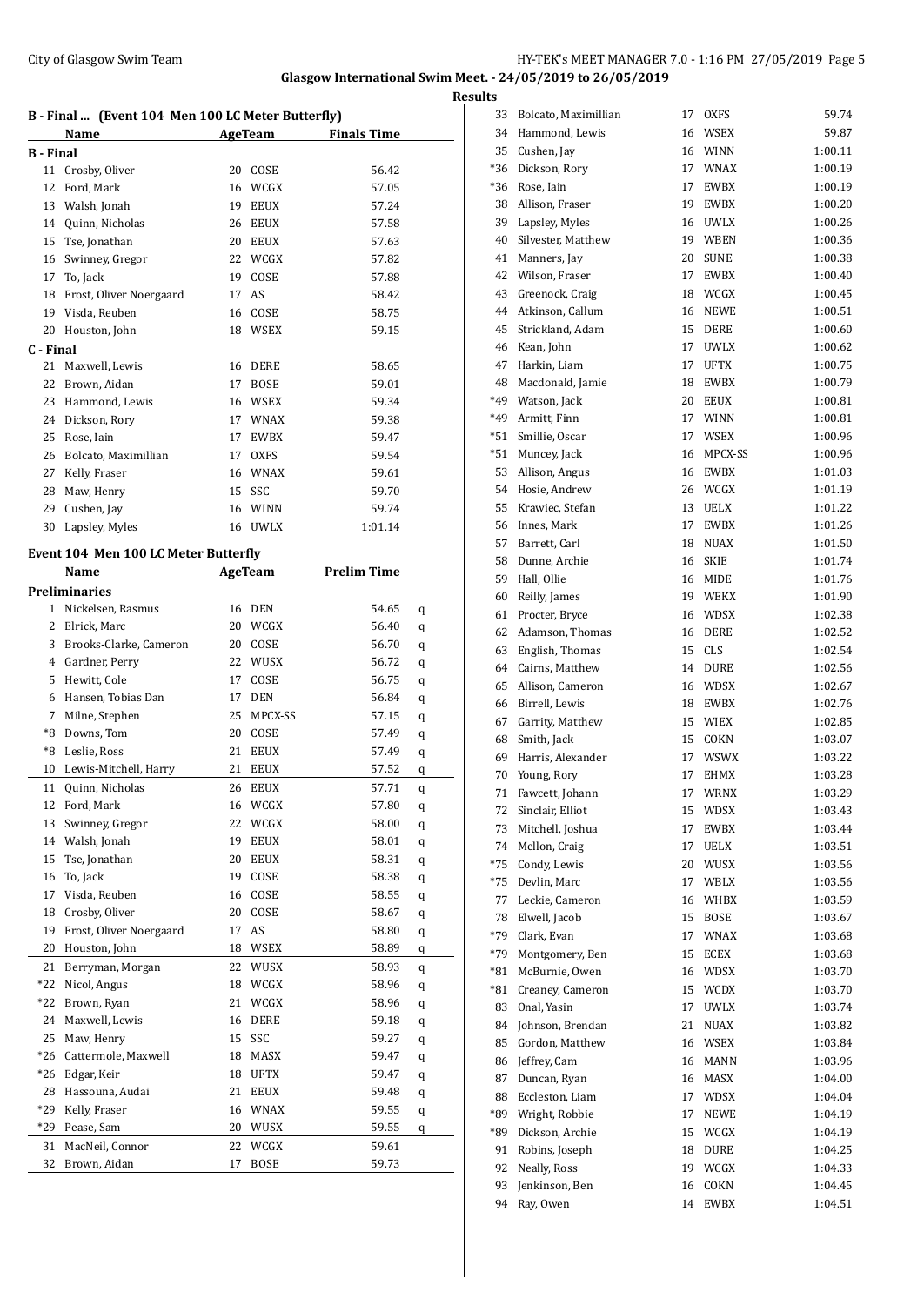**Glasgow International Swim Meet. - 24/05/2019 to 26/05/2019**

**Results**

### B - Final ... (Event 104 Men 100 LC Meter Butterfly)

| | Name | Age | Team | Finals Time |
|---|---|---|---|---|
| **B - Final** | | | | |
| 11 | Crosby, Oliver | 20 | COSE | 56.42 |
| 12 | Ford, Mark | 16 | WCGX | 57.05 |
| 13 | Walsh, Jonah | 19 | EEUX | 57.24 |
| 14 | Quinn, Nicholas | 26 | EEUX | 57.58 |
| 15 | Tse, Jonathan | 20 | EEUX | 57.63 |
| 16 | Swinney, Gregor | 22 | WCGX | 57.82 |
| 17 | To, Jack | 19 | COSE | 57.88 |
| 18 | Frost, Oliver Noergaard | 17 | AS | 58.42 |
| 19 | Visda, Reuben | 16 | COSE | 58.75 |
| 20 | Houston, John | 18 | WSEX | 59.15 |
| **C - Final** | | | | |
| 21 | Maxwell, Lewis | 16 | DERE | 58.65 |
| 22 | Brown, Aidan | 17 | BOSE | 59.01 |
| 23 | Hammond, Lewis | 16 | WSEX | 59.34 |
| 24 | Dickson, Rory | 17 | WNAX | 59.38 |
| 25 | Rose, Iain | 17 | EWBX | 59.47 |
| 26 | Bolcato, Maximillian | 17 | OXFS | 59.54 |
| 27 | Kelly, Fraser | 16 | WNAX | 59.61 |
| 28 | Maw, Henry | 15 | SSC | 59.70 |
| 29 | Cushen, Jay | 16 | WINN | 59.74 |
| 30 | Lapsley, Myles | 16 | UWLX | 1:01.14 |

### Event 104 Men 100 LC Meter Butterfly

| | Name | Age | Team | Prelim Time | |
|---|---|---|---|---|---|
| **Preliminaries** | | | | | |
| 1 | Nickelsen, Rasmus | 16 | DEN | 54.65 | q |
| 2 | Elrick, Marc | 20 | WCGX | 56.40 | q |
| 3 | Brooks-Clarke, Cameron | 20 | COSE | 56.70 | q |
| 4 | Gardner, Perry | 22 | WUSX | 56.72 | q |
| 5 | Hewitt, Cole | 17 | COSE | 56.75 | q |
| 6 | Hansen, Tobias Dan | 17 | DEN | 56.84 | q |
| 7 | Milne, Stephen | 25 | MPCX-SS | 57.15 | q |
| *8 | Downs, Tom | 20 | COSE | 57.49 | q |
| *8 | Leslie, Ross | 21 | EEUX | 57.49 | q |
| 10 | Lewis-Mitchell, Harry | 21 | EEUX | 57.52 | q |
| 11 | Quinn, Nicholas | 26 | EEUX | 57.71 | q |
| 12 | Ford, Mark | 16 | WCGX | 57.80 | q |
| 13 | Swinney, Gregor | 22 | WCGX | 58.00 | q |
| 14 | Walsh, Jonah | 19 | EEUX | 58.01 | q |
| 15 | Tse, Jonathan | 20 | EEUX | 58.31 | q |
| 16 | To, Jack | 19 | COSE | 58.38 | q |
| 17 | Visda, Reuben | 16 | COSE | 58.55 | q |
| 18 | Crosby, Oliver | 20 | COSE | 58.67 | q |
| 19 | Frost, Oliver Noergaard | 17 | AS | 58.80 | q |
| 20 | Houston, John | 18 | WSEX | 58.89 | q |
| 21 | Berryman, Morgan | 22 | WUSX | 58.93 | q |
| *22 | Nicol, Angus | 18 | WCGX | 58.96 | q |
| *22 | Brown, Ryan | 21 | WCGX | 58.96 | q |
| 24 | Maxwell, Lewis | 16 | DERE | 59.18 | q |
| 25 | Maw, Henry | 15 | SSC | 59.27 | q |
| *26 | Cattermole, Maxwell | 18 | MASX | 59.47 | q |
| *26 | Edgar, Keir | 18 | UFTX | 59.47 | q |
| 28 | Hassouna, Audai | 21 | EEUX | 59.48 | q |
| *29 | Kelly, Fraser | 16 | WNAX | 59.55 | q |
| *29 | Pease, Sam | 20 | WUSX | 59.55 | q |
| 31 | MacNeil, Connor | 22 | WCGX | 59.61 | |
| 32 | Brown, Aidan | 17 | BOSE | 59.73 | |
| 33 | Bolcato, Maximillian | 17 | OXFS | 59.74 | |
| 34 | Hammond, Lewis | 16 | WSEX | 59.87 | |
| 35 | Cushen, Jay | 16 | WINN | 1:00.11 | |
| *36 | Dickson, Rory | 17 | WNAX | 1:00.19 | |
| *36 | Rose, Iain | 17 | EWBX | 1:00.19 | |
| 38 | Allison, Fraser | 19 | EWBX | 1:00.20 | |
| 39 | Lapsley, Myles | 16 | UWLX | 1:00.26 | |
| 40 | Silvester, Matthew | 19 | WBEN | 1:00.36 | |
| 41 | Manners, Jay | 20 | SUNE | 1:00.38 | |
| 42 | Wilson, Fraser | 17 | EWBX | 1:00.40 | |
| 43 | Greenock, Craig | 18 | WCGX | 1:00.45 | |
| 44 | Atkinson, Callum | 16 | NEWE | 1:00.51 | |
| 45 | Strickland, Adam | 15 | DERE | 1:00.60 | |
| 46 | Kean, John | 17 | UWLX | 1:00.62 | |
| 47 | Harkin, Liam | 17 | UFTX | 1:00.75 | |
| 48 | Macdonald, Jamie | 18 | EWBX | 1:00.79 | |
| *49 | Watson, Jack | 20 | EEUX | 1:00.81 | |
| *49 | Armitt, Finn | 17 | WINN | 1:00.81 | |
| *51 | Smillie, Oscar | 17 | WSEX | 1:00.96 | |
| *51 | Muncey, Jack | 16 | MPCX-SS | 1:00.96 | |
| 53 | Allison, Angus | 16 | EWBX | 1:01.03 | |
| 54 | Hosie, Andrew | 26 | WCGX | 1:01.19 | |
| 55 | Krawiec, Stefan | 13 | UELX | 1:01.22 | |
| 56 | Innes, Mark | 17 | EWBX | 1:01.26 | |
| 57 | Barrett, Carl | 18 | NUAX | 1:01.50 | |
| 58 | Dunne, Archie | 16 | SKIE | 1:01.74 | |
| 59 | Hall, Ollie | 16 | MIDE | 1:01.76 | |
| 60 | Reilly, James | 19 | WEKX | 1:01.90 | |
| 61 | Procter, Bryce | 16 | WDSX | 1:02.38 | |
| 62 | Adamson, Thomas | 16 | DERE | 1:02.52 | |
| 63 | English, Thomas | 15 | CLS | 1:02.54 | |
| 64 | Cairns, Matthew | 14 | DURE | 1:02.56 | |
| 65 | Allison, Cameron | 16 | WDSX | 1:02.67 | |
| 66 | Birrell, Lewis | 18 | EWBX | 1:02.76 | |
| 67 | Garrity, Matthew | 15 | WIEX | 1:02.85 | |
| 68 | Smith, Jack | 15 | COKN | 1:03.07 | |
| 69 | Harris, Alexander | 17 | WSWX | 1:03.22 | |
| 70 | Young, Rory | 17 | EHMX | 1:03.28 | |
| 71 | Fawcett, Johann | 17 | WRNX | 1:03.29 | |
| 72 | Sinclair, Elliot | 15 | WDSX | 1:03.43 | |
| 73 | Mitchell, Joshua | 17 | EWBX | 1:03.44 | |
| 74 | Mellon, Craig | 17 | UELX | 1:03.51 | |
| *75 | Condy, Lewis | 20 | WUSX | 1:03.56 | |
| *75 | Devlin, Marc | 17 | WBLX | 1:03.56 | |
| 77 | Leckie, Cameron | 16 | WHBX | 1:03.59 | |
| 78 | Elwell, Jacob | 15 | BOSE | 1:03.67 | |
| *79 | Clark, Evan | 17 | WNAX | 1:03.68 | |
| *79 | Montgomery, Ben | 15 | ECEX | 1:03.68 | |
| *81 | McBurnie, Owen | 16 | WDSX | 1:03.70 | |
| *81 | Creaney, Cameron | 15 | WCDX | 1:03.70 | |
| 83 | Onal, Yasin | 17 | UWLX | 1:03.74 | |
| 84 | Johnson, Brendan | 21 | NUAX | 1:03.82 | |
| 85 | Gordon, Matthew | 16 | WSEX | 1:03.84 | |
| 86 | Jeffrey, Cam | 16 | MANN | 1:03.96 | |
| 87 | Duncan, Ryan | 16 | MASX | 1:04.00 | |
| 88 | Eccleston, Liam | 17 | WDSX | 1:04.04 | |
| *89 | Wright, Robbie | 17 | NEWE | 1:04.19 | |
| *89 | Dickson, Archie | 15 | WCGX | 1:04.19 | |
| 91 | Robins, Joseph | 18 | DURE | 1:04.25 | |
| 92 | Neally, Ross | 19 | WCGX | 1:04.33 | |
| 93 | Jenkinson, Ben | 16 | COKN | 1:04.45 | |
| 94 | Ray, Owen | 14 | EWBX | 1:04.51 | |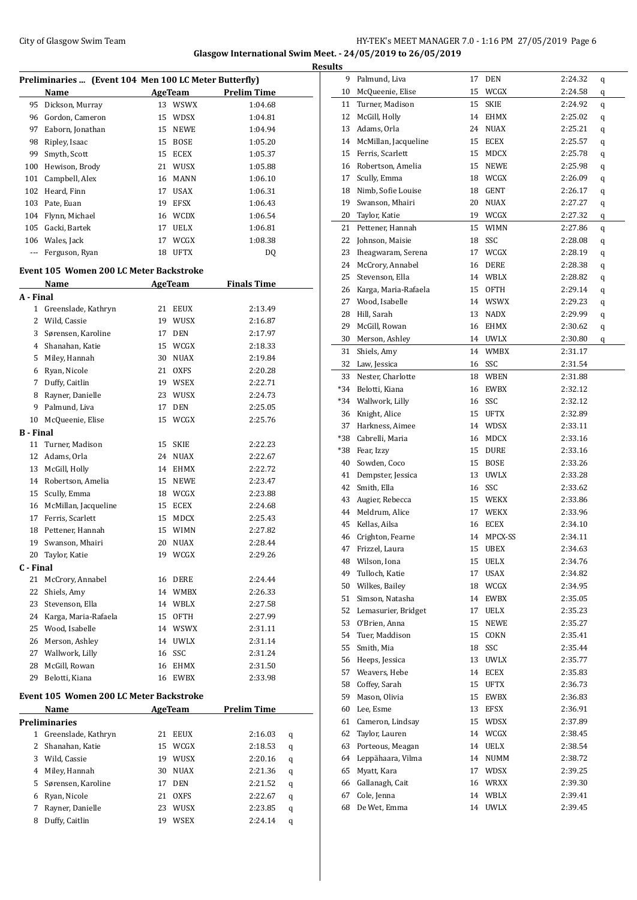Glasgow International Swim Meet. - 24/05/2019 to 26/05/2019

**Results**

### Preliminaries ... (Event 104 Men 100 LC Meter Butterfly)

| | Name | Age | Team | Prelim Time |
|---|---|---|---|---|
| 95 | Dickson, Murray | 13 | WSWX | 1:04.68 |
| 96 | Gordon, Cameron | 15 | WDSX | 1:04.81 |
| 97 | Eaborn, Jonathan | 15 | NEWE | 1:04.94 |
| 98 | Ripley, Isaac | 15 | BOSE | 1:05.20 |
| 99 | Smyth, Scott | 15 | ECEX | 1:05.37 |
| 100 | Hewison, Brody | 21 | WUSX | 1:05.88 |
| 101 | Campbell, Alex | 16 | MANN | 1:06.10 |
| 102 | Heard, Finn | 17 | USAX | 1:06.31 |
| 103 | Pate, Euan | 19 | EFSX | 1:06.43 |
| 104 | Flynn, Michael | 16 | WCDX | 1:06.54 |
| 105 | Gacki, Bartek | 17 | UELX | 1:06.81 |
| 106 | Wales, Jack | 17 | WCGX | 1:08.38 |
| --- | Ferguson, Ryan | 18 | UFTX | DQ |

### Event 105 Women 200 LC Meter Backstroke

| | Name | Age | Team | Finals Time |
|---|---|---|---|---|
| **A - Final** | | | | |
| 1 | Greenslade, Kathryn | 21 | EEUX | 2:13.49 |
| 2 | Wild, Cassie | 19 | WUSX | 2:16.87 |
| 3 | Sørensen, Karoline | 17 | DEN | 2:17.97 |
| 4 | Shanahan, Katie | 15 | WCGX | 2:18.33 |
| 5 | Miley, Hannah | 30 | NUAX | 2:19.84 |
| 6 | Ryan, Nicole | 21 | OXFS | 2:20.28 |
| 7 | Duffy, Caitlin | 19 | WSEX | 2:22.71 |
| 8 | Rayner, Danielle | 23 | WUSX | 2:24.73 |
| 9 | Palmund, Liva | 17 | DEN | 2:25.05 |
| 10 | McQueenie, Elise | 15 | WCGX | 2:25.76 |
| **B - Final** | | | | |
| 11 | Turner, Madison | 15 | SKIE | 2:22.23 |
| 12 | Adams, Orla | 24 | NUAX | 2:22.67 |
| 13 | McGill, Holly | 14 | EHMX | 2:22.72 |
| 14 | Robertson, Amelia | 15 | NEWE | 2:23.47 |
| 15 | Scully, Emma | 18 | WCGX | 2:23.88 |
| 16 | McMillan, Jacqueline | 15 | ECEX | 2:24.68 |
| 17 | Ferris, Scarlett | 15 | MDCX | 2:25.43 |
| 18 | Pettener, Hannah | 15 | WIMN | 2:27.82 |
| 19 | Swanson, Mhairi | 20 | NUAX | 2:28.44 |
| 20 | Taylor, Katie | 19 | WCGX | 2:29.26 |
| **C - Final** | | | | |
| 21 | McCrory, Annabel | 16 | DERE | 2:24.44 |
| 22 | Shiels, Amy | 14 | WMBX | 2:26.33 |
| 23 | Stevenson, Ella | 14 | WBLX | 2:27.58 |
| 24 | Karga, Maria-Rafaela | 15 | OFTH | 2:27.99 |
| 25 | Wood, Isabelle | 14 | WSWX | 2:31.11 |
| 26 | Merson, Ashley | 14 | UWLX | 2:31.14 |
| 27 | Wallwork, Lilly | 16 | SSC | 2:31.24 |
| 28 | McGill, Rowan | 16 | EHMX | 2:31.50 |
| 29 | Belotti, Kiana | 16 | EWBX | 2:33.98 |

### Event 105 Women 200 LC Meter Backstroke

| | Name | Age | Team | Prelim Time | |
|---|---|---|---|---|---|
| **Preliminaries** | | | | | |
| 1 | Greenslade, Kathryn | 21 | EEUX | 2:16.03 | q |
| 2 | Shanahan, Katie | 15 | WCGX | 2:18.53 | q |
| 3 | Wild, Cassie | 19 | WUSX | 2:20.16 | q |
| 4 | Miley, Hannah | 30 | NUAX | 2:21.36 | q |
| 5 | Sørensen, Karoline | 17 | DEN | 2:21.52 | q |
| 6 | Ryan, Nicole | 21 | OXFS | 2:22.67 | q |
| 7 | Rayner, Danielle | 23 | WUSX | 2:23.85 | q |
| 8 | Duffy, Caitlin | 19 | WSEX | 2:24.14 | q |
| 9 | Palmund, Liva | 17 | DEN | 2:24.32 | q |
| 10 | McQueenie, Elise | 15 | WCGX | 2:24.58 | q |
| 11 | Turner, Madison | 15 | SKIE | 2:24.92 | q |
| 12 | McGill, Holly | 14 | EHMX | 2:25.02 | q |
| 13 | Adams, Orla | 24 | NUAX | 2:25.21 | q |
| 14 | McMillan, Jacqueline | 15 | ECEX | 2:25.57 | q |
| 15 | Ferris, Scarlett | 15 | MDCX | 2:25.78 | q |
| 16 | Robertson, Amelia | 15 | NEWE | 2:25.98 | q |
| 17 | Scully, Emma | 18 | WCGX | 2:26.09 | q |
| 18 | Nimb, Sofie Louise | 18 | GENT | 2:26.17 | q |
| 19 | Swanson, Mhairi | 20 | NUAX | 2:27.27 | q |
| 20 | Taylor, Katie | 19 | WCGX | 2:27.32 | q |
| 21 | Pettener, Hannah | 15 | WIMN | 2:27.86 | q |
| 22 | Johnson, Maisie | 18 | SSC | 2:28.08 | q |
| 23 | Iheagwaram, Serena | 17 | WCGX | 2:28.19 | q |
| 24 | McCrory, Annabel | 16 | DERE | 2:28.38 | q |
| 25 | Stevenson, Ella | 14 | WBLX | 2:28.82 | q |
| 26 | Karga, Maria-Rafaela | 15 | OFTH | 2:29.14 | q |
| 27 | Wood, Isabelle | 14 | WSWX | 2:29.23 | q |
| 28 | Hill, Sarah | 13 | NADX | 2:29.99 | q |
| 29 | McGill, Rowan | 16 | EHMX | 2:30.62 | q |
| 30 | Merson, Ashley | 14 | UWLX | 2:30.80 | q |
| 31 | Shiels, Amy | 14 | WMBX | 2:31.17 | |
| 32 | Law, Jessica | 16 | SSC | 2:31.54 | |
| 33 | Nester, Charlotte | 18 | WBEN | 2:31.88 | |
| *34 | Belotti, Kiana | 16 | EWBX | 2:32.12 | |
| *34 | Wallwork, Lilly | 16 | SSC | 2:32.12 | |
| 36 | Knight, Alice | 15 | UFTX | 2:32.89 | |
| 37 | Harkness, Aimee | 14 | WDSX | 2:33.11 | |
| *38 | Cabrelli, Maria | 16 | MDCX | 2:33.16 | |
| *38 | Fear, Izzy | 15 | DURE | 2:33.16 | |
| 40 | Sowden, Coco | 15 | BOSE | 2:33.26 | |
| 41 | Dempster, Jessica | 13 | UWLX | 2:33.28 | |
| 42 | Smith, Ella | 16 | SSC | 2:33.62 | |
| 43 | Augier, Rebecca | 15 | WEKX | 2:33.86 | |
| 44 | Meldrum, Alice | 17 | WEKX | 2:33.96 | |
| 45 | Kellas, Ailsa | 16 | ECEX | 2:34.10 | |
| 46 | Crighton, Fearne | 14 | MPCX-SS | 2:34.11 | |
| 47 | Frizzel, Laura | 15 | UBEX | 2:34.63 | |
| 48 | Wilson, Iona | 15 | UELX | 2:34.76 | |
| 49 | Tulloch, Katie | 17 | USAX | 2:34.82 | |
| 50 | Wilkes, Bailey | 18 | WCGX | 2:34.95 | |
| 51 | Simson, Natasha | 14 | EWBX | 2:35.05 | |
| 52 | Lemasurier, Bridget | 17 | UELX | 2:35.23 | |
| 53 | O'Brien, Anna | 15 | NEWE | 2:35.27 | |
| 54 | Tuer, Maddison | 15 | COKN | 2:35.41 | |
| 55 | Smith, Mia | 18 | SSC | 2:35.44 | |
| 56 | Heeps, Jessica | 13 | UWLX | 2:35.77 | |
| 57 | Weavers, Hebe | 14 | ECEX | 2:35.83 | |
| 58 | Coffey, Sarah | 15 | UFTX | 2:36.73 | |
| 59 | Mason, Olivia | 15 | EWBX | 2:36.83 | |
| 60 | Lee, Esme | 13 | EFSX | 2:36.91 | |
| 61 | Cameron, Lindsay | 15 | WDSX | 2:37.89 | |
| 62 | Taylor, Lauren | 14 | WCGX | 2:38.45 | |
| 63 | Porteous, Meagan | 14 | UELX | 2:38.54 | |
| 64 | Leppähaara, Vilma | 14 | NUMM | 2:38.72 | |
| 65 | Myatt, Kara | 17 | WDSX | 2:39.25 | |
| 66 | Gallanagh, Cait | 16 | WRXX | 2:39.30 | |
| 67 | Cole, Jenna | 14 | WBLX | 2:39.41 | |
| 68 | De Wet, Emma | 14 | UWLX | 2:39.45 | |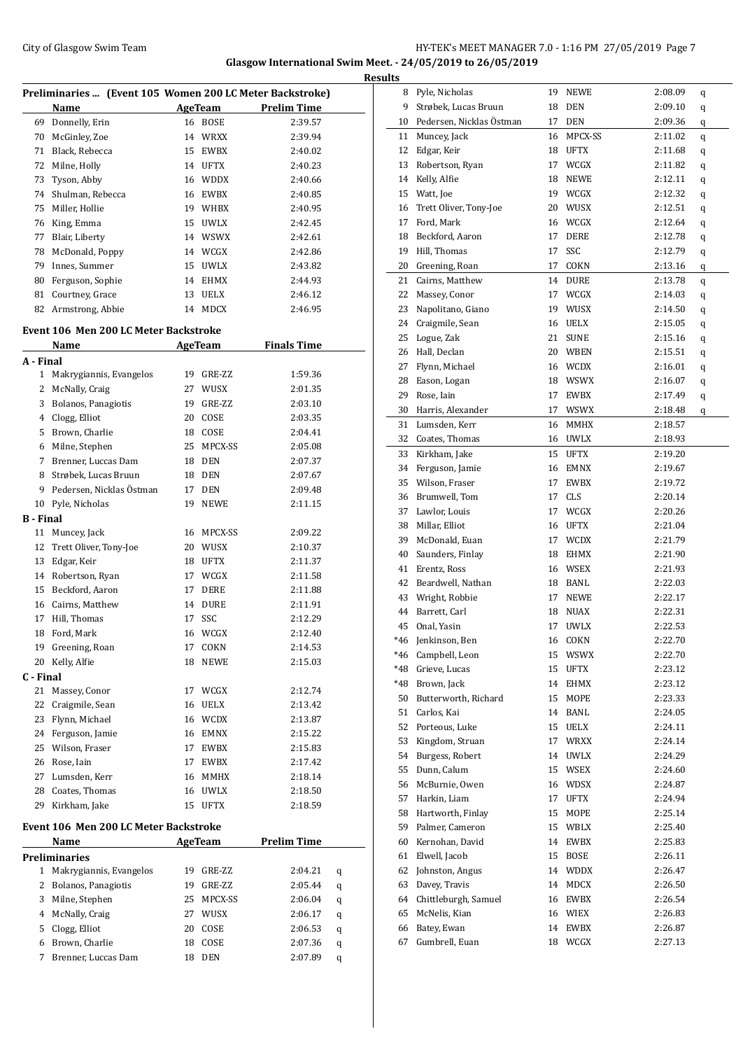## Preliminaries ... (Event 105 Women 200 LC Meter Backstroke)

| | Name | Age | Team | Prelim Time |
|---|---|---|---|---|
| 69 | Donnelly, Erin | 16 | BOSE | 2:39.57 |
| 70 | McGinley, Zoe | 14 | WRXX | 2:39.94 |
| 71 | Black, Rebecca | 15 | EWBX | 2:40.02 |
| 72 | Milne, Holly | 14 | UFTX | 2:40.23 |
| 73 | Tyson, Abby | 16 | WDDX | 2:40.66 |
| 74 | Shulman, Rebecca | 16 | EWBX | 2:40.85 |
| 75 | Miller, Hollie | 19 | WHBX | 2:40.95 |
| 76 | King, Emma | 15 | UWLX | 2:42.45 |
| 77 | Blair, Liberty | 14 | WSWX | 2:42.61 |
| 78 | McDonald, Poppy | 14 | WCGX | 2:42.86 |
| 79 | Innes, Summer | 15 | UWLX | 2:43.82 |
| 80 | Ferguson, Sophie | 14 | EHMX | 2:44.93 |
| 81 | Courtney, Grace | 13 | UELX | 2:46.12 |
| 82 | Armstrong, Abbie | 14 | MDCX | 2:46.95 |

## Event 106 Men 200 LC Meter Backstroke

| | Name | Age | Team | Finals Time |
|---|---|---|---|---|
| **A - Final** | | | | |
| 1 | Makrygiannis, Evangelos | 19 | GRE-ZZ | 1:59.36 |
| 2 | McNally, Craig | 27 | WUSX | 2:01.35 |
| 3 | Bolanos, Panagiotis | 19 | GRE-ZZ | 2:03.10 |
| 4 | Clogg, Elliot | 20 | COSE | 2:03.35 |
| 5 | Brown, Charlie | 18 | COSE | 2:04.41 |
| 6 | Milne, Stephen | 25 | MPCX-SS | 2:05.08 |
| 7 | Brenner, Luccas Dam | 18 | DEN | 2:07.37 |
| 8 | Strøbek, Lucas Bruun | 18 | DEN | 2:07.67 |
| 9 | Pedersen, Nicklas Östman | 17 | DEN | 2:09.48 |
| 10 | Pyle, Nicholas | 19 | NEWE | 2:11.15 |
| **B - Final** | | | | |
| 11 | Muncey, Jack | 16 | MPCX-SS | 2:09.22 |
| 12 | Trett Oliver, Tony-Joe | 20 | WUSX | 2:10.37 |
| 13 | Edgar, Keir | 18 | UFTX | 2:11.37 |
| 14 | Robertson, Ryan | 17 | WCGX | 2:11.58 |
| 15 | Beckford, Aaron | 17 | DERE | 2:11.88 |
| 16 | Cairns, Matthew | 14 | DURE | 2:11.91 |
| 17 | Hill, Thomas | 17 | SSC | 2:12.29 |
| 18 | Ford, Mark | 16 | WCGX | 2:12.40 |
| 19 | Greening, Roan | 17 | COKN | 2:14.53 |
| 20 | Kelly, Alfie | 18 | NEWE | 2:15.03 |
| **C - Final** | | | | |
| 21 | Massey, Conor | 17 | WCGX | 2:12.74 |
| 22 | Craigmile, Sean | 16 | UELX | 2:13.42 |
| 23 | Flynn, Michael | 16 | WCDX | 2:13.87 |
| 24 | Ferguson, Jamie | 16 | EMNX | 2:15.22 |
| 25 | Wilson, Fraser | 17 | EWBX | 2:15.83 |
| 26 | Rose, Iain | 17 | EWBX | 2:17.42 |
| 27 | Lumsden, Kerr | 16 | MMHX | 2:18.14 |
| 28 | Coates, Thomas | 16 | UWLX | 2:18.50 |
| 29 | Kirkham, Jake | 15 | UFTX | 2:18.59 |

## Event 106 Men 200 LC Meter Backstroke

| | Name | Age | Team | Prelim Time | |
|---|---|---|---|---|---|
| **Preliminaries** | | | | | |
| 1 | Makrygiannis, Evangelos | 19 | GRE-ZZ | 2:04.21 | q |
| 2 | Bolanos, Panagiotis | 19 | GRE-ZZ | 2:05.44 | q |
| 3 | Milne, Stephen | 25 | MPCX-SS | 2:06.04 | q |
| 4 | McNally, Craig | 27 | WUSX | 2:06.17 | q |
| 5 | Clogg, Elliot | 20 | COSE | 2:06.53 | q |
| 6 | Brown, Charlie | 18 | COSE | 2:07.36 | q |
| 7 | Brenner, Luccas Dam | 18 | DEN | 2:07.89 | q |
| 8 | Pyle, Nicholas | 19 | NEWE | 2:08.09 | q |
| 9 | Strøbek, Lucas Bruun | 18 | DEN | 2:09.10 | q |
| 10 | Pedersen, Nicklas Östman | 17 | DEN | 2:09.36 | q |
| 11 | Muncey, Jack | 16 | MPCX-SS | 2:11.02 | q |
| 12 | Edgar, Keir | 18 | UFTX | 2:11.68 | q |
| 13 | Robertson, Ryan | 17 | WCGX | 2:11.82 | q |
| 14 | Kelly, Alfie | 18 | NEWE | 2:12.11 | q |
| 15 | Watt, Joe | 19 | WCGX | 2:12.32 | q |
| 16 | Trett Oliver, Tony-Joe | 20 | WUSX | 2:12.51 | q |
| 17 | Ford, Mark | 16 | WCGX | 2:12.64 | q |
| 18 | Beckford, Aaron | 17 | DERE | 2:12.78 | q |
| 19 | Hill, Thomas | 17 | SSC | 2:12.79 | q |
| 20 | Greening, Roan | 17 | COKN | 2:13.16 | q |
| 21 | Cairns, Matthew | 14 | DURE | 2:13.78 | q |
| 22 | Massey, Conor | 17 | WCGX | 2:14.03 | q |
| 23 | Napolitano, Giano | 19 | WUSX | 2:14.50 | q |
| 24 | Craigmile, Sean | 16 | UELX | 2:15.05 | q |
| 25 | Logue, Zak | 21 | SUNE | 2:15.16 | q |
| 26 | Hall, Declan | 20 | WBEN | 2:15.51 | q |
| 27 | Flynn, Michael | 16 | WCDX | 2:16.01 | q |
| 28 | Eason, Logan | 18 | WSWX | 2:16.07 | q |
| 29 | Rose, Iain | 17 | EWBX | 2:17.49 | q |
| 30 | Harris, Alexander | 17 | WSWX | 2:18.48 | q |
| 31 | Lumsden, Kerr | 16 | MMHX | 2:18.57 | |
| 32 | Coates, Thomas | 16 | UWLX | 2:18.93 | |
| 33 | Kirkham, Jake | 15 | UFTX | 2:19.20 | |
| 34 | Ferguson, Jamie | 16 | EMNX | 2:19.67 | |
| 35 | Wilson, Fraser | 17 | EWBX | 2:19.72 | |
| 36 | Brumwell, Tom | 17 | CLS | 2:20.14 | |
| 37 | Lawlor, Louis | 17 | WCGX | 2:20.26 | |
| 38 | Millar, Elliot | 16 | UFTX | 2:21.04 | |
| 39 | McDonald, Euan | 17 | WCDX | 2:21.79 | |
| 40 | Saunders, Finlay | 18 | EHMX | 2:21.90 | |
| 41 | Erentz, Ross | 16 | WSEX | 2:21.93 | |
| 42 | Beardwell, Nathan | 18 | BANL | 2:22.03 | |
| 43 | Wright, Robbie | 17 | NEWE | 2:22.17 | |
| 44 | Barrett, Carl | 18 | NUAX | 2:22.31 | |
| 45 | Onal, Yasin | 17 | UWLX | 2:22.53 | |
| *46 | Jenkinson, Ben | 16 | COKN | 2:22.70 | |
| *46 | Campbell, Leon | 15 | WSWX | 2:22.70 | |
| *48 | Grieve, Lucas | 15 | UFTX | 2:23.12 | |
| *48 | Brown, Jack | 14 | EHMX | 2:23.12 | |
| 50 | Butterworth, Richard | 15 | MOPE | 2:23.33 | |
| 51 | Carlos, Kai | 14 | BANL | 2:24.05 | |
| 52 | Porteous, Luke | 15 | UELX | 2:24.11 | |
| 53 | Kingdom, Struan | 17 | WRXX | 2:24.14 | |
| 54 | Burgess, Robert | 14 | UWLX | 2:24.29 | |
| 55 | Dunn, Calum | 15 | WSEX | 2:24.60 | |
| 56 | McBurnie, Owen | 16 | WDSX | 2:24.87 | |
| 57 | Harkin, Liam | 17 | UFTX | 2:24.94 | |
| 58 | Hartworth, Finlay | 15 | MOPE | 2:25.14 | |
| 59 | Palmer, Cameron | 15 | WBLX | 2:25.40 | |
| 60 | Kernohan, David | 14 | EWBX | 2:25.83 | |
| 61 | Elwell, Jacob | 15 | BOSE | 2:26.11 | |
| 62 | Johnston, Angus | 14 | WDDX | 2:26.47 | |
| 63 | Davey, Travis | 14 | MDCX | 2:26.50 | |
| 64 | Chittleburgh, Samuel | 16 | EWBX | 2:26.54 | |
| 65 | McNelis, Kian | 16 | WIEX | 2:26.83 | |
| 66 | Batey, Ewan | 14 | EWBX | 2:26.87 | |
| 67 | Gumbrell, Euan | 18 | WCGX | 2:27.13 | |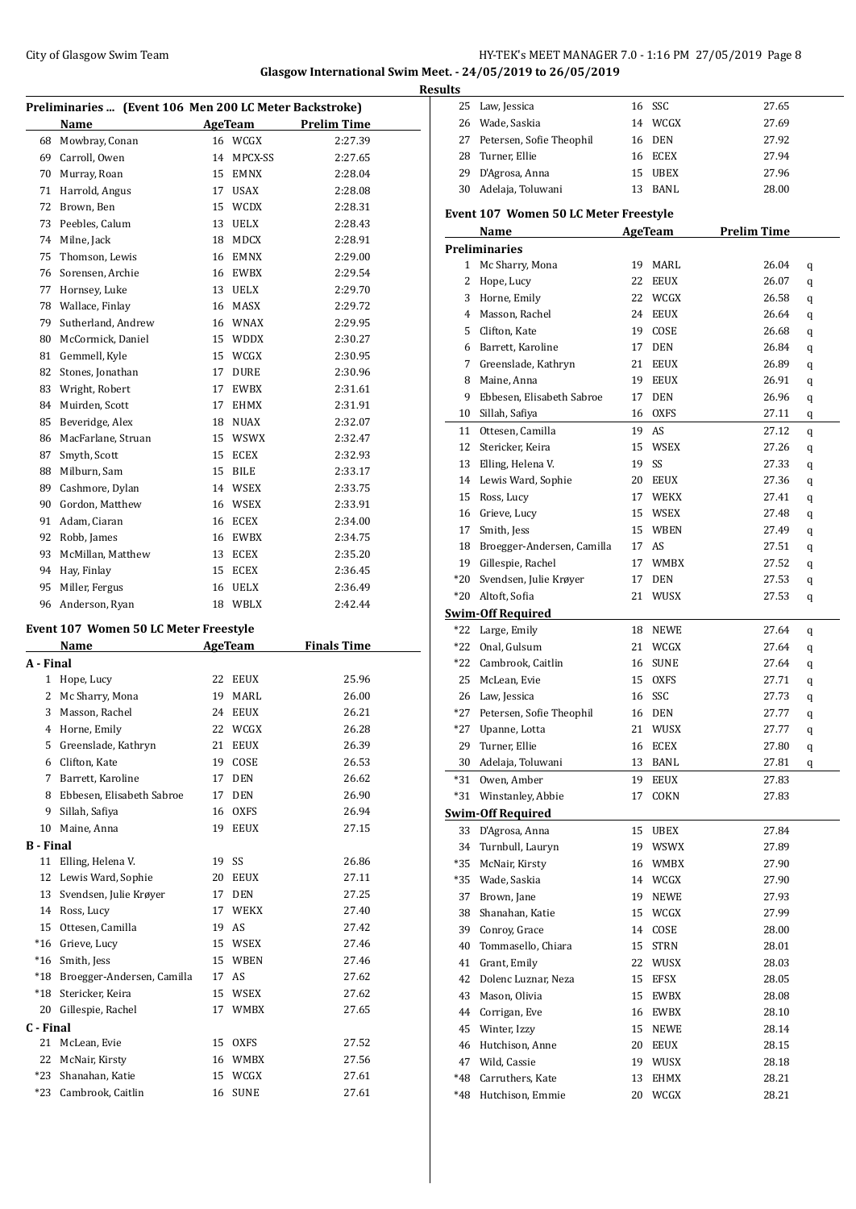Glasgow International Swim Meet. - 24/05/2019 to 26/05/2019

Results

## Preliminaries ... (Event 106 Men 200 LC Meter Backstroke)

| | Name | Age | Team | Prelim Time |
|---|---|---|---|---|
| 68 | Mowbray, Conan | 16 | WCGX | 2:27.39 |
| 69 | Carroll, Owen | 14 | MPCX-SS | 2:27.65 |
| 70 | Murray, Roan | 15 | EMNX | 2:28.04 |
| 71 | Harrold, Angus | 17 | USAX | 2:28.08 |
| 72 | Brown, Ben | 15 | WCDX | 2:28.31 |
| 73 | Peebles, Calum | 13 | UELX | 2:28.43 |
| 74 | Milne, Jack | 18 | MDCX | 2:28.91 |
| 75 | Thomson, Lewis | 16 | EMNX | 2:29.00 |
| 76 | Sorensen, Archie | 16 | EWBX | 2:29.54 |
| 77 | Hornsey, Luke | 13 | UELX | 2:29.70 |
| 78 | Wallace, Finlay | 16 | MASX | 2:29.72 |
| 79 | Sutherland, Andrew | 16 | WNAX | 2:29.95 |
| 80 | McCormick, Daniel | 15 | WDDX | 2:30.27 |
| 81 | Gemmell, Kyle | 15 | WCGX | 2:30.95 |
| 82 | Stones, Jonathan | 17 | DURE | 2:30.96 |
| 83 | Wright, Robert | 17 | EWBX | 2:31.61 |
| 84 | Muirden, Scott | 17 | EHMX | 2:31.91 |
| 85 | Beveridge, Alex | 18 | NUAX | 2:32.07 |
| 86 | MacFarlane, Struan | 15 | WSWX | 2:32.47 |
| 87 | Smyth, Scott | 15 | ECEX | 2:32.93 |
| 88 | Milburn, Sam | 15 | BILE | 2:33.17 |
| 89 | Cashmore, Dylan | 14 | WSEX | 2:33.75 |
| 90 | Gordon, Matthew | 16 | WSEX | 2:33.91 |
| 91 | Adam, Ciaran | 16 | ECEX | 2:34.00 |
| 92 | Robb, James | 16 | EWBX | 2:34.75 |
| 93 | McMillan, Matthew | 13 | ECEX | 2:35.20 |
| 94 | Hay, Finlay | 15 | ECEX | 2:36.45 |
| 95 | Miller, Fergus | 16 | UELX | 2:36.49 |
| 96 | Anderson, Ryan | 18 | WBLX | 2:42.44 |

## Event 107 Women 50 LC Meter Freestyle

| | Name | Age | Team | Finals Time |
|---|---|---|---|---|
| **A - Final** | | | | |
| 1 | Hope, Lucy | 22 | EEUX | 25.96 |
| 2 | Mc Sharry, Mona | 19 | MARL | 26.00 |
| 3 | Masson, Rachel | 24 | EEUX | 26.21 |
| 4 | Horne, Emily | 22 | WCGX | 26.28 |
| 5 | Greenslade, Kathryn | 21 | EEUX | 26.39 |
| 6 | Clifton, Kate | 19 | COSE | 26.53 |
| 7 | Barrett, Karoline | 17 | DEN | 26.62 |
| 8 | Ebbesen, Elisabeth Sabroe | 17 | DEN | 26.90 |
| 9 | Sillah, Safiya | 16 | OXFS | 26.94 |
| 10 | Maine, Anna | 19 | EEUX | 27.15 |
| **B - Final** | | | | |
| 11 | Elling, Helena V. | 19 | SS | 26.86 |
| 12 | Lewis Ward, Sophie | 20 | EEUX | 27.11 |
| 13 | Svendsen, Julie Krøyer | 17 | DEN | 27.25 |
| 14 | Ross, Lucy | 17 | WEKX | 27.40 |
| 15 | Ottesen, Camilla | 19 | AS | 27.42 |
| *16 | Grieve, Lucy | 15 | WSEX | 27.46 |
| *16 | Smith, Jess | 15 | WBEN | 27.46 |
| *18 | Broegger-Andersen, Camilla | 17 | AS | 27.62 |
| *18 | Stericker, Keira | 15 | WSEX | 27.62 |
| 20 | Gillespie, Rachel | 17 | WMBX | 27.65 |
| **C - Final** | | | | |
| 21 | McLean, Evie | 15 | OXFS | 27.52 |
| 22 | McNair, Kirsty | 16 | WMBX | 27.56 |
| *23 | Shanahan, Katie | 15 | WCGX | 27.61 |
| *23 | Cambrook, Caitlin | 16 | SUNE | 27.61 |
| 25 | Law, Jessica | 16 | SSC | 27.65 |
| 26 | Wade, Saskia | 14 | WCGX | 27.69 |
| 27 | Petersen, Sofie Theophil | 16 | DEN | 27.92 |
| 28 | Turner, Ellie | 16 | ECEX | 27.94 |
| 29 | D'Agrosa, Anna | 15 | UBEX | 27.96 |
| 30 | Adelaja, Toluwani | 13 | BANL | 28.00 |

## Event 107 Women 50 LC Meter Freestyle

| | Name | Age | Team | Prelim Time | |
|---|---|---|---|---|---|
| **Preliminaries** | | | | | |
| 1 | Mc Sharry, Mona | 19 | MARL | 26.04 | q |
| 2 | Hope, Lucy | 22 | EEUX | 26.07 | q |
| 3 | Horne, Emily | 22 | WCGX | 26.58 | q |
| 4 | Masson, Rachel | 24 | EEUX | 26.64 | q |
| 5 | Clifton, Kate | 19 | COSE | 26.68 | q |
| 6 | Barrett, Karoline | 17 | DEN | 26.84 | q |
| 7 | Greenslade, Kathryn | 21 | EEUX | 26.89 | q |
| 8 | Maine, Anna | 19 | EEUX | 26.91 | q |
| 9 | Ebbesen, Elisabeth Sabroe | 17 | DEN | 26.96 | q |
| 10 | Sillah, Safiya | 16 | OXFS | 27.11 | q |
| 11 | Ottesen, Camilla | 19 | AS | 27.12 | q |
| 12 | Stericker, Keira | 15 | WSEX | 27.26 | q |
| 13 | Elling, Helena V. | 19 | SS | 27.33 | q |
| 14 | Lewis Ward, Sophie | 20 | EEUX | 27.36 | q |
| 15 | Ross, Lucy | 17 | WEKX | 27.41 | q |
| 16 | Grieve, Lucy | 15 | WSEX | 27.48 | q |
| 17 | Smith, Jess | 15 | WBEN | 27.49 | q |
| 18 | Broegger-Andersen, Camilla | 17 | AS | 27.51 | q |
| 19 | Gillespie, Rachel | 17 | WMBX | 27.52 | q |
| *20 | Svendsen, Julie Krøyer | 17 | DEN | 27.53 | q |
| *20 | Altoft, Sofia | 21 | WUSX | 27.53 | q |
| **Swim-Off Required** | | | | | |
| *22 | Large, Emily | 18 | NEWE | 27.64 | q |
| *22 | Onal, Gulsum | 21 | WCGX | 27.64 | q |
| *22 | Cambrook, Caitlin | 16 | SUNE | 27.64 | q |
| 25 | McLean, Evie | 15 | OXFS | 27.71 | q |
| 26 | Law, Jessica | 16 | SSC | 27.73 | q |
| *27 | Petersen, Sofie Theophil | 16 | DEN | 27.77 | q |
| *27 | Upanne, Lotta | 21 | WUSX | 27.77 | q |
| 29 | Turner, Ellie | 16 | ECEX | 27.80 | q |
| 30 | Adelaja, Toluwani | 13 | BANL | 27.81 | q |
| *31 | Owen, Amber | 19 | EEUX | 27.83 | |
| *31 | Winstanley, Abbie | 17 | COKN | 27.83 | |
| **Swim-Off Required** | | | | | |
| 33 | D'Agrosa, Anna | 15 | UBEX | 27.84 | |
| 34 | Turnbull, Lauryn | 19 | WSWX | 27.89 | |
| *35 | McNair, Kirsty | 16 | WMBX | 27.90 | |
| *35 | Wade, Saskia | 14 | WCGX | 27.90 | |
| 37 | Brown, Jane | 19 | NEWE | 27.93 | |
| 38 | Shanahan, Katie | 15 | WCGX | 27.99 | |
| 39 | Conroy, Grace | 14 | COSE | 28.00 | |
| 40 | Tommasello, Chiara | 15 | STRN | 28.01 | |
| 41 | Grant, Emily | 22 | WUSX | 28.03 | |
| 42 | Dolenc Luznar, Neza | 15 | EFSX | 28.05 | |
| 43 | Mason, Olivia | 15 | EWBX | 28.08 | |
| 44 | Corrigan, Eve | 16 | EWBX | 28.10 | |
| 45 | Winter, Izzy | 15 | NEWE | 28.14 | |
| 46 | Hutchison, Anne | 20 | EEUX | 28.15 | |
| 47 | Wild, Cassie | 19 | WUSX | 28.18 | |
| *48 | Carruthers, Kate | 13 | EHMX | 28.21 | |
| *48 | Hutchison, Emmie | 20 | WCGX | 28.21 | |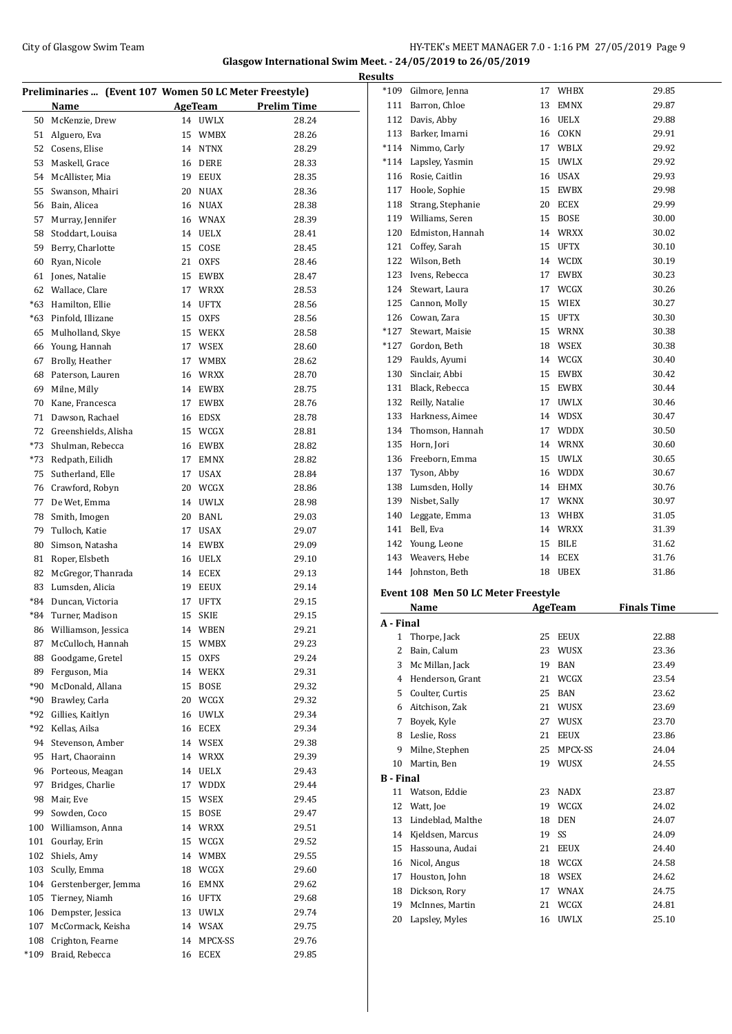Glasgow International Swim Meet. - 24/05/2019 to 26/05/2019

**Results**

### Preliminaries ... (Event 107 Women 50 LC Meter Freestyle)

| | Name | Age | Team | Prelim Time |
|---|---|---|---|---|
| 50 | McKenzie, Drew | 14 | UWLX | 28.24 |
| 51 | Alguero, Eva | 15 | WMBX | 28.26 |
| 52 | Cosens, Elise | 14 | NTNX | 28.29 |
| 53 | Maskell, Grace | 16 | DERE | 28.33 |
| 54 | McAllister, Mia | 19 | EEUX | 28.35 |
| 55 | Swanson, Mhairi | 20 | NUAX | 28.36 |
| 56 | Bain, Alicea | 16 | NUAX | 28.38 |
| 57 | Murray, Jennifer | 16 | WNAX | 28.39 |
| 58 | Stoddart, Louisa | 14 | UELX | 28.41 |
| 59 | Berry, Charlotte | 15 | COSE | 28.45 |
| 60 | Ryan, Nicole | 21 | OXFS | 28.46 |
| 61 | Jones, Natalie | 15 | EWBX | 28.47 |
| 62 | Wallace, Clare | 17 | WRXX | 28.53 |
| *63 | Hamilton, Ellie | 14 | UFTX | 28.56 |
| *63 | Pinfold, Illizane | 15 | OXFS | 28.56 |
| 65 | Mulholland, Skye | 15 | WEKX | 28.58 |
| 66 | Young, Hannah | 17 | WSEX | 28.60 |
| 67 | Brolly, Heather | 17 | WMBX | 28.62 |
| 68 | Paterson, Lauren | 16 | WRXX | 28.70 |
| 69 | Milne, Milly | 14 | EWBX | 28.75 |
| 70 | Kane, Francesca | 17 | EWBX | 28.76 |
| 71 | Dawson, Rachael | 16 | EDSX | 28.78 |
| 72 | Greenshields, Alisha | 15 | WCGX | 28.81 |
| *73 | Shulman, Rebecca | 16 | EWBX | 28.82 |
| *73 | Redpath, Eilidh | 17 | EMNX | 28.82 |
| 75 | Sutherland, Elle | 17 | USAX | 28.84 |
| 76 | Crawford, Robyn | 20 | WCGX | 28.86 |
| 77 | De Wet, Emma | 14 | UWLX | 28.98 |
| 78 | Smith, Imogen | 20 | BANL | 29.03 |
| 79 | Tulloch, Katie | 17 | USAX | 29.07 |
| 80 | Simson, Natasha | 14 | EWBX | 29.09 |
| 81 | Roper, Elsbeth | 16 | UELX | 29.10 |
| 82 | McGregor, Thanrada | 14 | ECEX | 29.13 |
| 83 | Lumsden, Alicia | 19 | EEUX | 29.14 |
| *84 | Duncan, Victoria | 17 | UFTX | 29.15 |
| *84 | Turner, Madison | 15 | SKIE | 29.15 |
| 86 | Williamson, Jessica | 14 | WBEN | 29.21 |
| 87 | McCulloch, Hannah | 15 | WMBX | 29.23 |
| 88 | Goodgame, Gretel | 15 | OXFS | 29.24 |
| 89 | Ferguson, Mia | 14 | WEKX | 29.31 |
| *90 | McDonald, Allana | 15 | BOSE | 29.32 |
| *90 | Brawley, Carla | 20 | WCGX | 29.32 |
| *92 | Gillies, Kaitlyn | 16 | UWLX | 29.34 |
| *92 | Kellas, Ailsa | 16 | ECEX | 29.34 |
| 94 | Stevenson, Amber | 14 | WSEX | 29.38 |
| 95 | Hart, Chaorainn | 14 | WRXX | 29.39 |
| 96 | Porteous, Meagan | 14 | UELX | 29.43 |
| 97 | Bridges, Charlie | 17 | WDDX | 29.44 |
| 98 | Mair, Eve | 15 | WSEX | 29.45 |
| 99 | Sowden, Coco | 15 | BOSE | 29.47 |
| 100 | Williamson, Anna | 14 | WRXX | 29.51 |
| 101 | Gourlay, Erin | 15 | WCGX | 29.52 |
| 102 | Shiels, Amy | 14 | WMBX | 29.55 |
| 103 | Scully, Emma | 18 | WCGX | 29.60 |
| 104 | Gerstenberger, Jemma | 16 | EMNX | 29.62 |
| 105 | Tierney, Niamh | 16 | UFTX | 29.68 |
| 106 | Dempster, Jessica | 13 | UWLX | 29.74 |
| 107 | McCormack, Keisha | 14 | WSAX | 29.75 |
| 108 | Crighton, Fearne | 14 | MPCX-SS | 29.76 |
| *109 | Braid, Rebecca | 16 | ECEX | 29.85 |
| *109 | Gilmore, Jenna | 17 | WHBX | 29.85 |
| 111 | Barron, Chloe | 13 | EMNX | 29.87 |
| 112 | Davis, Abby | 16 | UELX | 29.88 |
| 113 | Barker, Imarni | 16 | COKN | 29.91 |
| *114 | Nimmo, Carly | 17 | WBLX | 29.92 |
| *114 | Lapsley, Yasmin | 15 | UWLX | 29.92 |
| 116 | Rosie, Caitlin | 16 | USAX | 29.93 |
| 117 | Hoole, Sophie | 15 | EWBX | 29.98 |
| 118 | Strang, Stephanie | 20 | ECEX | 29.99 |
| 119 | Williams, Seren | 15 | BOSE | 30.00 |
| 120 | Edmiston, Hannah | 14 | WRXX | 30.02 |
| 121 | Coffey, Sarah | 15 | UFTX | 30.10 |
| 122 | Wilson, Beth | 14 | WCDX | 30.19 |
| 123 | Ivens, Rebecca | 17 | EWBX | 30.23 |
| 124 | Stewart, Laura | 17 | WCGX | 30.26 |
| 125 | Cannon, Molly | 15 | WIEX | 30.27 |
| 126 | Cowan, Zara | 15 | UFTX | 30.30 |
| *127 | Stewart, Maisie | 15 | WRNX | 30.38 |
| *127 | Gordon, Beth | 18 | WSEX | 30.38 |
| 129 | Faulds, Ayumi | 14 | WCGX | 30.40 |
| 130 | Sinclair, Abbi | 15 | EWBX | 30.42 |
| 131 | Black, Rebecca | 15 | EWBX | 30.44 |
| 132 | Reilly, Natalie | 17 | UWLX | 30.46 |
| 133 | Harkness, Aimee | 14 | WDSX | 30.47 |
| 134 | Thomson, Hannah | 17 | WDDX | 30.50 |
| 135 | Horn, Jori | 14 | WRNX | 30.60 |
| 136 | Freeborn, Emma | 15 | UWLX | 30.65 |
| 137 | Tyson, Abby | 16 | WDDX | 30.67 |
| 138 | Lumsden, Holly | 14 | EHMX | 30.76 |
| 139 | Nisbet, Sally | 17 | WKNX | 30.97 |
| 140 | Leggate, Emma | 13 | WHBX | 31.05 |
| 141 | Bell, Eva | 14 | WRXX | 31.39 |
| 142 | Young, Leone | 15 | BILE | 31.62 |
| 143 | Weavers, Hebe | 14 | ECEX | 31.76 |
| 144 | Johnston, Beth | 18 | UBEX | 31.86 |

### Event 108 Men 50 LC Meter Freestyle

| | Name | Age | Team | Finals Time |
|---|---|---|---|---|
| **A - Final** | | | | |
| 1 | Thorpe, Jack | 25 | EEUX | 22.88 |
| 2 | Bain, Calum | 23 | WUSX | 23.36 |
| 3 | Mc Millan, Jack | 19 | BAN | 23.49 |
| 4 | Henderson, Grant | 21 | WCGX | 23.54 |
| 5 | Coulter, Curtis | 25 | BAN | 23.62 |
| 6 | Aitchison, Zak | 21 | WUSX | 23.69 |
| 7 | Boyek, Kyle | 27 | WUSX | 23.70 |
| 8 | Leslie, Ross | 21 | EEUX | 23.86 |
| 9 | Milne, Stephen | 25 | MPCX-SS | 24.04 |
| 10 | Martin, Ben | 19 | WUSX | 24.55 |
| **B - Final** | | | | |
| 11 | Watson, Eddie | 23 | NADX | 23.87 |
| 12 | Watt, Joe | 19 | WCGX | 24.02 |
| 13 | Lindeblad, Malthe | 18 | DEN | 24.07 |
| 14 | Kjeldsen, Marcus | 19 | SS | 24.09 |
| 15 | Hassouna, Audai | 21 | EEUX | 24.40 |
| 16 | Nicol, Angus | 18 | WCGX | 24.58 |
| 17 | Houston, John | 18 | WSEX | 24.62 |
| 18 | Dickson, Rory | 17 | WNAX | 24.75 |
| 19 | McInnes, Martin | 21 | WCGX | 24.81 |
| 20 | Lapsley, Myles | 16 | UWLX | 25.10 |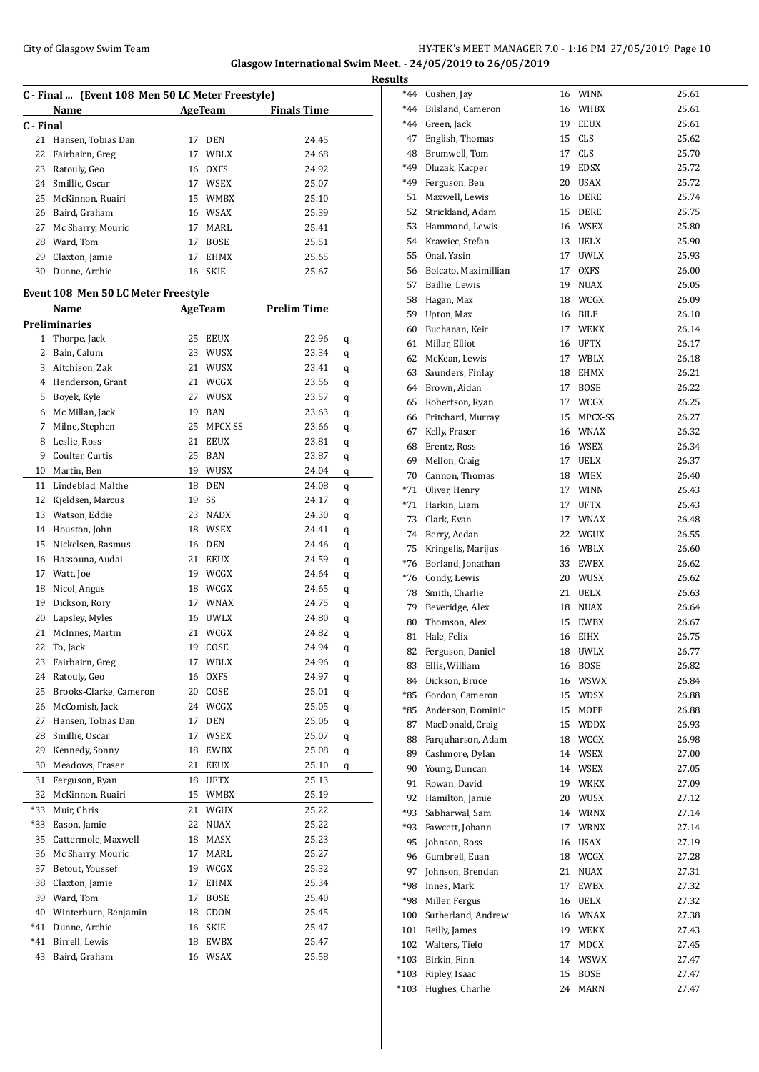**Glasgow International Swim Meet. - 24/05/2019 to 26/05/2019**

**Results**

## C - Final ... (Event 108 Men 50 LC Meter Freestyle)

| | Name | Age | Team | Finals Time |
|---|---|---|---|---|
| **C - Final** | | | | |
| 21 | Hansen, Tobias Dan | 17 | DEN | 24.45 |
| 22 | Fairbairn, Greg | 17 | WBLX | 24.68 |
| 23 | Ratouly, Geo | 16 | OXFS | 24.92 |
| 24 | Smillie, Oscar | 17 | WSEX | 25.07 |
| 25 | McKinnon, Ruairi | 15 | WMBX | 25.10 |
| 26 | Baird, Graham | 16 | WSAX | 25.39 |
| 27 | Mc Sharry, Mouric | 17 | MARL | 25.41 |
| 28 | Ward, Tom | 17 | BOSE | 25.51 |
| 29 | Claxton, Jamie | 17 | EHMX | 25.65 |
| 30 | Dunne, Archie | 16 | SKIE | 25.67 |

## Event 108 Men 50 LC Meter Freestyle

| | Name | Age | Team | Prelim Time | |
|---|---|---|---|---|---|
| **Preliminaries** | | | | | |
| 1 | Thorpe, Jack | 25 | EEUX | 22.96 | q |
| 2 | Bain, Calum | 23 | WUSX | 23.34 | q |
| 3 | Aitchison, Zak | 21 | WUSX | 23.41 | q |
| 4 | Henderson, Grant | 21 | WCGX | 23.56 | q |
| 5 | Boyek, Kyle | 27 | WUSX | 23.57 | q |
| 6 | Mc Millan, Jack | 19 | BAN | 23.63 | q |
| 7 | Milne, Stephen | 25 | MPCX-SS | 23.66 | q |
| 8 | Leslie, Ross | 21 | EEUX | 23.81 | q |
| 9 | Coulter, Curtis | 25 | BAN | 23.87 | q |
| 10 | Martin, Ben | 19 | WUSX | 24.04 | q |
| 11 | Lindeblad, Malthe | 18 | DEN | 24.08 | q |
| 12 | Kjeldsen, Marcus | 19 | SS | 24.17 | q |
| 13 | Watson, Eddie | 23 | NADX | 24.30 | q |
| 14 | Houston, John | 18 | WSEX | 24.41 | q |
| 15 | Nickelsen, Rasmus | 16 | DEN | 24.46 | q |
| 16 | Hassouna, Audai | 21 | EEUX | 24.59 | q |
| 17 | Watt, Joe | 19 | WCGX | 24.64 | q |
| 18 | Nicol, Angus | 18 | WCGX | 24.65 | q |
| 19 | Dickson, Rory | 17 | WNAX | 24.75 | q |
| 20 | Lapsley, Myles | 16 | UWLX | 24.80 | q |
| 21 | McInnes, Martin | 21 | WCGX | 24.82 | q |
| 22 | To, Jack | 19 | COSE | 24.94 | q |
| 23 | Fairbairn, Greg | 17 | WBLX | 24.96 | q |
| 24 | Ratouly, Geo | 16 | OXFS | 24.97 | q |
| 25 | Brooks-Clarke, Cameron | 20 | COSE | 25.01 | q |
| 26 | McComish, Jack | 24 | WCGX | 25.05 | q |
| 27 | Hansen, Tobias Dan | 17 | DEN | 25.06 | q |
| 28 | Smillie, Oscar | 17 | WSEX | 25.07 | q |
| 29 | Kennedy, Sonny | 18 | EWBX | 25.08 | q |
| 30 | Meadows, Fraser | 21 | EEUX | 25.10 | q |
| 31 | Ferguson, Ryan | 18 | UFTX | 25.13 | |
| 32 | McKinnon, Ruairi | 15 | WMBX | 25.19 | |
| *33 | Muir, Chris | 21 | WGUX | 25.22 | |
| *33 | Eason, Jamie | 22 | NUAX | 25.22 | |
| 35 | Cattermole, Maxwell | 18 | MASX | 25.23 | |
| 36 | Mc Sharry, Mouric | 17 | MARL | 25.27 | |
| 37 | Betout, Youssef | 19 | WCGX | 25.32 | |
| 38 | Claxton, Jamie | 17 | EHMX | 25.34 | |
| 39 | Ward, Tom | 17 | BOSE | 25.40 | |
| 40 | Winterburn, Benjamin | 18 | CDON | 25.45 | |
| *41 | Dunne, Archie | 16 | SKIE | 25.47 | |
| *41 | Birrell, Lewis | 18 | EWBX | 25.47 | |
| 43 | Baird, Graham | 16 | WSAX | 25.58 | |
| *44 | Cushen, Jay | 16 | WINN | 25.61 | |
| *44 | Bilsland, Cameron | 16 | WHBX | 25.61 | |
| *44 | Green, Jack | 19 | EEUX | 25.61 | |
| 47 | English, Thomas | 15 | CLS | 25.62 | |
| 48 | Brumwell, Tom | 17 | CLS | 25.70 | |
| *49 | Dluzak, Kacper | 19 | EDSX | 25.72 | |
| *49 | Ferguson, Ben | 20 | USAX | 25.72 | |
| 51 | Maxwell, Lewis | 16 | DERE | 25.74 | |
| 52 | Strickland, Adam | 15 | DERE | 25.75 | |
| 53 | Hammond, Lewis | 16 | WSEX | 25.80 | |
| 54 | Krawiec, Stefan | 13 | UELX | 25.90 | |
| 55 | Onal, Yasin | 17 | UWLX | 25.93 | |
| 56 | Bolcato, Maximillian | 17 | OXFS | 26.00 | |
| 57 | Baillie, Lewis | 19 | NUAX | 26.05 | |
| 58 | Hagan, Max | 18 | WCGX | 26.09 | |
| 59 | Upton, Max | 16 | BILE | 26.10 | |
| 60 | Buchanan, Keir | 17 | WEKX | 26.14 | |
| 61 | Millar, Elliot | 16 | UFTX | 26.17 | |
| 62 | McKean, Lewis | 17 | WBLX | 26.18 | |
| 63 | Saunders, Finlay | 18 | EHMX | 26.21 | |
| 64 | Brown, Aidan | 17 | BOSE | 26.22 | |
| 65 | Robertson, Ryan | 17 | WCGX | 26.25 | |
| 66 | Pritchard, Murray | 15 | MPCX-SS | 26.27 | |
| 67 | Kelly, Fraser | 16 | WNAX | 26.32 | |
| 68 | Erentz, Ross | 16 | WSEX | 26.34 | |
| 69 | Mellon, Craig | 17 | UELX | 26.37 | |
| 70 | Cannon, Thomas | 18 | WIEX | 26.40 | |
| *71 | Oliver, Henry | 17 | WINN | 26.43 | |
| *71 | Harkin, Liam | 17 | UFTX | 26.43 | |
| 73 | Clark, Evan | 17 | WNAX | 26.48 | |
| 74 | Berry, Aedan | 22 | WGUX | 26.55 | |
| 75 | Kringelis, Marijus | 16 | WBLX | 26.60 | |
| *76 | Borland, Jonathan | 33 | EWBX | 26.62 | |
| *76 | Condy, Lewis | 20 | WUSX | 26.62 | |
| 78 | Smith, Charlie | 21 | UELX | 26.63 | |
| 79 | Beveridge, Alex | 18 | NUAX | 26.64 | |
| 80 | Thomson, Alex | 15 | EWBX | 26.67 | |
| 81 | Hale, Felix | 16 | EIHX | 26.75 | |
| 82 | Ferguson, Daniel | 18 | UWLX | 26.77 | |
| 83 | Ellis, William | 16 | BOSE | 26.82 | |
| 84 | Dickson, Bruce | 16 | WSWX | 26.84 | |
| *85 | Gordon, Cameron | 15 | WDSX | 26.88 | |
| *85 | Anderson, Dominic | 15 | MOPE | 26.88 | |
| 87 | MacDonald, Craig | 15 | WDDX | 26.93 | |
| 88 | Farquharson, Adam | 18 | WCGX | 26.98 | |
| 89 | Cashmore, Dylan | 14 | WSEX | 27.00 | |
| 90 | Young, Duncan | 14 | WSEX | 27.05 | |
| 91 | Rowan, David | 19 | WKKX | 27.09 | |
| 92 | Hamilton, Jamie | 20 | WUSX | 27.12 | |
| *93 | Sabharwal, Sam | 14 | WRNX | 27.14 | |
| *93 | Fawcett, Johann | 17 | WRNX | 27.14 | |
| 95 | Johnson, Ross | 16 | USAX | 27.19 | |
| 96 | Gumbrell, Euan | 18 | WCGX | 27.28 | |
| 97 | Johnson, Brendan | 21 | NUAX | 27.31 | |
| *98 | Innes, Mark | 17 | EWBX | 27.32 | |
| *98 | Miller, Fergus | 16 | UELX | 27.32 | |
| 100 | Sutherland, Andrew | 16 | WNAX | 27.38 | |
| 101 | Reilly, James | 19 | WEKX | 27.43 | |
| 102 | Walters, Tielo | 17 | MDCX | 27.45 | |
| *103 | Birkin, Finn | 14 | WSWX | 27.47 | |
| *103 | Ripley, Isaac | 15 | BOSE | 27.47 | |
| *103 | Hughes, Charlie | 24 | MARN | 27.47 | |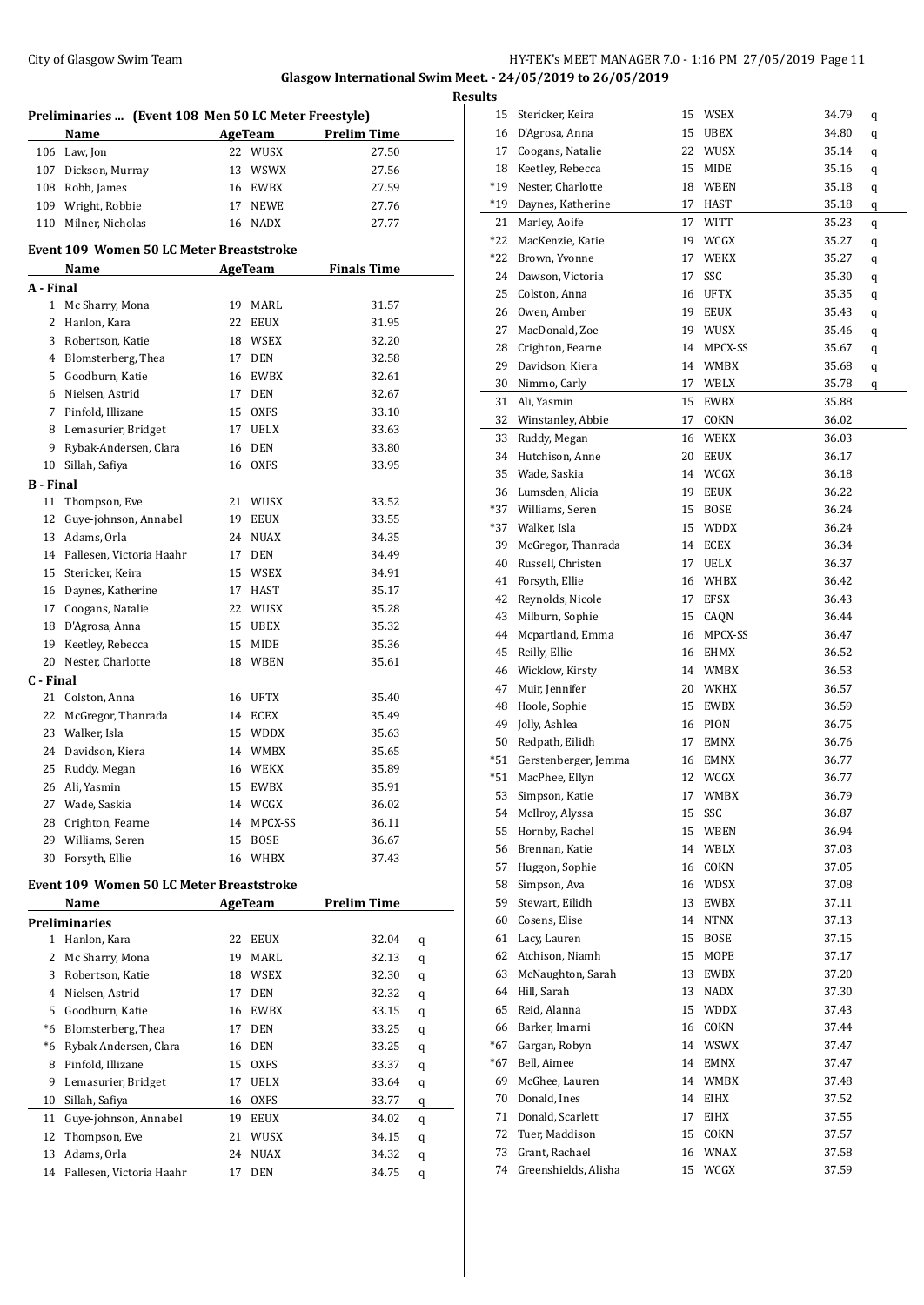**Glasgow International Swim Meet. - 24/05/2019 to 26/05/2019**

**Results**

### Preliminaries ... (Event 108 Men 50 LC Meter Freestyle)

| | Name | Age | Team | Prelim Time |
|---|---|---|---|---|
| 106 | Law, Jon | 22 | WUSX | 27.50 |
| 107 | Dickson, Murray | 13 | WSWX | 27.56 |
| 108 | Robb, James | 16 | EWBX | 27.59 |
| 109 | Wright, Robbie | 17 | NEWE | 27.76 |
| 110 | Milner, Nicholas | 16 | NADX | 27.77 |

### Event 109 Women 50 LC Meter Breaststroke

| | Name | Age | Team | Finals Time |
|---|---|---|---|---|
| **A - Final** | | | | |
| 1 | Mc Sharry, Mona | 19 | MARL | 31.57 |
| 2 | Hanlon, Kara | 22 | EEUX | 31.95 |
| 3 | Robertson, Katie | 18 | WSEX | 32.20 |
| 4 | Blomsterberg, Thea | 17 | DEN | 32.58 |
| 5 | Goodburn, Katie | 16 | EWBX | 32.61 |
| 6 | Nielsen, Astrid | 17 | DEN | 32.67 |
| 7 | Pinfold, Illizane | 15 | OXFS | 33.10 |
| 8 | Lemasurier, Bridget | 17 | UELX | 33.63 |
| 9 | Rybak-Andersen, Clara | 16 | DEN | 33.80 |
| 10 | Sillah, Safiya | 16 | OXFS | 33.95 |
| **B - Final** | | | | |
| 11 | Thompson, Eve | 21 | WUSX | 33.52 |
| 12 | Guye-johnson, Annabel | 19 | EEUX | 33.55 |
| 13 | Adams, Orla | 24 | NUAX | 34.35 |
| 14 | Pallesen, Victoria Haahr | 17 | DEN | 34.49 |
| 15 | Stericker, Keira | 15 | WSEX | 34.91 |
| 16 | Daynes, Katherine | 17 | HAST | 35.17 |
| 17 | Coogans, Natalie | 22 | WUSX | 35.28 |
| 18 | D'Agrosa, Anna | 15 | UBEX | 35.32 |
| 19 | Keetley, Rebecca | 15 | MIDE | 35.36 |
| 20 | Nester, Charlotte | 18 | WBEN | 35.61 |
| **C - Final** | | | | |
| 21 | Colston, Anna | 16 | UFTX | 35.40 |
| 22 | McGregor, Thanrada | 14 | ECEX | 35.49 |
| 23 | Walker, Isla | 15 | WDDX | 35.63 |
| 24 | Davidson, Kiera | 14 | WMBX | 35.65 |
| 25 | Ruddy, Megan | 16 | WEKX | 35.89 |
| 26 | Ali, Yasmin | 15 | EWBX | 35.91 |
| 27 | Wade, Saskia | 14 | WCGX | 36.02 |
| 28 | Crighton, Fearne | 14 | MPCX-SS | 36.11 |
| 29 | Williams, Seren | 15 | BOSE | 36.67 |
| 30 | Forsyth, Ellie | 16 | WHBX | 37.43 |

### Event 109 Women 50 LC Meter Breaststroke

| | Name | Age | Team | Prelim Time | |
|---|---|---|---|---|---|
| **Preliminaries** | | | | | |
| 1 | Hanlon, Kara | 22 | EEUX | 32.04 | q |
| 2 | Mc Sharry, Mona | 19 | MARL | 32.13 | q |
| 3 | Robertson, Katie | 18 | WSEX | 32.30 | q |
| 4 | Nielsen, Astrid | 17 | DEN | 32.32 | q |
| 5 | Goodburn, Katie | 16 | EWBX | 33.15 | q |
| *6 | Blomsterberg, Thea | 17 | DEN | 33.25 | q |
| *6 | Rybak-Andersen, Clara | 16 | DEN | 33.25 | q |
| 8 | Pinfold, Illizane | 15 | OXFS | 33.37 | q |
| 9 | Lemasurier, Bridget | 17 | UELX | 33.64 | q |
| 10 | Sillah, Safiya | 16 | OXFS | 33.77 | q |
| 11 | Guye-johnson, Annabel | 19 | EEUX | 34.02 | q |
| 12 | Thompson, Eve | 21 | WUSX | 34.15 | q |
| 13 | Adams, Orla | 24 | NUAX | 34.32 | q |
| 14 | Pallesen, Victoria Haahr | 17 | DEN | 34.75 | q |
| 15 | Stericker, Keira | 15 | WSEX | 34.79 | q |
| 16 | D'Agrosa, Anna | 15 | UBEX | 34.80 | q |
| 17 | Coogans, Natalie | 22 | WUSX | 35.14 | q |
| 18 | Keetley, Rebecca | 15 | MIDE | 35.16 | q |
| *19 | Nester, Charlotte | 18 | WBEN | 35.18 | q |
| *19 | Daynes, Katherine | 17 | HAST | 35.18 | q |
| 21 | Marley, Aoife | 17 | WITT | 35.23 | q |
| *22 | MacKenzie, Katie | 19 | WCGX | 35.27 | q |
| *22 | Brown, Yvonne | 17 | WEKX | 35.27 | q |
| 24 | Dawson, Victoria | 17 | SSC | 35.30 | q |
| 25 | Colston, Anna | 16 | UFTX | 35.35 | q |
| 26 | Owen, Amber | 19 | EEUX | 35.43 | q |
| 27 | MacDonald, Zoe | 19 | WUSX | 35.46 | q |
| 28 | Crighton, Fearne | 14 | MPCX-SS | 35.67 | q |
| 29 | Davidson, Kiera | 14 | WMBX | 35.68 | q |
| 30 | Nimmo, Carly | 17 | WBLX | 35.78 | q |
| 31 | Ali, Yasmin | 15 | EWBX | 35.88 | |
| 32 | Winstanley, Abbie | 17 | COKN | 36.02 | |
| 33 | Ruddy, Megan | 16 | WEKX | 36.03 | |
| 34 | Hutchison, Anne | 20 | EEUX | 36.17 | |
| 35 | Wade, Saskia | 14 | WCGX | 36.18 | |
| 36 | Lumsden, Alicia | 19 | EEUX | 36.22 | |
| *37 | Williams, Seren | 15 | BOSE | 36.24 | |
| *37 | Walker, Isla | 15 | WDDX | 36.24 | |
| 39 | McGregor, Thanrada | 14 | ECEX | 36.34 | |
| 40 | Russell, Christen | 17 | UELX | 36.37 | |
| 41 | Forsyth, Ellie | 16 | WHBX | 36.42 | |
| 42 | Reynolds, Nicole | 17 | EFSX | 36.43 | |
| 43 | Milburn, Sophie | 15 | CAQN | 36.44 | |
| 44 | Mcpartland, Emma | 16 | MPCX-SS | 36.47 | |
| 45 | Reilly, Ellie | 16 | EHMX | 36.52 | |
| 46 | Wicklow, Kirsty | 14 | WMBX | 36.53 | |
| 47 | Muir, Jennifer | 20 | WKHX | 36.57 | |
| 48 | Hoole, Sophie | 15 | EWBX | 36.59 | |
| 49 | Jolly, Ashlea | 16 | PION | 36.75 | |
| 50 | Redpath, Eilidh | 17 | EMNX | 36.76 | |
| *51 | Gerstenberger, Jemma | 16 | EMNX | 36.77 | |
| *51 | MacPhee, Ellyn | 12 | WCGX | 36.77 | |
| 53 | Simpson, Katie | 17 | WMBX | 36.79 | |
| 54 | McIlroy, Alyssa | 15 | SSC | 36.87 | |
| 55 | Hornby, Rachel | 15 | WBEN | 36.94 | |
| 56 | Brennan, Katie | 14 | WBLX | 37.03 | |
| 57 | Huggon, Sophie | 16 | COKN | 37.05 | |
| 58 | Simpson, Ava | 16 | WDSX | 37.08 | |
| 59 | Stewart, Eilidh | 13 | EWBX | 37.11 | |
| 60 | Cosens, Elise | 14 | NTNX | 37.13 | |
| 61 | Lacy, Lauren | 15 | BOSE | 37.15 | |
| 62 | Atchison, Niamh | 15 | MOPE | 37.17 | |
| 63 | McNaughton, Sarah | 13 | EWBX | 37.20 | |
| 64 | Hill, Sarah | 13 | NADX | 37.30 | |
| 65 | Reid, Alanna | 15 | WDDX | 37.43 | |
| 66 | Barker, Imarni | 16 | COKN | 37.44 | |
| *67 | Gargan, Robyn | 14 | WSWX | 37.47 | |
| *67 | Bell, Aimee | 14 | EMNX | 37.47 | |
| 69 | McGhee, Lauren | 14 | WMBX | 37.48 | |
| 70 | Donald, Ines | 14 | EIHX | 37.52 | |
| 71 | Donald, Scarlett | 17 | EIHX | 37.55 | |
| 72 | Tuer, Maddison | 15 | COKN | 37.57 | |
| 73 | Grant, Rachael | 16 | WNAX | 37.58 | |
| 74 | Greenshields, Alisha | 15 | WCGX | 37.59 | |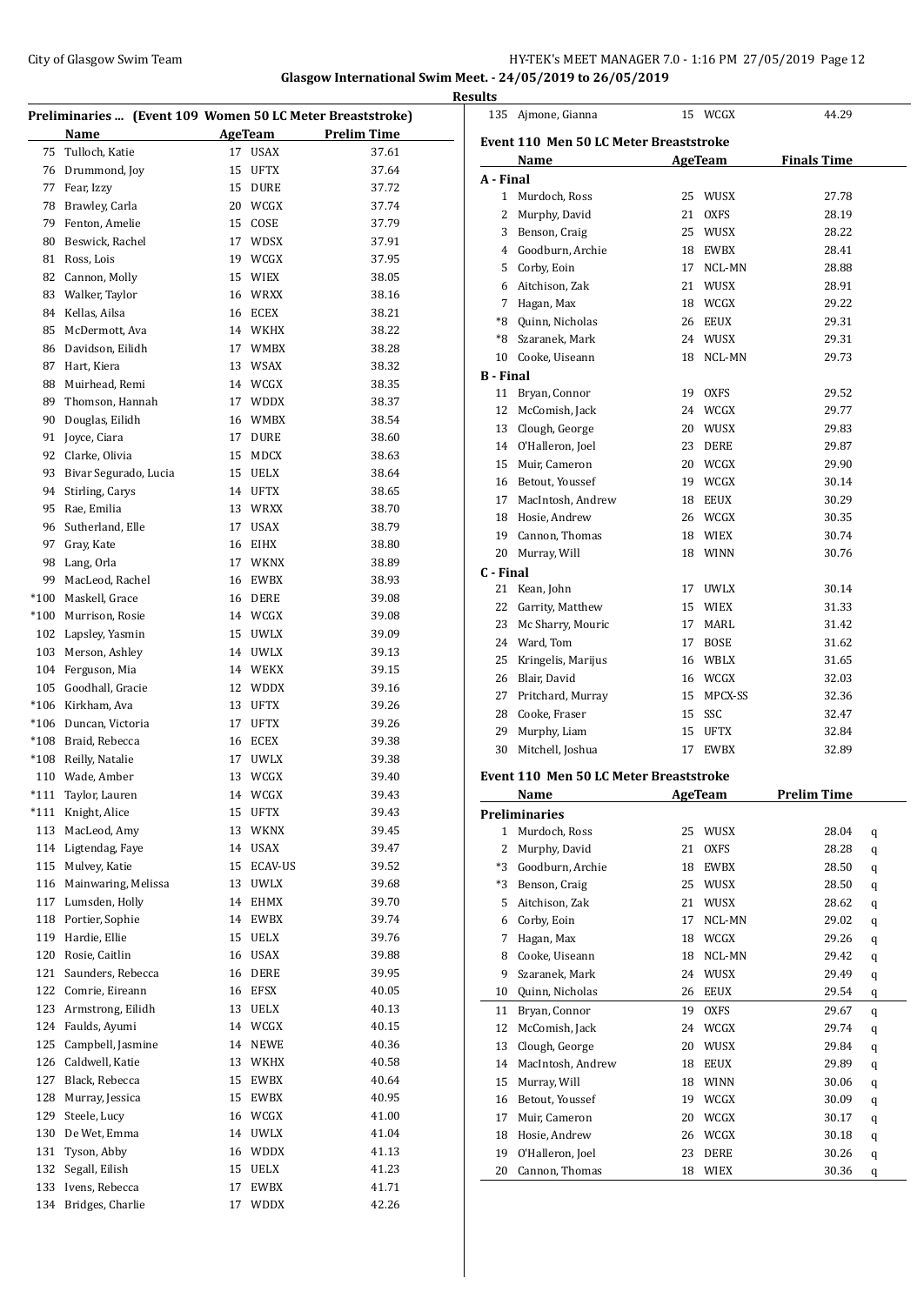**Glasgow International Swim Meet. - 24/05/2019 to 26/05/2019**

**Results**

### Preliminaries ... (Event 109 Women 50 LC Meter Breaststroke)

| | Name | Age | Team | Prelim Time |
|---|---|---|---|---|
| 75 | Tulloch, Katie | 17 | USAX | 37.61 |
| 76 | Drummond, Joy | 15 | UFTX | 37.64 |
| 77 | Fear, Izzy | 15 | DURE | 37.72 |
| 78 | Brawley, Carla | 20 | WCGX | 37.74 |
| 79 | Fenton, Amelie | 15 | COSE | 37.79 |
| 80 | Beswick, Rachel | 17 | WDSX | 37.91 |
| 81 | Ross, Lois | 19 | WCGX | 37.95 |
| 82 | Cannon, Molly | 15 | WIEX | 38.05 |
| 83 | Walker, Taylor | 16 | WRXX | 38.16 |
| 84 | Kellas, Ailsa | 16 | ECEX | 38.21 |
| 85 | McDermott, Ava | 14 | WKHX | 38.22 |
| 86 | Davidson, Eilidh | 17 | WMBX | 38.28 |
| 87 | Hart, Kiera | 13 | WSAX | 38.32 |
| 88 | Muirhead, Remi | 14 | WCGX | 38.35 |
| 89 | Thomson, Hannah | 17 | WDDX | 38.37 |
| 90 | Douglas, Eilidh | 16 | WMBX | 38.54 |
| 91 | Joyce, Ciara | 17 | DURE | 38.60 |
| 92 | Clarke, Olivia | 15 | MDCX | 38.63 |
| 93 | Bivar Segurado, Lucia | 15 | UELX | 38.64 |
| 94 | Stirling, Carys | 14 | UFTX | 38.65 |
| 95 | Rae, Emilia | 13 | WRXX | 38.70 |
| 96 | Sutherland, Elle | 17 | USAX | 38.79 |
| 97 | Gray, Kate | 16 | EIHX | 38.80 |
| 98 | Lang, Orla | 17 | WKNX | 38.89 |
| 99 | MacLeod, Rachel | 16 | EWBX | 38.93 |
| *100 | Maskell, Grace | 16 | DERE | 39.08 |
| *100 | Murrison, Rosie | 14 | WCGX | 39.08 |
| 102 | Lapsley, Yasmin | 15 | UWLX | 39.09 |
| 103 | Merson, Ashley | 14 | UWLX | 39.13 |
| 104 | Ferguson, Mia | 14 | WEKX | 39.15 |
| 105 | Goodhall, Gracie | 12 | WDDX | 39.16 |
| *106 | Kirkham, Ava | 13 | UFTX | 39.26 |
| *106 | Duncan, Victoria | 17 | UFTX | 39.26 |
| *108 | Braid, Rebecca | 16 | ECEX | 39.38 |
| *108 | Reilly, Natalie | 17 | UWLX | 39.38 |
| 110 | Wade, Amber | 13 | WCGX | 39.40 |
| *111 | Taylor, Lauren | 14 | WCGX | 39.43 |
| *111 | Knight, Alice | 15 | UFTX | 39.43 |
| 113 | MacLeod, Amy | 13 | WKNX | 39.45 |
| 114 | Ligtendag, Faye | 14 | USAX | 39.47 |
| 115 | Mulvey, Katie | 15 | ECAV-US | 39.52 |
| 116 | Mainwaring, Melissa | 13 | UWLX | 39.68 |
| 117 | Lumsden, Holly | 14 | EHMX | 39.70 |
| 118 | Portier, Sophie | 14 | EWBX | 39.74 |
| 119 | Hardie, Ellie | 15 | UELX | 39.76 |
| 120 | Rosie, Caitlin | 16 | USAX | 39.88 |
| 121 | Saunders, Rebecca | 16 | DERE | 39.95 |
| 122 | Comrie, Eireann | 16 | EFSX | 40.05 |
| 123 | Armstrong, Eilidh | 13 | UELX | 40.13 |
| 124 | Faulds, Ayumi | 14 | WCGX | 40.15 |
| 125 | Campbell, Jasmine | 14 | NEWE | 40.36 |
| 126 | Caldwell, Katie | 13 | WKHX | 40.58 |
| 127 | Black, Rebecca | 15 | EWBX | 40.64 |
| 128 | Murray, Jessica | 15 | EWBX | 40.95 |
| 129 | Steele, Lucy | 16 | WCGX | 41.00 |
| 130 | De Wet, Emma | 14 | UWLX | 41.04 |
| 131 | Tyson, Abby | 16 | WDDX | 41.13 |
| 132 | Segall, Eilish | 15 | UELX | 41.23 |
| 133 | Ivens, Rebecca | 17 | EWBX | 41.71 |
| 134 | Bridges, Charlie | 17 | WDDX | 42.26 |
| 135 | Ajmone, Gianna | 15 | WCGX | 44.29 |

### Event 110 Men 50 LC Meter Breaststroke

| | Name | Age | Team | Finals Time |
|---|---|---|---|---|
| **A - Final** | | | | |
| 1 | Murdoch, Ross | 25 | WUSX | 27.78 |
| 2 | Murphy, David | 21 | OXFS | 28.19 |
| 3 | Benson, Craig | 25 | WUSX | 28.22 |
| 4 | Goodburn, Archie | 18 | EWBX | 28.41 |
| 5 | Corby, Eoin | 17 | NCL-MN | 28.88 |
| 6 | Aitchison, Zak | 21 | WUSX | 28.91 |
| 7 | Hagan, Max | 18 | WCGX | 29.22 |
| *8 | Quinn, Nicholas | 26 | EEUX | 29.31 |
| *8 | Szaranek, Mark | 24 | WUSX | 29.31 |
| 10 | Cooke, Uiseann | 18 | NCL-MN | 29.73 |
| **B - Final** | | | | |
| 11 | Bryan, Connor | 19 | OXFS | 29.52 |
| 12 | McComish, Jack | 24 | WCGX | 29.77 |
| 13 | Clough, George | 20 | WUSX | 29.83 |
| 14 | O'Halleron, Joel | 23 | DERE | 29.87 |
| 15 | Muir, Cameron | 20 | WCGX | 29.90 |
| 16 | Betout, Youssef | 19 | WCGX | 30.14 |
| 17 | MacIntosh, Andrew | 18 | EEUX | 30.29 |
| 18 | Hosie, Andrew | 26 | WCGX | 30.35 |
| 19 | Cannon, Thomas | 18 | WIEX | 30.74 |
| 20 | Murray, Will | 18 | WINN | 30.76 |
| **C - Final** | | | | |
| 21 | Kean, John | 17 | UWLX | 30.14 |
| 22 | Garrity, Matthew | 15 | WIEX | 31.33 |
| 23 | Mc Sharry, Mouric | 17 | MARL | 31.42 |
| 24 | Ward, Tom | 17 | BOSE | 31.62 |
| 25 | Kringelis, Marijus | 16 | WBLX | 31.65 |
| 26 | Blair, David | 16 | WCGX | 32.03 |
| 27 | Pritchard, Murray | 15 | MPCX-SS | 32.36 |
| 28 | Cooke, Fraser | 15 | SSC | 32.47 |
| 29 | Murphy, Liam | 15 | UFTX | 32.84 |
| 30 | Mitchell, Joshua | 17 | EWBX | 32.89 |

### Event 110 Men 50 LC Meter Breaststroke

| | Name | Age | Team | Prelim Time | |
|---|---|---|---|---|---|
| **Preliminaries** | | | | | |
| 1 | Murdoch, Ross | 25 | WUSX | 28.04 | q |
| 2 | Murphy, David | 21 | OXFS | 28.28 | q |
| *3 | Goodburn, Archie | 18 | EWBX | 28.50 | q |
| *3 | Benson, Craig | 25 | WUSX | 28.50 | q |
| 5 | Aitchison, Zak | 21 | WUSX | 28.62 | q |
| 6 | Corby, Eoin | 17 | NCL-MN | 29.02 | q |
| 7 | Hagan, Max | 18 | WCGX | 29.26 | q |
| 8 | Cooke, Uiseann | 18 | NCL-MN | 29.42 | q |
| 9 | Szaranek, Mark | 24 | WUSX | 29.49 | q |
| 10 | Quinn, Nicholas | 26 | EEUX | 29.54 | q |
| 11 | Bryan, Connor | 19 | OXFS | 29.67 | q |
| 12 | McComish, Jack | 24 | WCGX | 29.74 | q |
| 13 | Clough, George | 20 | WUSX | 29.84 | q |
| 14 | MacIntosh, Andrew | 18 | EEUX | 29.89 | q |
| 15 | Murray, Will | 18 | WINN | 30.06 | q |
| 16 | Betout, Youssef | 19 | WCGX | 30.09 | q |
| 17 | Muir, Cameron | 20 | WCGX | 30.17 | q |
| 18 | Hosie, Andrew | 26 | WCGX | 30.18 | q |
| 19 | O'Halleron, Joel | 23 | DERE | 30.26 | q |
| 20 | Cannon, Thomas | 18 | WIEX | 30.36 | q |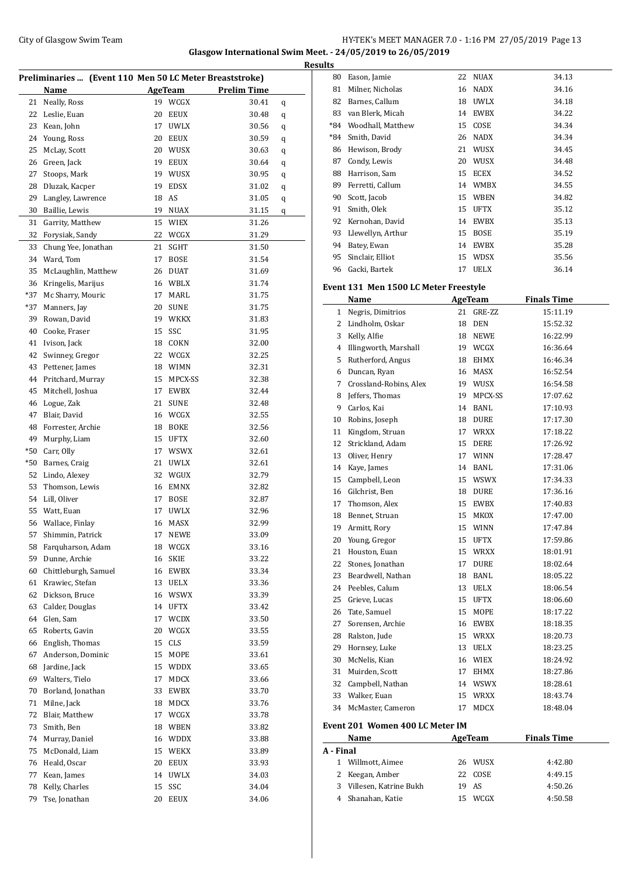**Glasgow International Swim Meet. - 24/05/2019 to 26/05/2019**

**Results**

### Preliminaries ... (Event 110 Men 50 LC Meter Breaststroke)

| | Name | Age | Team | Prelim Time | |
|---|---|---|---|---|---|
| 21 | Neally, Ross | 19 | WCGX | 30.41 | q |
| 22 | Leslie, Euan | 20 | EEUX | 30.48 | q |
| 23 | Kean, John | 17 | UWLX | 30.56 | q |
| 24 | Young, Ross | 20 | EEUX | 30.59 | q |
| 25 | McLay, Scott | 20 | WUSX | 30.63 | q |
| 26 | Green, Jack | 19 | EEUX | 30.64 | q |
| 27 | Stoops, Mark | 19 | WUSX | 30.95 | q |
| 28 | Dluzak, Kacper | 19 | EDSX | 31.02 | q |
| 29 | Langley, Lawrence | 18 | AS | 31.05 | q |
| 30 | Baillie, Lewis | 19 | NUAX | 31.15 | q |
| 31 | Garrity, Matthew | 15 | WIEX | 31.26 | |
| 32 | Forysiak, Sandy | 22 | WCGX | 31.29 | |
| 33 | Chung Yee, Jonathan | 21 | SGHT | 31.50 | |
| 34 | Ward, Tom | 17 | BOSE | 31.54 | |
| 35 | McLaughlin, Matthew | 26 | DUAT | 31.69 | |
| 36 | Kringelis, Marijus | 16 | WBLX | 31.74 | |
| *37 | Mc Sharry, Mouric | 17 | MARL | 31.75 | |
| *37 | Manners, Jay | 20 | SUNE | 31.75 | |
| 39 | Rowan, David | 19 | WKKX | 31.83 | |
| 40 | Cooke, Fraser | 15 | SSC | 31.95 | |
| 41 | Ivison, Jack | 18 | COKN | 32.00 | |
| 42 | Swinney, Gregor | 22 | WCGX | 32.25 | |
| 43 | Pettener, James | 18 | WIMN | 32.31 | |
| 44 | Pritchard, Murray | 15 | MPCX-SS | 32.38 | |
| 45 | Mitchell, Joshua | 17 | EWBX | 32.44 | |
| 46 | Logue, Zak | 21 | SUNE | 32.48 | |
| 47 | Blair, David | 16 | WCGX | 32.55 | |
| 48 | Forrester, Archie | 18 | BOKE | 32.56 | |
| 49 | Murphy, Liam | 15 | UFTX | 32.60 | |
| *50 | Carr, Olly | 17 | WSWX | 32.61 | |
| *50 | Barnes, Craig | 21 | UWLX | 32.61 | |
| 52 | Lindo, Alexey | 32 | WGUX | 32.79 | |
| 53 | Thomson, Lewis | 16 | EMNX | 32.82 | |
| 54 | Lill, Oliver | 17 | BOSE | 32.87 | |
| 55 | Watt, Euan | 17 | UWLX | 32.96 | |
| 56 | Wallace, Finlay | 16 | MASX | 32.99 | |
| 57 | Shimmin, Patrick | 17 | NEWE | 33.09 | |
| 58 | Farquharson, Adam | 18 | WCGX | 33.16 | |
| 59 | Dunne, Archie | 16 | SKIE | 33.22 | |
| 60 | Chittleburgh, Samuel | 16 | EWBX | 33.34 | |
| 61 | Krawiec, Stefan | 13 | UELX | 33.36 | |
| 62 | Dickson, Bruce | 16 | WSWX | 33.39 | |
| 63 | Calder, Douglas | 14 | UFTX | 33.42 | |
| 64 | Glen, Sam | 17 | WCDX | 33.50 | |
| 65 | Roberts, Gavin | 20 | WCGX | 33.55 | |
| 66 | English, Thomas | 15 | CLS | 33.59 | |
| 67 | Anderson, Dominic | 15 | MOPE | 33.61 | |
| 68 | Jardine, Jack | 15 | WDDX | 33.65 | |
| 69 | Walters, Tielo | 17 | MDCX | 33.66 | |
| 70 | Borland, Jonathan | 33 | EWBX | 33.70 | |
| 71 | Milne, Jack | 18 | MDCX | 33.76 | |
| 72 | Blair, Matthew | 17 | WCGX | 33.78 | |
| 73 | Smith, Ben | 18 | WBEN | 33.82 | |
| 74 | Murray, Daniel | 16 | WDDX | 33.88 | |
| 75 | McDonald, Liam | 15 | WEKX | 33.89 | |
| 76 | Heald, Oscar | 20 | EEUX | 33.93 | |
| 77 | Kean, James | 14 | UWLX | 34.03 | |
| 78 | Kelly, Charles | 15 | SSC | 34.04 | |
| 79 | Tse, Jonathan | 20 | EEUX | 34.06 | |
| 80 | Eason, Jamie | 22 | NUAX | 34.13 | |
| 81 | Milner, Nicholas | 16 | NADX | 34.16 | |
| 82 | Barnes, Callum | 18 | UWLX | 34.18 | |
| 83 | van Blerk, Micah | 14 | EWBX | 34.22 | |
| *84 | Woodhall, Matthew | 15 | COSE | 34.34 | |
| *84 | Smith, David | 26 | NADX | 34.34 | |
| 86 | Hewison, Brody | 21 | WUSX | 34.45 | |
| 87 | Condy, Lewis | 20 | WUSX | 34.48 | |
| 88 | Harrison, Sam | 15 | ECEX | 34.52 | |
| 89 | Ferretti, Callum | 14 | WMBX | 34.55 | |
| 90 | Scott, Jacob | 15 | WBEN | 34.82 | |
| 91 | Smith, Olek | 15 | UFTX | 35.12 | |
| 92 | Kernohan, David | 14 | EWBX | 35.13 | |
| 93 | Llewellyn, Arthur | 15 | BOSE | 35.19 | |
| 94 | Batey, Ewan | 14 | EWBX | 35.28 | |
| 95 | Sinclair, Elliot | 15 | WDSX | 35.56 | |
| 96 | Gacki, Bartek | 17 | UELX | 36.14 | |

### Event 131 Men 1500 LC Meter Freestyle

| | Name | Age | Team | Finals Time |
|---|---|---|---|---|
| 1 | Negris, Dimitrios | 21 | GRE-ZZ | 15:11.19 |
| 2 | Lindholm, Oskar | 18 | DEN | 15:52.32 |
| 3 | Kelly, Alfie | 18 | NEWE | 16:22.99 |
| 4 | Illingworth, Marshall | 19 | WCGX | 16:36.64 |
| 5 | Rutherford, Angus | 18 | EHMX | 16:46.34 |
| 6 | Duncan, Ryan | 16 | MASX | 16:52.54 |
| 7 | Crossland-Robins, Alex | 19 | WUSX | 16:54.58 |
| 8 | Jeffers, Thomas | 19 | MPCX-SS | 17:07.62 |
| 9 | Carlos, Kai | 14 | BANL | 17:10.93 |
| 10 | Robins, Joseph | 18 | DURE | 17:17.30 |
| 11 | Kingdom, Struan | 17 | WRXX | 17:18.22 |
| 12 | Strickland, Adam | 15 | DERE | 17:26.92 |
| 13 | Oliver, Henry | 17 | WINN | 17:28.47 |
| 14 | Kaye, James | 14 | BANL | 17:31.06 |
| 15 | Campbell, Leon | 15 | WSWX | 17:34.33 |
| 16 | Gilchrist, Ben | 18 | DURE | 17:36.16 |
| 17 | Thomson, Alex | 15 | EWBX | 17:40.83 |
| 18 | Bennet, Struan | 15 | MKOX | 17:47.00 |
| 19 | Armitt, Rory | 15 | WINN | 17:47.84 |
| 20 | Young, Gregor | 15 | UFTX | 17:59.86 |
| 21 | Houston, Euan | 15 | WRXX | 18:01.91 |
| 22 | Stones, Jonathan | 17 | DURE | 18:02.64 |
| 23 | Beardwell, Nathan | 18 | BANL | 18:05.22 |
| 24 | Peebles, Calum | 13 | UELX | 18:06.54 |
| 25 | Grieve, Lucas | 15 | UFTX | 18:06.60 |
| 26 | Tate, Samuel | 15 | MOPE | 18:17.22 |
| 27 | Sorensen, Archie | 16 | EWBX | 18:18.35 |
| 28 | Ralston, Jude | 15 | WRXX | 18:20.73 |
| 29 | Hornsey, Luke | 13 | UELX | 18:23.25 |
| 30 | McNelis, Kian | 16 | WIEX | 18:24.92 |
| 31 | Muirden, Scott | 17 | EHMX | 18:27.86 |
| 32 | Campbell, Nathan | 14 | WSWX | 18:28.61 |
| 33 | Walker, Euan | 15 | WRXX | 18:43.74 |
| 34 | McMaster, Cameron | 17 | MDCX | 18:48.04 |

### Event 201 Women 400 LC Meter IM

| | Name | Age | Team | Finals Time |
|---|---|---|---|---|
| **A - Final** | | | | |
| 1 | Willmott, Aimee | 26 | WUSX | 4:42.80 |
| 2 | Keegan, Amber | 22 | COSE | 4:49.15 |
| 3 | Villesen, Katrine Bukh | 19 | AS | 4:50.26 |
| 4 | Shanahan, Katie | 15 | WCGX | 4:50.58 |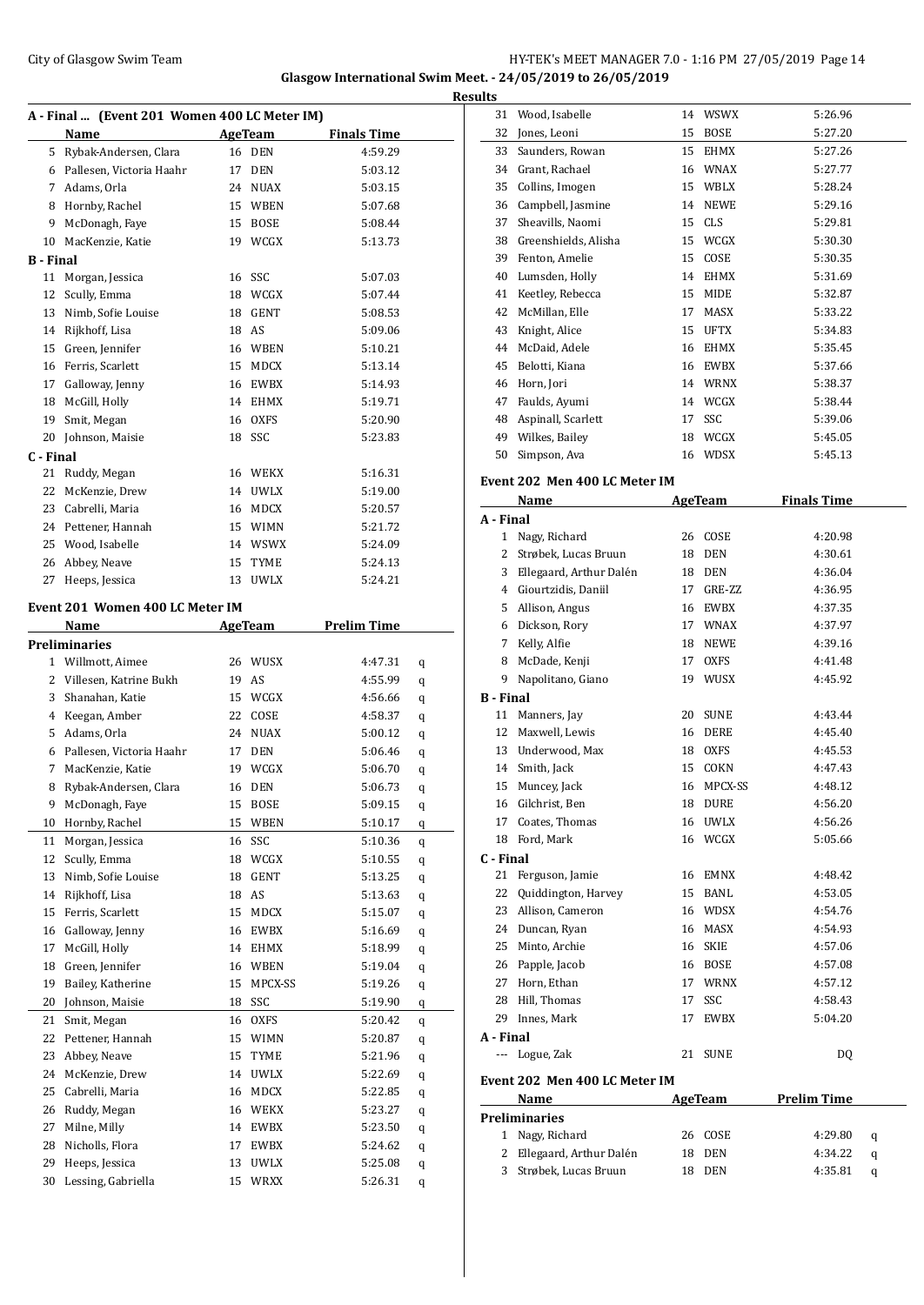**Glasgow International Swim Meet. - 24/05/2019 to 26/05/2019**

**Results**

### A - Final ... (Event 201 Women 400 LC Meter IM)

| | Name | Age | Team | Finals Time |
|---|---|---|---|---|
| 5 | Rybak-Andersen, Clara | 16 | DEN | 4:59.29 |
| 6 | Pallesen, Victoria Haahr | 17 | DEN | 5:03.12 |
| 7 | Adams, Orla | 24 | NUAX | 5:03.15 |
| 8 | Hornby, Rachel | 15 | WBEN | 5:07.68 |
| 9 | McDonagh, Faye | 15 | BOSE | 5:08.44 |
| 10 | MacKenzie, Katie | 19 | WCGX | 5:13.73 |
| **B - Final** | | | | |
| 11 | Morgan, Jessica | 16 | SSC | 5:07.03 |
| 12 | Scully, Emma | 18 | WCGX | 5:07.44 |
| 13 | Nimb, Sofie Louise | 18 | GENT | 5:08.53 |
| 14 | Rijkhoff, Lisa | 18 | AS | 5:09.06 |
| 15 | Green, Jennifer | 16 | WBEN | 5:10.21 |
| 16 | Ferris, Scarlett | 15 | MDCX | 5:13.14 |
| 17 | Galloway, Jenny | 16 | EWBX | 5:14.93 |
| 18 | McGill, Holly | 14 | EHMX | 5:19.71 |
| 19 | Smit, Megan | 16 | OXFS | 5:20.90 |
| 20 | Johnson, Maisie | 18 | SSC | 5:23.83 |
| **C - Final** | | | | |
| 21 | Ruddy, Megan | 16 | WEKX | 5:16.31 |
| 22 | McKenzie, Drew | 14 | UWLX | 5:19.00 |
| 23 | Cabrelli, Maria | 16 | MDCX | 5:20.57 |
| 24 | Pettener, Hannah | 15 | WIMN | 5:21.72 |
| 25 | Wood, Isabelle | 14 | WSWX | 5:24.09 |
| 26 | Abbey, Neave | 15 | TYME | 5:24.13 |
| 27 | Heeps, Jessica | 13 | UWLX | 5:24.21 |

### Event 201 Women 400 LC Meter IM

| | Name | Age | Team | Prelim Time | |
|---|---|---|---|---|---|
| **Preliminaries** | | | | | |
| 1 | Willmott, Aimee | 26 | WUSX | 4:47.31 | q |
| 2 | Villesen, Katrine Bukh | 19 | AS | 4:55.99 | q |
| 3 | Shanahan, Katie | 15 | WCGX | 4:56.66 | q |
| 4 | Keegan, Amber | 22 | COSE | 4:58.37 | q |
| 5 | Adams, Orla | 24 | NUAX | 5:00.12 | q |
| 6 | Pallesen, Victoria Haahr | 17 | DEN | 5:06.46 | q |
| 7 | MacKenzie, Katie | 19 | WCGX | 5:06.70 | q |
| 8 | Rybak-Andersen, Clara | 16 | DEN | 5:06.73 | q |
| 9 | McDonagh, Faye | 15 | BOSE | 5:09.15 | q |
| 10 | Hornby, Rachel | 15 | WBEN | 5:10.17 | q |
| 11 | Morgan, Jessica | 16 | SSC | 5:10.36 | q |
| 12 | Scully, Emma | 18 | WCGX | 5:10.55 | q |
| 13 | Nimb, Sofie Louise | 18 | GENT | 5:13.25 | q |
| 14 | Rijkhoff, Lisa | 18 | AS | 5:13.63 | q |
| 15 | Ferris, Scarlett | 15 | MDCX | 5:15.07 | q |
| 16 | Galloway, Jenny | 16 | EWBX | 5:16.69 | q |
| 17 | McGill, Holly | 14 | EHMX | 5:18.99 | q |
| 18 | Green, Jennifer | 16 | WBEN | 5:19.04 | q |
| 19 | Bailey, Katherine | 15 | MPCX-SS | 5:19.26 | q |
| 20 | Johnson, Maisie | 18 | SSC | 5:19.90 | q |
| 21 | Smit, Megan | 16 | OXFS | 5:20.42 | q |
| 22 | Pettener, Hannah | 15 | WIMN | 5:20.87 | q |
| 23 | Abbey, Neave | 15 | TYME | 5:21.96 | q |
| 24 | McKenzie, Drew | 14 | UWLX | 5:22.69 | q |
| 25 | Cabrelli, Maria | 16 | MDCX | 5:22.85 | q |
| 26 | Ruddy, Megan | 16 | WEKX | 5:23.27 | q |
| 27 | Milne, Milly | 14 | EWBX | 5:23.50 | q |
| 28 | Nicholls, Flora | 17 | EWBX | 5:24.62 | q |
| 29 | Heeps, Jessica | 13 | UWLX | 5:25.08 | q |
| 30 | Lessing, Gabriella | 15 | WRXX | 5:26.31 | q |
| 31 | Wood, Isabelle | 14 | WSWX | 5:26.96 | |
| 32 | Jones, Leoni | 15 | BOSE | 5:27.20 | |
| 33 | Saunders, Rowan | 15 | EHMX | 5:27.26 | |
| 34 | Grant, Rachael | 16 | WNAX | 5:27.77 | |
| 35 | Collins, Imogen | 15 | WBLX | 5:28.24 | |
| 36 | Campbell, Jasmine | 14 | NEWE | 5:29.16 | |
| 37 | Sheavills, Naomi | 15 | CLS | 5:29.81 | |
| 38 | Greenshields, Alisha | 15 | WCGX | 5:30.30 | |
| 39 | Fenton, Amelie | 15 | COSE | 5:30.35 | |
| 40 | Lumsden, Holly | 14 | EHMX | 5:31.69 | |
| 41 | Keetley, Rebecca | 15 | MIDE | 5:32.87 | |
| 42 | McMillan, Elle | 17 | MASX | 5:33.22 | |
| 43 | Knight, Alice | 15 | UFTX | 5:34.83 | |
| 44 | McDaid, Adele | 16 | EHMX | 5:35.45 | |
| 45 | Belotti, Kiana | 16 | EWBX | 5:37.66 | |
| 46 | Horn, Jori | 14 | WRNX | 5:38.37 | |
| 47 | Faulds, Ayumi | 14 | WCGX | 5:38.44 | |
| 48 | Aspinall, Scarlett | 17 | SSC | 5:39.06 | |
| 49 | Wilkes, Bailey | 18 | WCGX | 5:45.05 | |
| 50 | Simpson, Ava | 16 | WDSX | 5:45.13 | |

### Event 202 Men 400 LC Meter IM

| | Name | Age | Team | Finals Time |
|---|---|---|---|---|
| **A - Final** | | | | |
| 1 | Nagy, Richard | 26 | COSE | 4:20.98 |
| 2 | Strøbek, Lucas Bruun | 18 | DEN | 4:30.61 |
| 3 | Ellegaard, Arthur Dalén | 18 | DEN | 4:36.04 |
| 4 | Giourtzidis, Daniil | 17 | GRE-ZZ | 4:36.95 |
| 5 | Allison, Angus | 16 | EWBX | 4:37.35 |
| 6 | Dickson, Rory | 17 | WNAX | 4:37.97 |
| 7 | Kelly, Alfie | 18 | NEWE | 4:39.16 |
| 8 | McDade, Kenji | 17 | OXFS | 4:41.48 |
| 9 | Napolitano, Giano | 19 | WUSX | 4:45.92 |
| **B - Final** | | | | |
| 11 | Manners, Jay | 20 | SUNE | 4:43.44 |
| 12 | Maxwell, Lewis | 16 | DERE | 4:45.40 |
| 13 | Underwood, Max | 18 | OXFS | 4:45.53 |
| 14 | Smith, Jack | 15 | COKN | 4:47.43 |
| 15 | Muncey, Jack | 16 | MPCX-SS | 4:48.12 |
| 16 | Gilchrist, Ben | 18 | DURE | 4:56.20 |
| 17 | Coates, Thomas | 16 | UWLX | 4:56.26 |
| 18 | Ford, Mark | 16 | WCGX | 5:05.66 |
| **C - Final** | | | | |
| 21 | Ferguson, Jamie | 16 | EMNX | 4:48.42 |
| 22 | Quiddington, Harvey | 15 | BANL | 4:53.05 |
| 23 | Allison, Cameron | 16 | WDSX | 4:54.76 |
| 24 | Duncan, Ryan | 16 | MASX | 4:54.93 |
| 25 | Minto, Archie | 16 | SKIE | 4:57.06 |
| 26 | Papple, Jacob | 16 | BOSE | 4:57.08 |
| 27 | Horn, Ethan | 17 | WRNX | 4:57.12 |
| 28 | Hill, Thomas | 17 | SSC | 4:58.43 |
| 29 | Innes, Mark | 17 | EWBX | 5:04.20 |
| **A - Final** | | | | |
| --- | Logue, Zak | 21 | SUNE | DQ |

### Event 202 Men 400 LC Meter IM

| | Name | Age | Team | Prelim Time | |
|---|---|---|---|---|---|
| **Preliminaries** | | | | | |
| 1 | Nagy, Richard | 26 | COSE | 4:29.80 | q |
| 2 | Ellegaard, Arthur Dalén | 18 | DEN | 4:34.22 | q |
| 3 | Strøbek, Lucas Bruun | 18 | DEN | 4:35.81 | q |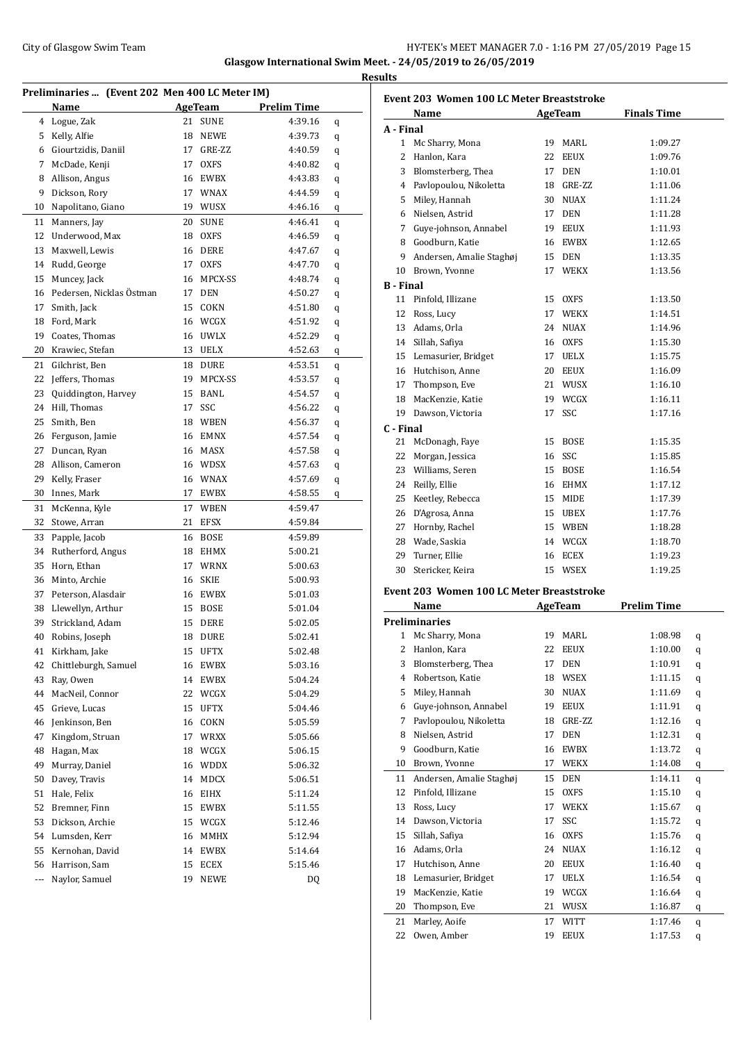Glasgow International Swim Meet. - 24/05/2019 to 26/05/2019

**Results**

## Preliminaries ... (Event 202 Men 400 LC Meter IM)

| | Name | Age | Team | Prelim Time | |
|---|---|---|---|---|---|
| 4 | Logue, Zak | 21 | SUNE | 4:39.16 | q |
| 5 | Kelly, Alfie | 18 | NEWE | 4:39.73 | q |
| 6 | Giourtzidis, Daniil | 17 | GRE-ZZ | 4:40.59 | q |
| 7 | McDade, Kenji | 17 | OXFS | 4:40.82 | q |
| 8 | Allison, Angus | 16 | EWBX | 4:43.83 | q |
| 9 | Dickson, Rory | 17 | WNAX | 4:44.59 | q |
| 10 | Napolitano, Giano | 19 | WUSX | 4:46.16 | q |
| 11 | Manners, Jay | 20 | SUNE | 4:46.41 | q |
| 12 | Underwood, Max | 18 | OXFS | 4:46.59 | q |
| 13 | Maxwell, Lewis | 16 | DERE | 4:47.67 | q |
| 14 | Rudd, George | 17 | OXFS | 4:47.70 | q |
| 15 | Muncey, Jack | 16 | MPCX-SS | 4:48.74 | q |
| 16 | Pedersen, Nicklas Östman | 17 | DEN | 4:50.27 | q |
| 17 | Smith, Jack | 15 | COKN | 4:51.80 | q |
| 18 | Ford, Mark | 16 | WCGX | 4:51.92 | q |
| 19 | Coates, Thomas | 16 | UWLX | 4:52.29 | q |
| 20 | Krawiec, Stefan | 13 | UELX | 4:52.63 | q |
| 21 | Gilchrist, Ben | 18 | DURE | 4:53.51 | q |
| 22 | Jeffers, Thomas | 19 | MPCX-SS | 4:53.57 | q |
| 23 | Quiddington, Harvey | 15 | BANL | 4:54.57 | q |
| 24 | Hill, Thomas | 17 | SSC | 4:56.22 | q |
| 25 | Smith, Ben | 18 | WBEN | 4:56.37 | q |
| 26 | Ferguson, Jamie | 16 | EMNX | 4:57.54 | q |
| 27 | Duncan, Ryan | 16 | MASX | 4:57.58 | q |
| 28 | Allison, Cameron | 16 | WDSX | 4:57.63 | q |
| 29 | Kelly, Fraser | 16 | WNAX | 4:57.69 | q |
| 30 | Innes, Mark | 17 | EWBX | 4:58.55 | q |
| 31 | McKenna, Kyle | 17 | WBEN | 4:59.47 | |
| 32 | Stowe, Arran | 21 | EFSX | 4:59.84 | |
| 33 | Papple, Jacob | 16 | BOSE | 4:59.89 | |
| 34 | Rutherford, Angus | 18 | EHMX | 5:00.21 | |
| 35 | Horn, Ethan | 17 | WRNX | 5:00.63 | |
| 36 | Minto, Archie | 16 | SKIE | 5:00.93 | |
| 37 | Peterson, Alasdair | 16 | EWBX | 5:01.03 | |
| 38 | Llewellyn, Arthur | 15 | BOSE | 5:01.04 | |
| 39 | Strickland, Adam | 15 | DERE | 5:02.05 | |
| 40 | Robins, Joseph | 18 | DURE | 5:02.41 | |
| 41 | Kirkham, Jake | 15 | UFTX | 5:02.48 | |
| 42 | Chittleburgh, Samuel | 16 | EWBX | 5:03.16 | |
| 43 | Ray, Owen | 14 | EWBX | 5:04.24 | |
| 44 | MacNeil, Connor | 22 | WCGX | 5:04.29 | |
| 45 | Grieve, Lucas | 15 | UFTX | 5:04.46 | |
| 46 | Jenkinson, Ben | 16 | COKN | 5:05.59 | |
| 47 | Kingdom, Struan | 17 | WRXX | 5:05.66 | |
| 48 | Hagan, Max | 18 | WCGX | 5:06.15 | |
| 49 | Murray, Daniel | 16 | WDDX | 5:06.32 | |
| 50 | Davey, Travis | 14 | MDCX | 5:06.51 | |
| 51 | Hale, Felix | 16 | EIHX | 5:11.24 | |
| 52 | Bremner, Finn | 15 | EWBX | 5:11.55 | |
| 53 | Dickson, Archie | 15 | WCGX | 5:12.46 | |
| 54 | Lumsden, Kerr | 16 | MMHX | 5:12.94 | |
| 55 | Kernohan, David | 14 | EWBX | 5:14.64 | |
| 56 | Harrison, Sam | 15 | ECEX | 5:15.46 | |
| --- | Naylor, Samuel | 19 | NEWE | DQ | |

## Event 203 Women 100 LC Meter Breaststroke

| | Name | Age | Team | Finals Time |
|---|---|---|---|---|
| **A - Final** | | | | |
| 1 | Mc Sharry, Mona | 19 | MARL | 1:09.27 |
| 2 | Hanlon, Kara | 22 | EEUX | 1:09.76 |
| 3 | Blomsterberg, Thea | 17 | DEN | 1:10.01 |
| 4 | Pavlopoulou, Nikoletta | 18 | GRE-ZZ | 1:11.06 |
| 5 | Miley, Hannah | 30 | NUAX | 1:11.24 |
| 6 | Nielsen, Astrid | 17 | DEN | 1:11.28 |
| 7 | Guye-johnson, Annabel | 19 | EEUX | 1:11.93 |
| 8 | Goodburn, Katie | 16 | EWBX | 1:12.65 |
| 9 | Andersen, Amalie Staghøj | 15 | DEN | 1:13.35 |
| 10 | Brown, Yvonne | 17 | WEKX | 1:13.56 |
| **B - Final** | | | | |
| 11 | Pinfold, Illizane | 15 | OXFS | 1:13.50 |
| 12 | Ross, Lucy | 17 | WEKX | 1:14.51 |
| 13 | Adams, Orla | 24 | NUAX | 1:14.96 |
| 14 | Sillah, Safiya | 16 | OXFS | 1:15.30 |
| 15 | Lemasurier, Bridget | 17 | UELX | 1:15.75 |
| 16 | Hutchison, Anne | 20 | EEUX | 1:16.09 |
| 17 | Thompson, Eve | 21 | WUSX | 1:16.10 |
| 18 | MacKenzie, Katie | 19 | WCGX | 1:16.11 |
| 19 | Dawson, Victoria | 17 | SSC | 1:17.16 |
| **C - Final** | | | | |
| 21 | McDonagh, Faye | 15 | BOSE | 1:15.35 |
| 22 | Morgan, Jessica | 16 | SSC | 1:15.85 |
| 23 | Williams, Seren | 15 | BOSE | 1:16.54 |
| 24 | Reilly, Ellie | 16 | EHMX | 1:17.12 |
| 25 | Keetley, Rebecca | 15 | MIDE | 1:17.39 |
| 26 | D'Agrosa, Anna | 15 | UBEX | 1:17.76 |
| 27 | Hornby, Rachel | 15 | WBEN | 1:18.28 |
| 28 | Wade, Saskia | 14 | WCGX | 1:18.70 |
| 29 | Turner, Ellie | 16 | ECEX | 1:19.23 |
| 30 | Stericker, Keira | 15 | WSEX | 1:19.25 |

## Event 203 Women 100 LC Meter Breaststroke

| | Name | Age | Team | Prelim Time | |
|---|---|---|---|---|---|
| **Preliminaries** | | | | | |
| 1 | Mc Sharry, Mona | 19 | MARL | 1:08.98 | q |
| 2 | Hanlon, Kara | 22 | EEUX | 1:10.00 | q |
| 3 | Blomsterberg, Thea | 17 | DEN | 1:10.91 | q |
| 4 | Robertson, Katie | 18 | WSEX | 1:11.15 | q |
| 5 | Miley, Hannah | 30 | NUAX | 1:11.69 | q |
| 6 | Guye-johnson, Annabel | 19 | EEUX | 1:11.91 | q |
| 7 | Pavlopoulou, Nikoletta | 18 | GRE-ZZ | 1:12.16 | q |
| 8 | Nielsen, Astrid | 17 | DEN | 1:12.31 | q |
| 9 | Goodburn, Katie | 16 | EWBX | 1:13.72 | q |
| 10 | Brown, Yvonne | 17 | WEKX | 1:14.08 | q |
| 11 | Andersen, Amalie Staghøj | 15 | DEN | 1:14.11 | q |
| 12 | Pinfold, Illizane | 15 | OXFS | 1:15.10 | q |
| 13 | Ross, Lucy | 17 | WEKX | 1:15.67 | q |
| 14 | Dawson, Victoria | 17 | SSC | 1:15.72 | q |
| 15 | Sillah, Safiya | 16 | OXFS | 1:15.76 | q |
| 16 | Adams, Orla | 24 | NUAX | 1:16.12 | q |
| 17 | Hutchison, Anne | 20 | EEUX | 1:16.40 | q |
| 18 | Lemasurier, Bridget | 17 | UELX | 1:16.54 | q |
| 19 | MacKenzie, Katie | 19 | WCGX | 1:16.64 | q |
| 20 | Thompson, Eve | 21 | WUSX | 1:16.87 | q |
| 21 | Marley, Aoife | 17 | WITT | 1:17.46 | q |
| 22 | Owen, Amber | 19 | EEUX | 1:17.53 | q |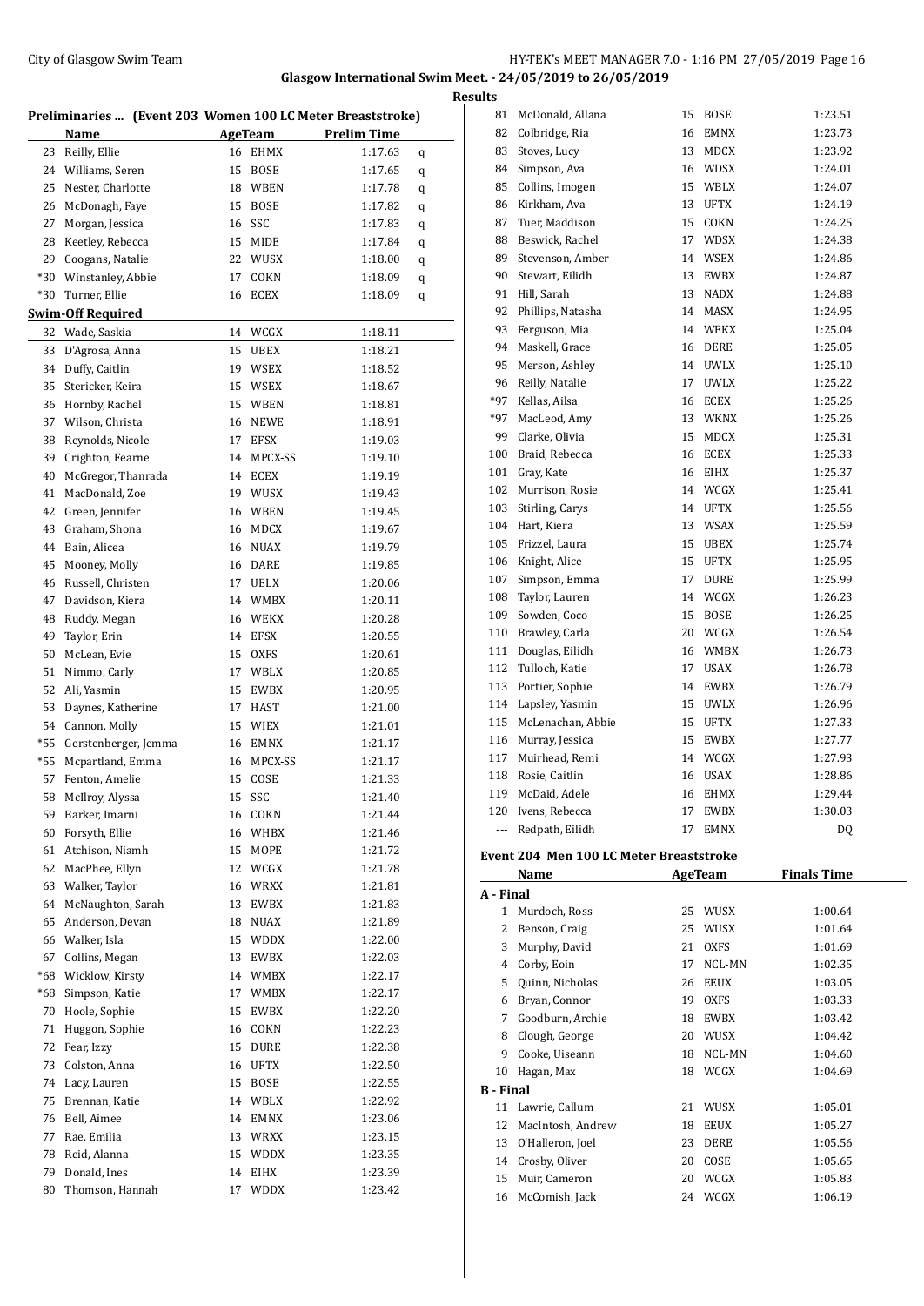**Glasgow International Swim Meet. - 24/05/2019 to 26/05/2019**

**Results**

### Preliminaries ... (Event 203 Women 100 LC Meter Breaststroke)

| | Name | Age | Team | Prelim Time | |
|---|---|---|---|---|---|
| 23 | Reilly, Ellie | 16 | EHMX | 1:17.63 | q |
| 24 | Williams, Seren | 15 | BOSE | 1:17.65 | q |
| 25 | Nester, Charlotte | 18 | WBEN | 1:17.78 | q |
| 26 | McDonagh, Faye | 15 | BOSE | 1:17.82 | q |
| 27 | Morgan, Jessica | 16 | SSC | 1:17.83 | q |
| 28 | Keetley, Rebecca | 15 | MIDE | 1:17.84 | q |
| 29 | Coogans, Natalie | 22 | WUSX | 1:18.00 | q |
| *30 | Winstanley, Abbie | 17 | COKN | 1:18.09 | q |
| *30 | Turner, Ellie | 16 | ECEX | 1:18.09 | q |
| **Swim-Off Required** | | | | | |
| 32 | Wade, Saskia | 14 | WCGX | 1:18.11 | |
| 33 | D'Agrosa, Anna | 15 | UBEX | 1:18.21 | |
| 34 | Duffy, Caitlin | 19 | WSEX | 1:18.52 | |
| 35 | Stericker, Keira | 15 | WSEX | 1:18.67 | |
| 36 | Hornby, Rachel | 15 | WBEN | 1:18.81 | |
| 37 | Wilson, Christa | 16 | NEWE | 1:18.91 | |
| 38 | Reynolds, Nicole | 17 | EFSX | 1:19.03 | |
| 39 | Crighton, Fearne | 14 | MPCX-SS | 1:19.10 | |
| 40 | McGregor, Thanrada | 14 | ECEX | 1:19.19 | |
| 41 | MacDonald, Zoe | 19 | WUSX | 1:19.43 | |
| 42 | Green, Jennifer | 16 | WBEN | 1:19.45 | |
| 43 | Graham, Shona | 16 | MDCX | 1:19.67 | |
| 44 | Bain, Alicea | 16 | NUAX | 1:19.79 | |
| 45 | Mooney, Molly | 16 | DARE | 1:19.85 | |
| 46 | Russell, Christen | 17 | UELX | 1:20.06 | |
| 47 | Davidson, Kiera | 14 | WMBX | 1:20.11 | |
| 48 | Ruddy, Megan | 16 | WEKX | 1:20.28 | |
| 49 | Taylor, Erin | 14 | EFSX | 1:20.55 | |
| 50 | McLean, Evie | 15 | OXFS | 1:20.61 | |
| 51 | Nimmo, Carly | 17 | WBLX | 1:20.85 | |
| 52 | Ali, Yasmin | 15 | EWBX | 1:20.95 | |
| 53 | Daynes, Katherine | 17 | HAST | 1:21.00 | |
| 54 | Cannon, Molly | 15 | WIEX | 1:21.01 | |
| *55 | Gerstenberger, Jemma | 16 | EMNX | 1:21.17 | |
| *55 | Mcpartland, Emma | 16 | MPCX-SS | 1:21.17 | |
| 57 | Fenton, Amelie | 15 | COSE | 1:21.33 | |
| 58 | McIlroy, Alyssa | 15 | SSC | 1:21.40 | |
| 59 | Barker, Imarni | 16 | COKN | 1:21.44 | |
| 60 | Forsyth, Ellie | 16 | WHBX | 1:21.46 | |
| 61 | Atchison, Niamh | 15 | MOPE | 1:21.72 | |
| 62 | MacPhee, Ellyn | 12 | WCGX | 1:21.78 | |
| 63 | Walker, Taylor | 16 | WRXX | 1:21.81 | |
| 64 | McNaughton, Sarah | 13 | EWBX | 1:21.83 | |
| 65 | Anderson, Devan | 18 | NUAX | 1:21.89 | |
| 66 | Walker, Isla | 15 | WDDX | 1:22.00 | |
| 67 | Collins, Megan | 13 | EWBX | 1:22.03 | |
| *68 | Wicklow, Kirsty | 14 | WMBX | 1:22.17 | |
| *68 | Simpson, Katie | 17 | WMBX | 1:22.17 | |
| 70 | Hoole, Sophie | 15 | EWBX | 1:22.20 | |
| 71 | Huggon, Sophie | 16 | COKN | 1:22.23 | |
| 72 | Fear, Izzy | 15 | DURE | 1:22.38 | |
| 73 | Colston, Anna | 16 | UFTX | 1:22.50 | |
| 74 | Lacy, Lauren | 15 | BOSE | 1:22.55 | |
| 75 | Brennan, Katie | 14 | WBLX | 1:22.92 | |
| 76 | Bell, Aimee | 14 | EMNX | 1:23.06 | |
| 77 | Rae, Emilia | 13 | WRXX | 1:23.15 | |
| 78 | Reid, Alanna | 15 | WDDX | 1:23.35 | |
| 79 | Donald, Ines | 14 | EIHX | 1:23.39 | |
| 80 | Thomson, Hannah | 17 | WDDX | 1:23.42 | |
| 81 | McDonald, Allana | 15 | BOSE | 1:23.51 | |
| 82 | Colbridge, Ria | 16 | EMNX | 1:23.73 | |
| 83 | Stoves, Lucy | 13 | MDCX | 1:23.92 | |
| 84 | Simpson, Ava | 16 | WDSX | 1:24.01 | |
| 85 | Collins, Imogen | 15 | WBLX | 1:24.07 | |
| 86 | Kirkham, Ava | 13 | UFTX | 1:24.19 | |
| 87 | Tuer, Maddison | 15 | COKN | 1:24.25 | |
| 88 | Beswick, Rachel | 17 | WDSX | 1:24.38 | |
| 89 | Stevenson, Amber | 14 | WSEX | 1:24.86 | |
| 90 | Stewart, Eilidh | 13 | EWBX | 1:24.87 | |
| 91 | Hill, Sarah | 13 | NADX | 1:24.88 | |
| 92 | Phillips, Natasha | 14 | MASX | 1:24.95 | |
| 93 | Ferguson, Mia | 14 | WEKX | 1:25.04 | |
| 94 | Maskell, Grace | 16 | DERE | 1:25.05 | |
| 95 | Merson, Ashley | 14 | UWLX | 1:25.10 | |
| 96 | Reilly, Natalie | 17 | UWLX | 1:25.22 | |
| *97 | Kellas, Ailsa | 16 | ECEX | 1:25.26 | |
| *97 | MacLeod, Amy | 13 | WKNX | 1:25.26 | |
| 99 | Clarke, Olivia | 15 | MDCX | 1:25.31 | |
| 100 | Braid, Rebecca | 16 | ECEX | 1:25.33 | |
| 101 | Gray, Kate | 16 | EIHX | 1:25.37 | |
| 102 | Murrison, Rosie | 14 | WCGX | 1:25.41 | |
| 103 | Stirling, Carys | 14 | UFTX | 1:25.56 | |
| 104 | Hart, Kiera | 13 | WSAX | 1:25.59 | |
| 105 | Frizzel, Laura | 15 | UBEX | 1:25.74 | |
| 106 | Knight, Alice | 15 | UFTX | 1:25.95 | |
| 107 | Simpson, Emma | 17 | DURE | 1:25.99 | |
| 108 | Taylor, Lauren | 14 | WCGX | 1:26.23 | |
| 109 | Sowden, Coco | 15 | BOSE | 1:26.25 | |
| 110 | Brawley, Carla | 20 | WCGX | 1:26.54 | |
| 111 | Douglas, Eilidh | 16 | WMBX | 1:26.73 | |
| 112 | Tulloch, Katie | 17 | USAX | 1:26.78 | |
| 113 | Portier, Sophie | 14 | EWBX | 1:26.79 | |
| 114 | Lapsley, Yasmin | 15 | UWLX | 1:26.96 | |
| 115 | McLenachan, Abbie | 15 | UFTX | 1:27.33 | |
| 116 | Murray, Jessica | 15 | EWBX | 1:27.77 | |
| 117 | Muirhead, Remi | 14 | WCGX | 1:27.93 | |
| 118 | Rosie, Caitlin | 16 | USAX | 1:28.86 | |
| 119 | McDaid, Adele | 16 | EHMX | 1:29.44 | |
| 120 | Ivens, Rebecca | 17 | EWBX | 1:30.03 | |
| --- | Redpath, Eilidh | 17 | EMNX | DQ | |

### Event 204 Men 100 LC Meter Breaststroke

| | Name | Age | Team | Finals Time |
|---|---|---|---|---|
| **A - Final** | | | | |
| 1 | Murdoch, Ross | 25 | WUSX | 1:00.64 |
| 2 | Benson, Craig | 25 | WUSX | 1:01.64 |
| 3 | Murphy, David | 21 | OXFS | 1:01.69 |
| 4 | Corby, Eoin | 17 | NCL-MN | 1:02.35 |
| 5 | Quinn, Nicholas | 26 | EEUX | 1:03.05 |
| 6 | Bryan, Connor | 19 | OXFS | 1:03.33 |
| 7 | Goodburn, Archie | 18 | EWBX | 1:03.42 |
| 8 | Clough, George | 20 | WUSX | 1:04.42 |
| 9 | Cooke, Uiseann | 18 | NCL-MN | 1:04.60 |
| 10 | Hagan, Max | 18 | WCGX | 1:04.69 |
| **B - Final** | | | | |
| 11 | Lawrie, Callum | 21 | WUSX | 1:05.01 |
| 12 | MacIntosh, Andrew | 18 | EEUX | 1:05.27 |
| 13 | O'Halleron, Joel | 23 | DERE | 1:05.56 |
| 14 | Crosby, Oliver | 20 | COSE | 1:05.65 |
| 15 | Muir, Cameron | 20 | WCGX | 1:05.83 |
| 16 | McComish, Jack | 24 | WCGX | 1:06.19 |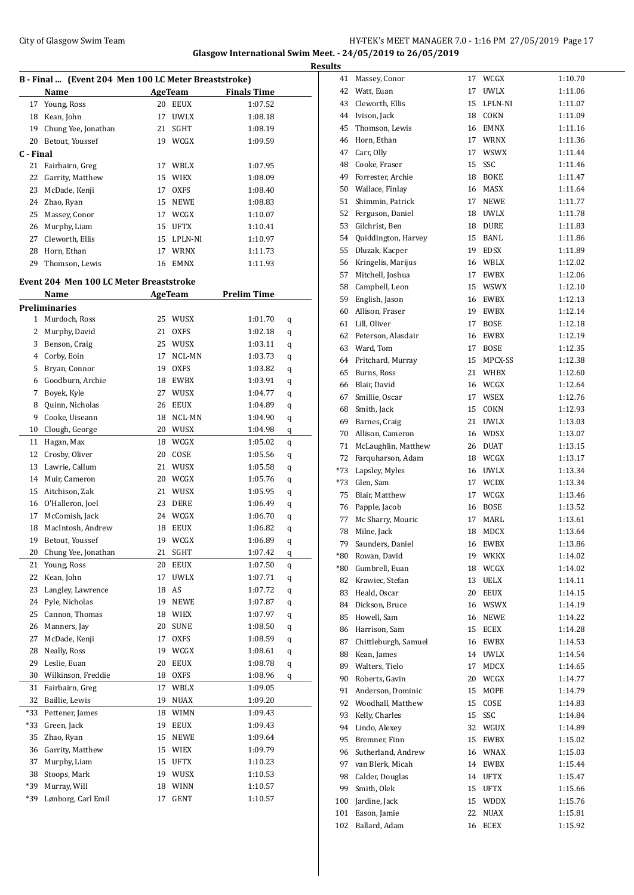**Glasgow International Swim Meet. - 24/05/2019 to 26/05/2019**

**Results**

### B - Final ... (Event 204 Men 100 LC Meter Breaststroke)

| | Name | Age | Team | Finals Time |
|---|---|---|---|---|
| 17 | Young, Ross | 20 | EEUX | 1:07.52 |
| 18 | Kean, John | 17 | UWLX | 1:08.18 |
| 19 | Chung Yee, Jonathan | 21 | SGHT | 1:08.19 |
| 20 | Betout, Youssef | 19 | WCGX | 1:09.59 |

**C - Final**

| | Name | Age | Team | Finals Time |
|---|---|---|---|---|
| 21 | Fairbairn, Greg | 17 | WBLX | 1:07.95 |
| 22 | Garrity, Matthew | 15 | WIEX | 1:08.09 |
| 23 | McDade, Kenji | 17 | OXFS | 1:08.40 |
| 24 | Zhao, Ryan | 15 | NEWE | 1:08.83 |
| 25 | Massey, Conor | 17 | WCGX | 1:10.07 |
| 26 | Murphy, Liam | 15 | UFTX | 1:10.41 |
| 27 | Cleworth, Ellis | 15 | LPLN-NI | 1:10.97 |
| 28 | Horn, Ethan | 17 | WRNX | 1:11.73 |
| 29 | Thomson, Lewis | 16 | EMNX | 1:11.93 |

### Event 204 Men 100 LC Meter Breaststroke

**Preliminaries**

| | Name | Age | Team | Prelim Time | |
|---|---|---|---|---|---|
| 1 | Murdoch, Ross | 25 | WUSX | 1:01.70 | q |
| 2 | Murphy, David | 21 | OXFS | 1:02.18 | q |
| 3 | Benson, Craig | 25 | WUSX | 1:03.11 | q |
| 4 | Corby, Eoin | 17 | NCL-MN | 1:03.73 | q |
| 5 | Bryan, Connor | 19 | OXFS | 1:03.82 | q |
| 6 | Goodburn, Archie | 18 | EWBX | 1:03.91 | q |
| 7 | Boyek, Kyle | 27 | WUSX | 1:04.77 | q |
| 8 | Quinn, Nicholas | 26 | EEUX | 1:04.89 | q |
| 9 | Cooke, Uiseann | 18 | NCL-MN | 1:04.90 | q |
| 10 | Clough, George | 20 | WUSX | 1:04.98 | q |
| 11 | Hagan, Max | 18 | WCGX | 1:05.02 | q |
| 12 | Crosby, Oliver | 20 | COSE | 1:05.56 | q |
| 13 | Lawrie, Callum | 21 | WUSX | 1:05.58 | q |
| 14 | Muir, Cameron | 20 | WCGX | 1:05.76 | q |
| 15 | Aitchison, Zak | 21 | WUSX | 1:05.95 | q |
| 16 | O'Halleron, Joel | 23 | DERE | 1:06.49 | q |
| 17 | McComish, Jack | 24 | WCGX | 1:06.70 | q |
| 18 | MacIntosh, Andrew | 18 | EEUX | 1:06.82 | q |
| 19 | Betout, Youssef | 19 | WCGX | 1:06.89 | q |
| 20 | Chung Yee, Jonathan | 21 | SGHT | 1:07.42 | q |
| 21 | Young, Ross | 20 | EEUX | 1:07.50 | q |
| 22 | Kean, John | 17 | UWLX | 1:07.71 | q |
| 23 | Langley, Lawrence | 18 | AS | 1:07.72 | q |
| 24 | Pyle, Nicholas | 19 | NEWE | 1:07.87 | q |
| 25 | Cannon, Thomas | 18 | WIEX | 1:07.97 | q |
| 26 | Manners, Jay | 20 | SUNE | 1:08.50 | q |
| 27 | McDade, Kenji | 17 | OXFS | 1:08.59 | q |
| 28 | Neally, Ross | 19 | WCGX | 1:08.61 | q |
| 29 | Leslie, Euan | 20 | EEUX | 1:08.78 | q |
| 30 | Wilkinson, Freddie | 18 | OXFS | 1:08.96 | q |
| 31 | Fairbairn, Greg | 17 | WBLX | 1:09.05 | |
| 32 | Baillie, Lewis | 19 | NUAX | 1:09.20 | |
| *33 | Pettener, James | 18 | WIMN | 1:09.43 | |
| *33 | Green, Jack | 19 | EEUX | 1:09.43 | |
| 35 | Zhao, Ryan | 15 | NEWE | 1:09.64 | |
| 36 | Garrity, Matthew | 15 | WIEX | 1:09.79 | |
| 37 | Murphy, Liam | 15 | UFTX | 1:10.23 | |
| 38 | Stoops, Mark | 19 | WUSX | 1:10.53 | |
| *39 | Murray, Will | 18 | WINN | 1:10.57 | |
| *39 | Lønborg, Carl Emil | 17 | GENT | 1:10.57 | |
| 41 | Massey, Conor | 17 | WCGX | 1:10.70 | |
| 42 | Watt, Euan | 17 | UWLX | 1:11.06 | |
| 43 | Cleworth, Ellis | 15 | LPLN-NI | 1:11.07 | |
| 44 | Ivison, Jack | 18 | COKN | 1:11.09 | |
| 45 | Thomson, Lewis | 16 | EMNX | 1:11.16 | |
| 46 | Horn, Ethan | 17 | WRNX | 1:11.36 | |
| 47 | Carr, Olly | 17 | WSWX | 1:11.44 | |
| 48 | Cooke, Fraser | 15 | SSC | 1:11.46 | |
| 49 | Forrester, Archie | 18 | BOKE | 1:11.47 | |
| 50 | Wallace, Finlay | 16 | MASX | 1:11.64 | |
| 51 | Shimmin, Patrick | 17 | NEWE | 1:11.77 | |
| 52 | Ferguson, Daniel | 18 | UWLX | 1:11.78 | |
| 53 | Gilchrist, Ben | 18 | DURE | 1:11.83 | |
| 54 | Quiddington, Harvey | 15 | BANL | 1:11.86 | |
| 55 | Dluzak, Kacper | 19 | EDSX | 1:11.89 | |
| 56 | Kringelis, Marijus | 16 | WBLX | 1:12.02 | |
| 57 | Mitchell, Joshua | 17 | EWBX | 1:12.06 | |
| 58 | Campbell, Leon | 15 | WSWX | 1:12.10 | |
| 59 | English, Jason | 16 | EWBX | 1:12.13 | |
| 60 | Allison, Fraser | 19 | EWBX | 1:12.14 | |
| 61 | Lill, Oliver | 17 | BOSE | 1:12.18 | |
| 62 | Peterson, Alasdair | 16 | EWBX | 1:12.19 | |
| 63 | Ward, Tom | 17 | BOSE | 1:12.35 | |
| 64 | Pritchard, Murray | 15 | MPCX-SS | 1:12.38 | |
| 65 | Burns, Ross | 21 | WHBX | 1:12.60 | |
| 66 | Blair, David | 16 | WCGX | 1:12.64 | |
| 67 | Smillie, Oscar | 17 | WSEX | 1:12.76 | |
| 68 | Smith, Jack | 15 | COKN | 1:12.93 | |
| 69 | Barnes, Craig | 21 | UWLX | 1:13.03 | |
| 70 | Allison, Cameron | 16 | WDSX | 1:13.07 | |
| 71 | McLaughlin, Matthew | 26 | DUAT | 1:13.15 | |
| 72 | Farquharson, Adam | 18 | WCGX | 1:13.17 | |
| *73 | Lapsley, Myles | 16 | UWLX | 1:13.34 | |
| *73 | Glen, Sam | 17 | WCDX | 1:13.34 | |
| 75 | Blair, Matthew | 17 | WCGX | 1:13.46 | |
| 76 | Papple, Jacob | 16 | BOSE | 1:13.52 | |
| 77 | Mc Sharry, Mouric | 17 | MARL | 1:13.61 | |
| 78 | Milne, Jack | 18 | MDCX | 1:13.64 | |
| 79 | Saunders, Daniel | 16 | EWBX | 1:13.86 | |
| *80 | Rowan, David | 19 | WKKX | 1:14.02 | |
| *80 | Gumbrell, Euan | 18 | WCGX | 1:14.02 | |
| 82 | Krawiec, Stefan | 13 | UELX | 1:14.11 | |
| 83 | Heald, Oscar | 20 | EEUX | 1:14.15 | |
| 84 | Dickson, Bruce | 16 | WSWX | 1:14.19 | |
| 85 | Howell, Sam | 16 | NEWE | 1:14.22 | |
| 86 | Harrison, Sam | 15 | ECEX | 1:14.28 | |
| 87 | Chittleburgh, Samuel | 16 | EWBX | 1:14.53 | |
| 88 | Kean, James | 14 | UWLX | 1:14.54 | |
| 89 | Walters, Tielo | 17 | MDCX | 1:14.65 | |
| 90 | Roberts, Gavin | 20 | WCGX | 1:14.77 | |
| 91 | Anderson, Dominic | 15 | MOPE | 1:14.79 | |
| 92 | Woodhall, Matthew | 15 | COSE | 1:14.83 | |
| 93 | Kelly, Charles | 15 | SSC | 1:14.84 | |
| 94 | Lindo, Alexey | 32 | WGUX | 1:14.89 | |
| 95 | Bremner, Finn | 15 | EWBX | 1:15.02 | |
| 96 | Sutherland, Andrew | 16 | WNAX | 1:15.03 | |
| 97 | van Blerk, Micah | 14 | EWBX | 1:15.44 | |
| 98 | Calder, Douglas | 14 | UFTX | 1:15.47 | |
| 99 | Smith, Olek | 15 | UFTX | 1:15.66 | |
| 100 | Jardine, Jack | 15 | WDDX | 1:15.76 | |
| 101 | Eason, Jamie | 22 | NUAX | 1:15.81 | |
| 102 | Ballard, Adam | 16 | ECEX | 1:15.92 | |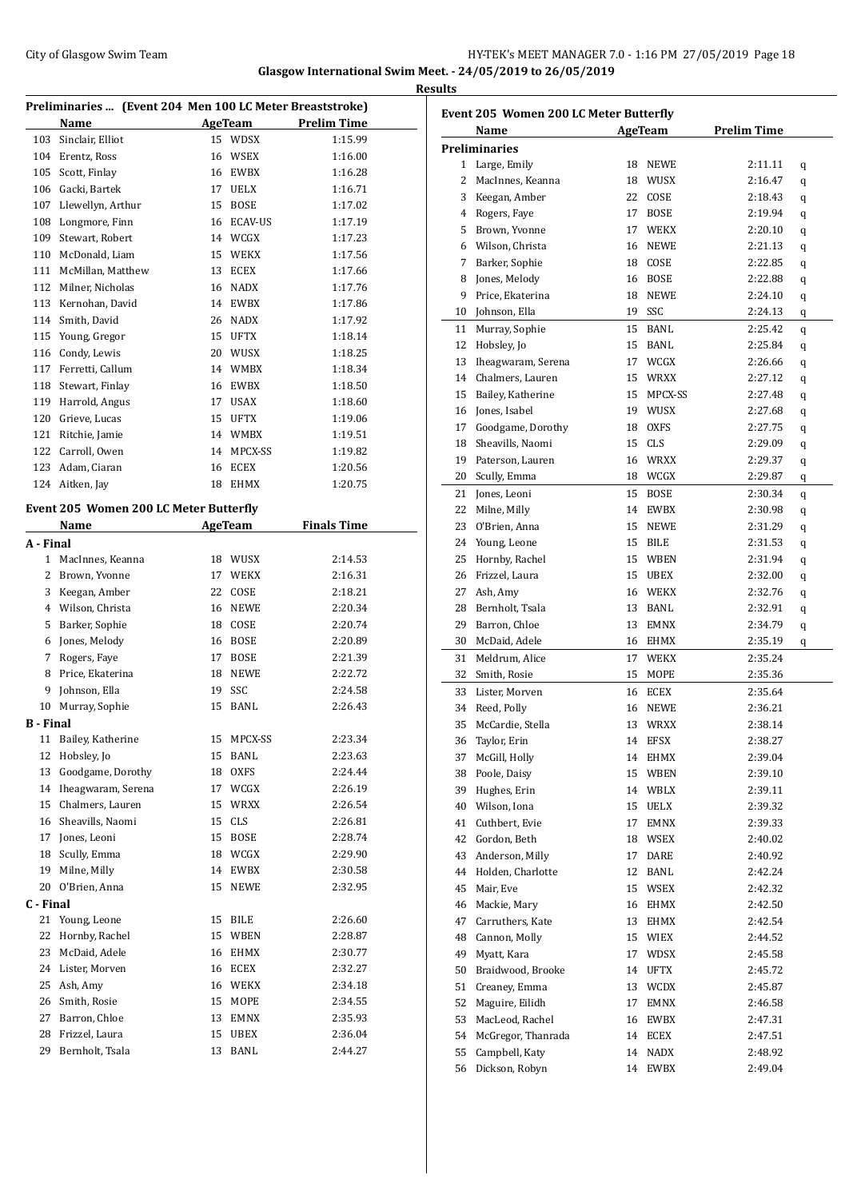Glasgow International Swim Meet. - 24/05/2019 to 26/05/2019

**Results**

### Preliminaries ... (Event 204 Men 100 LC Meter Breaststroke)

| | Name | Age | Team | Prelim Time |
|---|---|---|---|---|
| 103 | Sinclair, Elliot | 15 | WDSX | 1:15.99 |
| 104 | Erentz, Ross | 16 | WSEX | 1:16.00 |
| 105 | Scott, Finlay | 16 | EWBX | 1:16.28 |
| 106 | Gacki, Bartek | 17 | UELX | 1:16.71 |
| 107 | Llewellyn, Arthur | 15 | BOSE | 1:17.02 |
| 108 | Longmore, Finn | 16 | ECAV-US | 1:17.19 |
| 109 | Stewart, Robert | 14 | WCGX | 1:17.23 |
| 110 | McDonald, Liam | 15 | WEKX | 1:17.56 |
| 111 | McMillan, Matthew | 13 | ECEX | 1:17.66 |
| 112 | Milner, Nicholas | 16 | NADX | 1:17.76 |
| 113 | Kernohan, David | 14 | EWBX | 1:17.86 |
| 114 | Smith, David | 26 | NADX | 1:17.92 |
| 115 | Young, Gregor | 15 | UFTX | 1:18.14 |
| 116 | Condy, Lewis | 20 | WUSX | 1:18.25 |
| 117 | Ferretti, Callum | 14 | WMBX | 1:18.34 |
| 118 | Stewart, Finlay | 16 | EWBX | 1:18.50 |
| 119 | Harrold, Angus | 17 | USAX | 1:18.60 |
| 120 | Grieve, Lucas | 15 | UFTX | 1:19.06 |
| 121 | Ritchie, Jamie | 14 | WMBX | 1:19.51 |
| 122 | Carroll, Owen | 14 | MPCX-SS | 1:19.82 |
| 123 | Adam, Ciaran | 16 | ECEX | 1:20.56 |
| 124 | Aitken, Jay | 18 | EHMX | 1:20.75 |

### Event 205 Women 200 LC Meter Butterfly

| | Name | Age | Team | Finals Time |
|---|---|---|---|---|
| **A - Final** | | | | |
| 1 | MacInnes, Keanna | 18 | WUSX | 2:14.53 |
| 2 | Brown, Yvonne | 17 | WEKX | 2:16.31 |
| 3 | Keegan, Amber | 22 | COSE | 2:18.21 |
| 4 | Wilson, Christa | 16 | NEWE | 2:20.34 |
| 5 | Barker, Sophie | 18 | COSE | 2:20.74 |
| 6 | Jones, Melody | 16 | BOSE | 2:20.89 |
| 7 | Rogers, Faye | 17 | BOSE | 2:21.39 |
| 8 | Price, Ekaterina | 18 | NEWE | 2:22.72 |
| 9 | Johnson, Ella | 19 | SSC | 2:24.58 |
| 10 | Murray, Sophie | 15 | BANL | 2:26.43 |
| **B - Final** | | | | |
| 11 | Bailey, Katherine | 15 | MPCX-SS | 2:23.34 |
| 12 | Hobsley, Jo | 15 | BANL | 2:23.63 |
| 13 | Goodgame, Dorothy | 18 | OXFS | 2:24.44 |
| 14 | Iheagwaram, Serena | 17 | WCGX | 2:26.19 |
| 15 | Chalmers, Lauren | 15 | WRXX | 2:26.54 |
| 16 | Sheavills, Naomi | 15 | CLS | 2:26.81 |
| 17 | Jones, Leoni | 15 | BOSE | 2:28.74 |
| 18 | Scully, Emma | 18 | WCGX | 2:29.90 |
| 19 | Milne, Milly | 14 | EWBX | 2:30.58 |
| 20 | O'Brien, Anna | 15 | NEWE | 2:32.95 |
| **C - Final** | | | | |
| 21 | Young, Leone | 15 | BILE | 2:26.60 |
| 22 | Hornby, Rachel | 15 | WBEN | 2:28.87 |
| 23 | McDaid, Adele | 16 | EHMX | 2:30.77 |
| 24 | Lister, Morven | 16 | ECEX | 2:32.27 |
| 25 | Ash, Amy | 16 | WEKX | 2:34.18 |
| 26 | Smith, Rosie | 15 | MOPE | 2:34.55 |
| 27 | Barron, Chloe | 13 | EMNX | 2:35.93 |
| 28 | Frizzel, Laura | 15 | UBEX | 2:36.04 |
| 29 | Bernholt, Tsala | 13 | BANL | 2:44.27 |

### Event 205 Women 200 LC Meter Butterfly

| | Name | Age | Team | Prelim Time | |
|---|---|---|---|---|---|
| **Preliminaries** | | | | | |
| 1 | Large, Emily | 18 | NEWE | 2:11.11 | q |
| 2 | MacInnes, Keanna | 18 | WUSX | 2:16.47 | q |
| 3 | Keegan, Amber | 22 | COSE | 2:18.43 | q |
| 4 | Rogers, Faye | 17 | BOSE | 2:19.94 | q |
| 5 | Brown, Yvonne | 17 | WEKX | 2:20.10 | q |
| 6 | Wilson, Christa | 16 | NEWE | 2:21.13 | q |
| 7 | Barker, Sophie | 18 | COSE | 2:22.85 | q |
| 8 | Jones, Melody | 16 | BOSE | 2:22.88 | q |
| 9 | Price, Ekaterina | 18 | NEWE | 2:24.10 | q |
| 10 | Johnson, Ella | 19 | SSC | 2:24.13 | q |
| 11 | Murray, Sophie | 15 | BANL | 2:25.42 | q |
| 12 | Hobsley, Jo | 15 | BANL | 2:25.84 | q |
| 13 | Iheagwaram, Serena | 17 | WCGX | 2:26.66 | q |
| 14 | Chalmers, Lauren | 15 | WRXX | 2:27.12 | q |
| 15 | Bailey, Katherine | 15 | MPCX-SS | 2:27.48 | q |
| 16 | Jones, Isabel | 19 | WUSX | 2:27.68 | q |
| 17 | Goodgame, Dorothy | 18 | OXFS | 2:27.75 | q |
| 18 | Sheavills, Naomi | 15 | CLS | 2:29.09 | q |
| 19 | Paterson, Lauren | 16 | WRXX | 2:29.37 | q |
| 20 | Scully, Emma | 18 | WCGX | 2:29.87 | q |
| 21 | Jones, Leoni | 15 | BOSE | 2:30.34 | q |
| 22 | Milne, Milly | 14 | EWBX | 2:30.98 | q |
| 23 | O'Brien, Anna | 15 | NEWE | 2:31.29 | q |
| 24 | Young, Leone | 15 | BILE | 2:31.53 | q |
| 25 | Hornby, Rachel | 15 | WBEN | 2:31.94 | q |
| 26 | Frizzel, Laura | 15 | UBEX | 2:32.00 | q |
| 27 | Ash, Amy | 16 | WEKX | 2:32.76 | q |
| 28 | Bernholt, Tsala | 13 | BANL | 2:32.91 | q |
| 29 | Barron, Chloe | 13 | EMNX | 2:34.79 | q |
| 30 | McDaid, Adele | 16 | EHMX | 2:35.19 | q |
| 31 | Meldrum, Alice | 17 | WEKX | 2:35.24 | |
| 32 | Smith, Rosie | 15 | MOPE | 2:35.36 | |
| 33 | Lister, Morven | 16 | ECEX | 2:35.64 | |
| 34 | Reed, Polly | 16 | NEWE | 2:36.21 | |
| 35 | McCardie, Stella | 13 | WRXX | 2:38.14 | |
| 36 | Taylor, Erin | 14 | EFSX | 2:38.27 | |
| 37 | McGill, Holly | 14 | EHMX | 2:39.04 | |
| 38 | Poole, Daisy | 15 | WBEN | 2:39.10 | |
| 39 | Hughes, Erin | 14 | WBLX | 2:39.11 | |
| 40 | Wilson, Iona | 15 | UELX | 2:39.32 | |
| 41 | Cuthbert, Evie | 17 | EMNX | 2:39.33 | |
| 42 | Gordon, Beth | 18 | WSEX | 2:40.02 | |
| 43 | Anderson, Milly | 17 | DARE | 2:40.92 | |
| 44 | Holden, Charlotte | 12 | BANL | 2:42.24 | |
| 45 | Mair, Eve | 15 | WSEX | 2:42.32 | |
| 46 | Mackie, Mary | 16 | EHMX | 2:42.50 | |
| 47 | Carruthers, Kate | 13 | EHMX | 2:42.54 | |
| 48 | Cannon, Molly | 15 | WIEX | 2:44.52 | |
| 49 | Myatt, Kara | 17 | WDSX | 2:45.58 | |
| 50 | Braidwood, Brooke | 14 | UFTX | 2:45.72 | |
| 51 | Creaney, Emma | 13 | WCDX | 2:45.87 | |
| 52 | Maguire, Eilidh | 17 | EMNX | 2:46.58 | |
| 53 | MacLeod, Rachel | 16 | EWBX | 2:47.31 | |
| 54 | McGregor, Thanrada | 14 | ECEX | 2:47.51 | |
| 55 | Campbell, Katy | 14 | NADX | 2:48.92 | |
| 56 | Dickson, Robyn | 14 | EWBX | 2:49.04 | |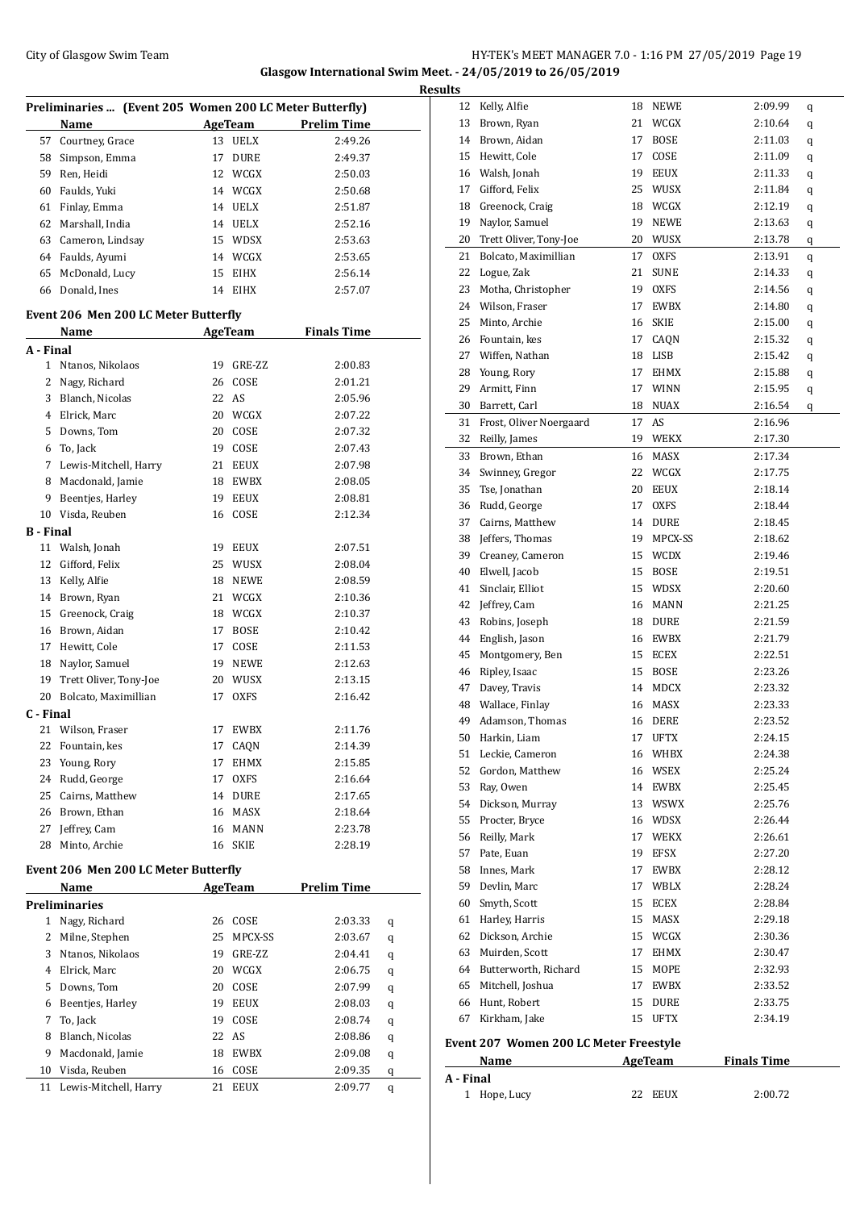## Preliminaries ... (Event 205 Women 200 LC Meter Butterfly)

| | Name | Age | Team | Prelim Time |
|---|---|---|---|---|
| 57 | Courtney, Grace | 13 | UELX | 2:49.26 |
| 58 | Simpson, Emma | 17 | DURE | 2:49.37 |
| 59 | Ren, Heidi | 12 | WCGX | 2:50.03 |
| 60 | Faulds, Yuki | 14 | WCGX | 2:50.68 |
| 61 | Finlay, Emma | 14 | UELX | 2:51.87 |
| 62 | Marshall, India | 14 | UELX | 2:52.16 |
| 63 | Cameron, Lindsay | 15 | WDSX | 2:53.63 |
| 64 | Faulds, Ayumi | 14 | WCGX | 2:53.65 |
| 65 | McDonald, Lucy | 15 | EIHX | 2:56.14 |
| 66 | Donald, Ines | 14 | EIHX | 2:57.07 |

## Event 206 Men 200 LC Meter Butterfly

| | Name | Age | Team | Finals Time |
|---|---|---|---|---|
| **A - Final** | | | | |
| 1 | Ntanos, Nikolaos | 19 | GRE-ZZ | 2:00.83 |
| 2 | Nagy, Richard | 26 | COSE | 2:01.21 |
| 3 | Blanch, Nicolas | 22 | AS | 2:05.96 |
| 4 | Elrick, Marc | 20 | WCGX | 2:07.22 |
| 5 | Downs, Tom | 20 | COSE | 2:07.32 |
| 6 | To, Jack | 19 | COSE | 2:07.43 |
| 7 | Lewis-Mitchell, Harry | 21 | EEUX | 2:07.98 |
| 8 | Macdonald, Jamie | 18 | EWBX | 2:08.05 |
| 9 | Beentjes, Harley | 19 | EEUX | 2:08.81 |
| 10 | Visda, Reuben | 16 | COSE | 2:12.34 |
| **B - Final** | | | | |
| 11 | Walsh, Jonah | 19 | EEUX | 2:07.51 |
| 12 | Gifford, Felix | 25 | WUSX | 2:08.04 |
| 13 | Kelly, Alfie | 18 | NEWE | 2:08.59 |
| 14 | Brown, Ryan | 21 | WCGX | 2:10.36 |
| 15 | Greenock, Craig | 18 | WCGX | 2:10.37 |
| 16 | Brown, Aidan | 17 | BOSE | 2:10.42 |
| 17 | Hewitt, Cole | 17 | COSE | 2:11.53 |
| 18 | Naylor, Samuel | 19 | NEWE | 2:12.63 |
| 19 | Trett Oliver, Tony-Joe | 20 | WUSX | 2:13.15 |
| 20 | Bolcato, Maximillian | 17 | OXFS | 2:16.42 |
| **C - Final** | | | | |
| 21 | Wilson, Fraser | 17 | EWBX | 2:11.76 |
| 22 | Fountain, kes | 17 | CAQN | 2:14.39 |
| 23 | Young, Rory | 17 | EHMX | 2:15.85 |
| 24 | Rudd, George | 17 | OXFS | 2:16.64 |
| 25 | Cairns, Matthew | 14 | DURE | 2:17.65 |
| 26 | Brown, Ethan | 16 | MASX | 2:18.64 |
| 27 | Jeffrey, Cam | 16 | MANN | 2:23.78 |
| 28 | Minto, Archie | 16 | SKIE | 2:28.19 |

## Event 206 Men 200 LC Meter Butterfly

| | Name | Age | Team | Prelim Time | |
|---|---|---|---|---|---|
| **Preliminaries** | | | | | |
| 1 | Nagy, Richard | 26 | COSE | 2:03.33 | q |
| 2 | Milne, Stephen | 25 | MPCX-SS | 2:03.67 | q |
| 3 | Ntanos, Nikolaos | 19 | GRE-ZZ | 2:04.41 | q |
| 4 | Elrick, Marc | 20 | WCGX | 2:06.75 | q |
| 5 | Downs, Tom | 20 | COSE | 2:07.99 | q |
| 6 | Beentjes, Harley | 19 | EEUX | 2:08.03 | q |
| 7 | To, Jack | 19 | COSE | 2:08.74 | q |
| 8 | Blanch, Nicolas | 22 | AS | 2:08.86 | q |
| 9 | Macdonald, Jamie | 18 | EWBX | 2:09.08 | q |
| 10 | Visda, Reuben | 16 | COSE | 2:09.35 | q |
| 11 | Lewis-Mitchell, Harry | 21 | EEUX | 2:09.77 | q |
| 12 | Kelly, Alfie | 18 | NEWE | 2:09.99 | q |
| 13 | Brown, Ryan | 21 | WCGX | 2:10.64 | q |
| 14 | Brown, Aidan | 17 | BOSE | 2:11.03 | q |
| 15 | Hewitt, Cole | 17 | COSE | 2:11.09 | q |
| 16 | Walsh, Jonah | 19 | EEUX | 2:11.33 | q |
| 17 | Gifford, Felix | 25 | WUSX | 2:11.84 | q |
| 18 | Greenock, Craig | 18 | WCGX | 2:12.19 | q |
| 19 | Naylor, Samuel | 19 | NEWE | 2:13.63 | q |
| 20 | Trett Oliver, Tony-Joe | 20 | WUSX | 2:13.78 | q |
| 21 | Bolcato, Maximillian | 17 | OXFS | 2:13.91 | q |
| 22 | Logue, Zak | 21 | SUNE | 2:14.33 | q |
| 23 | Motha, Christopher | 19 | OXFS | 2:14.56 | q |
| 24 | Wilson, Fraser | 17 | EWBX | 2:14.80 | q |
| 25 | Minto, Archie | 16 | SKIE | 2:15.00 | q |
| 26 | Fountain, kes | 17 | CAQN | 2:15.32 | q |
| 27 | Wiffen, Nathan | 18 | LISB | 2:15.42 | q |
| 28 | Young, Rory | 17 | EHMX | 2:15.88 | q |
| 29 | Armitt, Finn | 17 | WINN | 2:15.95 | q |
| 30 | Barrett, Carl | 18 | NUAX | 2:16.54 | q |
| 31 | Frost, Oliver Noergaard | 17 | AS | 2:16.96 | |
| 32 | Reilly, James | 19 | WEKX | 2:17.30 | |
| 33 | Brown, Ethan | 16 | MASX | 2:17.34 | |
| 34 | Swinney, Gregor | 22 | WCGX | 2:17.75 | |
| 35 | Tse, Jonathan | 20 | EEUX | 2:18.14 | |
| 36 | Rudd, George | 17 | OXFS | 2:18.44 | |
| 37 | Cairns, Matthew | 14 | DURE | 2:18.45 | |
| 38 | Jeffers, Thomas | 19 | MPCX-SS | 2:18.62 | |
| 39 | Creaney, Cameron | 15 | WCDX | 2:19.46 | |
| 40 | Elwell, Jacob | 15 | BOSE | 2:19.51 | |
| 41 | Sinclair, Elliot | 15 | WDSX | 2:20.60 | |
| 42 | Jeffrey, Cam | 16 | MANN | 2:21.25 | |
| 43 | Robins, Joseph | 18 | DURE | 2:21.59 | |
| 44 | English, Jason | 16 | EWBX | 2:21.79 | |
| 45 | Montgomery, Ben | 15 | ECEX | 2:22.51 | |
| 46 | Ripley, Isaac | 15 | BOSE | 2:23.26 | |
| 47 | Davey, Travis | 14 | MDCX | 2:23.32 | |
| 48 | Wallace, Finlay | 16 | MASX | 2:23.33 | |
| 49 | Adamson, Thomas | 16 | DERE | 2:23.52 | |
| 50 | Harkin, Liam | 17 | UFTX | 2:24.15 | |
| 51 | Leckie, Cameron | 16 | WHBX | 2:24.38 | |
| 52 | Gordon, Matthew | 16 | WSEX | 2:25.24 | |
| 53 | Ray, Owen | 14 | EWBX | 2:25.45 | |
| 54 | Dickson, Murray | 13 | WSWX | 2:25.76 | |
| 55 | Procter, Bryce | 16 | WDSX | 2:26.44 | |
| 56 | Reilly, Mark | 17 | WEKX | 2:26.61 | |
| 57 | Pate, Euan | 19 | EFSX | 2:27.20 | |
| 58 | Innes, Mark | 17 | EWBX | 2:28.12 | |
| 59 | Devlin, Marc | 17 | WBLX | 2:28.24 | |
| 60 | Smyth, Scott | 15 | ECEX | 2:28.84 | |
| 61 | Harley, Harris | 15 | MASX | 2:29.18 | |
| 62 | Dickson, Archie | 15 | WCGX | 2:30.36 | |
| 63 | Muirden, Scott | 17 | EHMX | 2:30.47 | |
| 64 | Butterworth, Richard | 15 | MOPE | 2:32.93 | |
| 65 | Mitchell, Joshua | 17 | EWBX | 2:33.52 | |
| 66 | Hunt, Robert | 15 | DURE | 2:33.75 | |
| 67 | Kirkham, Jake | 15 | UFTX | 2:34.19 | |

## Event 207 Women 200 LC Meter Freestyle

| | Name | Age | Team | Finals Time |
|---|---|---|---|---|
| **A - Final** | | | | |
| 1 | Hope, Lucy | 22 | EEUX | 2:00.72 |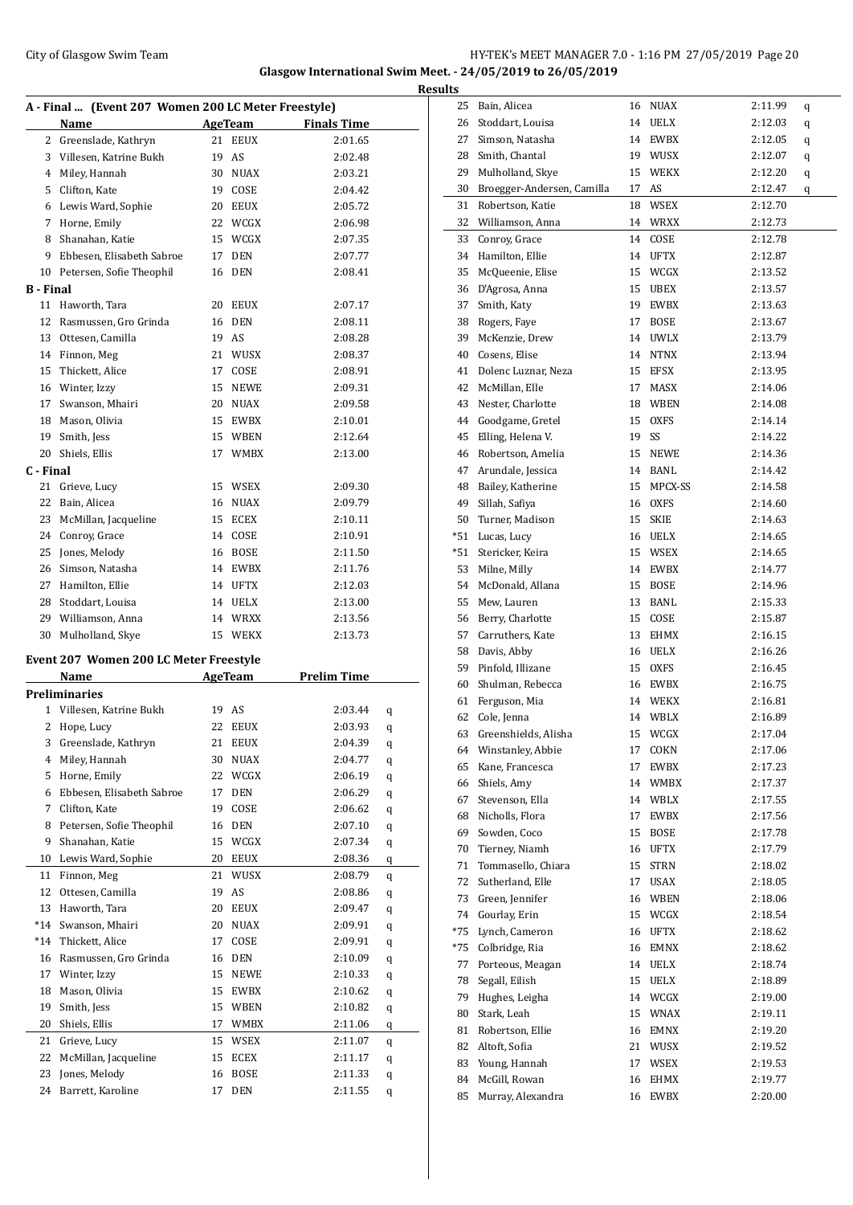Glasgow International Swim Meet. - 24/05/2019 to 26/05/2019

Results

**A - Final ... (Event 207 Women 200 LC Meter Freestyle)**

| | Name | Age | Team | Finals Time |
|---|---|---|---|---|
| 2 | Greenslade, Kathryn | 21 | EEUX | 2:01.65 |
| 3 | Villesen, Katrine Bukh | 19 | AS | 2:02.48 |
| 4 | Miley, Hannah | 30 | NUAX | 2:03.21 |
| 5 | Clifton, Kate | 19 | COSE | 2:04.42 |
| 6 | Lewis Ward, Sophie | 20 | EEUX | 2:05.72 |
| 7 | Horne, Emily | 22 | WCGX | 2:06.98 |
| 8 | Shanahan, Katie | 15 | WCGX | 2:07.35 |
| 9 | Ebbesen, Elisabeth Sabroe | 17 | DEN | 2:07.77 |
| 10 | Petersen, Sofie Theophil | 16 | DEN | 2:08.41 |
| **B - Final** | | | | |
| 11 | Haworth, Tara | 20 | EEUX | 2:07.17 |
| 12 | Rasmussen, Gro Grinda | 16 | DEN | 2:08.11 |
| 13 | Ottesen, Camilla | 19 | AS | 2:08.28 |
| 14 | Finnon, Meg | 21 | WUSX | 2:08.37 |
| 15 | Thickett, Alice | 17 | COSE | 2:08.91 |
| 16 | Winter, Izzy | 15 | NEWE | 2:09.31 |
| 17 | Swanson, Mhairi | 20 | NUAX | 2:09.58 |
| 18 | Mason, Olivia | 15 | EWBX | 2:10.01 |
| 19 | Smith, Jess | 15 | WBEN | 2:12.64 |
| 20 | Shiels, Ellis | 17 | WMBX | 2:13.00 |
| **C - Final** | | | | |
| 21 | Grieve, Lucy | 15 | WSEX | 2:09.30 |
| 22 | Bain, Alicea | 16 | NUAX | 2:09.79 |
| 23 | McMillan, Jacqueline | 15 | ECEX | 2:10.11 |
| 24 | Conroy, Grace | 14 | COSE | 2:10.91 |
| 25 | Jones, Melody | 16 | BOSE | 2:11.50 |
| 26 | Simson, Natasha | 14 | EWBX | 2:11.76 |
| 27 | Hamilton, Ellie | 14 | UFTX | 2:12.03 |
| 28 | Stoddart, Louisa | 14 | UELX | 2:13.00 |
| 29 | Williamson, Anna | 14 | WRXX | 2:13.56 |
| 30 | Mulholland, Skye | 15 | WEKX | 2:13.73 |

**Event 207 Women 200 LC Meter Freestyle**

| | Name | Age | Team | Prelim Time | |
|---|---|---|---|---|---|
| **Preliminaries** | | | | | |
| 1 | Villesen, Katrine Bukh | 19 | AS | 2:03.44 | q |
| 2 | Hope, Lucy | 22 | EEUX | 2:03.93 | q |
| 3 | Greenslade, Kathryn | 21 | EEUX | 2:04.39 | q |
| 4 | Miley, Hannah | 30 | NUAX | 2:04.77 | q |
| 5 | Horne, Emily | 22 | WCGX | 2:06.19 | q |
| 6 | Ebbesen, Elisabeth Sabroe | 17 | DEN | 2:06.29 | q |
| 7 | Clifton, Kate | 19 | COSE | 2:06.62 | q |
| 8 | Petersen, Sofie Theophil | 16 | DEN | 2:07.10 | q |
| 9 | Shanahan, Katie | 15 | WCGX | 2:07.34 | q |
| 10 | Lewis Ward, Sophie | 20 | EEUX | 2:08.36 | q |
| 11 | Finnon, Meg | 21 | WUSX | 2:08.79 | q |
| 12 | Ottesen, Camilla | 19 | AS | 2:08.86 | q |
| 13 | Haworth, Tara | 20 | EEUX | 2:09.47 | q |
| *14 | Swanson, Mhairi | 20 | NUAX | 2:09.91 | q |
| *14 | Thickett, Alice | 17 | COSE | 2:09.91 | q |
| 16 | Rasmussen, Gro Grinda | 16 | DEN | 2:10.09 | q |
| 17 | Winter, Izzy | 15 | NEWE | 2:10.33 | q |
| 18 | Mason, Olivia | 15 | EWBX | 2:10.62 | q |
| 19 | Smith, Jess | 15 | WBEN | 2:10.82 | q |
| 20 | Shiels, Ellis | 17 | WMBX | 2:11.06 | q |
| 21 | Grieve, Lucy | 15 | WSEX | 2:11.07 | q |
| 22 | McMillan, Jacqueline | 15 | ECEX | 2:11.17 | q |
| 23 | Jones, Melody | 16 | BOSE | 2:11.33 | q |
| 24 | Barrett, Karoline | 17 | DEN | 2:11.55 | q |
| 25 | Bain, Alicea | 16 | NUAX | 2:11.99 | q |
| 26 | Stoddart, Louisa | 14 | UELX | 2:12.03 | q |
| 27 | Simson, Natasha | 14 | EWBX | 2:12.05 | q |
| 28 | Smith, Chantal | 19 | WUSX | 2:12.07 | q |
| 29 | Mulholland, Skye | 15 | WEKX | 2:12.20 | q |
| 30 | Broegger-Andersen, Camilla | 17 | AS | 2:12.47 | q |
| 31 | Robertson, Katie | 18 | WSEX | 2:12.70 | |
| 32 | Williamson, Anna | 14 | WRXX | 2:12.73 | |
| 33 | Conroy, Grace | 14 | COSE | 2:12.78 | |
| 34 | Hamilton, Ellie | 14 | UFTX | 2:12.87 | |
| 35 | McQueenie, Elise | 15 | WCGX | 2:13.52 | |
| 36 | D'Agrosa, Anna | 15 | UBEX | 2:13.57 | |
| 37 | Smith, Katy | 19 | EWBX | 2:13.63 | |
| 38 | Rogers, Faye | 17 | BOSE | 2:13.67 | |
| 39 | McKenzie, Drew | 14 | UWLX | 2:13.79 | |
| 40 | Cosens, Elise | 14 | NTNX | 2:13.94 | |
| 41 | Dolenc Luznar, Neza | 15 | EFSX | 2:13.95 | |
| 42 | McMillan, Elle | 17 | MASX | 2:14.06 | |
| 43 | Nester, Charlotte | 18 | WBEN | 2:14.08 | |
| 44 | Goodgame, Gretel | 15 | OXFS | 2:14.14 | |
| 45 | Elling, Helena V. | 19 | SS | 2:14.22 | |
| 46 | Robertson, Amelia | 15 | NEWE | 2:14.36 | |
| 47 | Arundale, Jessica | 14 | BANL | 2:14.42 | |
| 48 | Bailey, Katherine | 15 | MPCX-SS | 2:14.58 | |
| 49 | Sillah, Safiya | 16 | OXFS | 2:14.60 | |
| 50 | Turner, Madison | 15 | SKIE | 2:14.63 | |
| *51 | Lucas, Lucy | 16 | UELX | 2:14.65 | |
| *51 | Stericker, Keira | 15 | WSEX | 2:14.65 | |
| 53 | Milne, Milly | 14 | EWBX | 2:14.77 | |
| 54 | McDonald, Allana | 15 | BOSE | 2:14.96 | |
| 55 | Mew, Lauren | 13 | BANL | 2:15.33 | |
| 56 | Berry, Charlotte | 15 | COSE | 2:15.87 | |
| 57 | Carruthers, Kate | 13 | EHMX | 2:16.15 | |
| 58 | Davis, Abby | 16 | UELX | 2:16.26 | |
| 59 | Pinfold, Illizane | 15 | OXFS | 2:16.45 | |
| 60 | Shulman, Rebecca | 16 | EWBX | 2:16.75 | |
| 61 | Ferguson, Mia | 14 | WEKX | 2:16.81 | |
| 62 | Cole, Jenna | 14 | WBLX | 2:16.89 | |
| 63 | Greenshields, Alisha | 15 | WCGX | 2:17.04 | |
| 64 | Winstanley, Abbie | 17 | COKN | 2:17.06 | |
| 65 | Kane, Francesca | 17 | EWBX | 2:17.23 | |
| 66 | Shiels, Amy | 14 | WMBX | 2:17.37 | |
| 67 | Stevenson, Ella | 14 | WBLX | 2:17.55 | |
| 68 | Nicholls, Flora | 17 | EWBX | 2:17.56 | |
| 69 | Sowden, Coco | 15 | BOSE | 2:17.78 | |
| 70 | Tierney, Niamh | 16 | UFTX | 2:17.79 | |
| 71 | Tommasello, Chiara | 15 | STRN | 2:18.02 | |
| 72 | Sutherland, Elle | 17 | USAX | 2:18.05 | |
| 73 | Green, Jennifer | 16 | WBEN | 2:18.06 | |
| 74 | Gourlay, Erin | 15 | WCGX | 2:18.54 | |
| *75 | Lynch, Cameron | 16 | UFTX | 2:18.62 | |
| *75 | Colbridge, Ria | 16 | EMNX | 2:18.62 | |
| 77 | Porteous, Meagan | 14 | UELX | 2:18.74 | |
| 78 | Segall, Eilish | 15 | UELX | 2:18.89 | |
| 79 | Hughes, Leigha | 14 | WCGX | 2:19.00 | |
| 80 | Stark, Leah | 15 | WNAX | 2:19.11 | |
| 81 | Robertson, Ellie | 16 | EMNX | 2:19.20 | |
| 82 | Altoft, Sofia | 21 | WUSX | 2:19.52 | |
| 83 | Young, Hannah | 17 | WSEX | 2:19.53 | |
| 84 | McGill, Rowan | 16 | EHMX | 2:19.77 | |
| 85 | Murray, Alexandra | 16 | EWBX | 2:20.00 | |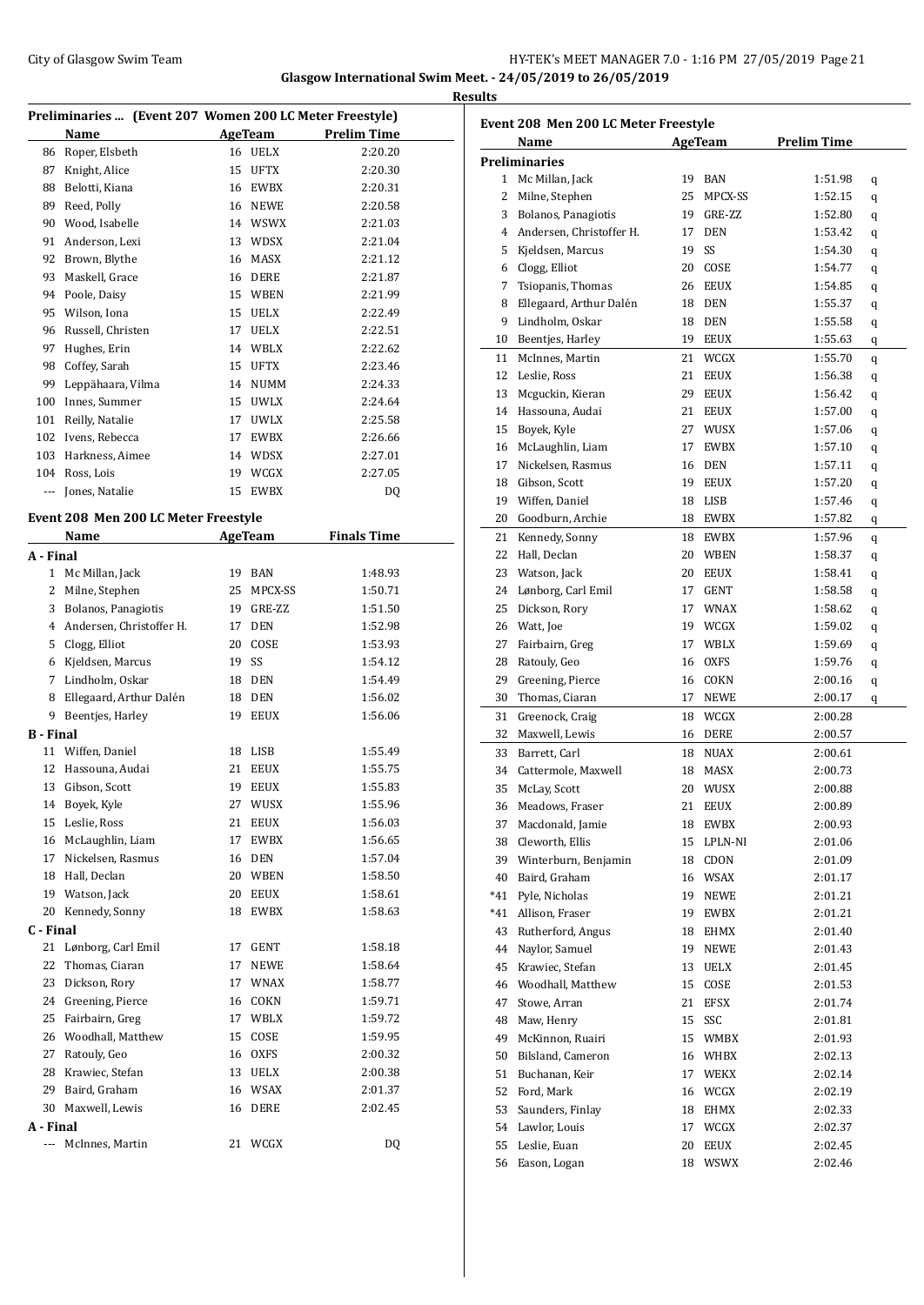Glasgow International Swim Meet. - 24/05/2019 to 26/05/2019

**Results**

## Preliminaries ... (Event 207 Women 200 LC Meter Freestyle)

| | Name | Age | Team | Prelim Time |
|---|---|---|---|---|
| 86 | Roper, Elsbeth | 16 | UELX | 2:20.20 |
| 87 | Knight, Alice | 15 | UFTX | 2:20.30 |
| 88 | Belotti, Kiana | 16 | EWBX | 2:20.31 |
| 89 | Reed, Polly | 16 | NEWE | 2:20.58 |
| 90 | Wood, Isabelle | 14 | WSWX | 2:21.03 |
| 91 | Anderson, Lexi | 13 | WDSX | 2:21.04 |
| 92 | Brown, Blythe | 16 | MASX | 2:21.12 |
| 93 | Maskell, Grace | 16 | DERE | 2:21.87 |
| 94 | Poole, Daisy | 15 | WBEN | 2:21.99 |
| 95 | Wilson, Iona | 15 | UELX | 2:22.49 |
| 96 | Russell, Christen | 17 | UELX | 2:22.51 |
| 97 | Hughes, Erin | 14 | WBLX | 2:22.62 |
| 98 | Coffey, Sarah | 15 | UFTX | 2:23.46 |
| 99 | Leppähaara, Vilma | 14 | NUMM | 2:24.33 |
| 100 | Innes, Summer | 15 | UWLX | 2:24.64 |
| 101 | Reilly, Natalie | 17 | UWLX | 2:25.58 |
| 102 | Ivens, Rebecca | 17 | EWBX | 2:26.66 |
| 103 | Harkness, Aimee | 14 | WDSX | 2:27.01 |
| 104 | Ross, Lois | 19 | WCGX | 2:27.05 |
| --- | Jones, Natalie | 15 | EWBX | DQ |

## Event 208 Men 200 LC Meter Freestyle

| | Name | Age | Team | Finals Time |
|---|---|---|---|---|
| **A - Final** | | | | |
| 1 | Mc Millan, Jack | 19 | BAN | 1:48.93 |
| 2 | Milne, Stephen | 25 | MPCX-SS | 1:50.71 |
| 3 | Bolanos, Panagiotis | 19 | GRE-ZZ | 1:51.50 |
| 4 | Andersen, Christoffer H. | 17 | DEN | 1:52.98 |
| 5 | Clogg, Elliot | 20 | COSE | 1:53.93 |
| 6 | Kjeldsen, Marcus | 19 | SS | 1:54.12 |
| 7 | Lindholm, Oskar | 18 | DEN | 1:54.49 |
| 8 | Ellegaard, Arthur Dalén | 18 | DEN | 1:56.02 |
| 9 | Beentjes, Harley | 19 | EEUX | 1:56.06 |
| **B - Final** | | | | |
| 11 | Wiffen, Daniel | 18 | LISB | 1:55.49 |
| 12 | Hassouna, Audai | 21 | EEUX | 1:55.75 |
| 13 | Gibson, Scott | 19 | EEUX | 1:55.83 |
| 14 | Boyek, Kyle | 27 | WUSX | 1:55.96 |
| 15 | Leslie, Ross | 21 | EEUX | 1:56.03 |
| 16 | McLaughlin, Liam | 17 | EWBX | 1:56.65 |
| 17 | Nickelsen, Rasmus | 16 | DEN | 1:57.04 |
| 18 | Hall, Declan | 20 | WBEN | 1:58.50 |
| 19 | Watson, Jack | 20 | EEUX | 1:58.61 |
| 20 | Kennedy, Sonny | 18 | EWBX | 1:58.63 |
| **C - Final** | | | | |
| 21 | Lønborg, Carl Emil | 17 | GENT | 1:58.18 |
| 22 | Thomas, Ciaran | 17 | NEWE | 1:58.64 |
| 23 | Dickson, Rory | 17 | WNAX | 1:58.77 |
| 24 | Greening, Pierce | 16 | COKN | 1:59.71 |
| 25 | Fairbairn, Greg | 17 | WBLX | 1:59.72 |
| 26 | Woodhall, Matthew | 15 | COSE | 1:59.95 |
| 27 | Ratouly, Geo | 16 | OXFS | 2:00.32 |
| 28 | Krawiec, Stefan | 13 | UELX | 2:00.38 |
| 29 | Baird, Graham | 16 | WSAX | 2:01.37 |
| 30 | Maxwell, Lewis | 16 | DERE | 2:02.45 |
| **A - Final** | | | | |
| --- | McInnes, Martin | 21 | WCGX | DQ |

## Event 208 Men 200 LC Meter Freestyle

| | Name | Age | Team | Prelim Time | |
|---|---|---|---|---|---|
| **Preliminaries** | | | | | |
| 1 | Mc Millan, Jack | 19 | BAN | 1:51.98 | q |
| 2 | Milne, Stephen | 25 | MPCX-SS | 1:52.15 | q |
| 3 | Bolanos, Panagiotis | 19 | GRE-ZZ | 1:52.80 | q |
| 4 | Andersen, Christoffer H. | 17 | DEN | 1:53.42 | q |
| 5 | Kjeldsen, Marcus | 19 | SS | 1:54.30 | q |
| 6 | Clogg, Elliot | 20 | COSE | 1:54.77 | q |
| 7 | Tsiopanis, Thomas | 26 | EEUX | 1:54.85 | q |
| 8 | Ellegaard, Arthur Dalén | 18 | DEN | 1:55.37 | q |
| 9 | Lindholm, Oskar | 18 | DEN | 1:55.58 | q |
| 10 | Beentjes, Harley | 19 | EEUX | 1:55.63 | q |
| 11 | McInnes, Martin | 21 | WCGX | 1:55.70 | q |
| 12 | Leslie, Ross | 21 | EEUX | 1:56.38 | q |
| 13 | Mcguckin, Kieran | 29 | EEUX | 1:56.42 | q |
| 14 | Hassouna, Audai | 21 | EEUX | 1:57.00 | q |
| 15 | Boyek, Kyle | 27 | WUSX | 1:57.06 | q |
| 16 | McLaughlin, Liam | 17 | EWBX | 1:57.10 | q |
| 17 | Nickelsen, Rasmus | 16 | DEN | 1:57.11 | q |
| 18 | Gibson, Scott | 19 | EEUX | 1:57.20 | q |
| 19 | Wiffen, Daniel | 18 | LISB | 1:57.46 | q |
| 20 | Goodburn, Archie | 18 | EWBX | 1:57.82 | q |
| 21 | Kennedy, Sonny | 18 | EWBX | 1:57.96 | q |
| 22 | Hall, Declan | 20 | WBEN | 1:58.37 | q |
| 23 | Watson, Jack | 20 | EEUX | 1:58.41 | q |
| 24 | Lønborg, Carl Emil | 17 | GENT | 1:58.58 | q |
| 25 | Dickson, Rory | 17 | WNAX | 1:58.62 | q |
| 26 | Watt, Joe | 19 | WCGX | 1:59.02 | q |
| 27 | Fairbairn, Greg | 17 | WBLX | 1:59.69 | q |
| 28 | Ratouly, Geo | 16 | OXFS | 1:59.76 | q |
| 29 | Greening, Pierce | 16 | COKN | 2:00.16 | q |
| 30 | Thomas, Ciaran | 17 | NEWE | 2:00.17 | q |
| 31 | Greenock, Craig | 18 | WCGX | 2:00.28 | |
| 32 | Maxwell, Lewis | 16 | DERE | 2:00.57 | |
| 33 | Barrett, Carl | 18 | NUAX | 2:00.61 | |
| 34 | Cattermole, Maxwell | 18 | MASX | 2:00.73 | |
| 35 | McLay, Scott | 20 | WUSX | 2:00.88 | |
| 36 | Meadows, Fraser | 21 | EEUX | 2:00.89 | |
| 37 | Macdonald, Jamie | 18 | EWBX | 2:00.93 | |
| 38 | Cleworth, Ellis | 15 | LPLN-NI | 2:01.06 | |
| 39 | Winterburn, Benjamin | 18 | CDON | 2:01.09 | |
| 40 | Baird, Graham | 16 | WSAX | 2:01.17 | |
| *41 | Pyle, Nicholas | 19 | NEWE | 2:01.21 | |
| *41 | Allison, Fraser | 19 | EWBX | 2:01.21 | |
| 43 | Rutherford, Angus | 18 | EHMX | 2:01.40 | |
| 44 | Naylor, Samuel | 19 | NEWE | 2:01.43 | |
| 45 | Krawiec, Stefan | 13 | UELX | 2:01.45 | |
| 46 | Woodhall, Matthew | 15 | COSE | 2:01.53 | |
| 47 | Stowe, Arran | 21 | EFSX | 2:01.74 | |
| 48 | Maw, Henry | 15 | SSC | 2:01.81 | |
| 49 | McKinnon, Ruairi | 15 | WMBX | 2:01.93 | |
| 50 | Bilsland, Cameron | 16 | WHBX | 2:02.13 | |
| 51 | Buchanan, Keir | 17 | WEKX | 2:02.14 | |
| 52 | Ford, Mark | 16 | WCGX | 2:02.19 | |
| 53 | Saunders, Finlay | 18 | EHMX | 2:02.33 | |
| 54 | Lawlor, Louis | 17 | WCGX | 2:02.37 | |
| 55 | Leslie, Euan | 20 | EEUX | 2:02.45 | |
| 56 | Eason, Logan | 18 | WSWX | 2:02.46 | |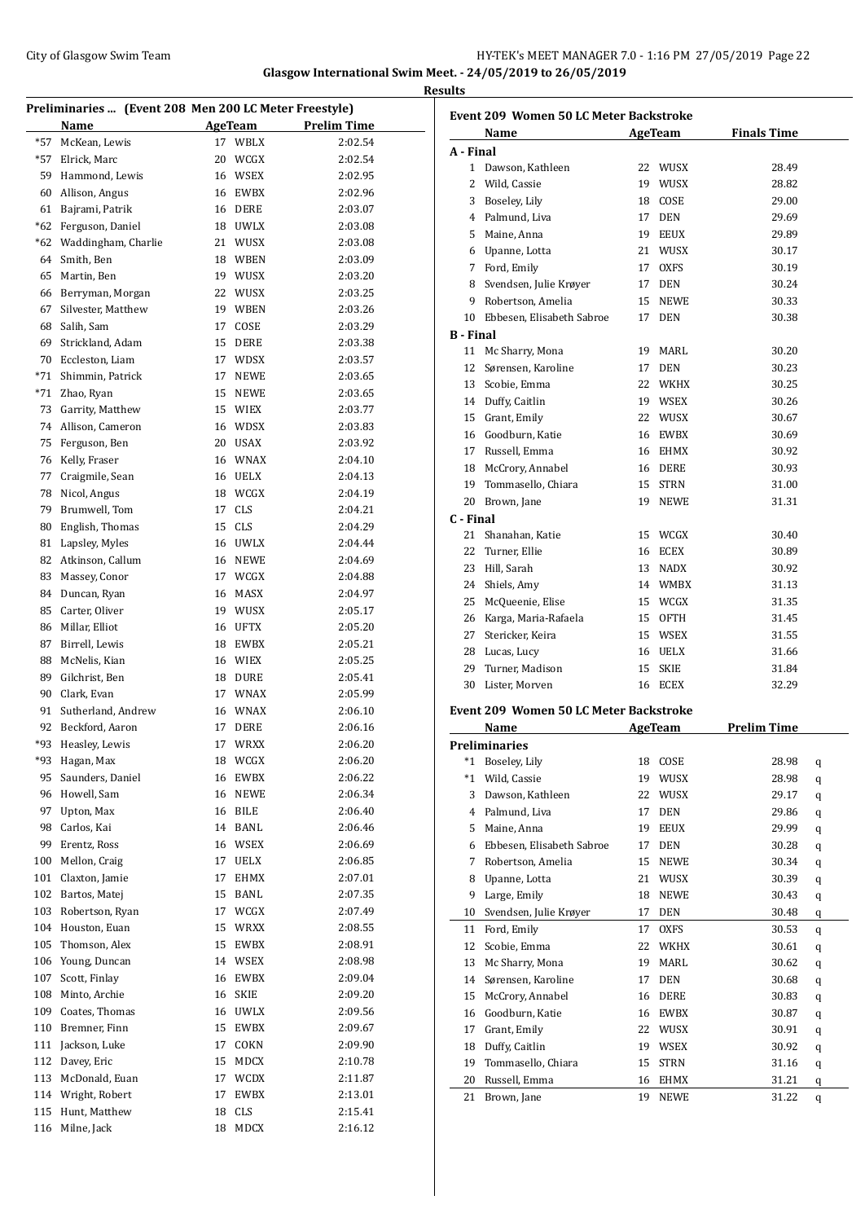**Glasgow International Swim Meet. - 24/05/2019 to 26/05/2019**

**Results**

## Preliminaries ... (Event 208 Men 200 LC Meter Freestyle)

| | Name | Age | Team | Prelim Time |
|---|---|---|---|---|
| *57 | McKean, Lewis | 17 | WBLX | 2:02.54 |
| *57 | Elrick, Marc | 20 | WCGX | 2:02.54 |
| 59 | Hammond, Lewis | 16 | WSEX | 2:02.95 |
| 60 | Allison, Angus | 16 | EWBX | 2:02.96 |
| 61 | Bajrami, Patrik | 16 | DERE | 2:03.07 |
| *62 | Ferguson, Daniel | 18 | UWLX | 2:03.08 |
| *62 | Waddingham, Charlie | 21 | WUSX | 2:03.08 |
| 64 | Smith, Ben | 18 | WBEN | 2:03.09 |
| 65 | Martin, Ben | 19 | WUSX | 2:03.20 |
| 66 | Berryman, Morgan | 22 | WUSX | 2:03.25 |
| 67 | Silvester, Matthew | 19 | WBEN | 2:03.26 |
| 68 | Salih, Sam | 17 | COSE | 2:03.29 |
| 69 | Strickland, Adam | 15 | DERE | 2:03.38 |
| 70 | Eccleston, Liam | 17 | WDSX | 2:03.57 |
| *71 | Shimmin, Patrick | 17 | NEWE | 2:03.65 |
| *71 | Zhao, Ryan | 15 | NEWE | 2:03.65 |
| 73 | Garrity, Matthew | 15 | WIEX | 2:03.77 |
| 74 | Allison, Cameron | 16 | WDSX | 2:03.83 |
| 75 | Ferguson, Ben | 20 | USAX | 2:03.92 |
| 76 | Kelly, Fraser | 16 | WNAX | 2:04.10 |
| 77 | Craigmile, Sean | 16 | UELX | 2:04.13 |
| 78 | Nicol, Angus | 18 | WCGX | 2:04.19 |
| 79 | Brumwell, Tom | 17 | CLS | 2:04.21 |
| 80 | English, Thomas | 15 | CLS | 2:04.29 |
| 81 | Lapsley, Myles | 16 | UWLX | 2:04.44 |
| 82 | Atkinson, Callum | 16 | NEWE | 2:04.69 |
| 83 | Massey, Conor | 17 | WCGX | 2:04.88 |
| 84 | Duncan, Ryan | 16 | MASX | 2:04.97 |
| 85 | Carter, Oliver | 19 | WUSX | 2:05.17 |
| 86 | Millar, Elliot | 16 | UFTX | 2:05.20 |
| 87 | Birrell, Lewis | 18 | EWBX | 2:05.21 |
| 88 | McNelis, Kian | 16 | WIEX | 2:05.25 |
| 89 | Gilchrist, Ben | 18 | DURE | 2:05.41 |
| 90 | Clark, Evan | 17 | WNAX | 2:05.99 |
| 91 | Sutherland, Andrew | 16 | WNAX | 2:06.10 |
| 92 | Beckford, Aaron | 17 | DERE | 2:06.16 |
| *93 | Heasley, Lewis | 17 | WRXX | 2:06.20 |
| *93 | Hagan, Max | 18 | WCGX | 2:06.20 |
| 95 | Saunders, Daniel | 16 | EWBX | 2:06.22 |
| 96 | Howell, Sam | 16 | NEWE | 2:06.34 |
| 97 | Upton, Max | 16 | BILE | 2:06.40 |
| 98 | Carlos, Kai | 14 | BANL | 2:06.46 |
| 99 | Erentz, Ross | 16 | WSEX | 2:06.69 |
| 100 | Mellon, Craig | 17 | UELX | 2:06.85 |
| 101 | Claxton, Jamie | 17 | EHMX | 2:07.01 |
| 102 | Bartos, Matej | 15 | BANL | 2:07.35 |
| 103 | Robertson, Ryan | 17 | WCGX | 2:07.49 |
| 104 | Houston, Euan | 15 | WRXX | 2:08.55 |
| 105 | Thomson, Alex | 15 | EWBX | 2:08.91 |
| 106 | Young, Duncan | 14 | WSEX | 2:08.98 |
| 107 | Scott, Finlay | 16 | EWBX | 2:09.04 |
| 108 | Minto, Archie | 16 | SKIE | 2:09.20 |
| 109 | Coates, Thomas | 16 | UWLX | 2:09.56 |
| 110 | Bremner, Finn | 15 | EWBX | 2:09.67 |
| 111 | Jackson, Luke | 17 | COKN | 2:09.90 |
| 112 | Davey, Eric | 15 | MDCX | 2:10.78 |
| 113 | McDonald, Euan | 17 | WCDX | 2:11.87 |
| 114 | Wright, Robert | 17 | EWBX | 2:13.01 |
| 115 | Hunt, Matthew | 18 | CLS | 2:15.41 |
| 116 | Milne, Jack | 18 | MDCX | 2:16.12 |

## Event 209 Women 50 LC Meter Backstroke

| | Name | Age | Team | Finals Time |
|---|---|---|---|---|
| **A - Final** | | | | |
| 1 | Dawson, Kathleen | 22 | WUSX | 28.49 |
| 2 | Wild, Cassie | 19 | WUSX | 28.82 |
| 3 | Boseley, Lily | 18 | COSE | 29.00 |
| 4 | Palmund, Liva | 17 | DEN | 29.69 |
| 5 | Maine, Anna | 19 | EEUX | 29.89 |
| 6 | Upanne, Lotta | 21 | WUSX | 30.17 |
| 7 | Ford, Emily | 17 | OXFS | 30.19 |
| 8 | Svendsen, Julie Krøyer | 17 | DEN | 30.24 |
| 9 | Robertson, Amelia | 15 | NEWE | 30.33 |
| 10 | Ebbesen, Elisabeth Sabroe | 17 | DEN | 30.38 |
| **B - Final** | | | | |
| 11 | Mc Sharry, Mona | 19 | MARL | 30.20 |
| 12 | Sørensen, Karoline | 17 | DEN | 30.23 |
| 13 | Scobie, Emma | 22 | WKHX | 30.25 |
| 14 | Duffy, Caitlin | 19 | WSEX | 30.26 |
| 15 | Grant, Emily | 22 | WUSX | 30.67 |
| 16 | Goodburn, Katie | 16 | EWBX | 30.69 |
| 17 | Russell, Emma | 16 | EHMX | 30.92 |
| 18 | McCrory, Annabel | 16 | DERE | 30.93 |
| 19 | Tommasello, Chiara | 15 | STRN | 31.00 |
| 20 | Brown, Jane | 19 | NEWE | 31.31 |
| **C - Final** | | | | |
| 21 | Shanahan, Katie | 15 | WCGX | 30.40 |
| 22 | Turner, Ellie | 16 | ECEX | 30.89 |
| 23 | Hill, Sarah | 13 | NADX | 30.92 |
| 24 | Shiels, Amy | 14 | WMBX | 31.13 |
| 25 | McQueenie, Elise | 15 | WCGX | 31.35 |
| 26 | Karga, Maria-Rafaela | 15 | OFTH | 31.45 |
| 27 | Stericker, Keira | 15 | WSEX | 31.55 |
| 28 | Lucas, Lucy | 16 | UELX | 31.66 |
| 29 | Turner, Madison | 15 | SKIE | 31.84 |
| 30 | Lister, Morven | 16 | ECEX | 32.29 |

## Event 209 Women 50 LC Meter Backstroke

| | Name | Age | Team | Prelim Time | |
|---|---|---|---|---|---|
| **Preliminaries** | | | | | |
| *1 | Boseley, Lily | 18 | COSE | 28.98 | q |
| *1 | Wild, Cassie | 19 | WUSX | 28.98 | q |
| 3 | Dawson, Kathleen | 22 | WUSX | 29.17 | q |
| 4 | Palmund, Liva | 17 | DEN | 29.86 | q |
| 5 | Maine, Anna | 19 | EEUX | 29.99 | q |
| 6 | Ebbesen, Elisabeth Sabroe | 17 | DEN | 30.28 | q |
| 7 | Robertson, Amelia | 15 | NEWE | 30.34 | q |
| 8 | Upanne, Lotta | 21 | WUSX | 30.39 | q |
| 9 | Large, Emily | 18 | NEWE | 30.43 | q |
| 10 | Svendsen, Julie Krøyer | 17 | DEN | 30.48 | q |
| 11 | Ford, Emily | 17 | OXFS | 30.53 | q |
| 12 | Scobie, Emma | 22 | WKHX | 30.61 | q |
| 13 | Mc Sharry, Mona | 19 | MARL | 30.62 | q |
| 14 | Sørensen, Karoline | 17 | DEN | 30.68 | q |
| 15 | McCrory, Annabel | 16 | DERE | 30.83 | q |
| 16 | Goodburn, Katie | 16 | EWBX | 30.87 | q |
| 17 | Grant, Emily | 22 | WUSX | 30.91 | q |
| 18 | Duffy, Caitlin | 19 | WSEX | 30.92 | q |
| 19 | Tommasello, Chiara | 15 | STRN | 31.16 | q |
| 20 | Russell, Emma | 16 | EHMX | 31.21 | q |
| 21 | Brown, Jane | 19 | NEWE | 31.22 | q |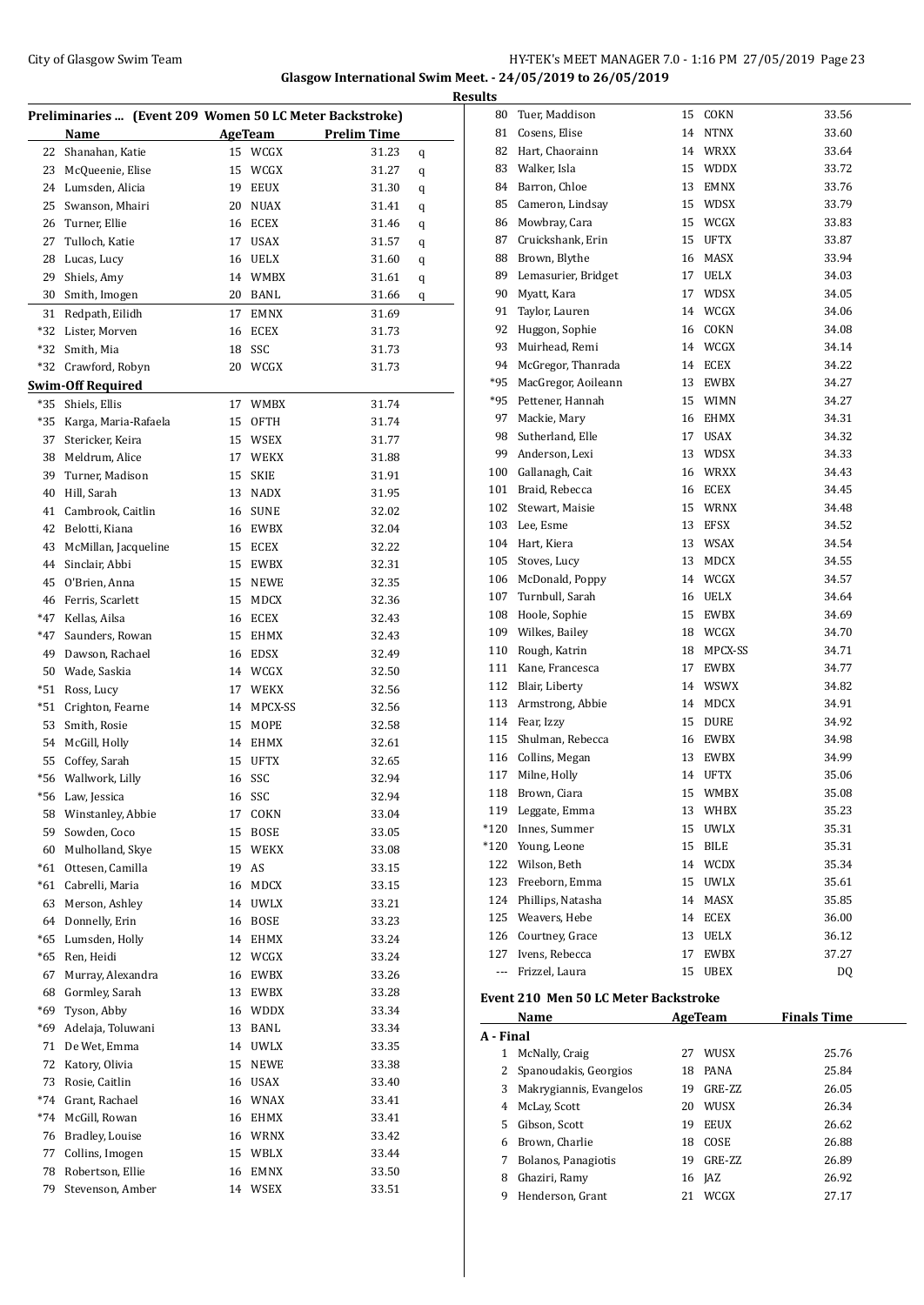**Glasgow International Swim Meet. - 24/05/2019 to 26/05/2019**

**Results**

### Preliminaries ... (Event 209 Women 50 LC Meter Backstroke)

| | Name | Age | Team | Prelim Time | |
|---|---|---|---|---|---|
| 22 | Shanahan, Katie | 15 | WCGX | 31.23 | q |
| 23 | McQueenie, Elise | 15 | WCGX | 31.27 | q |
| 24 | Lumsden, Alicia | 19 | EEUX | 31.30 | q |
| 25 | Swanson, Mhairi | 20 | NUAX | 31.41 | q |
| 26 | Turner, Ellie | 16 | ECEX | 31.46 | q |
| 27 | Tulloch, Katie | 17 | USAX | 31.57 | q |
| 28 | Lucas, Lucy | 16 | UELX | 31.60 | q |
| 29 | Shiels, Amy | 14 | WMBX | 31.61 | q |
| 30 | Smith, Imogen | 20 | BANL | 31.66 | q |
| 31 | Redpath, Eilidh | 17 | EMNX | 31.69 | |
| *32 | Lister, Morven | 16 | ECEX | 31.73 | |
| *32 | Smith, Mia | 18 | SSC | 31.73 | |
| *32 | Crawford, Robyn | 20 | WCGX | 31.73 | |

**Swim-Off Required**

| | Name | Age | Team | Prelim Time |
|---|---|---|---|---|
| *35 | Shiels, Ellis | 17 | WMBX | 31.74 |
| *35 | Karga, Maria-Rafaela | 15 | OFTH | 31.74 |
| 37 | Stericker, Keira | 15 | WSEX | 31.77 |
| 38 | Meldrum, Alice | 17 | WEKX | 31.88 |
| 39 | Turner, Madison | 15 | SKIE | 31.91 |
| 40 | Hill, Sarah | 13 | NADX | 31.95 |
| 41 | Cambrook, Caitlin | 16 | SUNE | 32.02 |
| 42 | Belotti, Kiana | 16 | EWBX | 32.04 |
| 43 | McMillan, Jacqueline | 15 | ECEX | 32.22 |
| 44 | Sinclair, Abbi | 15 | EWBX | 32.31 |
| 45 | O'Brien, Anna | 15 | NEWE | 32.35 |
| 46 | Ferris, Scarlett | 15 | MDCX | 32.36 |
| *47 | Kellas, Ailsa | 16 | ECEX | 32.43 |
| *47 | Saunders, Rowan | 15 | EHMX | 32.43 |
| 49 | Dawson, Rachael | 16 | EDSX | 32.49 |
| 50 | Wade, Saskia | 14 | WCGX | 32.50 |
| *51 | Ross, Lucy | 17 | WEKX | 32.56 |
| *51 | Crighton, Fearne | 14 | MPCX-SS | 32.56 |
| 53 | Smith, Rosie | 15 | MOPE | 32.58 |
| 54 | McGill, Holly | 14 | EHMX | 32.61 |
| 55 | Coffey, Sarah | 15 | UFTX | 32.65 |
| *56 | Wallwork, Lilly | 16 | SSC | 32.94 |
| *56 | Law, Jessica | 16 | SSC | 32.94 |
| 58 | Winstanley, Abbie | 17 | COKN | 33.04 |
| 59 | Sowden, Coco | 15 | BOSE | 33.05 |
| 60 | Mulholland, Skye | 15 | WEKX | 33.08 |
| *61 | Ottesen, Camilla | 19 | AS | 33.15 |
| *61 | Cabrelli, Maria | 16 | MDCX | 33.15 |
| 63 | Merson, Ashley | 14 | UWLX | 33.21 |
| 64 | Donnelly, Erin | 16 | BOSE | 33.23 |
| *65 | Lumsden, Holly | 14 | EHMX | 33.24 |
| *65 | Ren, Heidi | 12 | WCGX | 33.24 |
| 67 | Murray, Alexandra | 16 | EWBX | 33.26 |
| 68 | Gormley, Sarah | 13 | EWBX | 33.28 |
| *69 | Tyson, Abby | 16 | WDDX | 33.34 |
| *69 | Adelaja, Toluwani | 13 | BANL | 33.34 |
| 71 | De Wet, Emma | 14 | UWLX | 33.35 |
| 72 | Katory, Olivia | 15 | NEWE | 33.38 |
| 73 | Rosie, Caitlin | 16 | USAX | 33.40 |
| *74 | Grant, Rachael | 16 | WNAX | 33.41 |
| *74 | McGill, Rowan | 16 | EHMX | 33.41 |
| 76 | Bradley, Louise | 16 | WRNX | 33.42 |
| 77 | Collins, Imogen | 15 | WBLX | 33.44 |
| 78 | Robertson, Ellie | 16 | EMNX | 33.50 |
| 79 | Stevenson, Amber | 14 | WSEX | 33.51 |
| 80 | Tuer, Maddison | 15 | COKN | 33.56 |
| 81 | Cosens, Elise | 14 | NTNX | 33.60 |
| 82 | Hart, Chaorainn | 14 | WRXX | 33.64 |
| 83 | Walker, Isla | 15 | WDDX | 33.72 |
| 84 | Barron, Chloe | 13 | EMNX | 33.76 |
| 85 | Cameron, Lindsay | 15 | WDSX | 33.79 |
| 86 | Mowbray, Cara | 15 | WCGX | 33.83 |
| 87 | Cruickshank, Erin | 15 | UFTX | 33.87 |
| 88 | Brown, Blythe | 16 | MASX | 33.94 |
| 89 | Lemasurier, Bridget | 17 | UELX | 34.03 |
| 90 | Myatt, Kara | 17 | WDSX | 34.05 |
| 91 | Taylor, Lauren | 14 | WCGX | 34.06 |
| 92 | Huggon, Sophie | 16 | COKN | 34.08 |
| 93 | Muirhead, Remi | 14 | WCGX | 34.14 |
| 94 | McGregor, Thanrada | 14 | ECEX | 34.22 |
| *95 | MacGregor, Aoileann | 13 | EWBX | 34.27 |
| *95 | Pettener, Hannah | 15 | WIMN | 34.27 |
| 97 | Mackie, Mary | 16 | EHMX | 34.31 |
| 98 | Sutherland, Elle | 17 | USAX | 34.32 |
| 99 | Anderson, Lexi | 13 | WDSX | 34.33 |
| 100 | Gallanagh, Cait | 16 | WRXX | 34.43 |
| 101 | Braid, Rebecca | 16 | ECEX | 34.45 |
| 102 | Stewart, Maisie | 15 | WRNX | 34.48 |
| 103 | Lee, Esme | 13 | EFSX | 34.52 |
| 104 | Hart, Kiera | 13 | WSAX | 34.54 |
| 105 | Stoves, Lucy | 13 | MDCX | 34.55 |
| 106 | McDonald, Poppy | 14 | WCGX | 34.57 |
| 107 | Turnbull, Sarah | 16 | UELX | 34.64 |
| 108 | Hoole, Sophie | 15 | EWBX | 34.69 |
| 109 | Wilkes, Bailey | 18 | WCGX | 34.70 |
| 110 | Rough, Katrin | 18 | MPCX-SS | 34.71 |
| 111 | Kane, Francesca | 17 | EWBX | 34.77 |
| 112 | Blair, Liberty | 14 | WSWX | 34.82 |
| 113 | Armstrong, Abbie | 14 | MDCX | 34.91 |
| 114 | Fear, Izzy | 15 | DURE | 34.92 |
| 115 | Shulman, Rebecca | 16 | EWBX | 34.98 |
| 116 | Collins, Megan | 13 | EWBX | 34.99 |
| 117 | Milne, Holly | 14 | UFTX | 35.06 |
| 118 | Brown, Ciara | 15 | WMBX | 35.08 |
| 119 | Leggate, Emma | 13 | WHBX | 35.23 |
| *120 | Innes, Summer | 15 | UWLX | 35.31 |
| *120 | Young, Leone | 15 | BILE | 35.31 |
| 122 | Wilson, Beth | 14 | WCDX | 35.34 |
| 123 | Freeborn, Emma | 15 | UWLX | 35.61 |
| 124 | Phillips, Natasha | 14 | MASX | 35.85 |
| 125 | Weavers, Hebe | 14 | ECEX | 36.00 |
| 126 | Courtney, Grace | 13 | UELX | 36.12 |
| 127 | Ivens, Rebecca | 17 | EWBX | 37.27 |
| --- | Frizzel, Laura | 15 | UBEX | DQ |

### Event 210 Men 50 LC Meter Backstroke

**A - Final**

| | Name | Age | Team | Finals Time |
|---|---|---|---|---|
| 1 | McNally, Craig | 27 | WUSX | 25.76 |
| 2 | Spanoudakis, Georgios | 18 | PANA | 25.84 |
| 3 | Makrygiannis, Evangelos | 19 | GRE-ZZ | 26.05 |
| 4 | McLay, Scott | 20 | WUSX | 26.34 |
| 5 | Gibson, Scott | 19 | EEUX | 26.62 |
| 6 | Brown, Charlie | 18 | COSE | 26.88 |
| 7 | Bolanos, Panagiotis | 19 | GRE-ZZ | 26.89 |
| 8 | Ghaziri, Ramy | 16 | JAZ | 26.92 |
| 9 | Henderson, Grant | 21 | WCGX | 27.17 |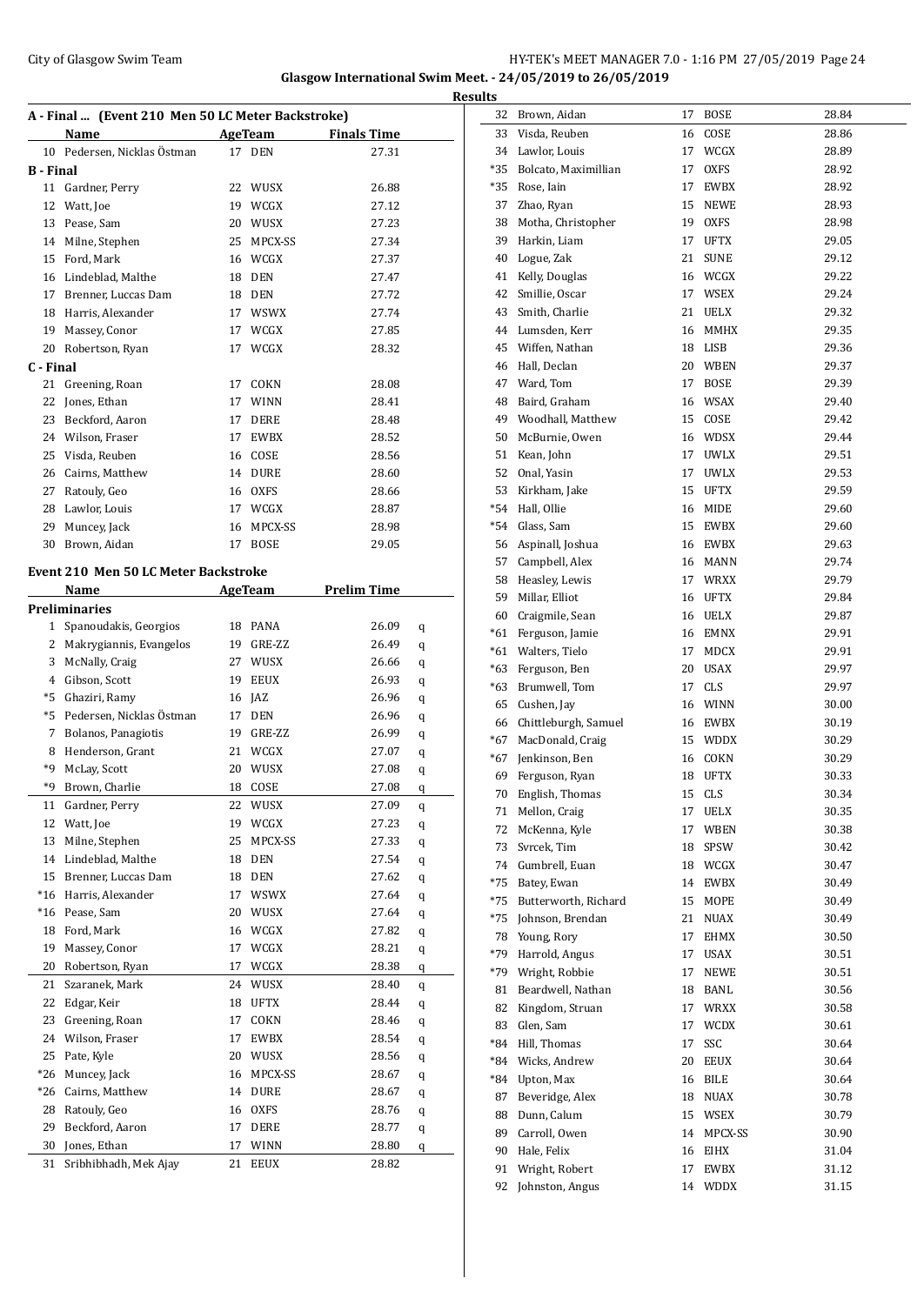**Glasgow International Swim Meet. - 24/05/2019 to 26/05/2019**

**Results**

### A - Final ... (Event 210 Men 50 LC Meter Backstroke)

| | Name | Age | Team | Finals Time |
|---|---|---|---|---|
| 10 | Pedersen, Nicklas Östman | 17 | DEN | 27.31 |
| **B - Final** | | | | |
| 11 | Gardner, Perry | 22 | WUSX | 26.88 |
| 12 | Watt, Joe | 19 | WCGX | 27.12 |
| 13 | Pease, Sam | 20 | WUSX | 27.23 |
| 14 | Milne, Stephen | 25 | MPCX-SS | 27.34 |
| 15 | Ford, Mark | 16 | WCGX | 27.37 |
| 16 | Lindeblad, Malthe | 18 | DEN | 27.47 |
| 17 | Brenner, Luccas Dam | 18 | DEN | 27.72 |
| 18 | Harris, Alexander | 17 | WSWX | 27.74 |
| 19 | Massey, Conor | 17 | WCGX | 27.85 |
| 20 | Robertson, Ryan | 17 | WCGX | 28.32 |
| **C - Final** | | | | |
| 21 | Greening, Roan | 17 | COKN | 28.08 |
| 22 | Jones, Ethan | 17 | WINN | 28.41 |
| 23 | Beckford, Aaron | 17 | DERE | 28.48 |
| 24 | Wilson, Fraser | 17 | EWBX | 28.52 |
| 25 | Visda, Reuben | 16 | COSE | 28.56 |
| 26 | Cairns, Matthew | 14 | DURE | 28.60 |
| 27 | Ratouly, Geo | 16 | OXFS | 28.66 |
| 28 | Lawlor, Louis | 17 | WCGX | 28.87 |
| 29 | Muncey, Jack | 16 | MPCX-SS | 28.98 |
| 30 | Brown, Aidan | 17 | BOSE | 29.05 |

### Event 210 Men 50 LC Meter Backstroke

| | Name | Age | Team | Prelim Time | |
|---|---|---|---|---|---|
| **Preliminaries** | | | | | |
| 1 | Spanoudakis, Georgios | 18 | PANA | 26.09 | q |
| 2 | Makrygiannis, Evangelos | 19 | GRE-ZZ | 26.49 | q |
| 3 | McNally, Craig | 27 | WUSX | 26.66 | q |
| 4 | Gibson, Scott | 19 | EEUX | 26.93 | q |
| *5 | Ghaziri, Ramy | 16 | JAZ | 26.96 | q |
| *5 | Pedersen, Nicklas Östman | 17 | DEN | 26.96 | q |
| 7 | Bolanos, Panagiotis | 19 | GRE-ZZ | 26.99 | q |
| 8 | Henderson, Grant | 21 | WCGX | 27.07 | q |
| *9 | McLay, Scott | 20 | WUSX | 27.08 | q |
| *9 | Brown, Charlie | 18 | COSE | 27.08 | q |
| 11 | Gardner, Perry | 22 | WUSX | 27.09 | q |
| 12 | Watt, Joe | 19 | WCGX | 27.23 | q |
| 13 | Milne, Stephen | 25 | MPCX-SS | 27.33 | q |
| 14 | Lindeblad, Malthe | 18 | DEN | 27.54 | q |
| 15 | Brenner, Luccas Dam | 18 | DEN | 27.62 | q |
| *16 | Harris, Alexander | 17 | WSWX | 27.64 | q |
| *16 | Pease, Sam | 20 | WUSX | 27.64 | q |
| 18 | Ford, Mark | 16 | WCGX | 27.82 | q |
| 19 | Massey, Conor | 17 | WCGX | 28.21 | q |
| 20 | Robertson, Ryan | 17 | WCGX | 28.38 | q |
| 21 | Szaranek, Mark | 24 | WUSX | 28.40 | q |
| 22 | Edgar, Keir | 18 | UFTX | 28.44 | q |
| 23 | Greening, Roan | 17 | COKN | 28.46 | q |
| 24 | Wilson, Fraser | 17 | EWBX | 28.54 | q |
| 25 | Pate, Kyle | 20 | WUSX | 28.56 | q |
| *26 | Muncey, Jack | 16 | MPCX-SS | 28.67 | q |
| *26 | Cairns, Matthew | 14 | DURE | 28.67 | q |
| 28 | Ratouly, Geo | 16 | OXFS | 28.76 | q |
| 29 | Beckford, Aaron | 17 | DERE | 28.77 | q |
| 30 | Jones, Ethan | 17 | WINN | 28.80 | q |
| 31 | Sribhibhadh, Mek Ajay | 21 | EEUX | 28.82 | |
| 32 | Brown, Aidan | 17 | BOSE | 28.84 | |
| 33 | Visda, Reuben | 16 | COSE | 28.86 | |
| 34 | Lawlor, Louis | 17 | WCGX | 28.89 | |
| *35 | Bolcato, Maximillian | 17 | OXFS | 28.92 | |
| *35 | Rose, Iain | 17 | EWBX | 28.92 | |
| 37 | Zhao, Ryan | 15 | NEWE | 28.93 | |
| 38 | Motha, Christopher | 19 | OXFS | 28.98 | |
| 39 | Harkin, Liam | 17 | UFTX | 29.05 | |
| 40 | Logue, Zak | 21 | SUNE | 29.12 | |
| 41 | Kelly, Douglas | 16 | WCGX | 29.22 | |
| 42 | Smillie, Oscar | 17 | WSEX | 29.24 | |
| 43 | Smith, Charlie | 21 | UELX | 29.32 | |
| 44 | Lumsden, Kerr | 16 | MMHX | 29.35 | |
| 45 | Wiffen, Nathan | 18 | LISB | 29.36 | |
| 46 | Hall, Declan | 20 | WBEN | 29.37 | |
| 47 | Ward, Tom | 17 | BOSE | 29.39 | |
| 48 | Baird, Graham | 16 | WSAX | 29.40 | |
| 49 | Woodhall, Matthew | 15 | COSE | 29.42 | |
| 50 | McBurnie, Owen | 16 | WDSX | 29.44 | |
| 51 | Kean, John | 17 | UWLX | 29.51 | |
| 52 | Onal, Yasin | 17 | UWLX | 29.53 | |
| 53 | Kirkham, Jake | 15 | UFTX | 29.59 | |
| *54 | Hall, Ollie | 16 | MIDE | 29.60 | |
| *54 | Glass, Sam | 15 | EWBX | 29.60 | |
| 56 | Aspinall, Joshua | 16 | EWBX | 29.63 | |
| 57 | Campbell, Alex | 16 | MANN | 29.74 | |
| 58 | Heasley, Lewis | 17 | WRXX | 29.79 | |
| 59 | Millar, Elliot | 16 | UFTX | 29.84 | |
| 60 | Craigmile, Sean | 16 | UELX | 29.87 | |
| *61 | Ferguson, Jamie | 16 | EMNX | 29.91 | |
| *61 | Walters, Tielo | 17 | MDCX | 29.91 | |
| *63 | Ferguson, Ben | 20 | USAX | 29.97 | |
| *63 | Brumwell, Tom | 17 | CLS | 29.97 | |
| 65 | Cushen, Jay | 16 | WINN | 30.00 | |
| 66 | Chittleburgh, Samuel | 16 | EWBX | 30.19 | |
| *67 | MacDonald, Craig | 15 | WDDX | 30.29 | |
| *67 | Jenkinson, Ben | 16 | COKN | 30.29 | |
| 69 | Ferguson, Ryan | 18 | UFTX | 30.33 | |
| 70 | English, Thomas | 15 | CLS | 30.34 | |
| 71 | Mellon, Craig | 17 | UELX | 30.35 | |
| 72 | McKenna, Kyle | 17 | WBEN | 30.38 | |
| 73 | Svrcek, Tim | 18 | SPSW | 30.42 | |
| 74 | Gumbrell, Euan | 18 | WCGX | 30.47 | |
| *75 | Batey, Ewan | 14 | EWBX | 30.49 | |
| *75 | Butterworth, Richard | 15 | MOPE | 30.49 | |
| *75 | Johnson, Brendan | 21 | NUAX | 30.49 | |
| 78 | Young, Rory | 17 | EHMX | 30.50 | |
| *79 | Harrold, Angus | 17 | USAX | 30.51 | |
| *79 | Wright, Robbie | 17 | NEWE | 30.51 | |
| 81 | Beardwell, Nathan | 18 | BANL | 30.56 | |
| 82 | Kingdom, Struan | 17 | WRXX | 30.58 | |
| 83 | Glen, Sam | 17 | WCDX | 30.61 | |
| *84 | Hill, Thomas | 17 | SSC | 30.64 | |
| *84 | Wicks, Andrew | 20 | EEUX | 30.64 | |
| *84 | Upton, Max | 16 | BILE | 30.64 | |
| 87 | Beveridge, Alex | 18 | NUAX | 30.78 | |
| 88 | Dunn, Calum | 15 | WSEX | 30.79 | |
| 89 | Carroll, Owen | 14 | MPCX-SS | 30.90 | |
| 90 | Hale, Felix | 16 | EIHX | 31.04 | |
| 91 | Wright, Robert | 17 | EWBX | 31.12 | |
| 92 | Johnston, Angus | 14 | WDDX | 31.15 | |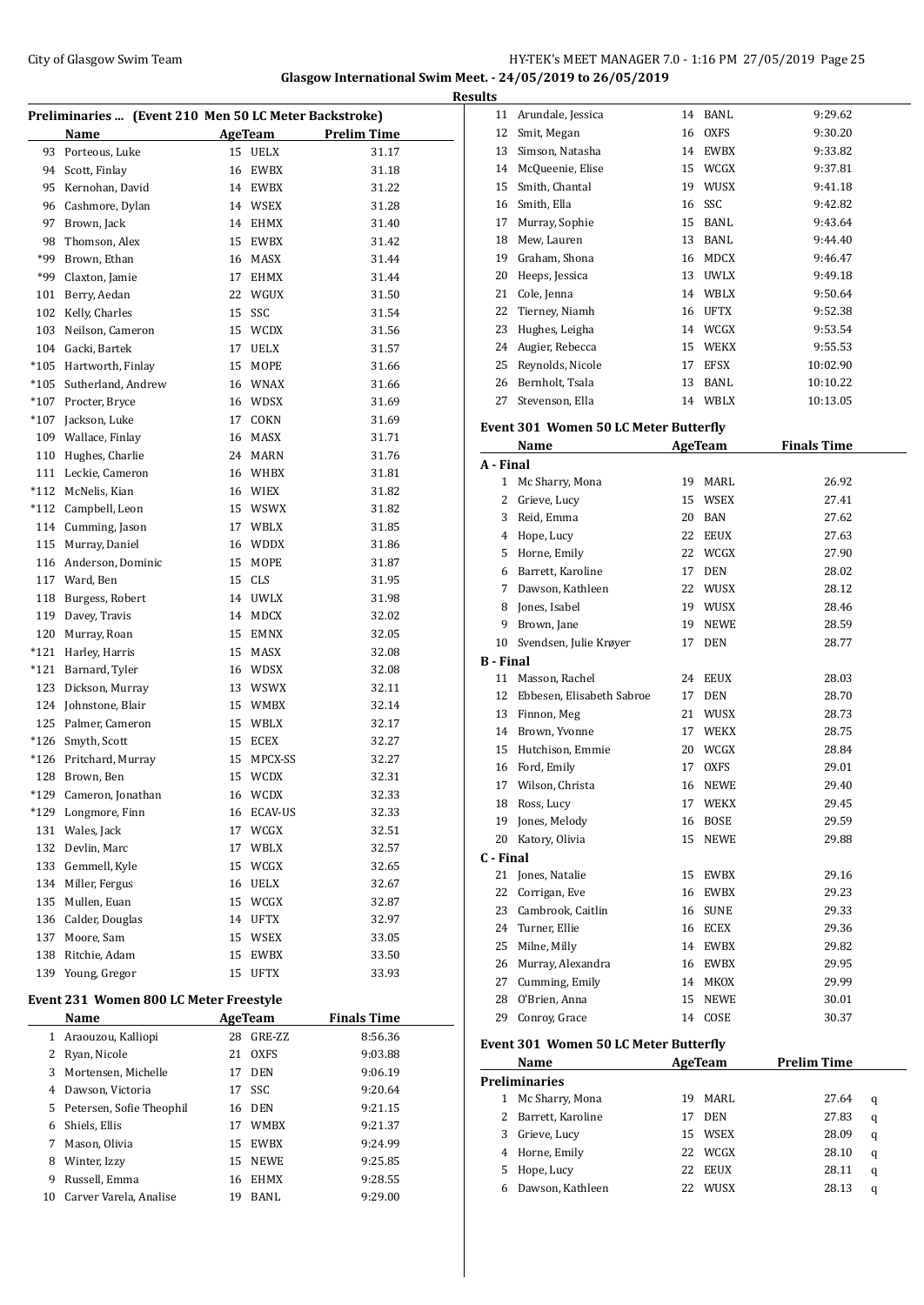Glasgow International Swim Meet. - 24/05/2019 to 26/05/2019

Results

### Preliminaries ... (Event 210 Men 50 LC Meter Backstroke)

| | Name | Age | Team | Prelim Time |
|---|---|---|---|---|
| 93 | Porteous, Luke | 15 | UELX | 31.17 |
| 94 | Scott, Finlay | 16 | EWBX | 31.18 |
| 95 | Kernohan, David | 14 | EWBX | 31.22 |
| 96 | Cashmore, Dylan | 14 | WSEX | 31.28 |
| 97 | Brown, Jack | 14 | EHMX | 31.40 |
| 98 | Thomson, Alex | 15 | EWBX | 31.42 |
| *99 | Brown, Ethan | 16 | MASX | 31.44 |
| *99 | Claxton, Jamie | 17 | EHMX | 31.44 |
| 101 | Berry, Aedan | 22 | WGUX | 31.50 |
| 102 | Kelly, Charles | 15 | SSC | 31.54 |
| 103 | Neilson, Cameron | 15 | WCDX | 31.56 |
| 104 | Gacki, Bartek | 17 | UELX | 31.57 |
| *105 | Hartworth, Finlay | 15 | MOPE | 31.66 |
| *105 | Sutherland, Andrew | 16 | WNAX | 31.66 |
| *107 | Procter, Bryce | 16 | WDSX | 31.69 |
| *107 | Jackson, Luke | 17 | COKN | 31.69 |
| 109 | Wallace, Finlay | 16 | MASX | 31.71 |
| 110 | Hughes, Charlie | 24 | MARN | 31.76 |
| 111 | Leckie, Cameron | 16 | WHBX | 31.81 |
| *112 | McNelis, Kian | 16 | WIEX | 31.82 |
| *112 | Campbell, Leon | 15 | WSWX | 31.82 |
| 114 | Cumming, Jason | 17 | WBLX | 31.85 |
| 115 | Murray, Daniel | 16 | WDDX | 31.86 |
| 116 | Anderson, Dominic | 15 | MOPE | 31.87 |
| 117 | Ward, Ben | 15 | CLS | 31.95 |
| 118 | Burgess, Robert | 14 | UWLX | 31.98 |
| 119 | Davey, Travis | 14 | MDCX | 32.02 |
| 120 | Murray, Roan | 15 | EMNX | 32.05 |
| *121 | Harley, Harris | 15 | MASX | 32.08 |
| *121 | Barnard, Tyler | 16 | WDSX | 32.08 |
| 123 | Dickson, Murray | 13 | WSWX | 32.11 |
| 124 | Johnstone, Blair | 15 | WMBX | 32.14 |
| 125 | Palmer, Cameron | 15 | WBLX | 32.17 |
| *126 | Smyth, Scott | 15 | ECEX | 32.27 |
| *126 | Pritchard, Murray | 15 | MPCX-SS | 32.27 |
| 128 | Brown, Ben | 15 | WCDX | 32.31 |
| *129 | Cameron, Jonathan | 16 | WCDX | 32.33 |
| *129 | Longmore, Finn | 16 | ECAV-US | 32.33 |
| 131 | Wales, Jack | 17 | WCGX | 32.51 |
| 132 | Devlin, Marc | 17 | WBLX | 32.57 |
| 133 | Gemmell, Kyle | 15 | WCGX | 32.65 |
| 134 | Miller, Fergus | 16 | UELX | 32.67 |
| 135 | Mullen, Euan | 15 | WCGX | 32.87 |
| 136 | Calder, Douglas | 14 | UFTX | 32.97 |
| 137 | Moore, Sam | 15 | WSEX | 33.05 |
| 138 | Ritchie, Adam | 15 | EWBX | 33.50 |
| 139 | Young, Gregor | 15 | UFTX | 33.93 |

### Event 231 Women 800 LC Meter Freestyle

| | Name | Age | Team | Finals Time |
|---|---|---|---|---|
| 1 | Araouzou, Kalliopi | 28 | GRE-ZZ | 8:56.36 |
| 2 | Ryan, Nicole | 21 | OXFS | 9:03.88 |
| 3 | Mortensen, Michelle | 17 | DEN | 9:06.19 |
| 4 | Dawson, Victoria | 17 | SSC | 9:20.64 |
| 5 | Petersen, Sofie Theophil | 16 | DEN | 9:21.15 |
| 6 | Shiels, Ellis | 17 | WMBX | 9:21.37 |
| 7 | Mason, Olivia | 15 | EWBX | 9:24.99 |
| 8 | Winter, Izzy | 15 | NEWE | 9:25.85 |
| 9 | Russell, Emma | 16 | EHMX | 9:28.55 |
| 10 | Carver Varela, Analise | 19 | BANL | 9:29.00 |
| 11 | Arundale, Jessica | 14 | BANL | 9:29.62 |
| 12 | Smit, Megan | 16 | OXFS | 9:30.20 |
| 13 | Simson, Natasha | 14 | EWBX | 9:33.82 |
| 14 | McQueenie, Elise | 15 | WCGX | 9:37.81 |
| 15 | Smith, Chantal | 19 | WUSX | 9:41.18 |
| 16 | Smith, Ella | 16 | SSC | 9:42.82 |
| 17 | Murray, Sophie | 15 | BANL | 9:43.64 |
| 18 | Mew, Lauren | 13 | BANL | 9:44.40 |
| 19 | Graham, Shona | 16 | MDCX | 9:46.47 |
| 20 | Heeps, Jessica | 13 | UWLX | 9:49.18 |
| 21 | Cole, Jenna | 14 | WBLX | 9:50.64 |
| 22 | Tierney, Niamh | 16 | UFTX | 9:52.38 |
| 23 | Hughes, Leigha | 14 | WCGX | 9:53.54 |
| 24 | Augier, Rebecca | 15 | WEKX | 9:55.53 |
| 25 | Reynolds, Nicole | 17 | EFSX | 10:02.90 |
| 26 | Bernholt, Tsala | 13 | BANL | 10:10.22 |
| 27 | Stevenson, Ella | 14 | WBLX | 10:13.05 |

### Event 301 Women 50 LC Meter Butterfly

| | Name | Age | Team | Finals Time |
|---|---|---|---|---|
| **A - Final** | | | | |
| 1 | Mc Sharry, Mona | 19 | MARL | 26.92 |
| 2 | Grieve, Lucy | 15 | WSEX | 27.41 |
| 3 | Reid, Emma | 20 | BAN | 27.62 |
| 4 | Hope, Lucy | 22 | EEUX | 27.63 |
| 5 | Horne, Emily | 22 | WCGX | 27.90 |
| 6 | Barrett, Karoline | 17 | DEN | 28.02 |
| 7 | Dawson, Kathleen | 22 | WUSX | 28.12 |
| 8 | Jones, Isabel | 19 | WUSX | 28.46 |
| 9 | Brown, Jane | 19 | NEWE | 28.59 |
| 10 | Svendsen, Julie Krøyer | 17 | DEN | 28.77 |
| **B - Final** | | | | |
| 11 | Masson, Rachel | 24 | EEUX | 28.03 |
| 12 | Ebbesen, Elisabeth Sabroe | 17 | DEN | 28.70 |
| 13 | Finnon, Meg | 21 | WUSX | 28.73 |
| 14 | Brown, Yvonne | 17 | WEKX | 28.75 |
| 15 | Hutchison, Emmie | 20 | WCGX | 28.84 |
| 16 | Ford, Emily | 17 | OXFS | 29.01 |
| 17 | Wilson, Christa | 16 | NEWE | 29.40 |
| 18 | Ross, Lucy | 17 | WEKX | 29.45 |
| 19 | Jones, Melody | 16 | BOSE | 29.59 |
| 20 | Katory, Olivia | 15 | NEWE | 29.88 |
| **C - Final** | | | | |
| 21 | Jones, Natalie | 15 | EWBX | 29.16 |
| 22 | Corrigan, Eve | 16 | EWBX | 29.23 |
| 23 | Cambrook, Caitlin | 16 | SUNE | 29.33 |
| 24 | Turner, Ellie | 16 | ECEX | 29.36 |
| 25 | Milne, Milly | 14 | EWBX | 29.82 |
| 26 | Murray, Alexandra | 16 | EWBX | 29.95 |
| 27 | Cumming, Emily | 14 | MKOX | 29.99 |
| 28 | O'Brien, Anna | 15 | NEWE | 30.01 |
| 29 | Conroy, Grace | 14 | COSE | 30.37 |

### Event 301 Women 50 LC Meter Butterfly

| | Name | Age | Team | Prelim Time | |
|---|---|---|---|---|---|
| **Preliminaries** | | | | | |
| 1 | Mc Sharry, Mona | 19 | MARL | 27.64 | q |
| 2 | Barrett, Karoline | 17 | DEN | 27.83 | q |
| 3 | Grieve, Lucy | 15 | WSEX | 28.09 | q |
| 4 | Horne, Emily | 22 | WCGX | 28.10 | q |
| 5 | Hope, Lucy | 22 | EEUX | 28.11 | q |
| 6 | Dawson, Kathleen | 22 | WUSX | 28.13 | q |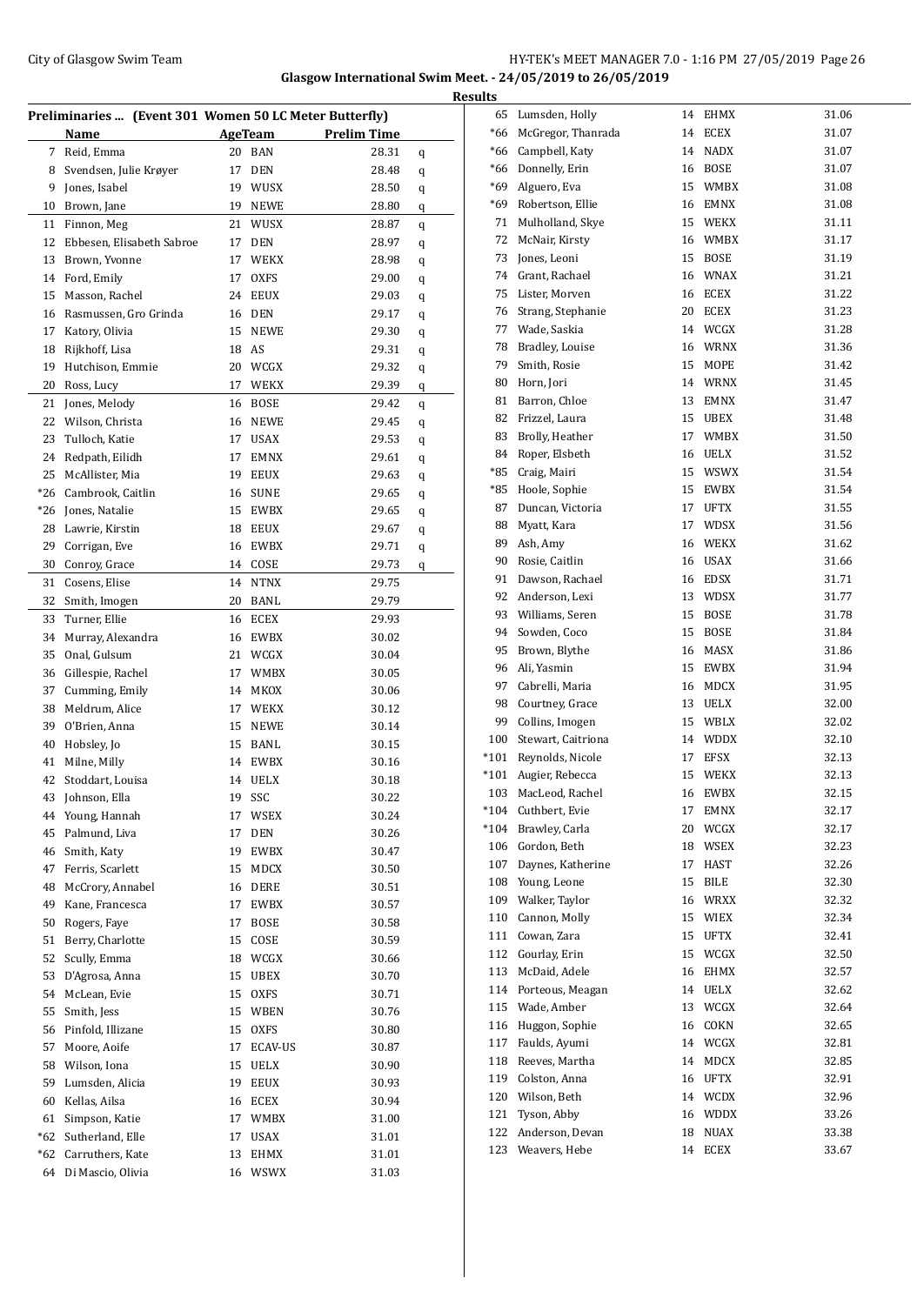## Glasgow International Swim Meet. - 24/05/2019 to 26/05/2019

### Results

**Preliminaries ... (Event 301 Women 50 LC Meter Butterfly)**

| | Name | Age | Team | Prelim Time | |
|---|---|---|---|---|---|
| 7 | Reid, Emma | 20 | BAN | 28.31 | q |
| 8 | Svendsen, Julie Krøyer | 17 | DEN | 28.48 | q |
| 9 | Jones, Isabel | 19 | WUSX | 28.50 | q |
| 10 | Brown, Jane | 19 | NEWE | 28.80 | q |
| 11 | Finnon, Meg | 21 | WUSX | 28.87 | q |
| 12 | Ebbesen, Elisabeth Sabroe | 17 | DEN | 28.97 | q |
| 13 | Brown, Yvonne | 17 | WEKX | 28.98 | q |
| 14 | Ford, Emily | 17 | OXFS | 29.00 | q |
| 15 | Masson, Rachel | 24 | EEUX | 29.03 | q |
| 16 | Rasmussen, Gro Grinda | 16 | DEN | 29.17 | q |
| 17 | Katory, Olivia | 15 | NEWE | 29.30 | q |
| 18 | Rijkhoff, Lisa | 18 | AS | 29.31 | q |
| 19 | Hutchison, Emmie | 20 | WCGX | 29.32 | q |
| 20 | Ross, Lucy | 17 | WEKX | 29.39 | q |
| 21 | Jones, Melody | 16 | BOSE | 29.42 | q |
| 22 | Wilson, Christa | 16 | NEWE | 29.45 | q |
| 23 | Tulloch, Katie | 17 | USAX | 29.53 | q |
| 24 | Redpath, Eilidh | 17 | EMNX | 29.61 | q |
| 25 | McAllister, Mia | 19 | EEUX | 29.63 | q |
| *26 | Cambrook, Caitlin | 16 | SUNE | 29.65 | q |
| *26 | Jones, Natalie | 15 | EWBX | 29.65 | q |
| 28 | Lawrie, Kirstin | 18 | EEUX | 29.67 | q |
| 29 | Corrigan, Eve | 16 | EWBX | 29.71 | q |
| 30 | Conroy, Grace | 14 | COSE | 29.73 | q |
| 31 | Cosens, Elise | 14 | NTNX | 29.75 | |
| 32 | Smith, Imogen | 20 | BANL | 29.79 | |
| 33 | Turner, Ellie | 16 | ECEX | 29.93 | |
| 34 | Murray, Alexandra | 16 | EWBX | 30.02 | |
| 35 | Onal, Gulsum | 21 | WCGX | 30.04 | |
| 36 | Gillespie, Rachel | 17 | WMBX | 30.05 | |
| 37 | Cumming, Emily | 14 | MKOX | 30.06 | |
| 38 | Meldrum, Alice | 17 | WEKX | 30.12 | |
| 39 | O'Brien, Anna | 15 | NEWE | 30.14 | |
| 40 | Hobsley, Jo | 15 | BANL | 30.15 | |
| 41 | Milne, Milly | 14 | EWBX | 30.16 | |
| 42 | Stoddart, Louisa | 14 | UELX | 30.18 | |
| 43 | Johnson, Ella | 19 | SSC | 30.22 | |
| 44 | Young, Hannah | 17 | WSEX | 30.24 | |
| 45 | Palmund, Liva | 17 | DEN | 30.26 | |
| 46 | Smith, Katy | 19 | EWBX | 30.47 | |
| 47 | Ferris, Scarlett | 15 | MDCX | 30.50 | |
| 48 | McCrory, Annabel | 16 | DERE | 30.51 | |
| 49 | Kane, Francesca | 17 | EWBX | 30.57 | |
| 50 | Rogers, Faye | 17 | BOSE | 30.58 | |
| 51 | Berry, Charlotte | 15 | COSE | 30.59 | |
| 52 | Scully, Emma | 18 | WCGX | 30.66 | |
| 53 | D'Agrosa, Anna | 15 | UBEX | 30.70 | |
| 54 | McLean, Evie | 15 | OXFS | 30.71 | |
| 55 | Smith, Jess | 15 | WBEN | 30.76 | |
| 56 | Pinfold, Illizane | 15 | OXFS | 30.80 | |
| 57 | Moore, Aoife | 17 | ECAV-US | 30.87 | |
| 58 | Wilson, Iona | 15 | UELX | 30.90 | |
| 59 | Lumsden, Alicia | 19 | EEUX | 30.93 | |
| 60 | Kellas, Ailsa | 16 | ECEX | 30.94 | |
| 61 | Simpson, Katie | 17 | WMBX | 31.00 | |
| *62 | Sutherland, Elle | 17 | USAX | 31.01 | |
| *62 | Carruthers, Kate | 13 | EHMX | 31.01 | |
| 64 | Di Mascio, Olivia | 16 | WSWX | 31.03 | |
| 65 | Lumsden, Holly | 14 | EHMX | 31.06 | |
| *66 | McGregor, Thanrada | 14 | ECEX | 31.07 | |
| *66 | Campbell, Katy | 14 | NADX | 31.07 | |
| *66 | Donnelly, Erin | 16 | BOSE | 31.07 | |
| *69 | Alguero, Eva | 15 | WMBX | 31.08 | |
| *69 | Robertson, Ellie | 16 | EMNX | 31.08 | |
| 71 | Mulholland, Skye | 15 | WEKX | 31.11 | |
| 72 | McNair, Kirsty | 16 | WMBX | 31.17 | |
| 73 | Jones, Leoni | 15 | BOSE | 31.19 | |
| 74 | Grant, Rachael | 16 | WNAX | 31.21 | |
| 75 | Lister, Morven | 16 | ECEX | 31.22 | |
| 76 | Strang, Stephanie | 20 | ECEX | 31.23 | |
| 77 | Wade, Saskia | 14 | WCGX | 31.28 | |
| 78 | Bradley, Louise | 16 | WRNX | 31.36 | |
| 79 | Smith, Rosie | 15 | MOPE | 31.42 | |
| 80 | Horn, Jori | 14 | WRNX | 31.45 | |
| 81 | Barron, Chloe | 13 | EMNX | 31.47 | |
| 82 | Frizzel, Laura | 15 | UBEX | 31.48 | |
| 83 | Brolly, Heather | 17 | WMBX | 31.50 | |
| 84 | Roper, Elsbeth | 16 | UELX | 31.52 | |
| *85 | Craig, Mairi | 15 | WSWX | 31.54 | |
| *85 | Hoole, Sophie | 15 | EWBX | 31.54 | |
| 87 | Duncan, Victoria | 17 | UFTX | 31.55 | |
| 88 | Myatt, Kara | 17 | WDSX | 31.56 | |
| 89 | Ash, Amy | 16 | WEKX | 31.62 | |
| 90 | Rosie, Caitlin | 16 | USAX | 31.66 | |
| 91 | Dawson, Rachael | 16 | EDSX | 31.71 | |
| 92 | Anderson, Lexi | 13 | WDSX | 31.77 | |
| 93 | Williams, Seren | 15 | BOSE | 31.78 | |
| 94 | Sowden, Coco | 15 | BOSE | 31.84 | |
| 95 | Brown, Blythe | 16 | MASX | 31.86 | |
| 96 | Ali, Yasmin | 15 | EWBX | 31.94 | |
| 97 | Cabrelli, Maria | 16 | MDCX | 31.95 | |
| 98 | Courtney, Grace | 13 | UELX | 32.00 | |
| 99 | Collins, Imogen | 15 | WBLX | 32.02 | |
| 100 | Stewart, Caitriona | 14 | WDDX | 32.10 | |
| *101 | Reynolds, Nicole | 17 | EFSX | 32.13 | |
| *101 | Augier, Rebecca | 15 | WEKX | 32.13 | |
| 103 | MacLeod, Rachel | 16 | EWBX | 32.15 | |
| *104 | Cuthbert, Evie | 17 | EMNX | 32.17 | |
| *104 | Brawley, Carla | 20 | WCGX | 32.17 | |
| 106 | Gordon, Beth | 18 | WSEX | 32.23 | |
| 107 | Daynes, Katherine | 17 | HAST | 32.26 | |
| 108 | Young, Leone | 15 | BILE | 32.30 | |
| 109 | Walker, Taylor | 16 | WRXX | 32.32 | |
| 110 | Cannon, Molly | 15 | WIEX | 32.34 | |
| 111 | Cowan, Zara | 15 | UFTX | 32.41 | |
| 112 | Gourlay, Erin | 15 | WCGX | 32.50 | |
| 113 | McDaid, Adele | 16 | EHMX | 32.57 | |
| 114 | Porteous, Meagan | 14 | UELX | 32.62 | |
| 115 | Wade, Amber | 13 | WCGX | 32.64 | |
| 116 | Huggon, Sophie | 16 | COKN | 32.65 | |
| 117 | Faulds, Ayumi | 14 | WCGX | 32.81 | |
| 118 | Reeves, Martha | 14 | MDCX | 32.85 | |
| 119 | Colston, Anna | 16 | UFTX | 32.91 | |
| 120 | Wilson, Beth | 14 | WCDX | 32.96 | |
| 121 | Tyson, Abby | 16 | WDDX | 33.26 | |
| 122 | Anderson, Devan | 18 | NUAX | 33.38 | |
| 123 | Weavers, Hebe | 14 | ECEX | 33.67 | |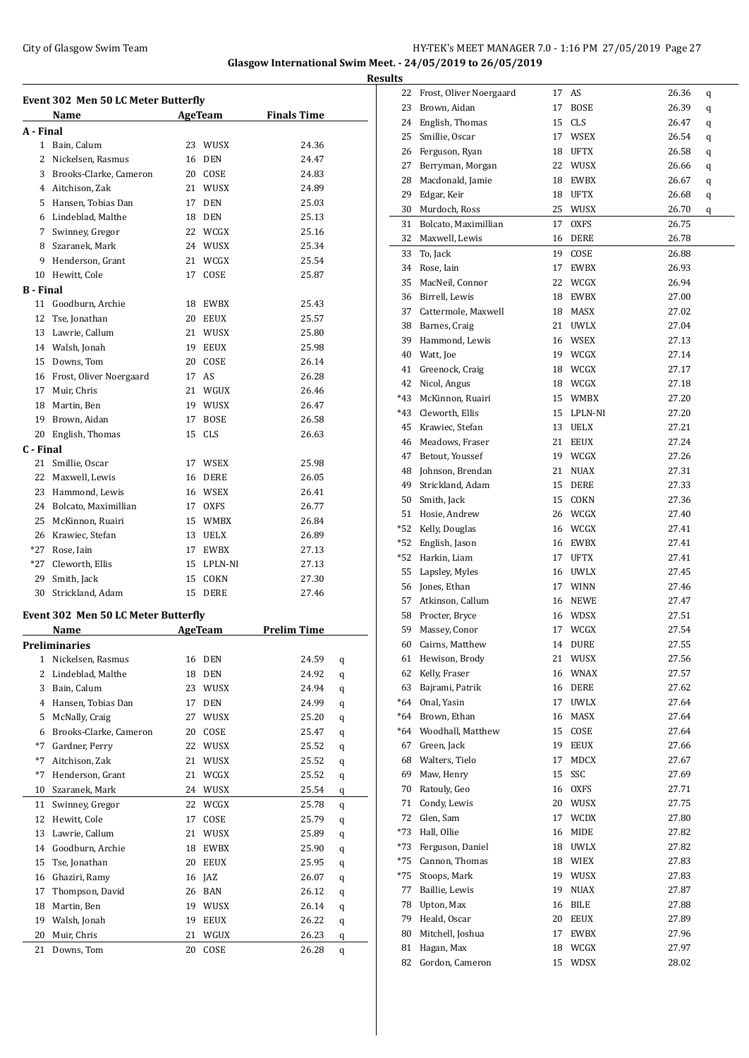Glasgow International Swim Meet. - 24/05/2019 to 26/05/2019

**Results**

## Event 302 Men 50 LC Meter Butterfly

| | Name | Age | Team | Finals Time |
|---|---|---|---|---|
| **A - Final** | | | | |
| 1 | Bain, Calum | 23 | WUSX | 24.36 |
| 2 | Nickelsen, Rasmus | 16 | DEN | 24.47 |
| 3 | Brooks-Clarke, Cameron | 20 | COSE | 24.83 |
| 4 | Aitchison, Zak | 21 | WUSX | 24.89 |
| 5 | Hansen, Tobias Dan | 17 | DEN | 25.03 |
| 6 | Lindeblad, Malthe | 18 | DEN | 25.13 |
| 7 | Swinney, Gregor | 22 | WCGX | 25.16 |
| 8 | Szaranek, Mark | 24 | WUSX | 25.34 |
| 9 | Henderson, Grant | 21 | WCGX | 25.54 |
| 10 | Hewitt, Cole | 17 | COSE | 25.87 |
| **B - Final** | | | | |
| 11 | Goodburn, Archie | 18 | EWBX | 25.43 |
| 12 | Tse, Jonathan | 20 | EEUX | 25.57 |
| 13 | Lawrie, Callum | 21 | WUSX | 25.80 |
| 14 | Walsh, Jonah | 19 | EEUX | 25.98 |
| 15 | Downs, Tom | 20 | COSE | 26.14 |
| 16 | Frost, Oliver Noergaard | 17 | AS | 26.28 |
| 17 | Muir, Chris | 21 | WGUX | 26.46 |
| 18 | Martin, Ben | 19 | WUSX | 26.47 |
| 19 | Brown, Aidan | 17 | BOSE | 26.58 |
| 20 | English, Thomas | 15 | CLS | 26.63 |
| **C - Final** | | | | |
| 21 | Smillie, Oscar | 17 | WSEX | 25.98 |
| 22 | Maxwell, Lewis | 16 | DERE | 26.05 |
| 23 | Hammond, Lewis | 16 | WSEX | 26.41 |
| 24 | Bolcato, Maximillian | 17 | OXFS | 26.77 |
| 25 | McKinnon, Ruairi | 15 | WMBX | 26.84 |
| 26 | Krawiec, Stefan | 13 | UELX | 26.89 |
| *27 | Rose, Iain | 17 | EWBX | 27.13 |
| *27 | Cleworth, Ellis | 15 | LPLN-NI | 27.13 |
| 29 | Smith, Jack | 15 | COKN | 27.30 |
| 30 | Strickland, Adam | 15 | DERE | 27.46 |

## Event 302 Men 50 LC Meter Butterfly

| | Name | Age | Team | Prelim Time | |
|---|---|---|---|---|---|
| **Preliminaries** | | | | | |
| 1 | Nickelsen, Rasmus | 16 | DEN | 24.59 | q |
| 2 | Lindeblad, Malthe | 18 | DEN | 24.92 | q |
| 3 | Bain, Calum | 23 | WUSX | 24.94 | q |
| 4 | Hansen, Tobias Dan | 17 | DEN | 24.99 | q |
| 5 | McNally, Craig | 27 | WUSX | 25.20 | q |
| 6 | Brooks-Clarke, Cameron | 20 | COSE | 25.47 | q |
| *7 | Gardner, Perry | 22 | WUSX | 25.52 | q |
| *7 | Aitchison, Zak | 21 | WUSX | 25.52 | q |
| *7 | Henderson, Grant | 21 | WCGX | 25.52 | q |
| 10 | Szaranek, Mark | 24 | WUSX | 25.54 | q |
| 11 | Swinney, Gregor | 22 | WCGX | 25.78 | q |
| 12 | Hewitt, Cole | 17 | COSE | 25.79 | q |
| 13 | Lawrie, Callum | 21 | WUSX | 25.89 | q |
| 14 | Goodburn, Archie | 18 | EWBX | 25.90 | q |
| 15 | Tse, Jonathan | 20 | EEUX | 25.95 | q |
| 16 | Ghaziri, Ramy | 16 | JAZ | 26.07 | q |
| 17 | Thompson, David | 26 | BAN | 26.12 | q |
| 18 | Martin, Ben | 19 | WUSX | 26.14 | q |
| 19 | Walsh, Jonah | 19 | EEUX | 26.22 | q |
| 20 | Muir, Chris | 21 | WGUX | 26.23 | q |
| 21 | Downs, Tom | 20 | COSE | 26.28 | q |
| 22 | Frost, Oliver Noergaard | 17 | AS | 26.36 | q |
| 23 | Brown, Aidan | 17 | BOSE | 26.39 | q |
| 24 | English, Thomas | 15 | CLS | 26.47 | q |
| 25 | Smillie, Oscar | 17 | WSEX | 26.54 | q |
| 26 | Ferguson, Ryan | 18 | UFTX | 26.58 | q |
| 27 | Berryman, Morgan | 22 | WUSX | 26.66 | q |
| 28 | Macdonald, Jamie | 18 | EWBX | 26.67 | q |
| 29 | Edgar, Keir | 18 | UFTX | 26.68 | q |
| 30 | Murdoch, Ross | 25 | WUSX | 26.70 | q |
| 31 | Bolcato, Maximillian | 17 | OXFS | 26.75 | |
| 32 | Maxwell, Lewis | 16 | DERE | 26.78 | |
| 33 | To, Jack | 19 | COSE | 26.88 | |
| 34 | Rose, Iain | 17 | EWBX | 26.93 | |
| 35 | MacNeil, Connor | 22 | WCGX | 26.94 | |
| 36 | Birrell, Lewis | 18 | EWBX | 27.00 | |
| 37 | Cattermole, Maxwell | 18 | MASX | 27.02 | |
| 38 | Barnes, Craig | 21 | UWLX | 27.04 | |
| 39 | Hammond, Lewis | 16 | WSEX | 27.13 | |
| 40 | Watt, Joe | 19 | WCGX | 27.14 | |
| 41 | Greenock, Craig | 18 | WCGX | 27.17 | |
| 42 | Nicol, Angus | 18 | WCGX | 27.18 | |
| *43 | McKinnon, Ruairi | 15 | WMBX | 27.20 | |
| *43 | Cleworth, Ellis | 15 | LPLN-NI | 27.20 | |
| 45 | Krawiec, Stefan | 13 | UELX | 27.21 | |
| 46 | Meadows, Fraser | 21 | EEUX | 27.24 | |
| 47 | Betout, Youssef | 19 | WCGX | 27.26 | |
| 48 | Johnson, Brendan | 21 | NUAX | 27.31 | |
| 49 | Strickland, Adam | 15 | DERE | 27.33 | |
| 50 | Smith, Jack | 15 | COKN | 27.36 | |
| 51 | Hosie, Andrew | 26 | WCGX | 27.40 | |
| *52 | Kelly, Douglas | 16 | WCGX | 27.41 | |
| *52 | English, Jason | 16 | EWBX | 27.41 | |
| *52 | Harkin, Liam | 17 | UFTX | 27.41 | |
| 55 | Lapsley, Myles | 16 | UWLX | 27.45 | |
| 56 | Jones, Ethan | 17 | WINN | 27.46 | |
| 57 | Atkinson, Callum | 16 | NEWE | 27.47 | |
| 58 | Procter, Bryce | 16 | WDSX | 27.51 | |
| 59 | Massey, Conor | 17 | WCGX | 27.54 | |
| 60 | Cairns, Matthew | 14 | DURE | 27.55 | |
| 61 | Hewison, Brody | 21 | WUSX | 27.56 | |
| 62 | Kelly, Fraser | 16 | WNAX | 27.57 | |
| 63 | Bajrami, Patrik | 16 | DERE | 27.62 | |
| *64 | Onal, Yasin | 17 | UWLX | 27.64 | |
| *64 | Brown, Ethan | 16 | MASX | 27.64 | |
| *64 | Woodhall, Matthew | 15 | COSE | 27.64 | |
| 67 | Green, Jack | 19 | EEUX | 27.66 | |
| 68 | Walters, Tielo | 17 | MDCX | 27.67 | |
| 69 | Maw, Henry | 15 | SSC | 27.69 | |
| 70 | Ratouly, Geo | 16 | OXFS | 27.71 | |
| 71 | Condy, Lewis | 20 | WUSX | 27.75 | |
| 72 | Glen, Sam | 17 | WCDX | 27.80 | |
| *73 | Hall, Ollie | 16 | MIDE | 27.82 | |
| *73 | Ferguson, Daniel | 18 | UWLX | 27.82 | |
| *75 | Cannon, Thomas | 18 | WIEX | 27.83 | |
| *75 | Stoops, Mark | 19 | WUSX | 27.83 | |
| 77 | Baillie, Lewis | 19 | NUAX | 27.87 | |
| 78 | Upton, Max | 16 | BILE | 27.88 | |
| 79 | Heald, Oscar | 20 | EEUX | 27.89 | |
| 80 | Mitchell, Joshua | 17 | EWBX | 27.96 | |
| 81 | Hagan, Max | 18 | WCGX | 27.97 | |
| 82 | Gordon, Cameron | 15 | WDSX | 28.02 | |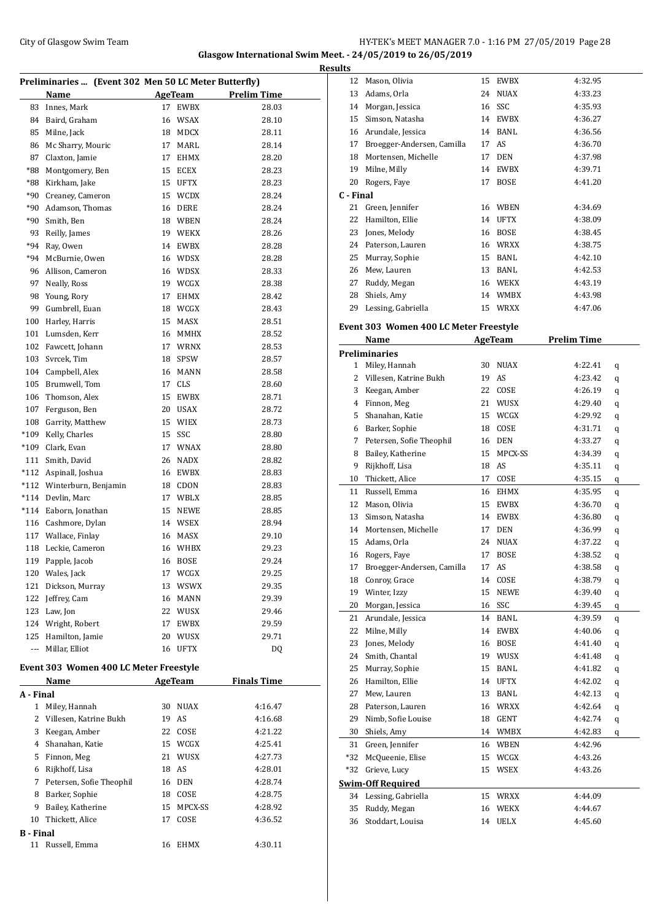## Glasgow International Swim Meet. - 24/05/2019 to 26/05/2019

### Results

#### Preliminaries ... (Event 302 Men 50 LC Meter Butterfly)

| | Name | Age | Team | Prelim Time |
|---|---|---|---|---|
| 83 | Innes, Mark | 17 | EWBX | 28.03 |
| 84 | Baird, Graham | 16 | WSAX | 28.10 |
| 85 | Milne, Jack | 18 | MDCX | 28.11 |
| 86 | Mc Sharry, Mouric | 17 | MARL | 28.14 |
| 87 | Claxton, Jamie | 17 | EHMX | 28.20 |
| *88 | Montgomery, Ben | 15 | ECEX | 28.23 |
| *88 | Kirkham, Jake | 15 | UFTX | 28.23 |
| *90 | Creaney, Cameron | 15 | WCDX | 28.24 |
| *90 | Adamson, Thomas | 16 | DERE | 28.24 |
| *90 | Smith, Ben | 18 | WBEN | 28.24 |
| 93 | Reilly, James | 19 | WEKX | 28.26 |
| *94 | Ray, Owen | 14 | EWBX | 28.28 |
| *94 | McBurnie, Owen | 16 | WDSX | 28.28 |
| 96 | Allison, Cameron | 16 | WDSX | 28.33 |
| 97 | Neally, Ross | 19 | WCGX | 28.38 |
| 98 | Young, Rory | 17 | EHMX | 28.42 |
| 99 | Gumbrell, Euan | 18 | WCGX | 28.43 |
| 100 | Harley, Harris | 15 | MASX | 28.51 |
| 101 | Lumsden, Kerr | 16 | MMHX | 28.52 |
| 102 | Fawcett, Johann | 17 | WRNX | 28.53 |
| 103 | Svrcek, Tim | 18 | SPSW | 28.57 |
| 104 | Campbell, Alex | 16 | MANN | 28.58 |
| 105 | Brumwell, Tom | 17 | CLS | 28.60 |
| 106 | Thomson, Alex | 15 | EWBX | 28.71 |
| 107 | Ferguson, Ben | 20 | USAX | 28.72 |
| 108 | Garrity, Matthew | 15 | WIEX | 28.73 |
| *109 | Kelly, Charles | 15 | SSC | 28.80 |
| *109 | Clark, Evan | 17 | WNAX | 28.80 |
| 111 | Smith, David | 26 | NADX | 28.82 |
| *112 | Aspinall, Joshua | 16 | EWBX | 28.83 |
| *112 | Winterburn, Benjamin | 18 | CDON | 28.83 |
| *114 | Devlin, Marc | 17 | WBLX | 28.85 |
| *114 | Eaborn, Jonathan | 15 | NEWE | 28.85 |
| 116 | Cashmore, Dylan | 14 | WSEX | 28.94 |
| 117 | Wallace, Finlay | 16 | MASX | 29.10 |
| 118 | Leckie, Cameron | 16 | WHBX | 29.23 |
| 119 | Papple, Jacob | 16 | BOSE | 29.24 |
| 120 | Wales, Jack | 17 | WCGX | 29.25 |
| 121 | Dickson, Murray | 13 | WSWX | 29.35 |
| 122 | Jeffrey, Cam | 16 | MANN | 29.39 |
| 123 | Law, Jon | 22 | WUSX | 29.46 |
| 124 | Wright, Robert | 17 | EWBX | 29.59 |
| 125 | Hamilton, Jamie | 20 | WUSX | 29.71 |
| --- | Millar, Elliot | 16 | UFTX | DQ |

#### Event 303 Women 400 LC Meter Freestyle

| | Name | Age | Team | Finals Time |
|---|---|---|---|---|
| **A - Final** | | | | |
| 1 | Miley, Hannah | 30 | NUAX | 4:16.47 |
| 2 | Villesen, Katrine Bukh | 19 | AS | 4:16.68 |
| 3 | Keegan, Amber | 22 | COSE | 4:21.22 |
| 4 | Shanahan, Katie | 15 | WCGX | 4:25.41 |
| 5 | Finnon, Meg | 21 | WUSX | 4:27.73 |
| 6 | Rijkhoff, Lisa | 18 | AS | 4:28.01 |
| 7 | Petersen, Sofie Theophil | 16 | DEN | 4:28.74 |
| 8 | Barker, Sophie | 18 | COSE | 4:28.75 |
| 9 | Bailey, Katherine | 15 | MPCX-SS | 4:28.92 |
| 10 | Thickett, Alice | 17 | COSE | 4:36.52 |
| **B - Final** | | | | |
| 11 | Russell, Emma | 16 | EHMX | 4:30.11 |
| 12 | Mason, Olivia | 15 | EWBX | 4:32.95 |
| 13 | Adams, Orla | 24 | NUAX | 4:33.23 |
| 14 | Morgan, Jessica | 16 | SSC | 4:35.93 |
| 15 | Simson, Natasha | 14 | EWBX | 4:36.27 |
| 16 | Arundale, Jessica | 14 | BANL | 4:36.56 |
| 17 | Broegger-Andersen, Camilla | 17 | AS | 4:36.70 |
| 18 | Mortensen, Michelle | 17 | DEN | 4:37.98 |
| 19 | Milne, Milly | 14 | EWBX | 4:39.71 |
| 20 | Rogers, Faye | 17 | BOSE | 4:41.20 |
| **C - Final** | | | | |
| 21 | Green, Jennifer | 16 | WBEN | 4:34.69 |
| 22 | Hamilton, Ellie | 14 | UFTX | 4:38.09 |
| 23 | Jones, Melody | 16 | BOSE | 4:38.45 |
| 24 | Paterson, Lauren | 16 | WRXX | 4:38.75 |
| 25 | Murray, Sophie | 15 | BANL | 4:42.10 |
| 26 | Mew, Lauren | 13 | BANL | 4:42.53 |
| 27 | Ruddy, Megan | 16 | WEKX | 4:43.19 |
| 28 | Shiels, Amy | 14 | WMBX | 4:43.98 |
| 29 | Lessing, Gabriella | 15 | WRXX | 4:47.06 |

#### Event 303 Women 400 LC Meter Freestyle

| | Name | Age | Team | Prelim Time | |
|---|---|---|---|---|---|
| **Preliminaries** | | | | | |
| 1 | Miley, Hannah | 30 | NUAX | 4:22.41 | q |
| 2 | Villesen, Katrine Bukh | 19 | AS | 4:23.42 | q |
| 3 | Keegan, Amber | 22 | COSE | 4:26.19 | q |
| 4 | Finnon, Meg | 21 | WUSX | 4:29.40 | q |
| 5 | Shanahan, Katie | 15 | WCGX | 4:29.92 | q |
| 6 | Barker, Sophie | 18 | COSE | 4:31.71 | q |
| 7 | Petersen, Sofie Theophil | 16 | DEN | 4:33.27 | q |
| 8 | Bailey, Katherine | 15 | MPCX-SS | 4:34.39 | q |
| 9 | Rijkhoff, Lisa | 18 | AS | 4:35.11 | q |
| 10 | Thickett, Alice | 17 | COSE | 4:35.15 | q |
| 11 | Russell, Emma | 16 | EHMX | 4:35.95 | q |
| 12 | Mason, Olivia | 15 | EWBX | 4:36.70 | q |
| 13 | Simson, Natasha | 14 | EWBX | 4:36.80 | q |
| 14 | Mortensen, Michelle | 17 | DEN | 4:36.99 | q |
| 15 | Adams, Orla | 24 | NUAX | 4:37.22 | q |
| 16 | Rogers, Faye | 17 | BOSE | 4:38.52 | q |
| 17 | Broegger-Andersen, Camilla | 17 | AS | 4:38.58 | q |
| 18 | Conroy, Grace | 14 | COSE | 4:38.79 | q |
| 19 | Winter, Izzy | 15 | NEWE | 4:39.40 | q |
| 20 | Morgan, Jessica | 16 | SSC | 4:39.45 | q |
| 21 | Arundale, Jessica | 14 | BANL | 4:39.59 | q |
| 22 | Milne, Milly | 14 | EWBX | 4:40.06 | q |
| 23 | Jones, Melody | 16 | BOSE | 4:41.40 | q |
| 24 | Smith, Chantal | 19 | WUSX | 4:41.48 | q |
| 25 | Murray, Sophie | 15 | BANL | 4:41.82 | q |
| 26 | Hamilton, Ellie | 14 | UFTX | 4:42.02 | q |
| 27 | Mew, Lauren | 13 | BANL | 4:42.13 | q |
| 28 | Paterson, Lauren | 16 | WRXX | 4:42.64 | q |
| 29 | Nimb, Sofie Louise | 18 | GENT | 4:42.74 | q |
| 30 | Shiels, Amy | 14 | WMBX | 4:42.83 | q |
| 31 | Green, Jennifer | 16 | WBEN | 4:42.96 | |
| *32 | McQueenie, Elise | 15 | WCGX | 4:43.26 | |
| *32 | Grieve, Lucy | 15 | WSEX | 4:43.26 | |
| **Swim-Off Required** | | | | | |
| 34 | Lessing, Gabriella | 15 | WRXX | 4:44.09 | |
| 35 | Ruddy, Megan | 16 | WEKX | 4:44.67 | |
| 36 | Stoddart, Louisa | 14 | UELX | 4:45.60 | |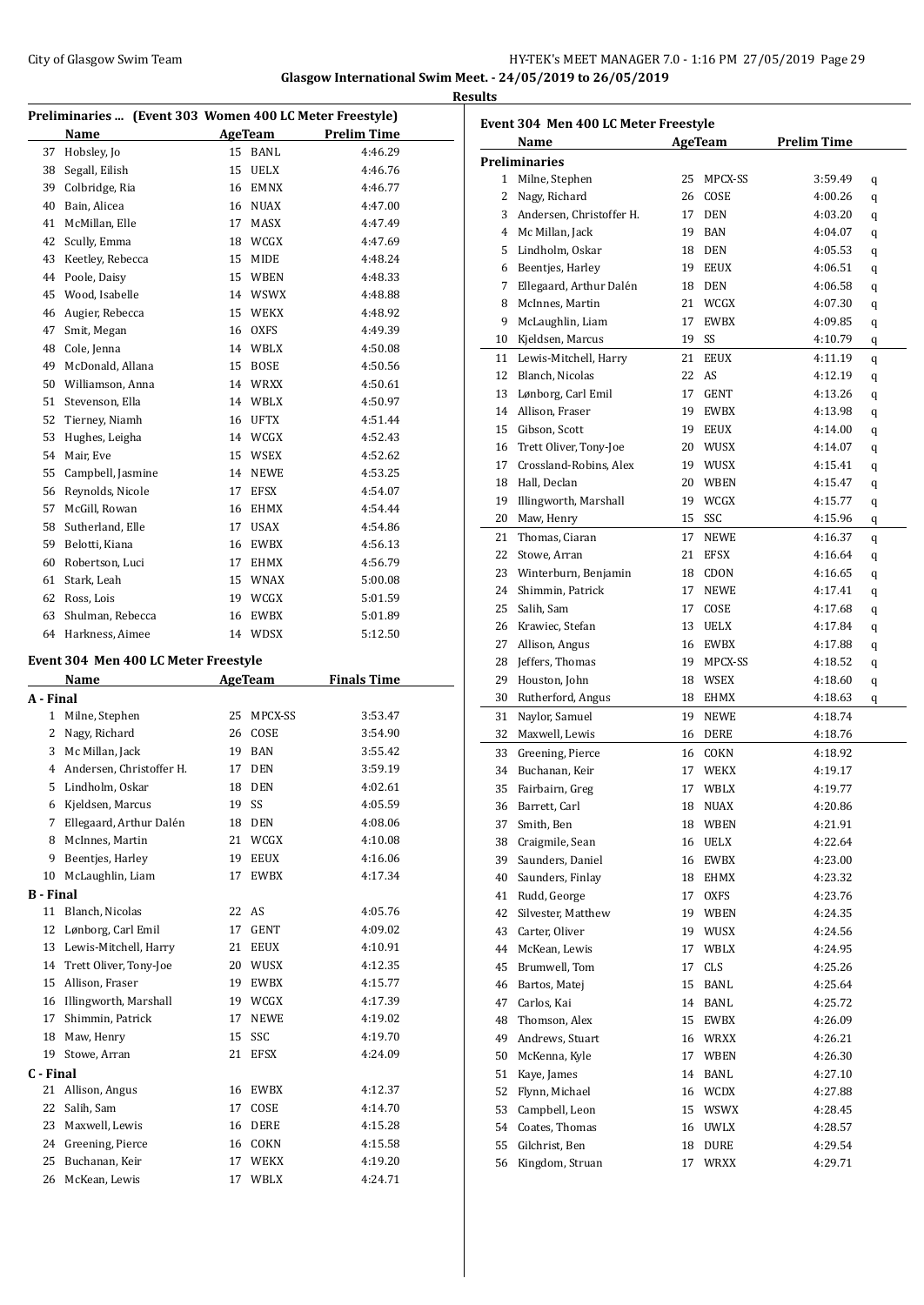Glasgow International Swim Meet. - 24/05/2019 to 26/05/2019

**Results**

## Preliminaries ... (Event 303 Women 400 LC Meter Freestyle)

| | Name | Age | Team | Prelim Time |
|---|---|---|---|---|
| 37 | Hobsley, Jo | 15 | BANL | 4:46.29 |
| 38 | Segall, Eilish | 15 | UELX | 4:46.76 |
| 39 | Colbridge, Ria | 16 | EMNX | 4:46.77 |
| 40 | Bain, Alicea | 16 | NUAX | 4:47.00 |
| 41 | McMillan, Elle | 17 | MASX | 4:47.49 |
| 42 | Scully, Emma | 18 | WCGX | 4:47.69 |
| 43 | Keetley, Rebecca | 15 | MIDE | 4:48.24 |
| 44 | Poole, Daisy | 15 | WBEN | 4:48.33 |
| 45 | Wood, Isabelle | 14 | WSWX | 4:48.88 |
| 46 | Augier, Rebecca | 15 | WEKX | 4:48.92 |
| 47 | Smit, Megan | 16 | OXFS | 4:49.39 |
| 48 | Cole, Jenna | 14 | WBLX | 4:50.08 |
| 49 | McDonald, Allana | 15 | BOSE | 4:50.56 |
| 50 | Williamson, Anna | 14 | WRXX | 4:50.61 |
| 51 | Stevenson, Ella | 14 | WBLX | 4:50.97 |
| 52 | Tierney, Niamh | 16 | UFTX | 4:51.44 |
| 53 | Hughes, Leigha | 14 | WCGX | 4:52.43 |
| 54 | Mair, Eve | 15 | WSEX | 4:52.62 |
| 55 | Campbell, Jasmine | 14 | NEWE | 4:53.25 |
| 56 | Reynolds, Nicole | 17 | EFSX | 4:54.07 |
| 57 | McGill, Rowan | 16 | EHMX | 4:54.44 |
| 58 | Sutherland, Elle | 17 | USAX | 4:54.86 |
| 59 | Belotti, Kiana | 16 | EWBX | 4:56.13 |
| 60 | Robertson, Luci | 17 | EHMX | 4:56.79 |
| 61 | Stark, Leah | 15 | WNAX | 5:00.08 |
| 62 | Ross, Lois | 19 | WCGX | 5:01.59 |
| 63 | Shulman, Rebecca | 16 | EWBX | 5:01.89 |
| 64 | Harkness, Aimee | 14 | WDSX | 5:12.50 |

## Event 304 Men 400 LC Meter Freestyle

| | Name | Age | Team | Finals Time |
|---|---|---|---|---|
| **A - Final** | | | | |
| 1 | Milne, Stephen | 25 | MPCX-SS | 3:53.47 |
| 2 | Nagy, Richard | 26 | COSE | 3:54.90 |
| 3 | Mc Millan, Jack | 19 | BAN | 3:55.42 |
| 4 | Andersen, Christoffer H. | 17 | DEN | 3:59.19 |
| 5 | Lindholm, Oskar | 18 | DEN | 4:02.61 |
| 6 | Kjeldsen, Marcus | 19 | SS | 4:05.59 |
| 7 | Ellegaard, Arthur Dalén | 18 | DEN | 4:08.06 |
| 8 | McInnes, Martin | 21 | WCGX | 4:10.08 |
| 9 | Beentjes, Harley | 19 | EEUX | 4:16.06 |
| 10 | McLaughlin, Liam | 17 | EWBX | 4:17.34 |
| **B - Final** | | | | |
| 11 | Blanch, Nicolas | 22 | AS | 4:05.76 |
| 12 | Lønborg, Carl Emil | 17 | GENT | 4:09.02 |
| 13 | Lewis-Mitchell, Harry | 21 | EEUX | 4:10.91 |
| 14 | Trett Oliver, Tony-Joe | 20 | WUSX | 4:12.35 |
| 15 | Allison, Fraser | 19 | EWBX | 4:15.77 |
| 16 | Illingworth, Marshall | 19 | WCGX | 4:17.39 |
| 17 | Shimmin, Patrick | 17 | NEWE | 4:19.02 |
| 18 | Maw, Henry | 15 | SSC | 4:19.70 |
| 19 | Stowe, Arran | 21 | EFSX | 4:24.09 |
| **C - Final** | | | | |
| 21 | Allison, Angus | 16 | EWBX | 4:12.37 |
| 22 | Salih, Sam | 17 | COSE | 4:14.70 |
| 23 | Maxwell, Lewis | 16 | DERE | 4:15.28 |
| 24 | Greening, Pierce | 16 | COKN | 4:15.58 |
| 25 | Buchanan, Keir | 17 | WEKX | 4:19.20 |
| 26 | McKean, Lewis | 17 | WBLX | 4:24.71 |

## Event 304 Men 400 LC Meter Freestyle

| | Name | Age | Team | Prelim Time | |
|---|---|---|---|---|---|
| **Preliminaries** | | | | | |
| 1 | Milne, Stephen | 25 | MPCX-SS | 3:59.49 | q |
| 2 | Nagy, Richard | 26 | COSE | 4:00.26 | q |
| 3 | Andersen, Christoffer H. | 17 | DEN | 4:03.20 | q |
| 4 | Mc Millan, Jack | 19 | BAN | 4:04.07 | q |
| 5 | Lindholm, Oskar | 18 | DEN | 4:05.53 | q |
| 6 | Beentjes, Harley | 19 | EEUX | 4:06.51 | q |
| 7 | Ellegaard, Arthur Dalén | 18 | DEN | 4:06.58 | q |
| 8 | McInnes, Martin | 21 | WCGX | 4:07.30 | q |
| 9 | McLaughlin, Liam | 17 | EWBX | 4:09.85 | q |
| 10 | Kjeldsen, Marcus | 19 | SS | 4:10.79 | q |
| 11 | Lewis-Mitchell, Harry | 21 | EEUX | 4:11.19 | q |
| 12 | Blanch, Nicolas | 22 | AS | 4:12.19 | q |
| 13 | Lønborg, Carl Emil | 17 | GENT | 4:13.26 | q |
| 14 | Allison, Fraser | 19 | EWBX | 4:13.98 | q |
| 15 | Gibson, Scott | 19 | EEUX | 4:14.00 | q |
| 16 | Trett Oliver, Tony-Joe | 20 | WUSX | 4:14.07 | q |
| 17 | Crossland-Robins, Alex | 19 | WUSX | 4:15.41 | q |
| 18 | Hall, Declan | 20 | WBEN | 4:15.47 | q |
| 19 | Illingworth, Marshall | 19 | WCGX | 4:15.77 | q |
| 20 | Maw, Henry | 15 | SSC | 4:15.96 | q |
| 21 | Thomas, Ciaran | 17 | NEWE | 4:16.37 | q |
| 22 | Stowe, Arran | 21 | EFSX | 4:16.64 | q |
| 23 | Winterburn, Benjamin | 18 | CDON | 4:16.65 | q |
| 24 | Shimmin, Patrick | 17 | NEWE | 4:17.41 | q |
| 25 | Salih, Sam | 17 | COSE | 4:17.68 | q |
| 26 | Krawiec, Stefan | 13 | UELX | 4:17.84 | q |
| 27 | Allison, Angus | 16 | EWBX | 4:17.88 | q |
| 28 | Jeffers, Thomas | 19 | MPCX-SS | 4:18.52 | q |
| 29 | Houston, John | 18 | WSEX | 4:18.60 | q |
| 30 | Rutherford, Angus | 18 | EHMX | 4:18.63 | q |
| 31 | Naylor, Samuel | 19 | NEWE | 4:18.74 | |
| 32 | Maxwell, Lewis | 16 | DERE | 4:18.76 | |
| 33 | Greening, Pierce | 16 | COKN | 4:18.92 | |
| 34 | Buchanan, Keir | 17 | WEKX | 4:19.17 | |
| 35 | Fairbairn, Greg | 17 | WBLX | 4:19.77 | |
| 36 | Barrett, Carl | 18 | NUAX | 4:20.86 | |
| 37 | Smith, Ben | 18 | WBEN | 4:21.91 | |
| 38 | Craigmile, Sean | 16 | UELX | 4:22.64 | |
| 39 | Saunders, Daniel | 16 | EWBX | 4:23.00 | |
| 40 | Saunders, Finlay | 18 | EHMX | 4:23.32 | |
| 41 | Rudd, George | 17 | OXFS | 4:23.76 | |
| 42 | Silvester, Matthew | 19 | WBEN | 4:24.35 | |
| 43 | Carter, Oliver | 19 | WUSX | 4:24.56 | |
| 44 | McKean, Lewis | 17 | WBLX | 4:24.95 | |
| 45 | Brumwell, Tom | 17 | CLS | 4:25.26 | |
| 46 | Bartos, Matej | 15 | BANL | 4:25.64 | |
| 47 | Carlos, Kai | 14 | BANL | 4:25.72 | |
| 48 | Thomson, Alex | 15 | EWBX | 4:26.09 | |
| 49 | Andrews, Stuart | 16 | WRXX | 4:26.21 | |
| 50 | McKenna, Kyle | 17 | WBEN | 4:26.30 | |
| 51 | Kaye, James | 14 | BANL | 4:27.10 | |
| 52 | Flynn, Michael | 16 | WCDX | 4:27.88 | |
| 53 | Campbell, Leon | 15 | WSWX | 4:28.45 | |
| 54 | Coates, Thomas | 16 | UWLX | 4:28.57 | |
| 55 | Gilchrist, Ben | 18 | DURE | 4:29.54 | |
| 56 | Kingdom, Struan | 17 | WRXX | 4:29.71 | |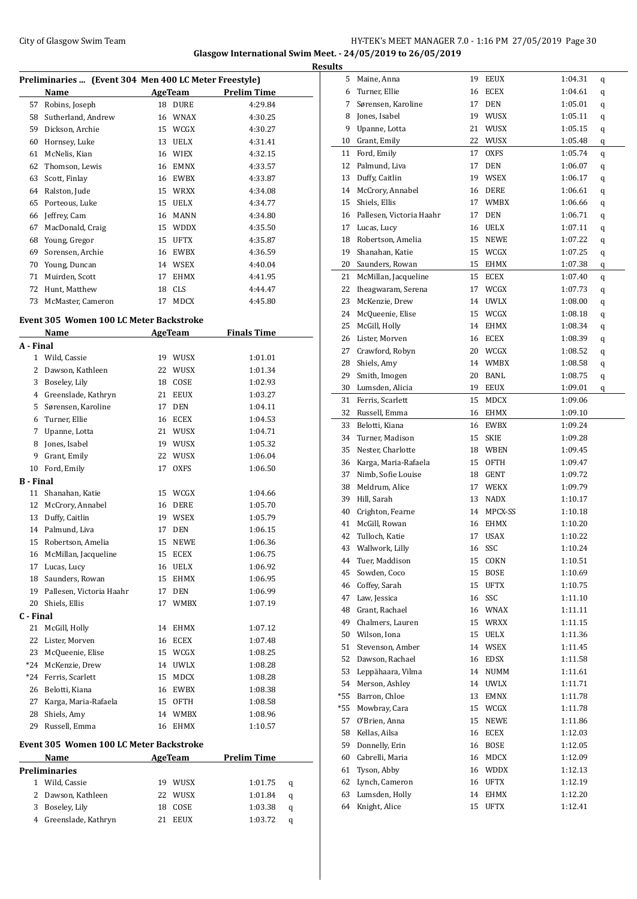Glasgow International Swim Meet. - 24/05/2019 to 26/05/2019

Results

### Preliminaries ... (Event 304 Men 400 LC Meter Freestyle)

| | Name | Age | Team | Prelim Time |
|---|---|---|---|---|
| 57 | Robins, Joseph | 18 | DURE | 4:29.84 |
| 58 | Sutherland, Andrew | 16 | WNAX | 4:30.25 |
| 59 | Dickson, Archie | 15 | WCGX | 4:30.27 |
| 60 | Hornsey, Luke | 13 | UELX | 4:31.41 |
| 61 | McNelis, Kian | 16 | WIEX | 4:32.15 |
| 62 | Thomson, Lewis | 16 | EMNX | 4:33.57 |
| 63 | Scott, Finlay | 16 | EWBX | 4:33.87 |
| 64 | Ralston, Jude | 15 | WRXX | 4:34.08 |
| 65 | Porteous, Luke | 15 | UELX | 4:34.77 |
| 66 | Jeffrey, Cam | 16 | MANN | 4:34.80 |
| 67 | MacDonald, Craig | 15 | WDDX | 4:35.50 |
| 68 | Young, Gregor | 15 | UFTX | 4:35.87 |
| 69 | Sorensen, Archie | 16 | EWBX | 4:36.59 |
| 70 | Young, Duncan | 14 | WSEX | 4:40.04 |
| 71 | Muirden, Scott | 17 | EHMX | 4:41.95 |
| 72 | Hunt, Matthew | 18 | CLS | 4:44.47 |
| 73 | McMaster, Cameron | 17 | MDCX | 4:45.80 |

### Event 305 Women 100 LC Meter Backstroke

| | Name | Age | Team | Finals Time |
|---|---|---|---|---|
| **A - Final** | | | | |
| 1 | Wild, Cassie | 19 | WUSX | 1:01.01 |
| 2 | Dawson, Kathleen | 22 | WUSX | 1:01.34 |
| 3 | Boseley, Lily | 18 | COSE | 1:02.93 |
| 4 | Greenslade, Kathryn | 21 | EEUX | 1:03.27 |
| 5 | Sørensen, Karoline | 17 | DEN | 1:04.11 |
| 6 | Turner, Ellie | 16 | ECEX | 1:04.53 |
| 7 | Upanne, Lotta | 21 | WUSX | 1:04.71 |
| 8 | Jones, Isabel | 19 | WUSX | 1:05.32 |
| 9 | Grant, Emily | 22 | WUSX | 1:06.04 |
| 10 | Ford, Emily | 17 | OXFS | 1:06.50 |
| **B - Final** | | | | |
| 11 | Shanahan, Katie | 15 | WCGX | 1:04.66 |
| 12 | McCrory, Annabel | 16 | DERE | 1:05.70 |
| 13 | Duffy, Caitlin | 19 | WSEX | 1:05.79 |
| 14 | Palmund, Liva | 17 | DEN | 1:06.15 |
| 15 | Robertson, Amelia | 15 | NEWE | 1:06.36 |
| 16 | McMillan, Jacqueline | 15 | ECEX | 1:06.75 |
| 17 | Lucas, Lucy | 16 | UELX | 1:06.92 |
| 18 | Saunders, Rowan | 15 | EHMX | 1:06.95 |
| 19 | Pallesen, Victoria Haahr | 17 | DEN | 1:06.99 |
| 20 | Shiels, Ellis | 17 | WMBX | 1:07.19 |
| **C - Final** | | | | |
| 21 | McGill, Holly | 14 | EHMX | 1:07.12 |
| 22 | Lister, Morven | 16 | ECEX | 1:07.48 |
| 23 | McQueenie, Elise | 15 | WCGX | 1:08.25 |
| *24 | McKenzie, Drew | 14 | UWLX | 1:08.28 |
| *24 | Ferris, Scarlett | 15 | MDCX | 1:08.28 |
| 26 | Belotti, Kiana | 16 | EWBX | 1:08.38 |
| 27 | Karga, Maria-Rafaela | 15 | OFTH | 1:08.58 |
| 28 | Shiels, Amy | 14 | WMBX | 1:08.96 |
| 29 | Russell, Emma | 16 | EHMX | 1:10.57 |

### Event 305 Women 100 LC Meter Backstroke

| | Name | Age | Team | Prelim Time | |
|---|---|---|---|---|---|
| **Preliminaries** | | | | | |
| 1 | Wild, Cassie | 19 | WUSX | 1:01.75 | q |
| 2 | Dawson, Kathleen | 22 | WUSX | 1:01.84 | q |
| 3 | Boseley, Lily | 18 | COSE | 1:03.38 | q |
| 4 | Greenslade, Kathryn | 21 | EEUX | 1:03.72 | q |
| 5 | Maine, Anna | 19 | EEUX | 1:04.31 | q |
| 6 | Turner, Ellie | 16 | ECEX | 1:04.61 | q |
| 7 | Sørensen, Karoline | 17 | DEN | 1:05.01 | q |
| 8 | Jones, Isabel | 19 | WUSX | 1:05.11 | q |
| 9 | Upanne, Lotta | 21 | WUSX | 1:05.15 | q |
| 10 | Grant, Emily | 22 | WUSX | 1:05.48 | q |
| 11 | Ford, Emily | 17 | OXFS | 1:05.74 | q |
| 12 | Palmund, Liva | 17 | DEN | 1:06.07 | q |
| 13 | Duffy, Caitlin | 19 | WSEX | 1:06.17 | q |
| 14 | McCrory, Annabel | 16 | DERE | 1:06.61 | q |
| 15 | Shiels, Ellis | 17 | WMBX | 1:06.66 | q |
| 16 | Pallesen, Victoria Haahr | 17 | DEN | 1:06.71 | q |
| 17 | Lucas, Lucy | 16 | UELX | 1:07.11 | q |
| 18 | Robertson, Amelia | 15 | NEWE | 1:07.22 | q |
| 19 | Shanahan, Katie | 15 | WCGX | 1:07.25 | q |
| 20 | Saunders, Rowan | 15 | EHMX | 1:07.38 | q |
| 21 | McMillan, Jacqueline | 15 | ECEX | 1:07.40 | q |
| 22 | Iheagwaram, Serena | 17 | WCGX | 1:07.73 | q |
| 23 | McKenzie, Drew | 14 | UWLX | 1:08.00 | q |
| 24 | McQueenie, Elise | 15 | WCGX | 1:08.18 | q |
| 25 | McGill, Holly | 14 | EHMX | 1:08.34 | q |
| 26 | Lister, Morven | 16 | ECEX | 1:08.39 | q |
| 27 | Crawford, Robyn | 20 | WCGX | 1:08.52 | q |
| 28 | Shiels, Amy | 14 | WMBX | 1:08.58 | q |
| 29 | Smith, Imogen | 20 | BANL | 1:08.75 | q |
| 30 | Lumsden, Alicia | 19 | EEUX | 1:09.01 | q |
| 31 | Ferris, Scarlett | 15 | MDCX | 1:09.06 | |
| 32 | Russell, Emma | 16 | EHMX | 1:09.10 | |
| 33 | Belotti, Kiana | 16 | EWBX | 1:09.24 | |
| 34 | Turner, Madison | 15 | SKIE | 1:09.28 | |
| 35 | Nester, Charlotte | 18 | WBEN | 1:09.45 | |
| 36 | Karga, Maria-Rafaela | 15 | OFTH | 1:09.47 | |
| 37 | Nimb, Sofie Louise | 18 | GENT | 1:09.72 | |
| 38 | Meldrum, Alice | 17 | WEKX | 1:09.79 | |
| 39 | Hill, Sarah | 13 | NADX | 1:10.17 | |
| 40 | Crighton, Fearne | 14 | MPCX-SS | 1:10.18 | |
| 41 | McGill, Rowan | 16 | EHMX | 1:10.20 | |
| 42 | Tulloch, Katie | 17 | USAX | 1:10.22 | |
| 43 | Wallwork, Lilly | 16 | SSC | 1:10.24 | |
| 44 | Tuer, Maddison | 15 | COKN | 1:10.51 | |
| 45 | Sowden, Coco | 15 | BOSE | 1:10.69 | |
| 46 | Coffey, Sarah | 15 | UFTX | 1:10.75 | |
| 47 | Law, Jessica | 16 | SSC | 1:11.10 | |
| 48 | Grant, Rachael | 16 | WNAX | 1:11.11 | |
| 49 | Chalmers, Lauren | 15 | WRXX | 1:11.15 | |
| 50 | Wilson, Iona | 15 | UELX | 1:11.36 | |
| 51 | Stevenson, Amber | 14 | WSEX | 1:11.45 | |
| 52 | Dawson, Rachael | 16 | EDSX | 1:11.58 | |
| 53 | Leppähaara, Vilma | 14 | NUMM | 1:11.61 | |
| 54 | Merson, Ashley | 14 | UWLX | 1:11.71 | |
| *55 | Barron, Chloe | 13 | EMNX | 1:11.78 | |
| *55 | Mowbray, Cara | 15 | WCGX | 1:11.78 | |
| 57 | O'Brien, Anna | 15 | NEWE | 1:11.86 | |
| 58 | Kellas, Ailsa | 16 | ECEX | 1:12.03 | |
| 59 | Donnelly, Erin | 16 | BOSE | 1:12.05 | |
| 60 | Cabrelli, Maria | 16 | MDCX | 1:12.09 | |
| 61 | Tyson, Abby | 16 | WDDX | 1:12.13 | |
| 62 | Lynch, Cameron | 16 | UFTX | 1:12.19 | |
| 63 | Lumsden, Holly | 14 | EHMX | 1:12.20 | |
| 64 | Knight, Alice | 15 | UFTX | 1:12.41 | |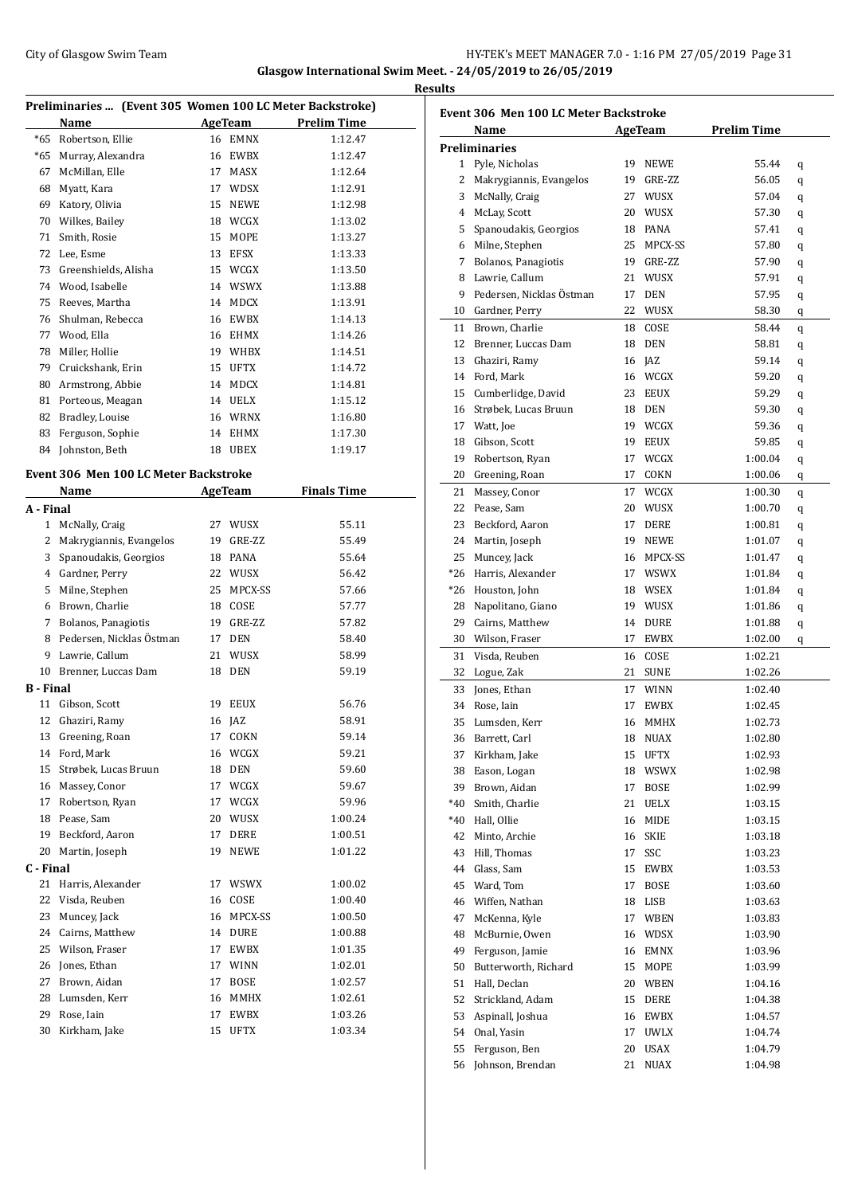## Glasgow International Swim Meet. - 24/05/2019 to 26/05/2019

### Results

#### Preliminaries ... (Event 305 Women 100 LC Meter Backstroke)

| | Name | Age | Team | Prelim Time |
|---|---|---|---|---|
| *65 | Robertson, Ellie | 16 | EMNX | 1:12.47 |
| *65 | Murray, Alexandra | 16 | EWBX | 1:12.47 |
| 67 | McMillan, Elle | 17 | MASX | 1:12.64 |
| 68 | Myatt, Kara | 17 | WDSX | 1:12.91 |
| 69 | Katory, Olivia | 15 | NEWE | 1:12.98 |
| 70 | Wilkes, Bailey | 18 | WCGX | 1:13.02 |
| 71 | Smith, Rosie | 15 | MOPE | 1:13.27 |
| 72 | Lee, Esme | 13 | EFSX | 1:13.33 |
| 73 | Greenshields, Alisha | 15 | WCGX | 1:13.50 |
| 74 | Wood, Isabelle | 14 | WSWX | 1:13.88 |
| 75 | Reeves, Martha | 14 | MDCX | 1:13.91 |
| 76 | Shulman, Rebecca | 16 | EWBX | 1:14.13 |
| 77 | Wood, Ella | 16 | EHMX | 1:14.26 |
| 78 | Miller, Hollie | 19 | WHBX | 1:14.51 |
| 79 | Cruickshank, Erin | 15 | UFTX | 1:14.72 |
| 80 | Armstrong, Abbie | 14 | MDCX | 1:14.81 |
| 81 | Porteous, Meagan | 14 | UELX | 1:15.12 |
| 82 | Bradley, Louise | 16 | WRNX | 1:16.80 |
| 83 | Ferguson, Sophie | 14 | EHMX | 1:17.30 |
| 84 | Johnston, Beth | 18 | UBEX | 1:19.17 |

#### Event 306 Men 100 LC Meter Backstroke

| | Name | Age | Team | Finals Time |
|---|---|---|---|---|
| **A - Final** | | | | |
| 1 | McNally, Craig | 27 | WUSX | 55.11 |
| 2 | Makrygiannis, Evangelos | 19 | GRE-ZZ | 55.49 |
| 3 | Spanoudakis, Georgios | 18 | PANA | 55.64 |
| 4 | Gardner, Perry | 22 | WUSX | 56.42 |
| 5 | Milne, Stephen | 25 | MPCX-SS | 57.66 |
| 6 | Brown, Charlie | 18 | COSE | 57.77 |
| 7 | Bolanos, Panagiotis | 19 | GRE-ZZ | 57.82 |
| 8 | Pedersen, Nicklas Östman | 17 | DEN | 58.40 |
| 9 | Lawrie, Callum | 21 | WUSX | 58.99 |
| 10 | Brenner, Luccas Dam | 18 | DEN | 59.19 |
| **B - Final** | | | | |
| 11 | Gibson, Scott | 19 | EEUX | 56.76 |
| 12 | Ghaziri, Ramy | 16 | JAZ | 58.91 |
| 13 | Greening, Roan | 17 | COKN | 59.14 |
| 14 | Ford, Mark | 16 | WCGX | 59.21 |
| 15 | Strøbek, Lucas Bruun | 18 | DEN | 59.60 |
| 16 | Massey, Conor | 17 | WCGX | 59.67 |
| 17 | Robertson, Ryan | 17 | WCGX | 59.96 |
| 18 | Pease, Sam | 20 | WUSX | 1:00.24 |
| 19 | Beckford, Aaron | 17 | DERE | 1:00.51 |
| 20 | Martin, Joseph | 19 | NEWE | 1:01.22 |
| **C - Final** | | | | |
| 21 | Harris, Alexander | 17 | WSWX | 1:00.02 |
| 22 | Visda, Reuben | 16 | COSE | 1:00.40 |
| 23 | Muncey, Jack | 16 | MPCX-SS | 1:00.50 |
| 24 | Cairns, Matthew | 14 | DURE | 1:00.88 |
| 25 | Wilson, Fraser | 17 | EWBX | 1:01.35 |
| 26 | Jones, Ethan | 17 | WINN | 1:02.01 |
| 27 | Brown, Aidan | 17 | BOSE | 1:02.57 |
| 28 | Lumsden, Kerr | 16 | MMHX | 1:02.61 |
| 29 | Rose, Iain | 17 | EWBX | 1:03.26 |
| 30 | Kirkham, Jake | 15 | UFTX | 1:03.34 |

#### Event 306 Men 100 LC Meter Backstroke

| | Name | Age | Team | Prelim Time | |
|---|---|---|---|---|---|
| **Preliminaries** | | | | | |
| 1 | Pyle, Nicholas | 19 | NEWE | 55.44 | q |
| 2 | Makrygiannis, Evangelos | 19 | GRE-ZZ | 56.05 | q |
| 3 | McNally, Craig | 27 | WUSX | 57.04 | q |
| 4 | McLay, Scott | 20 | WUSX | 57.30 | q |
| 5 | Spanoudakis, Georgios | 18 | PANA | 57.41 | q |
| 6 | Milne, Stephen | 25 | MPCX-SS | 57.80 | q |
| 7 | Bolanos, Panagiotis | 19 | GRE-ZZ | 57.90 | q |
| 8 | Lawrie, Callum | 21 | WUSX | 57.91 | q |
| 9 | Pedersen, Nicklas Östman | 17 | DEN | 57.95 | q |
| 10 | Gardner, Perry | 22 | WUSX | 58.30 | q |
| 11 | Brown, Charlie | 18 | COSE | 58.44 | q |
| 12 | Brenner, Luccas Dam | 18 | DEN | 58.81 | q |
| 13 | Ghaziri, Ramy | 16 | JAZ | 59.14 | q |
| 14 | Ford, Mark | 16 | WCGX | 59.20 | q |
| 15 | Cumberlidge, David | 23 | EEUX | 59.29 | q |
| 16 | Strøbek, Lucas Bruun | 18 | DEN | 59.30 | q |
| 17 | Watt, Joe | 19 | WCGX | 59.36 | q |
| 18 | Gibson, Scott | 19 | EEUX | 59.85 | q |
| 19 | Robertson, Ryan | 17 | WCGX | 1:00.04 | q |
| 20 | Greening, Roan | 17 | COKN | 1:00.06 | q |
| 21 | Massey, Conor | 17 | WCGX | 1:00.30 | q |
| 22 | Pease, Sam | 20 | WUSX | 1:00.70 | q |
| 23 | Beckford, Aaron | 17 | DERE | 1:00.81 | q |
| 24 | Martin, Joseph | 19 | NEWE | 1:01.07 | q |
| 25 | Muncey, Jack | 16 | MPCX-SS | 1:01.47 | q |
| *26 | Harris, Alexander | 17 | WSWX | 1:01.84 | q |
| *26 | Houston, John | 18 | WSEX | 1:01.84 | q |
| 28 | Napolitano, Giano | 19 | WUSX | 1:01.86 | q |
| 29 | Cairns, Matthew | 14 | DURE | 1:01.88 | q |
| 30 | Wilson, Fraser | 17 | EWBX | 1:02.00 | q |
| 31 | Visda, Reuben | 16 | COSE | 1:02.21 | |
| 32 | Logue, Zak | 21 | SUNE | 1:02.26 | |
| 33 | Jones, Ethan | 17 | WINN | 1:02.40 | |
| 34 | Rose, Iain | 17 | EWBX | 1:02.45 | |
| 35 | Lumsden, Kerr | 16 | MMHX | 1:02.73 | |
| 36 | Barrett, Carl | 18 | NUAX | 1:02.80 | |
| 37 | Kirkham, Jake | 15 | UFTX | 1:02.93 | |
| 38 | Eason, Logan | 18 | WSWX | 1:02.98 | |
| 39 | Brown, Aidan | 17 | BOSE | 1:02.99 | |
| *40 | Smith, Charlie | 21 | UELX | 1:03.15 | |
| *40 | Hall, Ollie | 16 | MIDE | 1:03.15 | |
| 42 | Minto, Archie | 16 | SKIE | 1:03.18 | |
| 43 | Hill, Thomas | 17 | SSC | 1:03.23 | |
| 44 | Glass, Sam | 15 | EWBX | 1:03.53 | |
| 45 | Ward, Tom | 17 | BOSE | 1:03.60 | |
| 46 | Wiffen, Nathan | 18 | LISB | 1:03.63 | |
| 47 | McKenna, Kyle | 17 | WBEN | 1:03.83 | |
| 48 | McBurnie, Owen | 16 | WDSX | 1:03.90 | |
| 49 | Ferguson, Jamie | 16 | EMNX | 1:03.96 | |
| 50 | Butterworth, Richard | 15 | MOPE | 1:03.99 | |
| 51 | Hall, Declan | 20 | WBEN | 1:04.16 | |
| 52 | Strickland, Adam | 15 | DERE | 1:04.38 | |
| 53 | Aspinall, Joshua | 16 | EWBX | 1:04.57 | |
| 54 | Onal, Yasin | 17 | UWLX | 1:04.74 | |
| 55 | Ferguson, Ben | 20 | USAX | 1:04.79 | |
| 56 | Johnson, Brendan | 21 | NUAX | 1:04.98 | |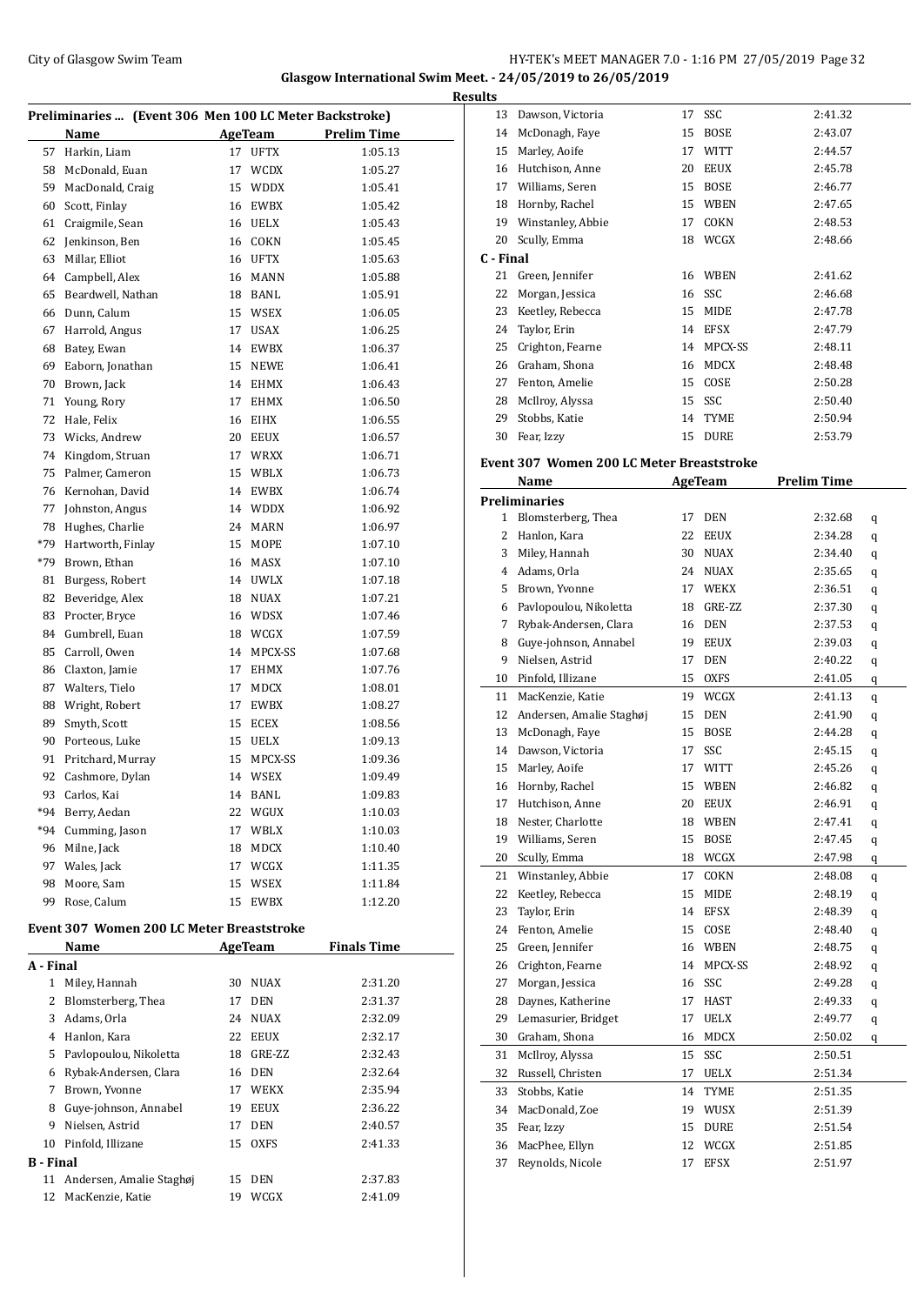**Glasgow International Swim Meet. - 24/05/2019 to 26/05/2019**

**Results**

### Preliminaries ... (Event 306 Men 100 LC Meter Backstroke)

| | Name | Age | Team | Prelim Time |
|---|---|---|---|---|
| 57 | Harkin, Liam | 17 | UFTX | 1:05.13 |
| 58 | McDonald, Euan | 17 | WCDX | 1:05.27 |
| 59 | MacDonald, Craig | 15 | WDDX | 1:05.41 |
| 60 | Scott, Finlay | 16 | EWBX | 1:05.42 |
| 61 | Craigmile, Sean | 16 | UELX | 1:05.43 |
| 62 | Jenkinson, Ben | 16 | COKN | 1:05.45 |
| 63 | Millar, Elliot | 16 | UFTX | 1:05.63 |
| 64 | Campbell, Alex | 16 | MANN | 1:05.88 |
| 65 | Beardwell, Nathan | 18 | BANL | 1:05.91 |
| 66 | Dunn, Calum | 15 | WSEX | 1:06.05 |
| 67 | Harrold, Angus | 17 | USAX | 1:06.25 |
| 68 | Batey, Ewan | 14 | EWBX | 1:06.37 |
| 69 | Eaborn, Jonathan | 15 | NEWE | 1:06.41 |
| 70 | Brown, Jack | 14 | EHMX | 1:06.43 |
| 71 | Young, Rory | 17 | EHMX | 1:06.50 |
| 72 | Hale, Felix | 16 | EIHX | 1:06.55 |
| 73 | Wicks, Andrew | 20 | EEUX | 1:06.57 |
| 74 | Kingdom, Struan | 17 | WRXX | 1:06.71 |
| 75 | Palmer, Cameron | 15 | WBLX | 1:06.73 |
| 76 | Kernohan, David | 14 | EWBX | 1:06.74 |
| 77 | Johnston, Angus | 14 | WDDX | 1:06.92 |
| 78 | Hughes, Charlie | 24 | MARN | 1:06.97 |
| *79 | Hartworth, Finlay | 15 | MOPE | 1:07.10 |
| *79 | Brown, Ethan | 16 | MASX | 1:07.10 |
| 81 | Burgess, Robert | 14 | UWLX | 1:07.18 |
| 82 | Beveridge, Alex | 18 | NUAX | 1:07.21 |
| 83 | Procter, Bryce | 16 | WDSX | 1:07.46 |
| 84 | Gumbrell, Euan | 18 | WCGX | 1:07.59 |
| 85 | Carroll, Owen | 14 | MPCX-SS | 1:07.68 |
| 86 | Claxton, Jamie | 17 | EHMX | 1:07.76 |
| 87 | Walters, Tielo | 17 | MDCX | 1:08.01 |
| 88 | Wright, Robert | 17 | EWBX | 1:08.27 |
| 89 | Smyth, Scott | 15 | ECEX | 1:08.56 |
| 90 | Porteous, Luke | 15 | UELX | 1:09.13 |
| 91 | Pritchard, Murray | 15 | MPCX-SS | 1:09.36 |
| 92 | Cashmore, Dylan | 14 | WSEX | 1:09.49 |
| 93 | Carlos, Kai | 14 | BANL | 1:09.83 |
| *94 | Berry, Aedan | 22 | WGUX | 1:10.03 |
| *94 | Cumming, Jason | 17 | WBLX | 1:10.03 |
| 96 | Milne, Jack | 18 | MDCX | 1:10.40 |
| 97 | Wales, Jack | 17 | WCGX | 1:11.35 |
| 98 | Moore, Sam | 15 | WSEX | 1:11.84 |
| 99 | Rose, Calum | 15 | EWBX | 1:12.20 |

### Event 307 Women 200 LC Meter Breaststroke

| | Name | Age | Team | Finals Time |
|---|---|---|---|---|
| **A - Final** | | | | |
| 1 | Miley, Hannah | 30 | NUAX | 2:31.20 |
| 2 | Blomsterberg, Thea | 17 | DEN | 2:31.37 |
| 3 | Adams, Orla | 24 | NUAX | 2:32.09 |
| 4 | Hanlon, Kara | 22 | EEUX | 2:32.17 |
| 5 | Pavlopoulou, Nikoletta | 18 | GRE-ZZ | 2:32.43 |
| 6 | Rybak-Andersen, Clara | 16 | DEN | 2:32.64 |
| 7 | Brown, Yvonne | 17 | WEKX | 2:35.94 |
| 8 | Guye-johnson, Annabel | 19 | EEUX | 2:36.22 |
| 9 | Nielsen, Astrid | 17 | DEN | 2:40.57 |
| 10 | Pinfold, Illizane | 15 | OXFS | 2:41.33 |
| **B - Final** | | | | |
| 11 | Andersen, Amalie Staghøj | 15 | DEN | 2:37.83 |
| 12 | MacKenzie, Katie | 19 | WCGX | 2:41.09 |
| 13 | Dawson, Victoria | 17 | SSC | 2:41.32 |
| 14 | McDonagh, Faye | 15 | BOSE | 2:43.07 |
| 15 | Marley, Aoife | 17 | WITT | 2:44.57 |
| 16 | Hutchison, Anne | 20 | EEUX | 2:45.78 |
| 17 | Williams, Seren | 15 | BOSE | 2:46.77 |
| 18 | Hornby, Rachel | 15 | WBEN | 2:47.65 |
| 19 | Winstanley, Abbie | 17 | COKN | 2:48.53 |
| 20 | Scully, Emma | 18 | WCGX | 2:48.66 |
| **C - Final** | | | | |
| 21 | Green, Jennifer | 16 | WBEN | 2:41.62 |
| 22 | Morgan, Jessica | 16 | SSC | 2:46.68 |
| 23 | Keetley, Rebecca | 15 | MIDE | 2:47.78 |
| 24 | Taylor, Erin | 14 | EFSX | 2:47.79 |
| 25 | Crighton, Fearne | 14 | MPCX-SS | 2:48.11 |
| 26 | Graham, Shona | 16 | MDCX | 2:48.48 |
| 27 | Fenton, Amelie | 15 | COSE | 2:50.28 |
| 28 | McIlroy, Alyssa | 15 | SSC | 2:50.40 |
| 29 | Stobbs, Katie | 14 | TYME | 2:50.94 |
| 30 | Fear, Izzy | 15 | DURE | 2:53.79 |

### Event 307 Women 200 LC Meter Breaststroke

| | Name | Age | Team | Prelim Time | |
|---|---|---|---|---|---|
| **Preliminaries** | | | | | |
| 1 | Blomsterberg, Thea | 17 | DEN | 2:32.68 | q |
| 2 | Hanlon, Kara | 22 | EEUX | 2:34.28 | q |
| 3 | Miley, Hannah | 30 | NUAX | 2:34.40 | q |
| 4 | Adams, Orla | 24 | NUAX | 2:35.65 | q |
| 5 | Brown, Yvonne | 17 | WEKX | 2:36.51 | q |
| 6 | Pavlopoulou, Nikoletta | 18 | GRE-ZZ | 2:37.30 | q |
| 7 | Rybak-Andersen, Clara | 16 | DEN | 2:37.53 | q |
| 8 | Guye-johnson, Annabel | 19 | EEUX | 2:39.03 | q |
| 9 | Nielsen, Astrid | 17 | DEN | 2:40.22 | q |
| 10 | Pinfold, Illizane | 15 | OXFS | 2:41.05 | q |
| 11 | MacKenzie, Katie | 19 | WCGX | 2:41.13 | q |
| 12 | Andersen, Amalie Staghøj | 15 | DEN | 2:41.90 | q |
| 13 | McDonagh, Faye | 15 | BOSE | 2:44.28 | q |
| 14 | Dawson, Victoria | 17 | SSC | 2:45.15 | q |
| 15 | Marley, Aoife | 17 | WITT | 2:45.26 | q |
| 16 | Hornby, Rachel | 15 | WBEN | 2:46.82 | q |
| 17 | Hutchison, Anne | 20 | EEUX | 2:46.91 | q |
| 18 | Nester, Charlotte | 18 | WBEN | 2:47.41 | q |
| 19 | Williams, Seren | 15 | BOSE | 2:47.45 | q |
| 20 | Scully, Emma | 18 | WCGX | 2:47.98 | q |
| 21 | Winstanley, Abbie | 17 | COKN | 2:48.08 | q |
| 22 | Keetley, Rebecca | 15 | MIDE | 2:48.19 | q |
| 23 | Taylor, Erin | 14 | EFSX | 2:48.39 | q |
| 24 | Fenton, Amelie | 15 | COSE | 2:48.40 | q |
| 25 | Green, Jennifer | 16 | WBEN | 2:48.75 | q |
| 26 | Crighton, Fearne | 14 | MPCX-SS | 2:48.92 | q |
| 27 | Morgan, Jessica | 16 | SSC | 2:49.28 | q |
| 28 | Daynes, Katherine | 17 | HAST | 2:49.33 | q |
| 29 | Lemasurier, Bridget | 17 | UELX | 2:49.77 | q |
| 30 | Graham, Shona | 16 | MDCX | 2:50.02 | q |
| 31 | McIlroy, Alyssa | 15 | SSC | 2:50.51 | |
| 32 | Russell, Christen | 17 | UELX | 2:51.34 | |
| 33 | Stobbs, Katie | 14 | TYME | 2:51.35 | |
| 34 | MacDonald, Zoe | 19 | WUSX | 2:51.39 | |
| 35 | Fear, Izzy | 15 | DURE | 2:51.54 | |
| 36 | MacPhee, Ellyn | 12 | WCGX | 2:51.85 | |
| 37 | Reynolds, Nicole | 17 | EFSX | 2:51.97 | |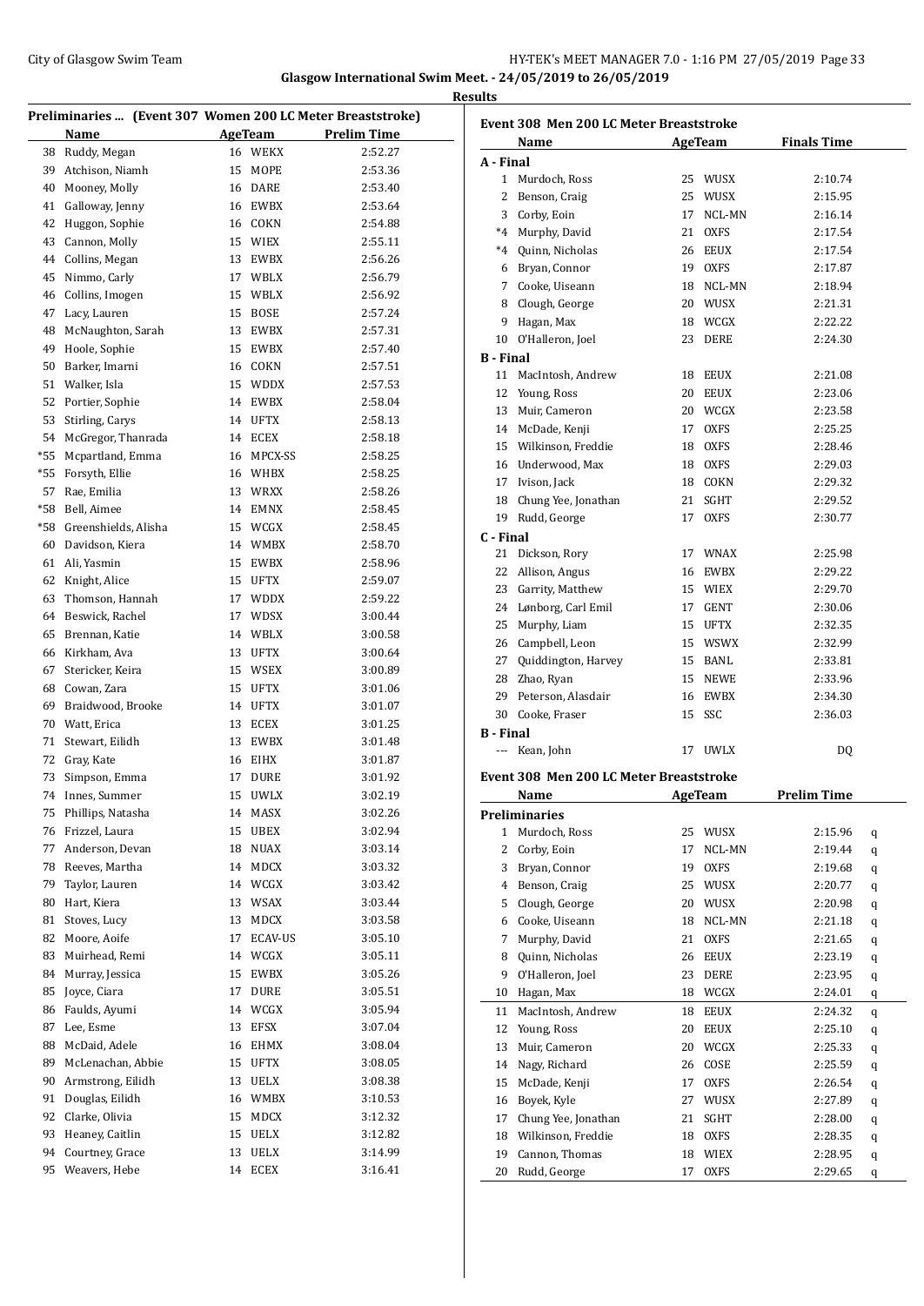Glasgow International Swim Meet. - 24/05/2019 to 26/05/2019

**Results**

### Preliminaries ... (Event 307 Women 200 LC Meter Breaststroke)

| | Name | Age | Team | Prelim Time |
|---|---|---|---|---|
| 38 | Ruddy, Megan | 16 | WEKX | 2:52.27 |
| 39 | Atchison, Niamh | 15 | MOPE | 2:53.36 |
| 40 | Mooney, Molly | 16 | DARE | 2:53.40 |
| 41 | Galloway, Jenny | 16 | EWBX | 2:53.64 |
| 42 | Huggon, Sophie | 16 | COKN | 2:54.88 |
| 43 | Cannon, Molly | 15 | WIEX | 2:55.11 |
| 44 | Collins, Megan | 13 | EWBX | 2:56.26 |
| 45 | Nimmo, Carly | 17 | WBLX | 2:56.79 |
| 46 | Collins, Imogen | 15 | WBLX | 2:56.92 |
| 47 | Lacy, Lauren | 15 | BOSE | 2:57.24 |
| 48 | McNaughton, Sarah | 13 | EWBX | 2:57.31 |
| 49 | Hoole, Sophie | 15 | EWBX | 2:57.40 |
| 50 | Barker, Imarni | 16 | COKN | 2:57.51 |
| 51 | Walker, Isla | 15 | WDDX | 2:57.53 |
| 52 | Portier, Sophie | 14 | EWBX | 2:58.04 |
| 53 | Stirling, Carys | 14 | UFTX | 2:58.13 |
| 54 | McGregor, Thanrada | 14 | ECEX | 2:58.18 |
| *55 | Mcpartland, Emma | 16 | MPCX-SS | 2:58.25 |
| *55 | Forsyth, Ellie | 16 | WHBX | 2:58.25 |
| 57 | Rae, Emilia | 13 | WRXX | 2:58.26 |
| *58 | Bell, Aimee | 14 | EMNX | 2:58.45 |
| *58 | Greenshields, Alisha | 15 | WCGX | 2:58.45 |
| 60 | Davidson, Kiera | 14 | WMBX | 2:58.70 |
| 61 | Ali, Yasmin | 15 | EWBX | 2:58.96 |
| 62 | Knight, Alice | 15 | UFTX | 2:59.07 |
| 63 | Thomson, Hannah | 17 | WDDX | 2:59.22 |
| 64 | Beswick, Rachel | 17 | WDSX | 3:00.44 |
| 65 | Brennan, Katie | 14 | WBLX | 3:00.58 |
| 66 | Kirkham, Ava | 13 | UFTX | 3:00.64 |
| 67 | Stericker, Keira | 15 | WSEX | 3:00.89 |
| 68 | Cowan, Zara | 15 | UFTX | 3:01.06 |
| 69 | Braidwood, Brooke | 14 | UFTX | 3:01.07 |
| 70 | Watt, Erica | 13 | ECEX | 3:01.25 |
| 71 | Stewart, Eilidh | 13 | EWBX | 3:01.48 |
| 72 | Gray, Kate | 16 | EIHX | 3:01.87 |
| 73 | Simpson, Emma | 17 | DURE | 3:01.92 |
| 74 | Innes, Summer | 15 | UWLX | 3:02.19 |
| 75 | Phillips, Natasha | 14 | MASX | 3:02.26 |
| 76 | Frizzel, Laura | 15 | UBEX | 3:02.94 |
| 77 | Anderson, Devan | 18 | NUAX | 3:03.14 |
| 78 | Reeves, Martha | 14 | MDCX | 3:03.32 |
| 79 | Taylor, Lauren | 14 | WCGX | 3:03.42 |
| 80 | Hart, Kiera | 13 | WSAX | 3:03.44 |
| 81 | Stoves, Lucy | 13 | MDCX | 3:03.58 |
| 82 | Moore, Aoife | 17 | ECAV-US | 3:05.10 |
| 83 | Muirhead, Remi | 14 | WCGX | 3:05.11 |
| 84 | Murray, Jessica | 15 | EWBX | 3:05.26 |
| 85 | Joyce, Ciara | 17 | DURE | 3:05.51 |
| 86 | Faulds, Ayumi | 14 | WCGX | 3:05.94 |
| 87 | Lee, Esme | 13 | EFSX | 3:07.04 |
| 88 | McDaid, Adele | 16 | EHMX | 3:08.04 |
| 89 | McLenachan, Abbie | 15 | UFTX | 3:08.05 |
| 90 | Armstrong, Eilidh | 13 | UELX | 3:08.38 |
| 91 | Douglas, Eilidh | 16 | WMBX | 3:10.53 |
| 92 | Clarke, Olivia | 15 | MDCX | 3:12.32 |
| 93 | Heaney, Caitlin | 15 | UELX | 3:12.82 |
| 94 | Courtney, Grace | 13 | UELX | 3:14.99 |
| 95 | Weavers, Hebe | 14 | ECEX | 3:16.41 |

### Event 308 Men 200 LC Meter Breaststroke

| | Name | Age | Team | Finals Time |
|---|---|---|---|---|
| **A - Final** | | | | |
| 1 | Murdoch, Ross | 25 | WUSX | 2:10.74 |
| 2 | Benson, Craig | 25 | WUSX | 2:15.95 |
| 3 | Corby, Eoin | 17 | NCL-MN | 2:16.14 |
| *4 | Murphy, David | 21 | OXFS | 2:17.54 |
| *4 | Quinn, Nicholas | 26 | EEUX | 2:17.54 |
| 6 | Bryan, Connor | 19 | OXFS | 2:17.87 |
| 7 | Cooke, Uiseann | 18 | NCL-MN | 2:18.94 |
| 8 | Clough, George | 20 | WUSX | 2:21.31 |
| 9 | Hagan, Max | 18 | WCGX | 2:22.22 |
| 10 | O'Halleron, Joel | 23 | DERE | 2:24.30 |
| **B - Final** | | | | |
| 11 | MacIntosh, Andrew | 18 | EEUX | 2:21.08 |
| 12 | Young, Ross | 20 | EEUX | 2:23.06 |
| 13 | Muir, Cameron | 20 | WCGX | 2:23.58 |
| 14 | McDade, Kenji | 17 | OXFS | 2:25.25 |
| 15 | Wilkinson, Freddie | 18 | OXFS | 2:28.46 |
| 16 | Underwood, Max | 18 | OXFS | 2:29.03 |
| 17 | Ivison, Jack | 18 | COKN | 2:29.32 |
| 18 | Chung Yee, Jonathan | 21 | SGHT | 2:29.52 |
| 19 | Rudd, George | 17 | OXFS | 2:30.77 |
| **C - Final** | | | | |
| 21 | Dickson, Rory | 17 | WNAX | 2:25.98 |
| 22 | Allison, Angus | 16 | EWBX | 2:29.22 |
| 23 | Garrity, Matthew | 15 | WIEX | 2:29.70 |
| 24 | Lønborg, Carl Emil | 17 | GENT | 2:30.06 |
| 25 | Murphy, Liam | 15 | UFTX | 2:32.35 |
| 26 | Campbell, Leon | 15 | WSWX | 2:32.99 |
| 27 | Quiddington, Harvey | 15 | BANL | 2:33.81 |
| 28 | Zhao, Ryan | 15 | NEWE | 2:33.96 |
| 29 | Peterson, Alasdair | 16 | EWBX | 2:34.30 |
| 30 | Cooke, Fraser | 15 | SSC | 2:36.03 |
| **B - Final** | | | | |
| --- | Kean, John | 17 | UWLX | DQ |

### Event 308 Men 200 LC Meter Breaststroke

| | Name | Age | Team | Prelim Time | |
|---|---|---|---|---|---|
| **Preliminaries** | | | | | |
| 1 | Murdoch, Ross | 25 | WUSX | 2:15.96 | q |
| 2 | Corby, Eoin | 17 | NCL-MN | 2:19.44 | q |
| 3 | Bryan, Connor | 19 | OXFS | 2:19.68 | q |
| 4 | Benson, Craig | 25 | WUSX | 2:20.77 | q |
| 5 | Clough, George | 20 | WUSX | 2:20.98 | q |
| 6 | Cooke, Uiseann | 18 | NCL-MN | 2:21.18 | q |
| 7 | Murphy, David | 21 | OXFS | 2:21.65 | q |
| 8 | Quinn, Nicholas | 26 | EEUX | 2:23.19 | q |
| 9 | O'Halleron, Joel | 23 | DERE | 2:23.95 | q |
| 10 | Hagan, Max | 18 | WCGX | 2:24.01 | q |
| 11 | MacIntosh, Andrew | 18 | EEUX | 2:24.32 | q |
| 12 | Young, Ross | 20 | EEUX | 2:25.10 | q |
| 13 | Muir, Cameron | 20 | WCGX | 2:25.33 | q |
| 14 | Nagy, Richard | 26 | COSE | 2:25.59 | q |
| 15 | McDade, Kenji | 17 | OXFS | 2:26.54 | q |
| 16 | Boyek, Kyle | 27 | WUSX | 2:27.89 | q |
| 17 | Chung Yee, Jonathan | 21 | SGHT | 2:28.00 | q |
| 18 | Wilkinson, Freddie | 18 | OXFS | 2:28.35 | q |
| 19 | Cannon, Thomas | 18 | WIEX | 2:28.95 | q |
| 20 | Rudd, George | 17 | OXFS | 2:29.65 | q |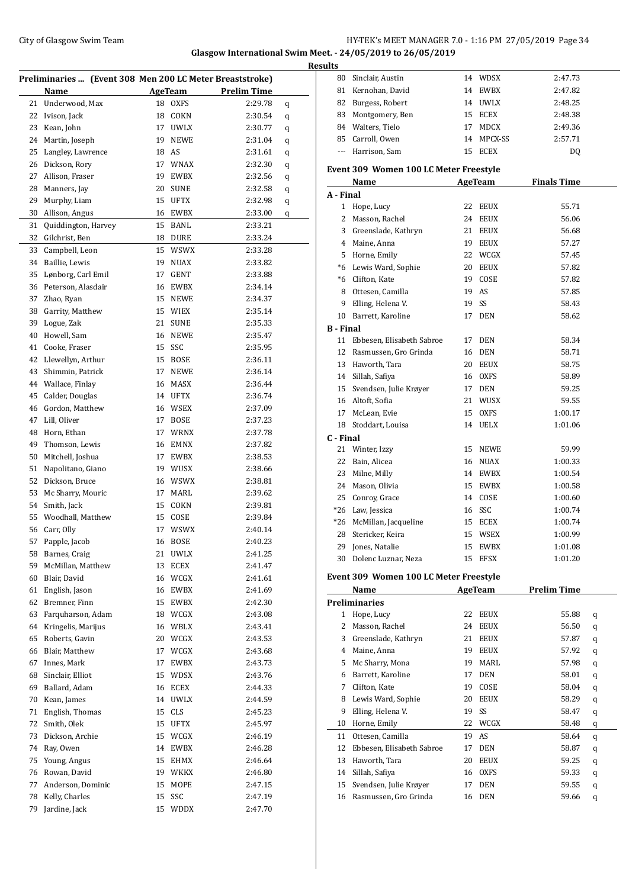Glasgow International Swim Meet. - 24/05/2019 to 26/05/2019

**Results**

### Preliminaries ... (Event 308 Men 200 LC Meter Breaststroke)

| | Name | Age | Team | Prelim Time | |
|---|---|---|---|---|---|
| 21 | Underwood, Max | 18 | OXFS | 2:29.78 | q |
| 22 | Ivison, Jack | 18 | COKN | 2:30.54 | q |
| 23 | Kean, John | 17 | UWLX | 2:30.77 | q |
| 24 | Martin, Joseph | 19 | NEWE | 2:31.04 | q |
| 25 | Langley, Lawrence | 18 | AS | 2:31.61 | q |
| 26 | Dickson, Rory | 17 | WNAX | 2:32.30 | q |
| 27 | Allison, Fraser | 19 | EWBX | 2:32.56 | q |
| 28 | Manners, Jay | 20 | SUNE | 2:32.58 | q |
| 29 | Murphy, Liam | 15 | UFTX | 2:32.98 | q |
| 30 | Allison, Angus | 16 | EWBX | 2:33.00 | q |
| 31 | Quiddington, Harvey | 15 | BANL | 2:33.21 | |
| 32 | Gilchrist, Ben | 18 | DURE | 2:33.24 | |
| 33 | Campbell, Leon | 15 | WSWX | 2:33.28 | |
| 34 | Baillie, Lewis | 19 | NUAX | 2:33.82 | |
| 35 | Lønborg, Carl Emil | 17 | GENT | 2:33.88 | |
| 36 | Peterson, Alasdair | 16 | EWBX | 2:34.14 | |
| 37 | Zhao, Ryan | 15 | NEWE | 2:34.37 | |
| 38 | Garrity, Matthew | 15 | WIEX | 2:35.14 | |
| 39 | Logue, Zak | 21 | SUNE | 2:35.33 | |
| 40 | Howell, Sam | 16 | NEWE | 2:35.47 | |
| 41 | Cooke, Fraser | 15 | SSC | 2:35.95 | |
| 42 | Llewellyn, Arthur | 15 | BOSE | 2:36.11 | |
| 43 | Shimmin, Patrick | 17 | NEWE | 2:36.14 | |
| 44 | Wallace, Finlay | 16 | MASX | 2:36.44 | |
| 45 | Calder, Douglas | 14 | UFTX | 2:36.74 | |
| 46 | Gordon, Matthew | 16 | WSEX | 2:37.09 | |
| 47 | Lill, Oliver | 17 | BOSE | 2:37.23 | |
| 48 | Horn, Ethan | 17 | WRNX | 2:37.78 | |
| 49 | Thomson, Lewis | 16 | EMNX | 2:37.82 | |
| 50 | Mitchell, Joshua | 17 | EWBX | 2:38.53 | |
| 51 | Napolitano, Giano | 19 | WUSX | 2:38.66 | |
| 52 | Dickson, Bruce | 16 | WSWX | 2:38.81 | |
| 53 | Mc Sharry, Mouric | 17 | MARL | 2:39.62 | |
| 54 | Smith, Jack | 15 | COKN | 2:39.81 | |
| 55 | Woodhall, Matthew | 15 | COSE | 2:39.84 | |
| 56 | Carr, Olly | 17 | WSWX | 2:40.14 | |
| 57 | Papple, Jacob | 16 | BOSE | 2:40.23 | |
| 58 | Barnes, Craig | 21 | UWLX | 2:41.25 | |
| 59 | McMillan, Matthew | 13 | ECEX | 2:41.47 | |
| 60 | Blair, David | 16 | WCGX | 2:41.61 | |
| 61 | English, Jason | 16 | EWBX | 2:41.69 | |
| 62 | Bremner, Finn | 15 | EWBX | 2:42.30 | |
| 63 | Farquharson, Adam | 18 | WCGX | 2:43.08 | |
| 64 | Kringelis, Marijus | 16 | WBLX | 2:43.41 | |
| 65 | Roberts, Gavin | 20 | WCGX | 2:43.53 | |
| 66 | Blair, Matthew | 17 | WCGX | 2:43.68 | |
| 67 | Innes, Mark | 17 | EWBX | 2:43.73 | |
| 68 | Sinclair, Elliot | 15 | WDSX | 2:43.76 | |
| 69 | Ballard, Adam | 16 | ECEX | 2:44.33 | |
| 70 | Kean, James | 14 | UWLX | 2:44.59 | |
| 71 | English, Thomas | 15 | CLS | 2:45.23 | |
| 72 | Smith, Olek | 15 | UFTX | 2:45.97 | |
| 73 | Dickson, Archie | 15 | WCGX | 2:46.19 | |
| 74 | Ray, Owen | 14 | EWBX | 2:46.28 | |
| 75 | Young, Angus | 15 | EHMX | 2:46.64 | |
| 76 | Rowan, David | 19 | WKKX | 2:46.80 | |
| 77 | Anderson, Dominic | 15 | MOPE | 2:47.15 | |
| 78 | Kelly, Charles | 15 | SSC | 2:47.19 | |
| 79 | Jardine, Jack | 15 | WDDX | 2:47.70 | |
| 80 | Sinclair, Austin | 14 | WDSX | 2:47.73 | |
| 81 | Kernohan, David | 14 | EWBX | 2:47.82 | |
| 82 | Burgess, Robert | 14 | UWLX | 2:48.25 | |
| 83 | Montgomery, Ben | 15 | ECEX | 2:48.38 | |
| 84 | Walters, Tielo | 17 | MDCX | 2:49.36 | |
| 85 | Carroll, Owen | 14 | MPCX-SS | 2:57.71 | |
| --- | Harrison, Sam | 15 | ECEX | DQ | |

### Event 309 Women 100 LC Meter Freestyle

| | Name | Age | Team | Finals Time |
|---|---|---|---|---|
| **A - Final** | | | | |
| 1 | Hope, Lucy | 22 | EEUX | 55.71 |
| 2 | Masson, Rachel | 24 | EEUX | 56.06 |
| 3 | Greenslade, Kathryn | 21 | EEUX | 56.68 |
| 4 | Maine, Anna | 19 | EEUX | 57.27 |
| 5 | Horne, Emily | 22 | WCGX | 57.45 |
| *6 | Lewis Ward, Sophie | 20 | EEUX | 57.82 |
| *6 | Clifton, Kate | 19 | COSE | 57.82 |
| 8 | Ottesen, Camilla | 19 | AS | 57.85 |
| 9 | Elling, Helena V. | 19 | SS | 58.43 |
| 10 | Barrett, Karoline | 17 | DEN | 58.62 |
| **B - Final** | | | | |
| 11 | Ebbesen, Elisabeth Sabroe | 17 | DEN | 58.34 |
| 12 | Rasmussen, Gro Grinda | 16 | DEN | 58.71 |
| 13 | Haworth, Tara | 20 | EEUX | 58.75 |
| 14 | Sillah, Safiya | 16 | OXFS | 58.89 |
| 15 | Svendsen, Julie Krøyer | 17 | DEN | 59.25 |
| 16 | Altoft, Sofia | 21 | WUSX | 59.55 |
| 17 | McLean, Evie | 15 | OXFS | 1:00.17 |
| 18 | Stoddart, Louisa | 14 | UELX | 1:01.06 |
| **C - Final** | | | | |
| 21 | Winter, Izzy | 15 | NEWE | 59.99 |
| 22 | Bain, Alicea | 16 | NUAX | 1:00.33 |
| 23 | Milne, Milly | 14 | EWBX | 1:00.54 |
| 24 | Mason, Olivia | 15 | EWBX | 1:00.58 |
| 25 | Conroy, Grace | 14 | COSE | 1:00.60 |
| *26 | Law, Jessica | 16 | SSC | 1:00.74 |
| *26 | McMillan, Jacqueline | 15 | ECEX | 1:00.74 |
| 28 | Stericker, Keira | 15 | WSEX | 1:00.99 |
| 29 | Jones, Natalie | 15 | EWBX | 1:01.08 |
| 30 | Dolenc Luznar, Neza | 15 | EFSX | 1:01.20 |

### Event 309 Women 100 LC Meter Freestyle

| | Name | Age | Team | Prelim Time | |
|---|---|---|---|---|---|
| **Preliminaries** | | | | | |
| 1 | Hope, Lucy | 22 | EEUX | 55.88 | q |
| 2 | Masson, Rachel | 24 | EEUX | 56.50 | q |
| 3 | Greenslade, Kathryn | 21 | EEUX | 57.87 | q |
| 4 | Maine, Anna | 19 | EEUX | 57.92 | q |
| 5 | Mc Sharry, Mona | 19 | MARL | 57.98 | q |
| 6 | Barrett, Karoline | 17 | DEN | 58.01 | q |
| 7 | Clifton, Kate | 19 | COSE | 58.04 | q |
| 8 | Lewis Ward, Sophie | 20 | EEUX | 58.29 | q |
| 9 | Elling, Helena V. | 19 | SS | 58.47 | q |
| 10 | Horne, Emily | 22 | WCGX | 58.48 | q |
| 11 | Ottesen, Camilla | 19 | AS | 58.64 | q |
| 12 | Ebbesen, Elisabeth Sabroe | 17 | DEN | 58.87 | q |
| 13 | Haworth, Tara | 20 | EEUX | 59.25 | q |
| 14 | Sillah, Safiya | 16 | OXFS | 59.33 | q |
| 15 | Svendsen, Julie Krøyer | 17 | DEN | 59.55 | q |
| 16 | Rasmussen, Gro Grinda | 16 | DEN | 59.66 | q |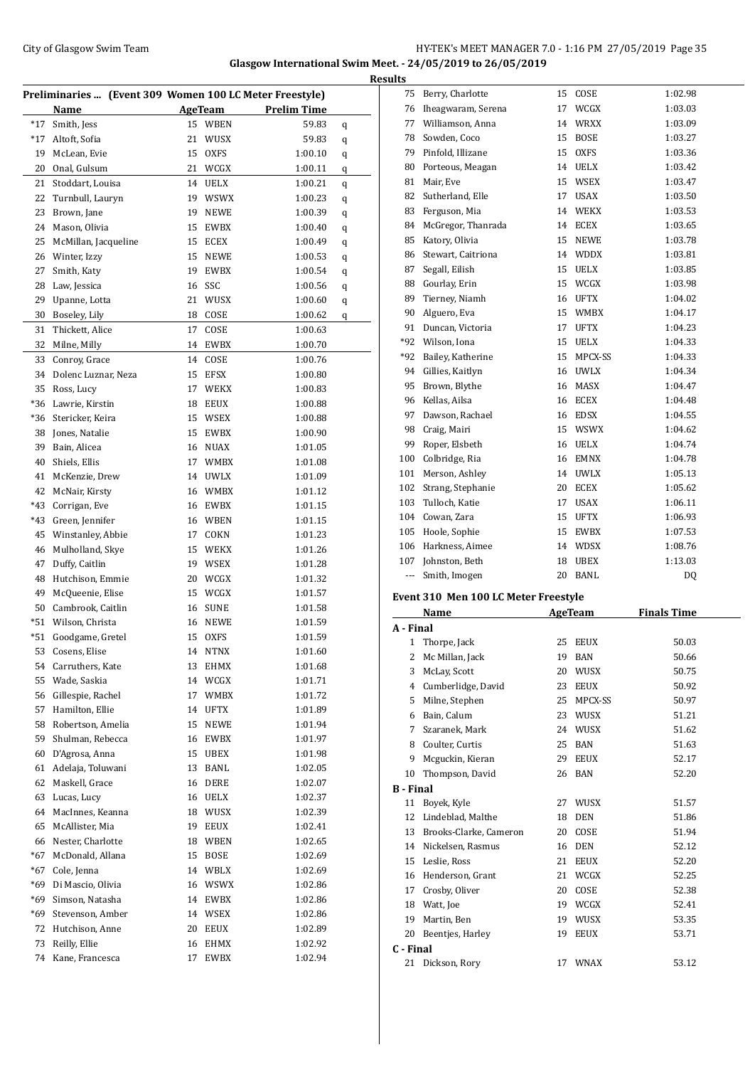**Glasgow International Swim Meet. - 24/05/2019 to 26/05/2019**

**Results**

**Preliminaries ... (Event 309 Women 100 LC Meter Freestyle)**

| | Name | Age | Team | Prelim Time | |
|---|---|---|---|---|---|
| *17 | Smith, Jess | 15 | WBEN | 59.83 | q |
| *17 | Altoft, Sofia | 21 | WUSX | 59.83 | q |
| 19 | McLean, Evie | 15 | OXFS | 1:00.10 | q |
| 20 | Onal, Gulsum | 21 | WCGX | 1:00.11 | q |
| 21 | Stoddart, Louisa | 14 | UELX | 1:00.21 | q |
| 22 | Turnbull, Lauryn | 19 | WSWX | 1:00.23 | q |
| 23 | Brown, Jane | 19 | NEWE | 1:00.39 | q |
| 24 | Mason, Olivia | 15 | EWBX | 1:00.40 | q |
| 25 | McMillan, Jacqueline | 15 | ECEX | 1:00.49 | q |
| 26 | Winter, Izzy | 15 | NEWE | 1:00.53 | q |
| 27 | Smith, Katy | 19 | EWBX | 1:00.54 | q |
| 28 | Law, Jessica | 16 | SSC | 1:00.56 | q |
| 29 | Upanne, Lotta | 21 | WUSX | 1:00.60 | q |
| 30 | Boseley, Lily | 18 | COSE | 1:00.62 | q |
| 31 | Thickett, Alice | 17 | COSE | 1:00.63 | |
| 32 | Milne, Milly | 14 | EWBX | 1:00.70 | |
| 33 | Conroy, Grace | 14 | COSE | 1:00.76 | |
| 34 | Dolenc Luznar, Neza | 15 | EFSX | 1:00.80 | |
| 35 | Ross, Lucy | 17 | WEKX | 1:00.83 | |
| *36 | Lawrie, Kirstin | 18 | EEUX | 1:00.88 | |
| *36 | Stericker, Keira | 15 | WSEX | 1:00.88 | |
| 38 | Jones, Natalie | 15 | EWBX | 1:00.90 | |
| 39 | Bain, Alicea | 16 | NUAX | 1:01.05 | |
| 40 | Shiels, Ellis | 17 | WMBX | 1:01.08 | |
| 41 | McKenzie, Drew | 14 | UWLX | 1:01.09 | |
| 42 | McNair, Kirsty | 16 | WMBX | 1:01.12 | |
| *43 | Corrigan, Eve | 16 | EWBX | 1:01.15 | |
| *43 | Green, Jennifer | 16 | WBEN | 1:01.15 | |
| 45 | Winstanley, Abbie | 17 | COKN | 1:01.23 | |
| 46 | Mulholland, Skye | 15 | WEKX | 1:01.26 | |
| 47 | Duffy, Caitlin | 19 | WSEX | 1:01.28 | |
| 48 | Hutchison, Emmie | 20 | WCGX | 1:01.32 | |
| 49 | McQueenie, Elise | 15 | WCGX | 1:01.57 | |
| 50 | Cambrook, Caitlin | 16 | SUNE | 1:01.58 | |
| *51 | Wilson, Christa | 16 | NEWE | 1:01.59 | |
| *51 | Goodgame, Gretel | 15 | OXFS | 1:01.59 | |
| 53 | Cosens, Elise | 14 | NTNX | 1:01.60 | |
| 54 | Carruthers, Kate | 13 | EHMX | 1:01.68 | |
| 55 | Wade, Saskia | 14 | WCGX | 1:01.71 | |
| 56 | Gillespie, Rachel | 17 | WMBX | 1:01.72 | |
| 57 | Hamilton, Ellie | 14 | UFTX | 1:01.89 | |
| 58 | Robertson, Amelia | 15 | NEWE | 1:01.94 | |
| 59 | Shulman, Rebecca | 16 | EWBX | 1:01.97 | |
| 60 | D'Agrosa, Anna | 15 | UBEX | 1:01.98 | |
| 61 | Adelaja, Toluwani | 13 | BANL | 1:02.05 | |
| 62 | Maskell, Grace | 16 | DERE | 1:02.07 | |
| 63 | Lucas, Lucy | 16 | UELX | 1:02.37 | |
| 64 | MacInnes, Keanna | 18 | WUSX | 1:02.39 | |
| 65 | McAllister, Mia | 19 | EEUX | 1:02.41 | |
| 66 | Nester, Charlotte | 18 | WBEN | 1:02.65 | |
| *67 | McDonald, Allana | 15 | BOSE | 1:02.69 | |
| *67 | Cole, Jenna | 14 | WBLX | 1:02.69 | |
| *69 | Di Mascio, Olivia | 16 | WSWX | 1:02.86 | |
| *69 | Simson, Natasha | 14 | EWBX | 1:02.86 | |
| *69 | Stevenson, Amber | 14 | WSEX | 1:02.86 | |
| 72 | Hutchison, Anne | 20 | EEUX | 1:02.89 | |
| 73 | Reilly, Ellie | 16 | EHMX | 1:02.92 | |
| 74 | Kane, Francesca | 17 | EWBX | 1:02.94 | |
| 75 | Berry, Charlotte | 15 | COSE | 1:02.98 | |
| 76 | Iheagwaram, Serena | 17 | WCGX | 1:03.03 | |
| 77 | Williamson, Anna | 14 | WRXX | 1:03.09 | |
| 78 | Sowden, Coco | 15 | BOSE | 1:03.27 | |
| 79 | Pinfold, Illizane | 15 | OXFS | 1:03.36 | |
| 80 | Porteous, Meagan | 14 | UELX | 1:03.42 | |
| 81 | Mair, Eve | 15 | WSEX | 1:03.47 | |
| 82 | Sutherland, Elle | 17 | USAX | 1:03.50 | |
| 83 | Ferguson, Mia | 14 | WEKX | 1:03.53 | |
| 84 | McGregor, Thanrada | 14 | ECEX | 1:03.65 | |
| 85 | Katory, Olivia | 15 | NEWE | 1:03.78 | |
| 86 | Stewart, Caitriona | 14 | WDDX | 1:03.81 | |
| 87 | Segall, Eilish | 15 | UELX | 1:03.85 | |
| 88 | Gourlay, Erin | 15 | WCGX | 1:03.98 | |
| 89 | Tierney, Niamh | 16 | UFTX | 1:04.02 | |
| 90 | Alguero, Eva | 15 | WMBX | 1:04.17 | |
| 91 | Duncan, Victoria | 17 | UFTX | 1:04.23 | |
| *92 | Wilson, Iona | 15 | UELX | 1:04.33 | |
| *92 | Bailey, Katherine | 15 | MPCX-SS | 1:04.33 | |
| 94 | Gillies, Kaitlyn | 16 | UWLX | 1:04.34 | |
| 95 | Brown, Blythe | 16 | MASX | 1:04.47 | |
| 96 | Kellas, Ailsa | 16 | ECEX | 1:04.48 | |
| 97 | Dawson, Rachael | 16 | EDSX | 1:04.55 | |
| 98 | Craig, Mairi | 15 | WSWX | 1:04.62 | |
| 99 | Roper, Elsbeth | 16 | UELX | 1:04.74 | |
| 100 | Colbridge, Ria | 16 | EMNX | 1:04.78 | |
| 101 | Merson, Ashley | 14 | UWLX | 1:05.13 | |
| 102 | Strang, Stephanie | 20 | ECEX | 1:05.62 | |
| 103 | Tulloch, Katie | 17 | USAX | 1:06.11 | |
| 104 | Cowan, Zara | 15 | UFTX | 1:06.93 | |
| 105 | Hoole, Sophie | 15 | EWBX | 1:07.53 | |
| 106 | Harkness, Aimee | 14 | WDSX | 1:08.76 | |
| 107 | Johnston, Beth | 18 | UBEX | 1:13.03 | |
| --- | Smith, Imogen | 20 | BANL | DQ | |

**Event 310 Men 100 LC Meter Freestyle**

| | Name | Age | Team | Finals Time |
|---|---|---|---|---|
| **A - Final** | | | | |
| 1 | Thorpe, Jack | 25 | EEUX | 50.03 |
| 2 | Mc Millan, Jack | 19 | BAN | 50.66 |
| 3 | McLay, Scott | 20 | WUSX | 50.75 |
| 4 | Cumberlidge, David | 23 | EEUX | 50.92 |
| 5 | Milne, Stephen | 25 | MPCX-SS | 50.97 |
| 6 | Bain, Calum | 23 | WUSX | 51.21 |
| 7 | Szaranek, Mark | 24 | WUSX | 51.62 |
| 8 | Coulter, Curtis | 25 | BAN | 51.63 |
| 9 | Mcguckin, Kieran | 29 | EEUX | 52.17 |
| 10 | Thompson, David | 26 | BAN | 52.20 |
| **B - Final** | | | | |
| 11 | Boyek, Kyle | 27 | WUSX | 51.57 |
| 12 | Lindeblad, Malthe | 18 | DEN | 51.86 |
| 13 | Brooks-Clarke, Cameron | 20 | COSE | 51.94 |
| 14 | Nickelsen, Rasmus | 16 | DEN | 52.12 |
| 15 | Leslie, Ross | 21 | EEUX | 52.20 |
| 16 | Henderson, Grant | 21 | WCGX | 52.25 |
| 17 | Crosby, Oliver | 20 | COSE | 52.38 |
| 18 | Watt, Joe | 19 | WCGX | 52.41 |
| 19 | Martin, Ben | 19 | WUSX | 53.35 |
| 20 | Beentjes, Harley | 19 | EEUX | 53.71 |
| **C - Final** | | | | |
| 21 | Dickson, Rory | 17 | WNAX | 53.12 |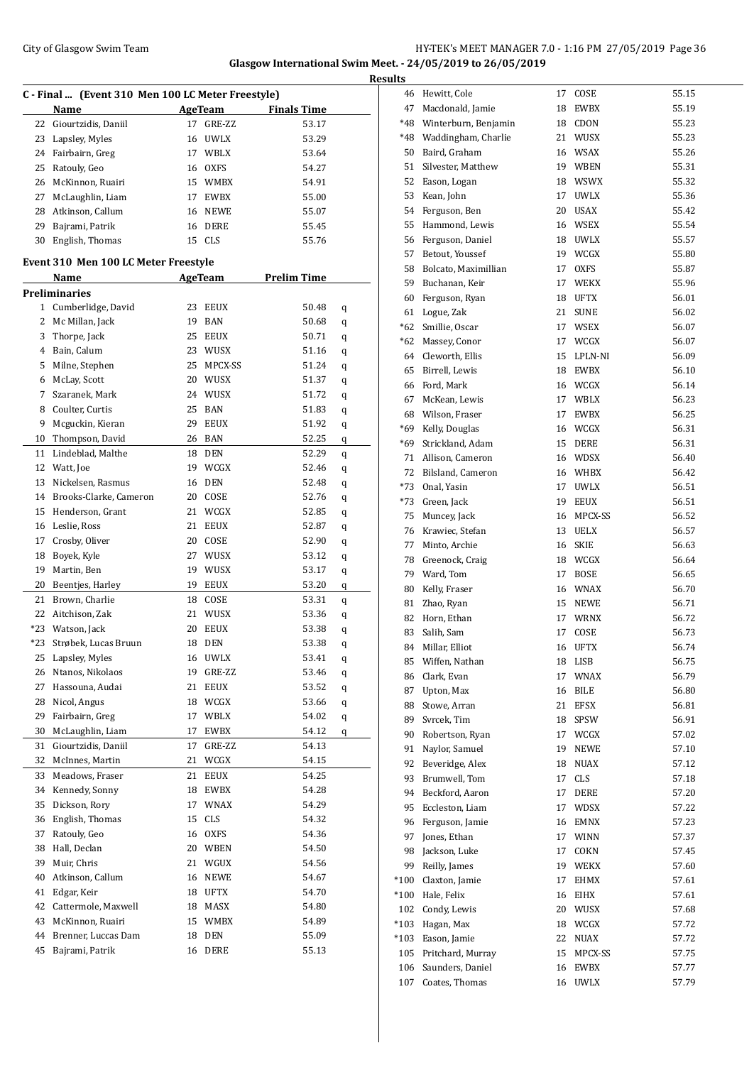**Glasgow International Swim Meet. - 24/05/2019 to 26/05/2019**

**Results**

### C - Final ... (Event 310 Men 100 LC Meter Freestyle)

| | Name | Age | Team | Finals Time |
|---|---|---|---|---|
| 22 | Giourtzidis, Daniil | 17 | GRE-ZZ | 53.17 |
| 23 | Lapsley, Myles | 16 | UWLX | 53.29 |
| 24 | Fairbairn, Greg | 17 | WBLX | 53.64 |
| 25 | Ratouly, Geo | 16 | OXFS | 54.27 |
| 26 | McKinnon, Ruairi | 15 | WMBX | 54.91 |
| 27 | McLaughlin, Liam | 17 | EWBX | 55.00 |
| 28 | Atkinson, Callum | 16 | NEWE | 55.07 |
| 29 | Bajrami, Patrik | 16 | DERE | 55.45 |
| 30 | English, Thomas | 15 | CLS | 55.76 |

### Event 310 Men 100 LC Meter Freestyle

**Preliminaries**

| | Name | Age | Team | Prelim Time | |
|---|---|---|---|---|---|
| 1 | Cumberlidge, David | 23 | EEUX | 50.48 | q |
| 2 | Mc Millan, Jack | 19 | BAN | 50.68 | q |
| 3 | Thorpe, Jack | 25 | EEUX | 50.71 | q |
| 4 | Bain, Calum | 23 | WUSX | 51.16 | q |
| 5 | Milne, Stephen | 25 | MPCX-SS | 51.24 | q |
| 6 | McLay, Scott | 20 | WUSX | 51.37 | q |
| 7 | Szaranek, Mark | 24 | WUSX | 51.72 | q |
| 8 | Coulter, Curtis | 25 | BAN | 51.83 | q |
| 9 | Mcguckin, Kieran | 29 | EEUX | 51.92 | q |
| 10 | Thompson, David | 26 | BAN | 52.25 | q |
| 11 | Lindeblad, Malthe | 18 | DEN | 52.29 | q |
| 12 | Watt, Joe | 19 | WCGX | 52.46 | q |
| 13 | Nickelsen, Rasmus | 16 | DEN | 52.48 | q |
| 14 | Brooks-Clarke, Cameron | 20 | COSE | 52.76 | q |
| 15 | Henderson, Grant | 21 | WCGX | 52.85 | q |
| 16 | Leslie, Ross | 21 | EEUX | 52.87 | q |
| 17 | Crosby, Oliver | 20 | COSE | 52.90 | q |
| 18 | Boyek, Kyle | 27 | WUSX | 53.12 | q |
| 19 | Martin, Ben | 19 | WUSX | 53.17 | q |
| 20 | Beentjes, Harley | 19 | EEUX | 53.20 | q |
| 21 | Brown, Charlie | 18 | COSE | 53.31 | q |
| 22 | Aitchison, Zak | 21 | WUSX | 53.36 | q |
| *23 | Watson, Jack | 20 | EEUX | 53.38 | q |
| *23 | Strøbek, Lucas Bruun | 18 | DEN | 53.38 | q |
| 25 | Lapsley, Myles | 16 | UWLX | 53.41 | q |
| 26 | Ntanos, Nikolaos | 19 | GRE-ZZ | 53.46 | q |
| 27 | Hassouna, Audai | 21 | EEUX | 53.52 | q |
| 28 | Nicol, Angus | 18 | WCGX | 53.66 | q |
| 29 | Fairbairn, Greg | 17 | WBLX | 54.02 | q |
| 30 | McLaughlin, Liam | 17 | EWBX | 54.12 | q |
| 31 | Giourtzidis, Daniil | 17 | GRE-ZZ | 54.13 | |
| 32 | McInnes, Martin | 21 | WCGX | 54.15 | |
| 33 | Meadows, Fraser | 21 | EEUX | 54.25 | |
| 34 | Kennedy, Sonny | 18 | EWBX | 54.28 | |
| 35 | Dickson, Rory | 17 | WNAX | 54.29 | |
| 36 | English, Thomas | 15 | CLS | 54.32 | |
| 37 | Ratouly, Geo | 16 | OXFS | 54.36 | |
| 38 | Hall, Declan | 20 | WBEN | 54.50 | |
| 39 | Muir, Chris | 21 | WGUX | 54.56 | |
| 40 | Atkinson, Callum | 16 | NEWE | 54.67 | |
| 41 | Edgar, Keir | 18 | UFTX | 54.70 | |
| 42 | Cattermole, Maxwell | 18 | MASX | 54.80 | |
| 43 | McKinnon, Ruairi | 15 | WMBX | 54.89 | |
| 44 | Brenner, Luccas Dam | 18 | DEN | 55.09 | |
| 45 | Bajrami, Patrik | 16 | DERE | 55.13 | |
| 46 | Hewitt, Cole | 17 | COSE | 55.15 | |
| 47 | Macdonald, Jamie | 18 | EWBX | 55.19 | |
| *48 | Winterburn, Benjamin | 18 | CDON | 55.23 | |
| *48 | Waddingham, Charlie | 21 | WUSX | 55.23 | |
| 50 | Baird, Graham | 16 | WSAX | 55.26 | |
| 51 | Silvester, Matthew | 19 | WBEN | 55.31 | |
| 52 | Eason, Logan | 18 | WSWX | 55.32 | |
| 53 | Kean, John | 17 | UWLX | 55.36 | |
| 54 | Ferguson, Ben | 20 | USAX | 55.42 | |
| 55 | Hammond, Lewis | 16 | WSEX | 55.54 | |
| 56 | Ferguson, Daniel | 18 | UWLX | 55.57 | |
| 57 | Betout, Youssef | 19 | WCGX | 55.80 | |
| 58 | Bolcato, Maximillian | 17 | OXFS | 55.87 | |
| 59 | Buchanan, Keir | 17 | WEKX | 55.96 | |
| 60 | Ferguson, Ryan | 18 | UFTX | 56.01 | |
| 61 | Logue, Zak | 21 | SUNE | 56.02 | |
| *62 | Smillie, Oscar | 17 | WSEX | 56.07 | |
| *62 | Massey, Conor | 17 | WCGX | 56.07 | |
| 64 | Cleworth, Ellis | 15 | LPLN-NI | 56.09 | |
| 65 | Birrell, Lewis | 18 | EWBX | 56.10 | |
| 66 | Ford, Mark | 16 | WCGX | 56.14 | |
| 67 | McKean, Lewis | 17 | WBLX | 56.23 | |
| 68 | Wilson, Fraser | 17 | EWBX | 56.25 | |
| *69 | Kelly, Douglas | 16 | WCGX | 56.31 | |
| *69 | Strickland, Adam | 15 | DERE | 56.31 | |
| 71 | Allison, Cameron | 16 | WDSX | 56.40 | |
| 72 | Bilsland, Cameron | 16 | WHBX | 56.42 | |
| *73 | Onal, Yasin | 17 | UWLX | 56.51 | |
| *73 | Green, Jack | 19 | EEUX | 56.51 | |
| 75 | Muncey, Jack | 16 | MPCX-SS | 56.52 | |
| 76 | Krawiec, Stefan | 13 | UELX | 56.57 | |
| 77 | Minto, Archie | 16 | SKIE | 56.63 | |
| 78 | Greenock, Craig | 18 | WCGX | 56.64 | |
| 79 | Ward, Tom | 17 | BOSE | 56.65 | |
| 80 | Kelly, Fraser | 16 | WNAX | 56.70 | |
| 81 | Zhao, Ryan | 15 | NEWE | 56.71 | |
| 82 | Horn, Ethan | 17 | WRNX | 56.72 | |
| 83 | Salih, Sam | 17 | COSE | 56.73 | |
| 84 | Millar, Elliot | 16 | UFTX | 56.74 | |
| 85 | Wiffen, Nathan | 18 | LISB | 56.75 | |
| 86 | Clark, Evan | 17 | WNAX | 56.79 | |
| 87 | Upton, Max | 16 | BILE | 56.80 | |
| 88 | Stowe, Arran | 21 | EFSX | 56.81 | |
| 89 | Svrcek, Tim | 18 | SPSW | 56.91 | |
| 90 | Robertson, Ryan | 17 | WCGX | 57.02 | |
| 91 | Naylor, Samuel | 19 | NEWE | 57.10 | |
| 92 | Beveridge, Alex | 18 | NUAX | 57.12 | |
| 93 | Brumwell, Tom | 17 | CLS | 57.18 | |
| 94 | Beckford, Aaron | 17 | DERE | 57.20 | |
| 95 | Eccleston, Liam | 17 | WDSX | 57.22 | |
| 96 | Ferguson, Jamie | 16 | EMNX | 57.23 | |
| 97 | Jones, Ethan | 17 | WINN | 57.37 | |
| 98 | Jackson, Luke | 17 | COKN | 57.45 | |
| 99 | Reilly, James | 19 | WEKX | 57.60 | |
| *100 | Claxton, Jamie | 17 | EHMX | 57.61 | |
| *100 | Hale, Felix | 16 | EIHX | 57.61 | |
| 102 | Condy, Lewis | 20 | WUSX | 57.68 | |
| *103 | Hagan, Max | 18 | WCGX | 57.72 | |
| *103 | Eason, Jamie | 22 | NUAX | 57.72 | |
| 105 | Pritchard, Murray | 15 | MPCX-SS | 57.75 | |
| 106 | Saunders, Daniel | 16 | EWBX | 57.77 | |
| 107 | Coates, Thomas | 16 | UWLX | 57.79 | |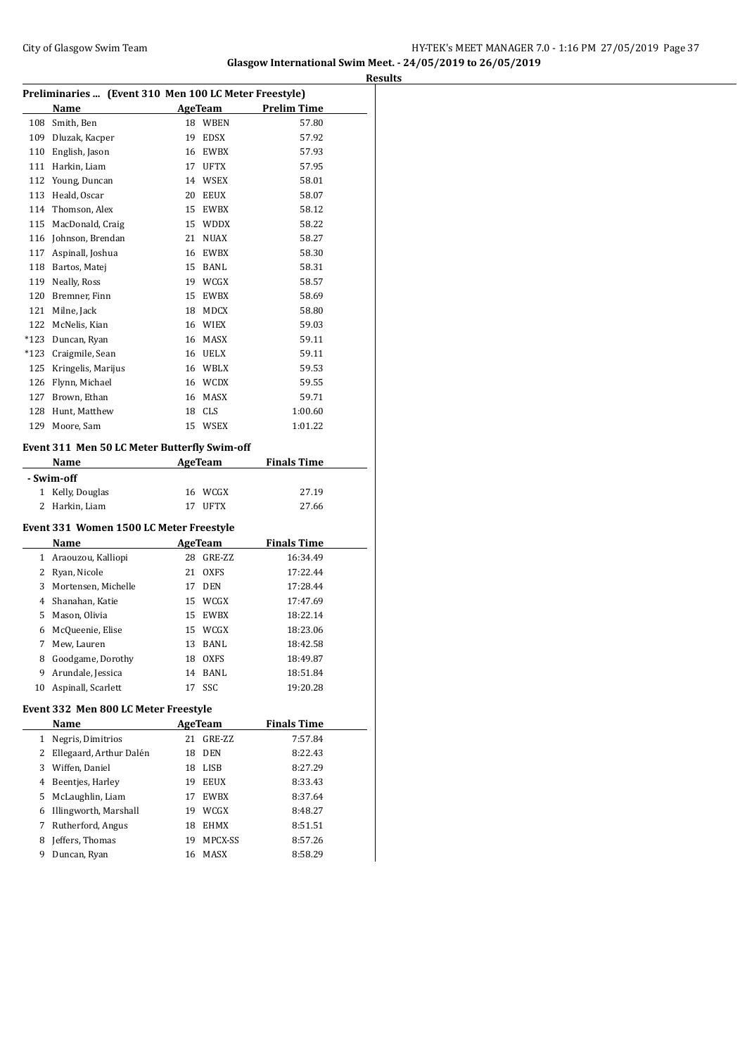**Glasgow International Swim Meet. - 24/05/2019 to 26/05/2019**

**Results**

### Preliminaries ... (Event 310 Men 100 LC Meter Freestyle)

| | Name | Age | Team | Prelim Time |
|---|---|---|---|---|
| 108 | Smith, Ben | 18 | WBEN | 57.80 |
| 109 | Dluzak, Kacper | 19 | EDSX | 57.92 |
| 110 | English, Jason | 16 | EWBX | 57.93 |
| 111 | Harkin, Liam | 17 | UFTX | 57.95 |
| 112 | Young, Duncan | 14 | WSEX | 58.01 |
| 113 | Heald, Oscar | 20 | EEUX | 58.07 |
| 114 | Thomson, Alex | 15 | EWBX | 58.12 |
| 115 | MacDonald, Craig | 15 | WDDX | 58.22 |
| 116 | Johnson, Brendan | 21 | NUAX | 58.27 |
| 117 | Aspinall, Joshua | 16 | EWBX | 58.30 |
| 118 | Bartos, Matej | 15 | BANL | 58.31 |
| 119 | Neally, Ross | 19 | WCGX | 58.57 |
| 120 | Bremner, Finn | 15 | EWBX | 58.69 |
| 121 | Milne, Jack | 18 | MDCX | 58.80 |
| 122 | McNelis, Kian | 16 | WIEX | 59.03 |
| *123 | Duncan, Ryan | 16 | MASX | 59.11 |
| *123 | Craigmile, Sean | 16 | UELX | 59.11 |
| 125 | Kringelis, Marijus | 16 | WBLX | 59.53 |
| 126 | Flynn, Michael | 16 | WCDX | 59.55 |
| 127 | Brown, Ethan | 16 | MASX | 59.71 |
| 128 | Hunt, Matthew | 18 | CLS | 1:00.60 |
| 129 | Moore, Sam | 15 | WSEX | 1:01.22 |

### Event 311 Men 50 LC Meter Butterfly Swim-off

| | Name | Age | Team | Finals Time |
|---|---|---|---|---|
| - Swim-off | | | | |
| 1 | Kelly, Douglas | 16 | WCGX | 27.19 |
| 2 | Harkin, Liam | 17 | UFTX | 27.66 |

### Event 331 Women 1500 LC Meter Freestyle

| | Name | Age | Team | Finals Time |
|---|---|---|---|---|
| 1 | Araouzou, Kalliopi | 28 | GRE-ZZ | 16:34.49 |
| 2 | Ryan, Nicole | 21 | OXFS | 17:22.44 |
| 3 | Mortensen, Michelle | 17 | DEN | 17:28.44 |
| 4 | Shanahan, Katie | 15 | WCGX | 17:47.69 |
| 5 | Mason, Olivia | 15 | EWBX | 18:22.14 |
| 6 | McQueenie, Elise | 15 | WCGX | 18:23.06 |
| 7 | Mew, Lauren | 13 | BANL | 18:42.58 |
| 8 | Goodgame, Dorothy | 18 | OXFS | 18:49.87 |
| 9 | Arundale, Jessica | 14 | BANL | 18:51.84 |
| 10 | Aspinall, Scarlett | 17 | SSC | 19:20.28 |

### Event 332 Men 800 LC Meter Freestyle

| | Name | Age | Team | Finals Time |
|---|---|---|---|---|
| 1 | Negris, Dimitrios | 21 | GRE-ZZ | 7:57.84 |
| 2 | Ellegaard, Arthur Dalén | 18 | DEN | 8:22.43 |
| 3 | Wiffen, Daniel | 18 | LISB | 8:27.29 |
| 4 | Beentjes, Harley | 19 | EEUX | 8:33.43 |
| 5 | McLaughlin, Liam | 17 | EWBX | 8:37.64 |
| 6 | Illingworth, Marshall | 19 | WCGX | 8:48.27 |
| 7 | Rutherford, Angus | 18 | EHMX | 8:51.51 |
| 8 | Jeffers, Thomas | 19 | MPCX-SS | 8:57.26 |
| 9 | Duncan, Ryan | 16 | MASX | 8:58.29 |